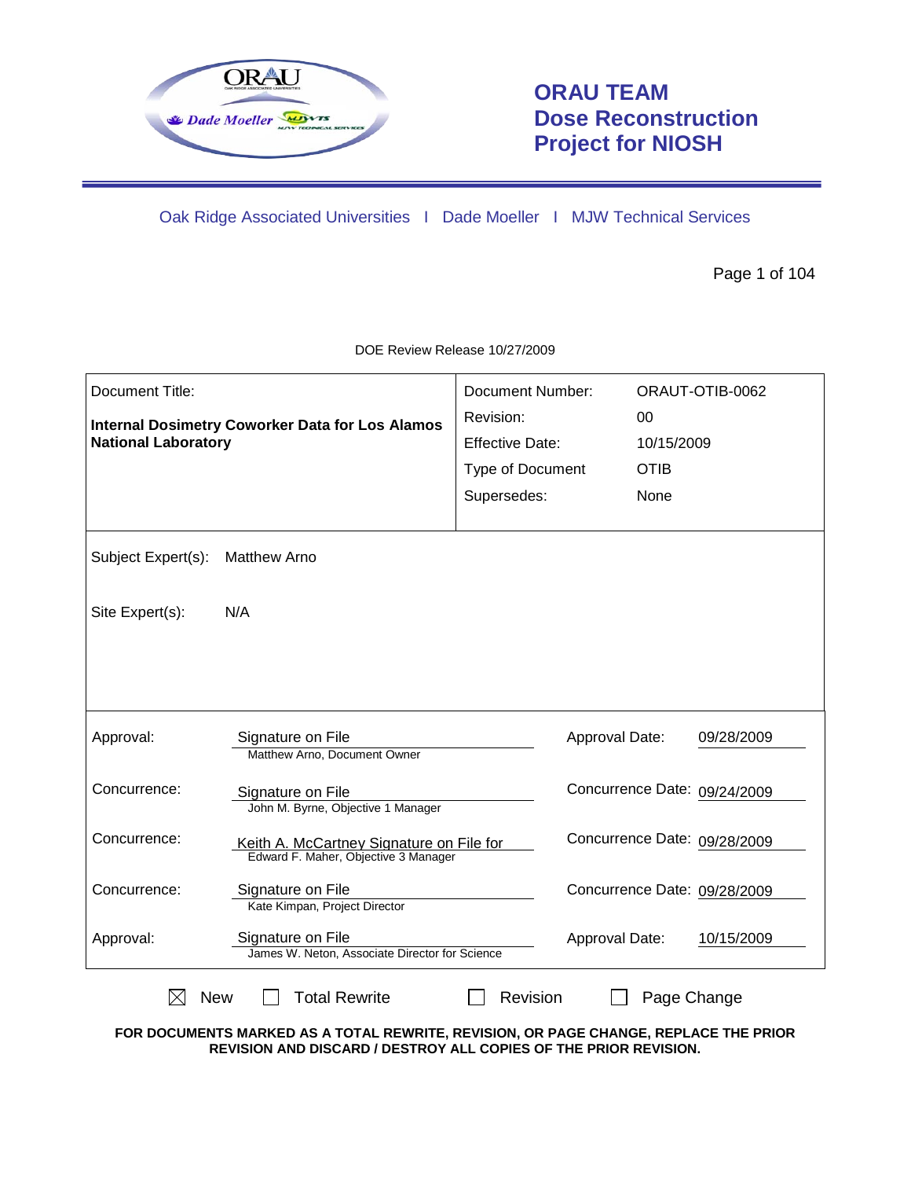# ORAU TEAM Dose Reconstruction Project for NIOSH

Oak Ridge Associated Universities I Dade Moeller I MJW Technical Services

DOE Review Release 10/27/2009

| Document Title: | Document Number: | ORAUT-OTIB-0062 |
|---|---|---|
| **Internal Dosimetry Coworker Data for Los Alamos National Laboratory** | Revision: | 00 |
| | Effective Date: | 10/15/2009 |
| | Type of Document | OTIB |
| | Supersedes: | None |

Subject Expert(s): Matthew Arno

Site Expert(s): N/A

| | | | |
|---|---|---|---|
| Approval: | Signature on File<br>Matthew Arno, Document Owner | Approval Date: | 09/28/2009 |
| Concurrence: | Signature on File<br>John M. Byrne, Objective 1 Manager | Concurrence Date: | 09/24/2009 |
| Concurrence: | Keith A. McCartney Signature on File for<br>Edward F. Maher, Objective 3 Manager | Concurrence Date: | 09/28/2009 |
| Concurrence: | Signature on File<br>Kate Kimpan, Project Director | Concurrence Date: | 09/28/2009 |
| Approval: | Signature on File<br>James W. Neton, Associate Director for Science | Approval Date: | 10/15/2009 |

☒ New ☐ Total Rewrite ☐ Revision ☐ Page Change

**FOR DOCUMENTS MARKED AS A TOTAL REWRITE, REVISION, OR PAGE CHANGE, REPLACE THE PRIOR REVISION AND DISCARD / DESTROY ALL COPIES OF THE PRIOR REVISION.**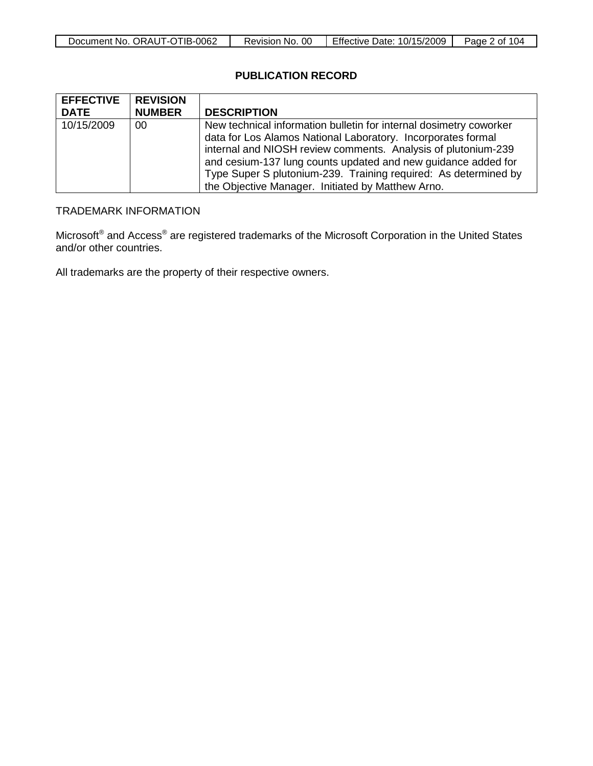## PUBLICATION RECORD

| EFFECTIVE DATE | REVISION NUMBER | DESCRIPTION |
|---|---|---|
| 10/15/2009 | 00 | New technical information bulletin for internal dosimetry coworker data for Los Alamos National Laboratory. Incorporates formal internal and NIOSH review comments. Analysis of plutonium-239 and cesium-137 lung counts updated and new guidance added for Type Super S plutonium-239. Training required: As determined by the Objective Manager. Initiated by Matthew Arno. |

TRADEMARK INFORMATION

Microsoft® and Access® are registered trademarks of the Microsoft Corporation in the United States and/or other countries.

All trademarks are the property of their respective owners.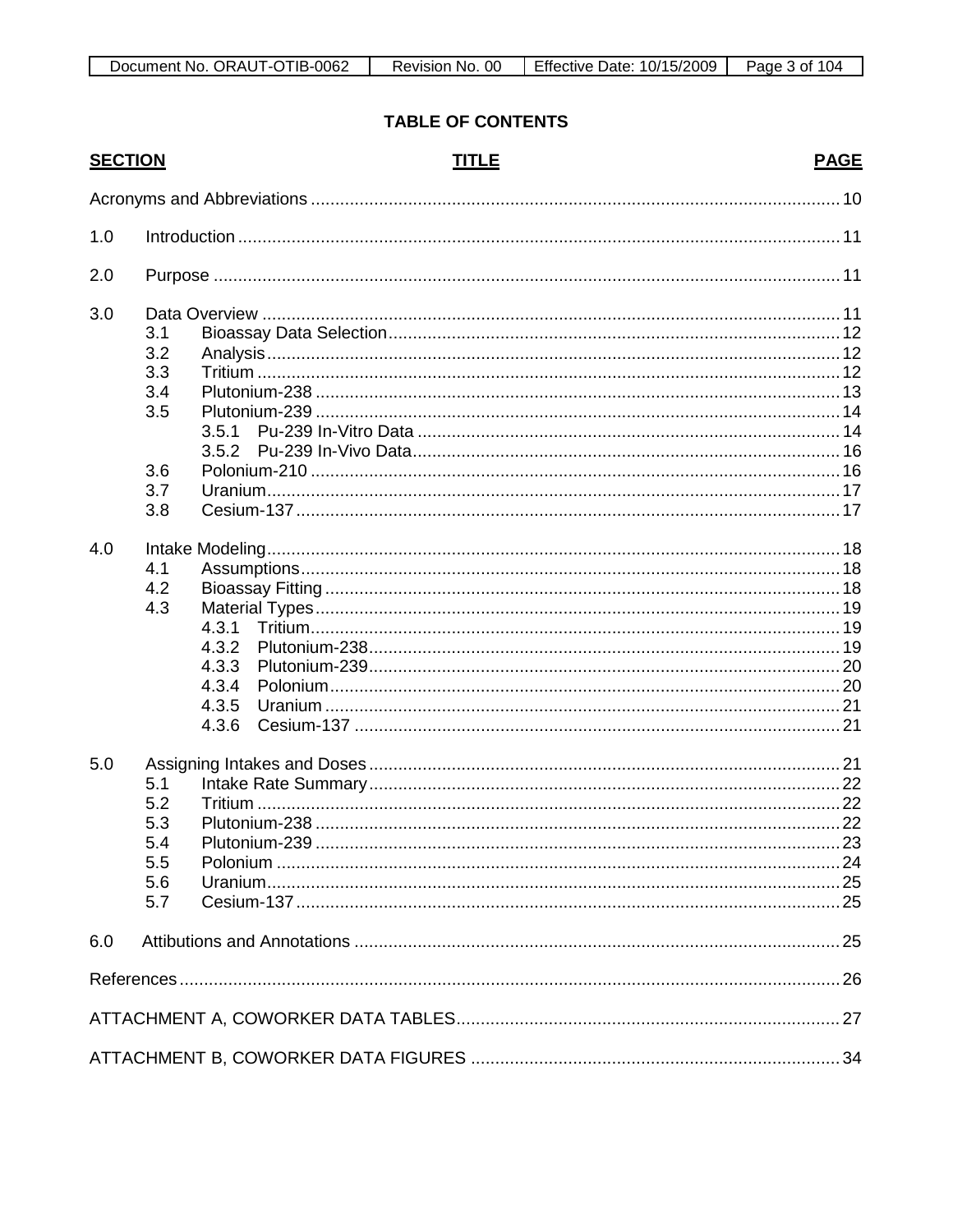## TABLE OF CONTENTS

| SECTION | TITLE | PAGE |
|---|---|---|
| | Acronyms and Abbreviations | 10 |
| 1.0 | Introduction | 11 |
| 2.0 | Purpose | 11 |
| 3.0 | Data Overview | 11 |
| 3.1 | Bioassay Data Selection | 12 |
| 3.2 | Analysis | 12 |
| 3.3 | Tritium | 12 |
| 3.4 | Plutonium-238 | 13 |
| 3.5 | Plutonium-239 | 14 |
| 3.5.1 | Pu-239 In-Vitro Data | 14 |
| 3.5.2 | Pu-239 In-Vivo Data | 16 |
| 3.6 | Polonium-210 | 16 |
| 3.7 | Uranium | 17 |
| 3.8 | Cesium-137 | 17 |
| 4.0 | Intake Modeling | 18 |
| 4.1 | Assumptions | 18 |
| 4.2 | Bioassay Fitting | 18 |
| 4.3 | Material Types | 19 |
| 4.3.1 | Tritium | 19 |
| 4.3.2 | Plutonium-238 | 19 |
| 4.3.3 | Plutonium-239 | 20 |
| 4.3.4 | Polonium | 20 |
| 4.3.5 | Uranium | 21 |
| 4.3.6 | Cesium-137 | 21 |
| 5.0 | Assigning Intakes and Doses | 21 |
| 5.1 | Intake Rate Summary | 22 |
| 5.2 | Tritium | 22 |
| 5.3 | Plutonium-238 | 22 |
| 5.4 | Plutonium-239 | 23 |
| 5.5 | Polonium | 24 |
| 5.6 | Uranium | 25 |
| 5.7 | Cesium-137 | 25 |
| 6.0 | Attibutions and Annotations | 25 |
| | References | 26 |
| | ATTACHMENT A, COWORKER DATA TABLES | 27 |
| | ATTACHMENT B, COWORKER DATA FIGURES | 34 |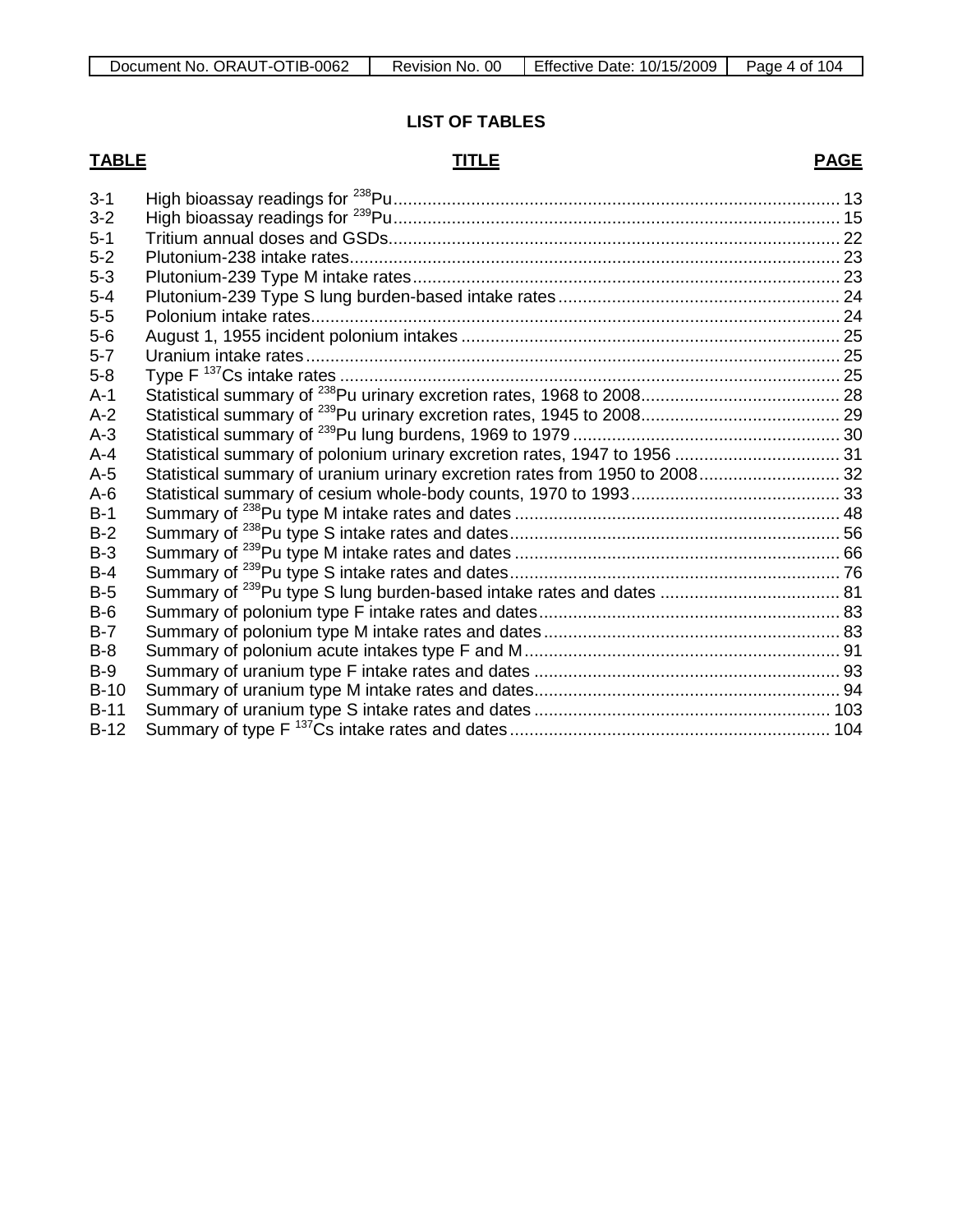## LIST OF TABLES

| TABLE | TITLE | PAGE |
|---|---|---|
| 3-1 | High bioassay readings for $^{238}$Pu | 13 |
| 3-2 | High bioassay readings for $^{239}$Pu | 15 |
| 5-1 | Tritium annual doses and GSDs | 22 |
| 5-2 | Plutonium-238 intake rates | 23 |
| 5-3 | Plutonium-239 Type M intake rates | 23 |
| 5-4 | Plutonium-239 Type S lung burden-based intake rates | 24 |
| 5-5 | Polonium intake rates | 24 |
| 5-6 | August 1, 1955 incident polonium intakes | 25 |
| 5-7 | Uranium intake rates | 25 |
| 5-8 | Type F $^{137}$Cs intake rates | 25 |
| A-1 | Statistical summary of $^{238}$Pu urinary excretion rates, 1968 to 2008 | 28 |
| A-2 | Statistical summary of $^{239}$Pu urinary excretion rates, 1945 to 2008 | 29 |
| A-3 | Statistical summary of $^{239}$Pu lung burdens, 1969 to 1979 | 30 |
| A-4 | Statistical summary of polonium urinary excretion rates, 1947 to 1956 | 31 |
| A-5 | Statistical summary of uranium urinary excretion rates from 1950 to 2008 | 32 |
| A-6 | Statistical summary of cesium whole-body counts, 1970 to 1993 | 33 |
| B-1 | Summary of $^{238}$Pu type M intake rates and dates | 48 |
| B-2 | Summary of $^{238}$Pu type S intake rates and dates | 56 |
| B-3 | Summary of $^{239}$Pu type M intake rates and dates | 66 |
| B-4 | Summary of $^{239}$Pu type S intake rates and dates | 76 |
| B-5 | Summary of $^{239}$Pu type S lung burden-based intake rates and dates | 81 |
| B-6 | Summary of polonium type F intake rates and dates | 83 |
| B-7 | Summary of polonium type M intake rates and dates | 83 |
| B-8 | Summary of polonium acute intakes type F and M | 91 |
| B-9 | Summary of uranium type F intake rates and dates | 93 |
| B-10 | Summary of uranium type M intake rates and dates | 94 |
| B-11 | Summary of uranium type S intake rates and dates | 103 |
| B-12 | Summary of type F $^{137}$Cs intake rates and dates | 104 |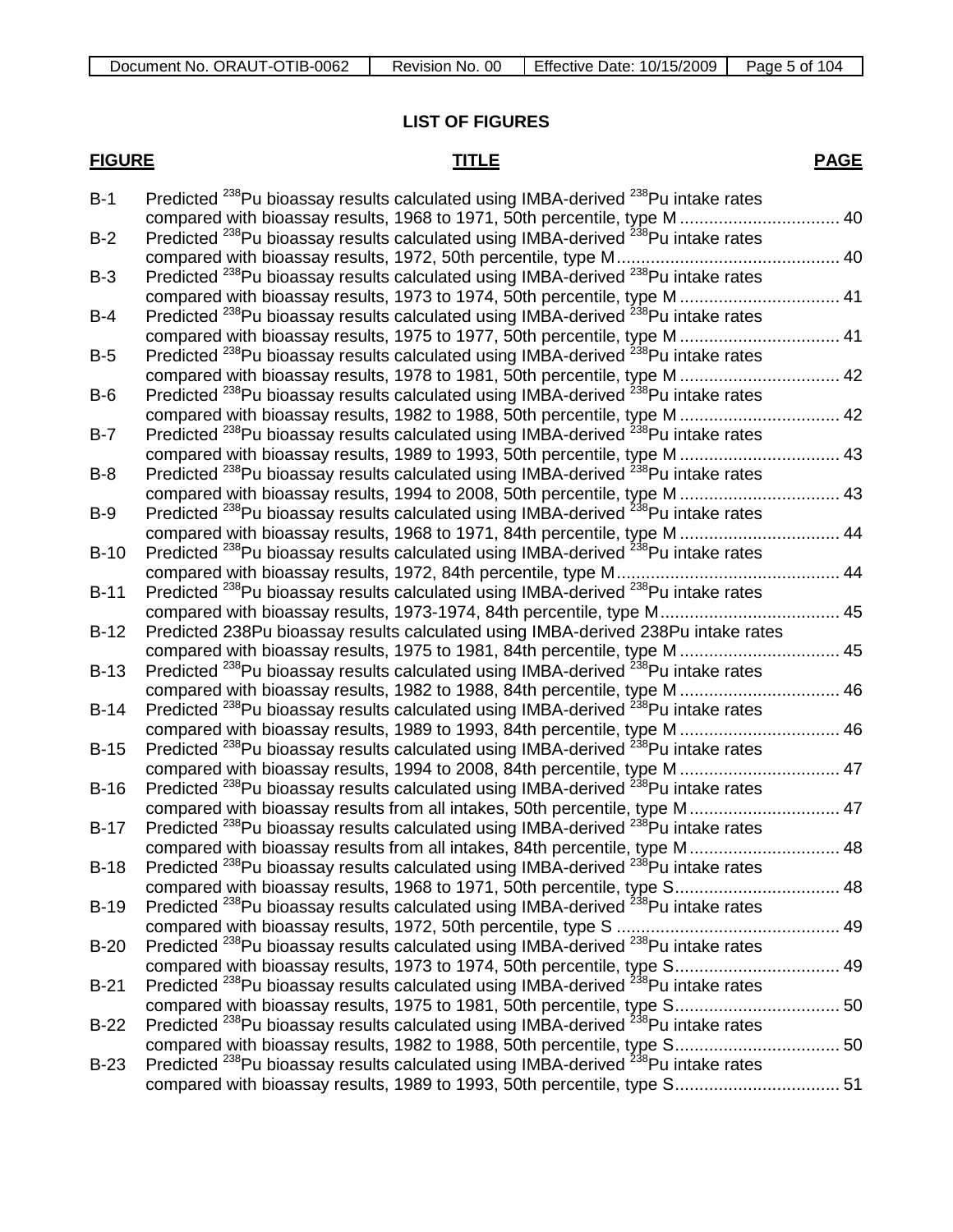## LIST OF FIGURES

| FIGURE | TITLE | PAGE |
|---|---|---|
| B-1 | Predicted $^{238}Pu$ bioassay results calculated using IMBA-derived $^{238}Pu$ intake rates compared with bioassay results, 1968 to 1971, 50th percentile, type M | 40 |
| B-2 | Predicted $^{238}Pu$ bioassay results calculated using IMBA-derived $^{238}Pu$ intake rates compared with bioassay results, 1972, 50th percentile, type M | 40 |
| B-3 | Predicted $^{238}Pu$ bioassay results calculated using IMBA-derived $^{238}Pu$ intake rates compared with bioassay results, 1973 to 1974, 50th percentile, type M | 41 |
| B-4 | Predicted $^{238}Pu$ bioassay results calculated using IMBA-derived $^{238}Pu$ intake rates compared with bioassay results, 1975 to 1977, 50th percentile, type M | 41 |
| B-5 | Predicted $^{238}Pu$ bioassay results calculated using IMBA-derived $^{238}Pu$ intake rates compared with bioassay results, 1978 to 1981, 50th percentile, type M | 42 |
| B-6 | Predicted $^{238}Pu$ bioassay results calculated using IMBA-derived $^{238}Pu$ intake rates compared with bioassay results, 1982 to 1988, 50th percentile, type M | 42 |
| B-7 | Predicted $^{238}Pu$ bioassay results calculated using IMBA-derived $^{238}Pu$ intake rates compared with bioassay results, 1989 to 1993, 50th percentile, type M | 43 |
| B-8 | Predicted $^{238}Pu$ bioassay results calculated using IMBA-derived $^{238}Pu$ intake rates compared with bioassay results, 1994 to 2008, 50th percentile, type M | 43 |
| B-9 | Predicted $^{238}Pu$ bioassay results calculated using IMBA-derived $^{238}Pu$ intake rates compared with bioassay results, 1968 to 1971, 84th percentile, type M | 44 |
| B-10 | Predicted $^{238}Pu$ bioassay results calculated using IMBA-derived $^{238}Pu$ intake rates compared with bioassay results, 1972, 84th percentile, type M | 44 |
| B-11 | Predicted $^{238}Pu$ bioassay results calculated using IMBA-derived $^{238}Pu$ intake rates compared with bioassay results, 1973-1974, 84th percentile, type M | 45 |
| B-12 | Predicted 238Pu bioassay results calculated using IMBA-derived 238Pu intake rates compared with bioassay results, 1975 to 1981, 84th percentile, type M | 45 |
| B-13 | Predicted $^{238}Pu$ bioassay results calculated using IMBA-derived $^{238}Pu$ intake rates compared with bioassay results, 1982 to 1988, 84th percentile, type M | 46 |
| B-14 | Predicted $^{238}Pu$ bioassay results calculated using IMBA-derived $^{238}Pu$ intake rates compared with bioassay results, 1989 to 1993, 84th percentile, type M | 46 |
| B-15 | Predicted $^{238}Pu$ bioassay results calculated using IMBA-derived $^{238}Pu$ intake rates compared with bioassay results, 1994 to 2008, 84th percentile, type M | 47 |
| B-16 | Predicted $^{238}Pu$ bioassay results calculated using IMBA-derived $^{238}Pu$ intake rates compared with bioassay results from all intakes, 50th percentile, type M | 47 |
| B-17 | Predicted $^{238}Pu$ bioassay results calculated using IMBA-derived $^{238}Pu$ intake rates compared with bioassay results from all intakes, 84th percentile, type M | 48 |
| B-18 | Predicted $^{238}Pu$ bioassay results calculated using IMBA-derived $^{238}Pu$ intake rates compared with bioassay results, 1968 to 1971, 50th percentile, type S | 48 |
| B-19 | Predicted $^{238}Pu$ bioassay results calculated using IMBA-derived $^{238}Pu$ intake rates compared with bioassay results, 1972, 50th percentile, type S | 49 |
| B-20 | Predicted $^{238}Pu$ bioassay results calculated using IMBA-derived $^{238}Pu$ intake rates compared with bioassay results, 1973 to 1974, 50th percentile, type S | 49 |
| B-21 | Predicted $^{238}Pu$ bioassay results calculated using IMBA-derived $^{238}Pu$ intake rates compared with bioassay results, 1975 to 1981, 50th percentile, type S | 50 |
| B-22 | Predicted $^{238}Pu$ bioassay results calculated using IMBA-derived $^{238}Pu$ intake rates compared with bioassay results, 1982 to 1988, 50th percentile, type S | 50 |
| B-23 | Predicted $^{238}Pu$ bioassay results calculated using IMBA-derived $^{238}Pu$ intake rates compared with bioassay results, 1989 to 1993, 50th percentile, type S | 51 |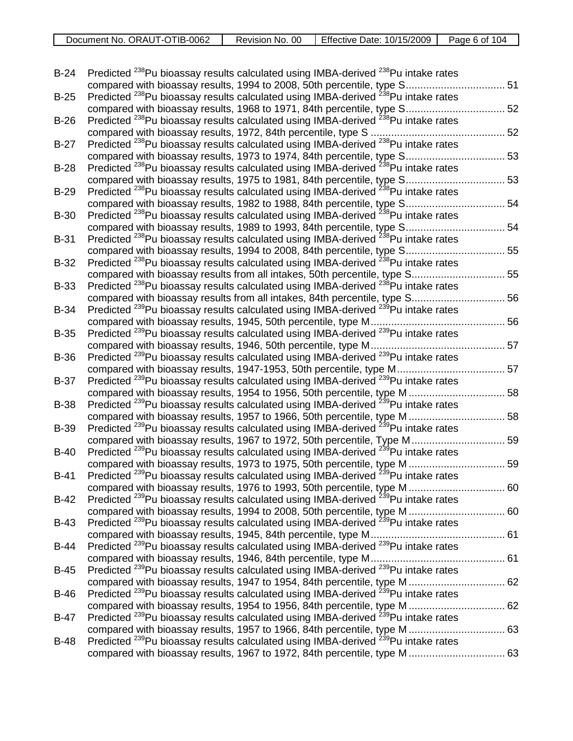| | | |
|---|---|---|
| B-24 | Predicted $^{238}$Pu bioassay results calculated using IMBA-derived $^{238}$Pu intake rates compared with bioassay results, 1994 to 2008, 50th percentile, type S | 51 |
| B-25 | Predicted $^{238}$Pu bioassay results calculated using IMBA-derived $^{238}$Pu intake rates compared with bioassay results, 1968 to 1971, 84th percentile, type S | 52 |
| B-26 | Predicted $^{238}$Pu bioassay results calculated using IMBA-derived $^{238}$Pu intake rates compared with bioassay results, 1972, 84th percentile, type S | 52 |
| B-27 | Predicted $^{238}$Pu bioassay results calculated using IMBA-derived $^{238}$Pu intake rates compared with bioassay results, 1973 to 1974, 84th percentile, type S | 53 |
| B-28 | Predicted $^{238}$Pu bioassay results calculated using IMBA-derived $^{238}$Pu intake rates compared with bioassay results, 1975 to 1981, 84th percentile, type S | 53 |
| B-29 | Predicted $^{238}$Pu bioassay results calculated using IMBA-derived $^{238}$Pu intake rates compared with bioassay results, 1982 to 1988, 84th percentile, type S | 54 |
| B-30 | Predicted $^{238}$Pu bioassay results calculated using IMBA-derived $^{238}$Pu intake rates compared with bioassay results, 1989 to 1993, 84th percentile, type S | 54 |
| B-31 | Predicted $^{238}$Pu bioassay results calculated using IMBA-derived $^{238}$Pu intake rates compared with bioassay results, 1994 to 2008, 84th percentile, type S | 55 |
| B-32 | Predicted $^{238}$Pu bioassay results calculated using IMBA-derived $^{238}$Pu intake rates compared with bioassay results from all intakes, 50th percentile, type S | 55 |
| B-33 | Predicted $^{238}$Pu bioassay results calculated using IMBA-derived $^{238}$Pu intake rates compared with bioassay results from all intakes, 84th percentile, type S | 56 |
| B-34 | Predicted $^{239}$Pu bioassay results calculated using IMBA-derived $^{239}$Pu intake rates compared with bioassay results, 1945, 50th percentile, type M | 56 |
| B-35 | Predicted $^{239}$Pu bioassay results calculated using IMBA-derived $^{239}$Pu intake rates compared with bioassay results, 1946, 50th percentile, type M | 57 |
| B-36 | Predicted $^{239}$Pu bioassay results calculated using IMBA-derived $^{239}$Pu intake rates compared with bioassay results, 1947-1953, 50th percentile, type M | 57 |
| B-37 | Predicted $^{239}$Pu bioassay results calculated using IMBA-derived $^{239}$Pu intake rates compared with bioassay results, 1954 to 1956, 50th percentile, type M | 58 |
| B-38 | Predicted $^{239}$Pu bioassay results calculated using IMBA-derived $^{239}$Pu intake rates compared with bioassay results, 1957 to 1966, 50th percentile, type M | 58 |
| B-39 | Predicted $^{239}$Pu bioassay results calculated using IMBA-derived $^{239}$Pu intake rates compared with bioassay results, 1967 to 1972, 50th percentile, Type M | 59 |
| B-40 | Predicted $^{239}$Pu bioassay results calculated using IMBA-derived $^{239}$Pu intake rates compared with bioassay results, 1973 to 1975, 50th percentile, type M | 59 |
| B-41 | Predicted $^{239}$Pu bioassay results calculated using IMBA-derived $^{239}$Pu intake rates compared with bioassay results, 1976 to 1993, 50th percentile, type M | 60 |
| B-42 | Predicted $^{239}$Pu bioassay results calculated using IMBA-derived $^{239}$Pu intake rates compared with bioassay results, 1994 to 2008, 50th percentile, type M | 60 |
| B-43 | Predicted $^{239}$Pu bioassay results calculated using IMBA-derived $^{239}$Pu intake rates compared with bioassay results, 1945, 84th percentile, type M | 61 |
| B-44 | Predicted $^{239}$Pu bioassay results calculated using IMBA-derived $^{239}$Pu intake rates compared with bioassay results, 1946, 84th percentile, type M | 61 |
| B-45 | Predicted $^{239}$Pu bioassay results calculated using IMBA-derived $^{239}$Pu intake rates compared with bioassay results, 1947 to 1954, 84th percentile, type M | 62 |
| B-46 | Predicted $^{239}$Pu bioassay results calculated using IMBA-derived $^{239}$Pu intake rates compared with bioassay results, 1954 to 1956, 84th percentile, type M | 62 |
| B-47 | Predicted $^{239}$Pu bioassay results calculated using IMBA-derived $^{239}$Pu intake rates compared with bioassay results, 1957 to 1966, 84th percentile, type M | 63 |
| B-48 | Predicted $^{239}$Pu bioassay results calculated using IMBA-derived $^{239}$Pu intake rates compared with bioassay results, 1967 to 1972, 84th percentile, type M | 63 |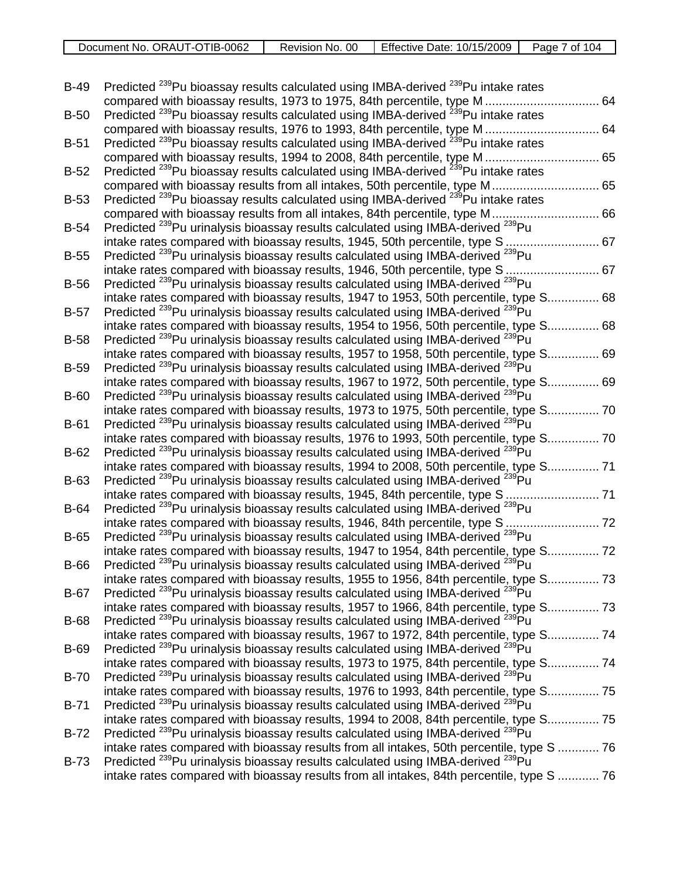| | | |
|---|---|---|
| B-49 | Predicted $^{239}$Pu bioassay results calculated using IMBA-derived $^{239}$Pu intake rates compared with bioassay results, 1973 to 1975, 84th percentile, type M | 64 |
| B-50 | Predicted $^{239}$Pu bioassay results calculated using IMBA-derived $^{239}$Pu intake rates compared with bioassay results, 1976 to 1993, 84th percentile, type M | 64 |
| B-51 | Predicted $^{239}$Pu bioassay results calculated using IMBA-derived $^{239}$Pu intake rates compared with bioassay results, 1994 to 2008, 84th percentile, type M | 65 |
| B-52 | Predicted $^{239}$Pu bioassay results calculated using IMBA-derived $^{239}$Pu intake rates compared with bioassay results from all intakes, 50th percentile, type M | 65 |
| B-53 | Predicted $^{239}$Pu bioassay results calculated using IMBA-derived $^{239}$Pu intake rates compared with bioassay results from all intakes, 84th percentile, type M | 66 |
| B-54 | Predicted $^{239}$Pu urinalysis bioassay results calculated using IMBA-derived $^{239}$Pu intake rates compared with bioassay results, 1945, 50th percentile, type S | 67 |
| B-55 | Predicted $^{239}$Pu urinalysis bioassay results calculated using IMBA-derived $^{239}$Pu intake rates compared with bioassay results, 1946, 50th percentile, type S | 67 |
| B-56 | Predicted $^{239}$Pu urinalysis bioassay results calculated using IMBA-derived $^{239}$Pu intake rates compared with bioassay results, 1947 to 1953, 50th percentile, type S | 68 |
| B-57 | Predicted $^{239}$Pu urinalysis bioassay results calculated using IMBA-derived $^{239}$Pu intake rates compared with bioassay results, 1954 to 1956, 50th percentile, type S | 68 |
| B-58 | Predicted $^{239}$Pu urinalysis bioassay results calculated using IMBA-derived $^{239}$Pu intake rates compared with bioassay results, 1957 to 1958, 50th percentile, type S | 69 |
| B-59 | Predicted $^{239}$Pu urinalysis bioassay results calculated using IMBA-derived $^{239}$Pu intake rates compared with bioassay results, 1967 to 1972, 50th percentile, type S | 69 |
| B-60 | Predicted $^{239}$Pu urinalysis bioassay results calculated using IMBA-derived $^{239}$Pu intake rates compared with bioassay results, 1973 to 1975, 50th percentile, type S | 70 |
| B-61 | Predicted $^{239}$Pu urinalysis bioassay results calculated using IMBA-derived $^{239}$Pu intake rates compared with bioassay results, 1976 to 1993, 50th percentile, type S | 70 |
| B-62 | Predicted $^{239}$Pu urinalysis bioassay results calculated using IMBA-derived $^{239}$Pu intake rates compared with bioassay results, 1994 to 2008, 50th percentile, type S | 71 |
| B-63 | Predicted $^{239}$Pu urinalysis bioassay results calculated using IMBA-derived $^{239}$Pu intake rates compared with bioassay results, 1945, 84th percentile, type S | 71 |
| B-64 | Predicted $^{239}$Pu urinalysis bioassay results calculated using IMBA-derived $^{239}$Pu intake rates compared with bioassay results, 1946, 84th percentile, type S | 72 |
| B-65 | Predicted $^{239}$Pu urinalysis bioassay results calculated using IMBA-derived $^{239}$Pu intake rates compared with bioassay results, 1947 to 1954, 84th percentile, type S | 72 |
| B-66 | Predicted $^{239}$Pu urinalysis bioassay results calculated using IMBA-derived $^{239}$Pu intake rates compared with bioassay results, 1955 to 1956, 84th percentile, type S | 73 |
| B-67 | Predicted $^{239}$Pu urinalysis bioassay results calculated using IMBA-derived $^{239}$Pu intake rates compared with bioassay results, 1957 to 1966, 84th percentile, type S | 73 |
| B-68 | Predicted $^{239}$Pu urinalysis bioassay results calculated using IMBA-derived $^{239}$Pu intake rates compared with bioassay results, 1967 to 1972, 84th percentile, type S | 74 |
| B-69 | Predicted $^{239}$Pu urinalysis bioassay results calculated using IMBA-derived $^{239}$Pu intake rates compared with bioassay results, 1973 to 1975, 84th percentile, type S | 74 |
| B-70 | Predicted $^{239}$Pu urinalysis bioassay results calculated using IMBA-derived $^{239}$Pu intake rates compared with bioassay results, 1976 to 1993, 84th percentile, type S | 75 |
| B-71 | Predicted $^{239}$Pu urinalysis bioassay results calculated using IMBA-derived $^{239}$Pu intake rates compared with bioassay results, 1994 to 2008, 84th percentile, type S | 75 |
| B-72 | Predicted $^{239}$Pu urinalysis bioassay results calculated using IMBA-derived $^{239}$Pu intake rates compared with bioassay results from all intakes, 50th percentile, type S | 76 |
| B-73 | Predicted $^{239}$Pu urinalysis bioassay results calculated using IMBA-derived $^{239}$Pu intake rates compared with bioassay results from all intakes, 84th percentile, type S | 76 |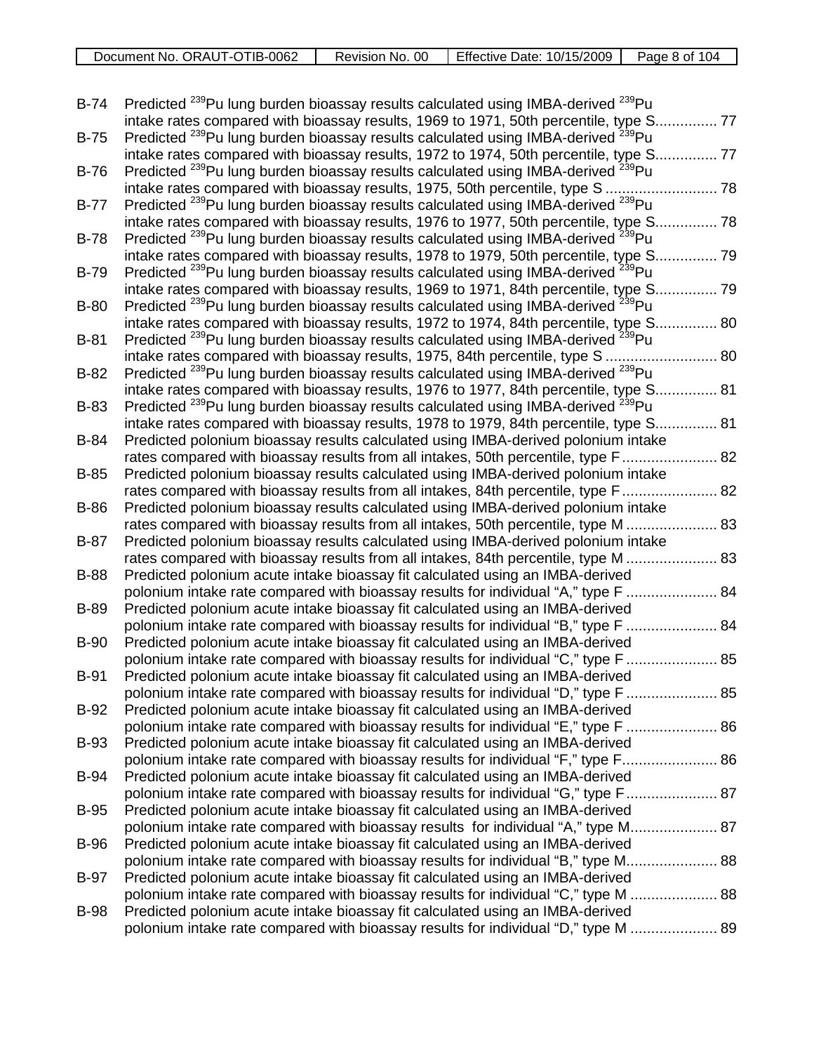| | | |
|---|---|---|
| B-74 | Predicted $^{239}$Pu lung burden bioassay results calculated using IMBA-derived $^{239}$Pu intake rates compared with bioassay results, 1969 to 1971, 50th percentile, type S | 77 |
| B-75 | Predicted $^{239}$Pu lung burden bioassay results calculated using IMBA-derived $^{239}$Pu intake rates compared with bioassay results, 1972 to 1974, 50th percentile, type S | 77 |
| B-76 | Predicted $^{239}$Pu lung burden bioassay results calculated using IMBA-derived $^{239}$Pu intake rates compared with bioassay results, 1975, 50th percentile, type S | 78 |
| B-77 | Predicted $^{239}$Pu lung burden bioassay results calculated using IMBA-derived $^{239}$Pu intake rates compared with bioassay results, 1976 to 1977, 50th percentile, type S | 78 |
| B-78 | Predicted $^{239}$Pu lung burden bioassay results calculated using IMBA-derived $^{239}$Pu intake rates compared with bioassay results, 1978 to 1979, 50th percentile, type S | 79 |
| B-79 | Predicted $^{239}$Pu lung burden bioassay results calculated using IMBA-derived $^{239}$Pu intake rates compared with bioassay results, 1969 to 1971, 84th percentile, type S | 79 |
| B-80 | Predicted $^{239}$Pu lung burden bioassay results calculated using IMBA-derived $^{239}$Pu intake rates compared with bioassay results, 1972 to 1974, 84th percentile, type S | 80 |
| B-81 | Predicted $^{239}$Pu lung burden bioassay results calculated using IMBA-derived $^{239}$Pu intake rates compared with bioassay results, 1975, 84th percentile, type S | 80 |
| B-82 | Predicted $^{239}$Pu lung burden bioassay results calculated using IMBA-derived $^{239}$Pu intake rates compared with bioassay results, 1976 to 1977, 84th percentile, type S | 81 |
| B-83 | Predicted $^{239}$Pu lung burden bioassay results calculated using IMBA-derived $^{239}$Pu intake rates compared with bioassay results, 1978 to 1979, 84th percentile, type S | 81 |
| B-84 | Predicted polonium bioassay results calculated using IMBA-derived polonium intake rates compared with bioassay results from all intakes, 50th percentile, type F | 82 |
| B-85 | Predicted polonium bioassay results calculated using IMBA-derived polonium intake rates compared with bioassay results from all intakes, 84th percentile, type F | 82 |
| B-86 | Predicted polonium bioassay results calculated using IMBA-derived polonium intake rates compared with bioassay results from all intakes, 50th percentile, type M | 83 |
| B-87 | Predicted polonium bioassay results calculated using IMBA-derived polonium intake rates compared with bioassay results from all intakes, 84th percentile, type M | 83 |
| B-88 | Predicted polonium acute intake bioassay fit calculated using an IMBA-derived polonium intake rate compared with bioassay results for individual "A," type F | 84 |
| B-89 | Predicted polonium acute intake bioassay fit calculated using an IMBA-derived polonium intake rate compared with bioassay results for individual "B," type F | 84 |
| B-90 | Predicted polonium acute intake bioassay fit calculated using an IMBA-derived polonium intake rate compared with bioassay results for individual "C," type F | 85 |
| B-91 | Predicted polonium acute intake bioassay fit calculated using an IMBA-derived polonium intake rate compared with bioassay results for individual "D," type F | 85 |
| B-92 | Predicted polonium acute intake bioassay fit calculated using an IMBA-derived polonium intake rate compared with bioassay results for individual "E," type F | 86 |
| B-93 | Predicted polonium acute intake bioassay fit calculated using an IMBA-derived polonium intake rate compared with bioassay results for individual "F," type F | 86 |
| B-94 | Predicted polonium acute intake bioassay fit calculated using an IMBA-derived polonium intake rate compared with bioassay results for individual "G," type F | 87 |
| B-95 | Predicted polonium acute intake bioassay fit calculated using an IMBA-derived polonium intake rate compared with bioassay results for individual "A," type M | 87 |
| B-96 | Predicted polonium acute intake bioassay fit calculated using an IMBA-derived polonium intake rate compared with bioassay results for individual "B," type M | 88 |
| B-97 | Predicted polonium acute intake bioassay fit calculated using an IMBA-derived polonium intake rate compared with bioassay results for individual "C," type M | 88 |
| B-98 | Predicted polonium acute intake bioassay fit calculated using an IMBA-derived polonium intake rate compared with bioassay results for individual "D," type M | 89 |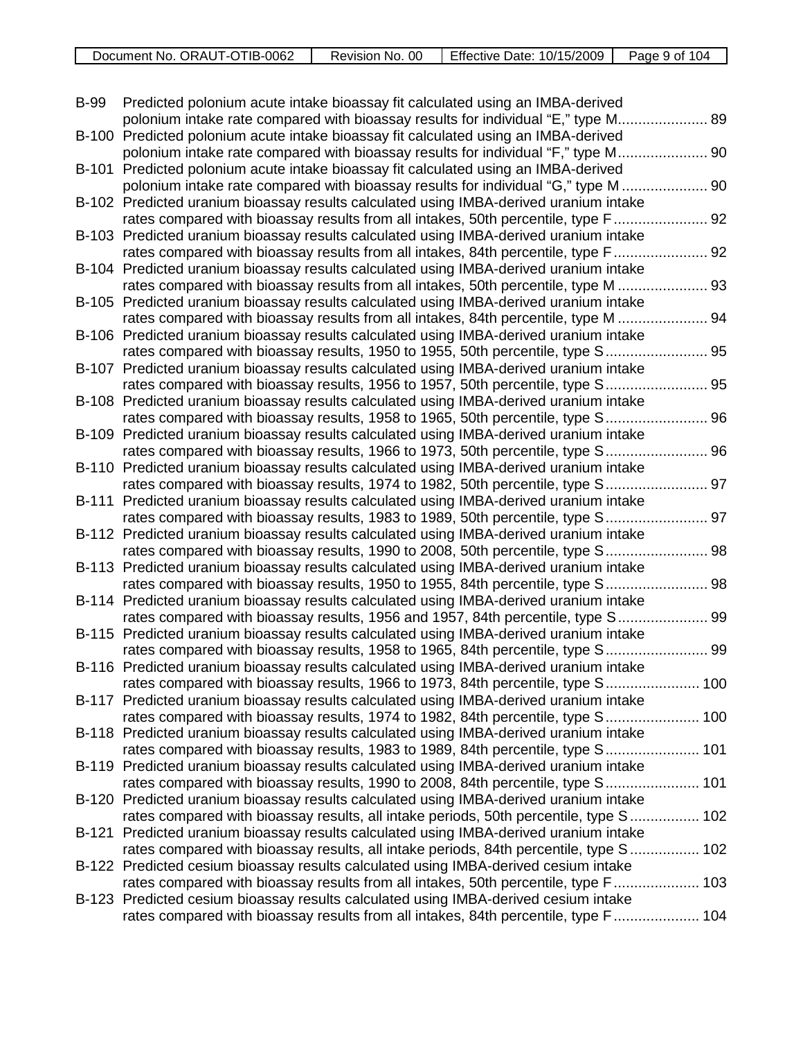B-99 Predicted polonium acute intake bioassay fit calculated using an IMBA-derived polonium intake rate compared with bioassay results for individual "E," type M...................... 89

B-100 Predicted polonium acute intake bioassay fit calculated using an IMBA-derived polonium intake rate compared with bioassay results for individual "F," type M...................... 90

B-101 Predicted polonium acute intake bioassay fit calculated using an IMBA-derived polonium intake rate compared with bioassay results for individual "G," type M ..................... 90

B-102 Predicted uranium bioassay results calculated using IMBA-derived uranium intake rates compared with bioassay results from all intakes, 50th percentile, type F....................... 92

B-103 Predicted uranium bioassay results calculated using IMBA-derived uranium intake rates compared with bioassay results from all intakes, 84th percentile, type F....................... 92

B-104 Predicted uranium bioassay results calculated using IMBA-derived uranium intake rates compared with bioassay results from all intakes, 50th percentile, type M ...................... 93

B-105 Predicted uranium bioassay results calculated using IMBA-derived uranium intake rates compared with bioassay results from all intakes, 84th percentile, type M ...................... 94

B-106 Predicted uranium bioassay results calculated using IMBA-derived uranium intake rates compared with bioassay results, 1950 to 1955, 50th percentile, type S......................... 95

B-107 Predicted uranium bioassay results calculated using IMBA-derived uranium intake rates compared with bioassay results, 1956 to 1957, 50th percentile, type S......................... 95

B-108 Predicted uranium bioassay results calculated using IMBA-derived uranium intake rates compared with bioassay results, 1958 to 1965, 50th percentile, type S......................... 96

B-109 Predicted uranium bioassay results calculated using IMBA-derived uranium intake rates compared with bioassay results, 1966 to 1973, 50th percentile, type S......................... 96

B-110 Predicted uranium bioassay results calculated using IMBA-derived uranium intake rates compared with bioassay results, 1974 to 1982, 50th percentile, type S......................... 97

B-111 Predicted uranium bioassay results calculated using IMBA-derived uranium intake rates compared with bioassay results, 1983 to 1989, 50th percentile, type S......................... 97

B-112 Predicted uranium bioassay results calculated using IMBA-derived uranium intake rates compared with bioassay results, 1990 to 2008, 50th percentile, type S......................... 98

B-113 Predicted uranium bioassay results calculated using IMBA-derived uranium intake rates compared with bioassay results, 1950 to 1955, 84th percentile, type S......................... 98

B-114 Predicted uranium bioassay results calculated using IMBA-derived uranium intake rates compared with bioassay results, 1956 and 1957, 84th percentile, type S...................... 99

B-115 Predicted uranium bioassay results calculated using IMBA-derived uranium intake rates compared with bioassay results, 1958 to 1965, 84th percentile, type S......................... 99

B-116 Predicted uranium bioassay results calculated using IMBA-derived uranium intake rates compared with bioassay results, 1966 to 1973, 84th percentile, type S....................... 100

B-117 Predicted uranium bioassay results calculated using IMBA-derived uranium intake rates compared with bioassay results, 1974 to 1982, 84th percentile, type S....................... 100

B-118 Predicted uranium bioassay results calculated using IMBA-derived uranium intake rates compared with bioassay results, 1983 to 1989, 84th percentile, type S....................... 101

B-119 Predicted uranium bioassay results calculated using IMBA-derived uranium intake rates compared with bioassay results, 1990 to 2008, 84th percentile, type S....................... 101

B-120 Predicted uranium bioassay results calculated using IMBA-derived uranium intake rates compared with bioassay results, all intake periods, 50th percentile, type S ................. 102

B-121 Predicted uranium bioassay results calculated using IMBA-derived uranium intake rates compared with bioassay results, all intake periods, 84th percentile, type S ................. 102

B-122 Predicted cesium bioassay results calculated using IMBA-derived cesium intake rates compared with bioassay results from all intakes, 50th percentile, type F..................... 103

B-123 Predicted cesium bioassay results calculated using IMBA-derived cesium intake rates compared with bioassay results from all intakes, 84th percentile, type F..................... 104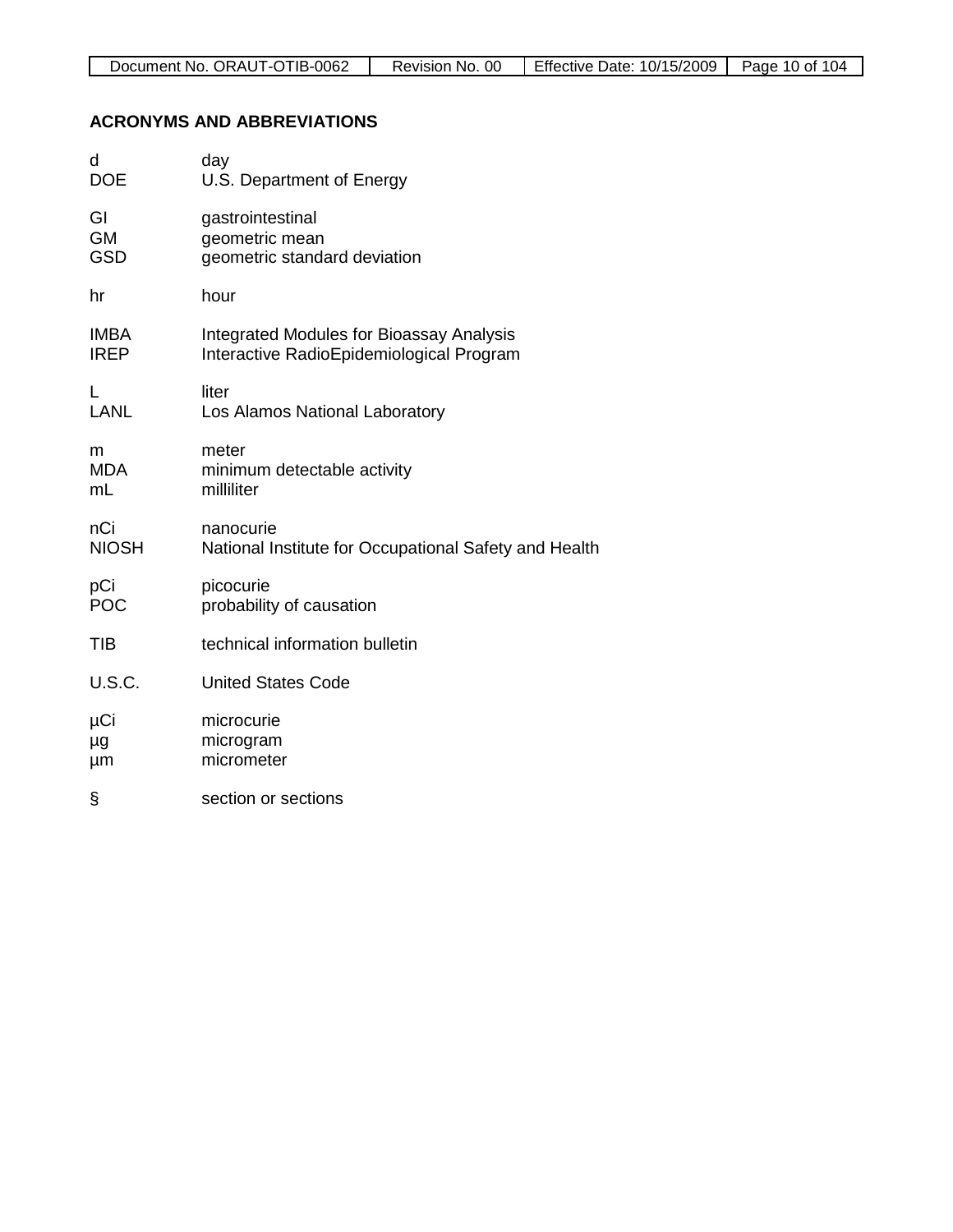## ACRONYMS AND ABBREVIATIONS

| | |
|---|---|
| d | day |
| DOE | U.S. Department of Energy |
| GI | gastrointestinal |
| GM | geometric mean |
| GSD | geometric standard deviation |
| hr | hour |
| IMBA | Integrated Modules for Bioassay Analysis |
| IREP | Interactive RadioEpidemiological Program |
| L | liter |
| LANL | Los Alamos National Laboratory |
| m | meter |
| MDA | minimum detectable activity |
| mL | milliliter |
| nCi | nanocurie |
| NIOSH | National Institute for Occupational Safety and Health |
| pCi | picocurie |
| POC | probability of causation |
| TIB | technical information bulletin |
| U.S.C. | United States Code |
| μCi | microcurie |
| μg | microgram |
| μm | micrometer |
| § | section or sections |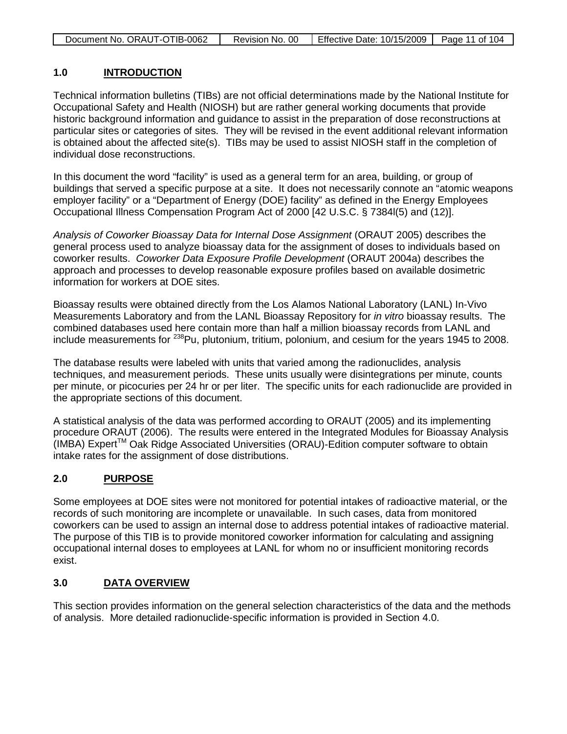## 1.0 INTRODUCTION

Technical information bulletins (TIBs) are not official determinations made by the National Institute for Occupational Safety and Health (NIOSH) but are rather general working documents that provide historic background information and guidance to assist in the preparation of dose reconstructions at particular sites or categories of sites. They will be revised in the event additional relevant information is obtained about the affected site(s). TIBs may be used to assist NIOSH staff in the completion of individual dose reconstructions.

In this document the word "facility" is used as a general term for an area, building, or group of buildings that served a specific purpose at a site. It does not necessarily connote an "atomic weapons employer facility" or a "Department of Energy (DOE) facility" as defined in the Energy Employees Occupational Illness Compensation Program Act of 2000 [42 U.S.C. § 7384l(5) and (12)].

*Analysis of Coworker Bioassay Data for Internal Dose Assignment* (ORAUT 2005) describes the general process used to analyze bioassay data for the assignment of doses to individuals based on coworker results. *Coworker Data Exposure Profile Development* (ORAUT 2004a) describes the approach and processes to develop reasonable exposure profiles based on available dosimetric information for workers at DOE sites.

Bioassay results were obtained directly from the Los Alamos National Laboratory (LANL) In-Vivo Measurements Laboratory and from the LANL Bioassay Repository for *in vitro* bioassay results. The combined databases used here contain more than half a million bioassay records from LANL and include measurements for $^{238}$Pu, plutonium, tritium, polonium, and cesium for the years 1945 to 2008.

The database results were labeled with units that varied among the radionuclides, analysis techniques, and measurement periods. These units usually were disintegrations per minute, counts per minute, or picocuries per 24 hr or per liter. The specific units for each radionuclide are provided in the appropriate sections of this document.

A statistical analysis of the data was performed according to ORAUT (2005) and its implementing procedure ORAUT (2006). The results were entered in the Integrated Modules for Bioassay Analysis (IMBA) Expert™ Oak Ridge Associated Universities (ORAU)-Edition computer software to obtain intake rates for the assignment of dose distributions.

## 2.0 PURPOSE

Some employees at DOE sites were not monitored for potential intakes of radioactive material, or the records of such monitoring are incomplete or unavailable. In such cases, data from monitored coworkers can be used to assign an internal dose to address potential intakes of radioactive material. The purpose of this TIB is to provide monitored coworker information for calculating and assigning occupational internal doses to employees at LANL for whom no or insufficient monitoring records exist.

## 3.0 DATA OVERVIEW

This section provides information on the general selection characteristics of the data and the methods of analysis. More detailed radionuclide-specific information is provided in Section 4.0.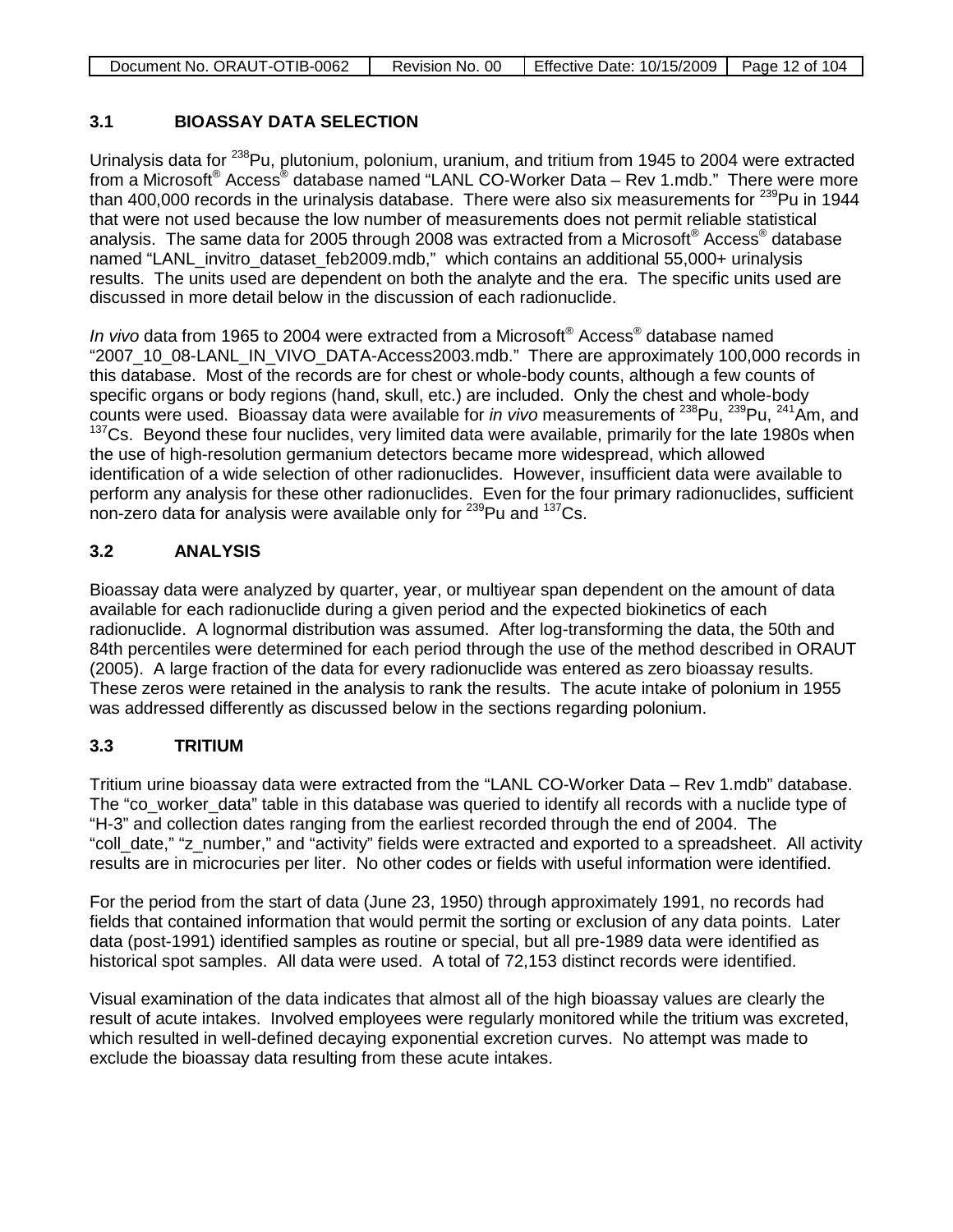## 3.1 BIOASSAY DATA SELECTION

Urinalysis data for $^{238}$Pu, plutonium, polonium, uranium, and tritium from 1945 to 2004 were extracted from a Microsoft® Access® database named "LANL CO-Worker Data – Rev 1.mdb." There were more than 400,000 records in the urinalysis database. There were also six measurements for $^{239}$Pu in 1944 that were not used because the low number of measurements does not permit reliable statistical analysis. The same data for 2005 through 2008 was extracted from a Microsoft® Access® database named "LANL_invitro_dataset_feb2009.mdb," which contains an additional 55,000+ urinalysis results. The units used are dependent on both the analyte and the era. The specific units used are discussed in more detail below in the discussion of each radionuclide.

*In vivo* data from 1965 to 2004 were extracted from a Microsoft® Access® database named "2007_10_08-LANL_IN_VIVO_DATA-Access2003.mdb." There are approximately 100,000 records in this database. Most of the records are for chest or whole-body counts, although a few counts of specific organs or body regions (hand, skull, etc.) are included. Only the chest and whole-body counts were used. Bioassay data were available for *in vivo* measurements of $^{238}$Pu, $^{239}$Pu, $^{241}$Am, and $^{137}$Cs. Beyond these four nuclides, very limited data were available, primarily for the late 1980s when the use of high-resolution germanium detectors became more widespread, which allowed identification of a wide selection of other radionuclides. However, insufficient data were available to perform any analysis for these other radionuclides. Even for the four primary radionuclides, sufficient non-zero data for analysis were available only for $^{239}$Pu and $^{137}$Cs.

## 3.2 ANALYSIS

Bioassay data were analyzed by quarter, year, or multiyear span dependent on the amount of data available for each radionuclide during a given period and the expected biokinetics of each radionuclide. A lognormal distribution was assumed. After log-transforming the data, the 50th and 84th percentiles were determined for each period through the use of the method described in ORAUT (2005). A large fraction of the data for every radionuclide was entered as zero bioassay results. These zeros were retained in the analysis to rank the results. The acute intake of polonium in 1955 was addressed differently as discussed below in the sections regarding polonium.

## 3.3 TRITIUM

Tritium urine bioassay data were extracted from the "LANL CO-Worker Data – Rev 1.mdb" database. The "co_worker_data" table in this database was queried to identify all records with a nuclide type of "H-3" and collection dates ranging from the earliest recorded through the end of 2004. The "coll_date," "z_number," and "activity" fields were extracted and exported to a spreadsheet. All activity results are in microcuries per liter. No other codes or fields with useful information were identified.

For the period from the start of data (June 23, 1950) through approximately 1991, no records had fields that contained information that would permit the sorting or exclusion of any data points. Later data (post-1991) identified samples as routine or special, but all pre-1989 data were identified as historical spot samples. All data were used. A total of 72,153 distinct records were identified.

Visual examination of the data indicates that almost all of the high bioassay values are clearly the result of acute intakes. Involved employees were regularly monitored while the tritium was excreted, which resulted in well-defined decaying exponential excretion curves. No attempt was made to exclude the bioassay data resulting from these acute intakes.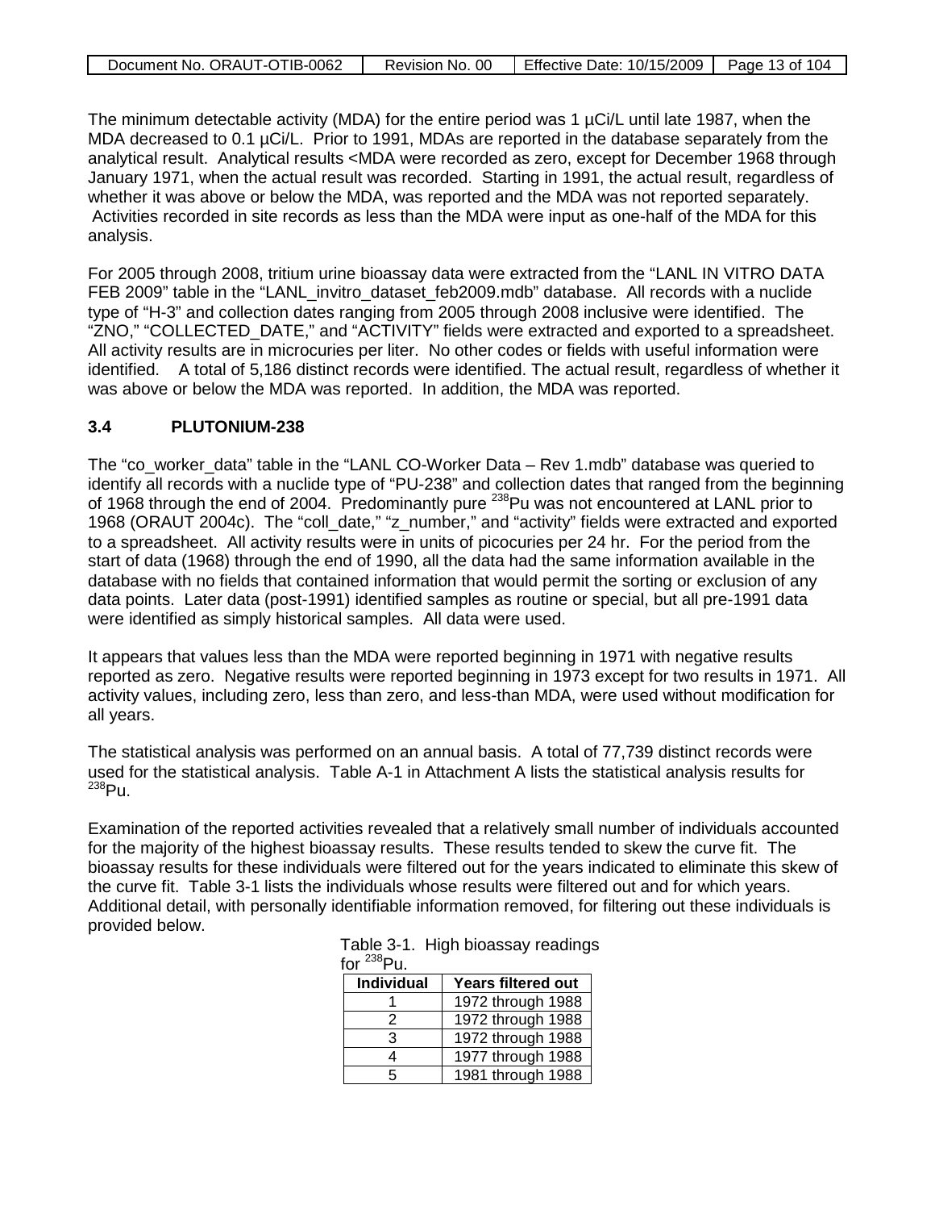The minimum detectable activity (MDA) for the entire period was 1 µCi/L until late 1987, when the MDA decreased to 0.1 µCi/L. Prior to 1991, MDAs are reported in the database separately from the analytical result. Analytical results <MDA were recorded as zero, except for December 1968 through January 1971, when the actual result was recorded. Starting in 1991, the actual result, regardless of whether it was above or below the MDA, was reported and the MDA was not reported separately. Activities recorded in site records as less than the MDA were input as one-half of the MDA for this analysis.

For 2005 through 2008, tritium urine bioassay data were extracted from the "LANL IN VITRO DATA FEB 2009" table in the "LANL_invitro_dataset_feb2009.mdb" database. All records with a nuclide type of "H-3" and collection dates ranging from 2005 through 2008 inclusive were identified. The "ZNO," "COLLECTED_DATE," and "ACTIVITY" fields were extracted and exported to a spreadsheet. All activity results are in microcuries per liter. No other codes or fields with useful information were identified. A total of 5,186 distinct records were identified. The actual result, regardless of whether it was above or below the MDA was reported. In addition, the MDA was reported.

### 3.4 PLUTONIUM-238

The "co_worker_data" table in the "LANL CO-Worker Data – Rev 1.mdb" database was queried to identify all records with a nuclide type of "PU-238" and collection dates that ranged from the beginning of 1968 through the end of 2004. Predominantly pure $^{238}$Pu was not encountered at LANL prior to 1968 (ORAUT 2004c). The "coll_date," "z_number," and "activity" fields were extracted and exported to a spreadsheet. All activity results were in units of picocuries per 24 hr. For the period from the start of data (1968) through the end of 1990, all the data had the same information available in the database with no fields that contained information that would permit the sorting or exclusion of any data points. Later data (post-1991) identified samples as routine or special, but all pre-1991 data were identified as simply historical samples. All data were used.

It appears that values less than the MDA were reported beginning in 1971 with negative results reported as zero. Negative results were reported beginning in 1973 except for two results in 1971. All activity values, including zero, less than zero, and less-than MDA, were used without modification for all years.

The statistical analysis was performed on an annual basis. A total of 77,739 distinct records were used for the statistical analysis. Table A-1 in Attachment A lists the statistical analysis results for $^{238}$Pu.

Examination of the reported activities revealed that a relatively small number of individuals accounted for the majority of the highest bioassay results. These results tended to skew the curve fit. The bioassay results for these individuals were filtered out for the years indicated to eliminate this skew of the curve fit. Table 3-1 lists the individuals whose results were filtered out and for which years. Additional detail, with personally identifiable information removed, for filtering out these individuals is provided below.

Table 3-1. High bioassay readings for $^{238}$Pu.

| Individual | Years filtered out |
|---|---|
| 1 | 1972 through 1988 |
| 2 | 1972 through 1988 |
| 3 | 1972 through 1988 |
| 4 | 1977 through 1988 |
| 5 | 1981 through 1988 |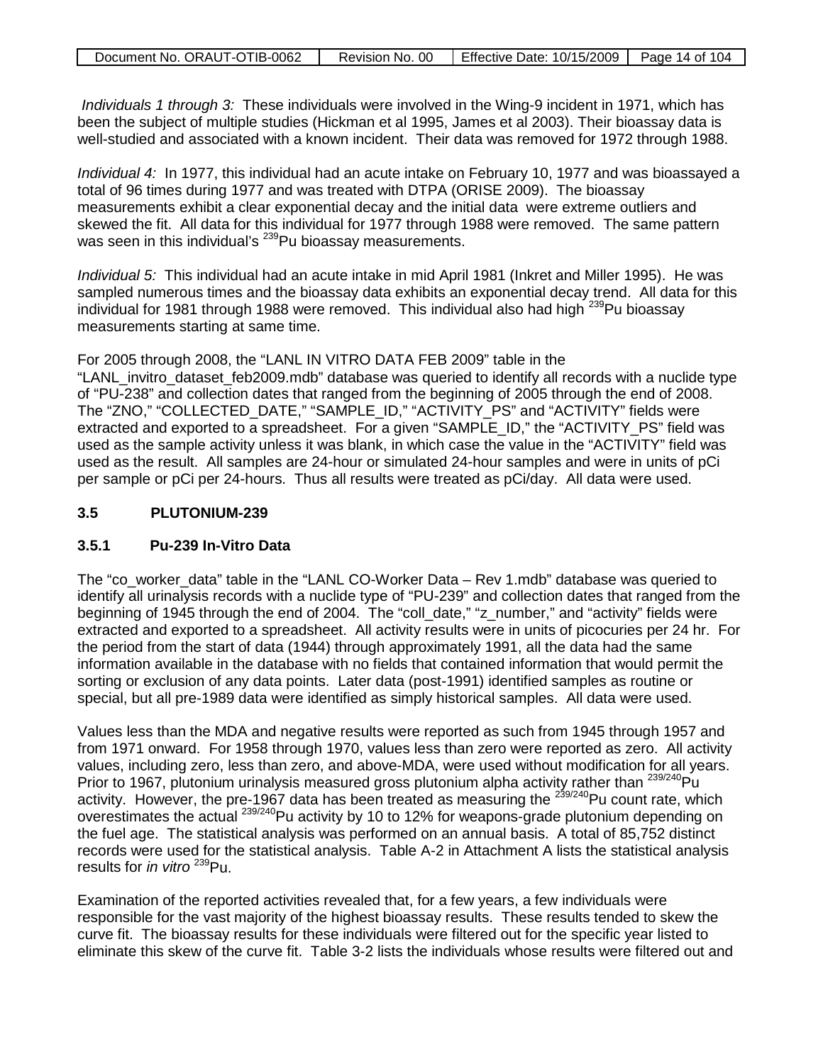*Individuals 1 through 3:* These individuals were involved in the Wing-9 incident in 1971, which has been the subject of multiple studies (Hickman et al 1995, James et al 2003). Their bioassay data is well-studied and associated with a known incident. Their data was removed for 1972 through 1988.

*Individual 4:* In 1977, this individual had an acute intake on February 10, 1977 and was bioassayed a total of 96 times during 1977 and was treated with DTPA (ORISE 2009). The bioassay measurements exhibit a clear exponential decay and the initial data were extreme outliers and skewed the fit. All data for this individual for 1977 through 1988 were removed. The same pattern was seen in this individual's $^{239}$Pu bioassay measurements.

*Individual 5:* This individual had an acute intake in mid April 1981 (Inkret and Miller 1995). He was sampled numerous times and the bioassay data exhibits an exponential decay trend. All data for this individual for 1981 through 1988 were removed. This individual also had high $^{239}$Pu bioassay measurements starting at same time.

For 2005 through 2008, the "LANL IN VITRO DATA FEB 2009" table in the "LANL_invitro_dataset_feb2009.mdb" database was queried to identify all records with a nuclide type of "PU-238" and collection dates that ranged from the beginning of 2005 through the end of 2008. The "ZNO," "COLLECTED_DATE," "SAMPLE_ID," "ACTIVITY_PS" and "ACTIVITY" fields were extracted and exported to a spreadsheet. For a given "SAMPLE_ID," the "ACTIVITY_PS" field was used as the sample activity unless it was blank, in which case the value in the "ACTIVITY" field was used as the result. All samples are 24-hour or simulated 24-hour samples and were in units of pCi per sample or pCi per 24-hours. Thus all results were treated as pCi/day. All data were used.

## 3.5 PLUTONIUM-239

### 3.5.1 Pu-239 In-Vitro Data

The "co_worker_data" table in the "LANL CO-Worker Data – Rev 1.mdb" database was queried to identify all urinalysis records with a nuclide type of "PU-239" and collection dates that ranged from the beginning of 1945 through the end of 2004. The "coll_date," "z_number," and "activity" fields were extracted and exported to a spreadsheet. All activity results were in units of picocuries per 24 hr. For the period from the start of data (1944) through approximately 1991, all the data had the same information available in the database with no fields that contained information that would permit the sorting or exclusion of any data points. Later data (post-1991) identified samples as routine or special, but all pre-1989 data were identified as simply historical samples. All data were used.

Values less than the MDA and negative results were reported as such from 1945 through 1957 and from 1971 onward. For 1958 through 1970, values less than zero were reported as zero. All activity values, including zero, less than zero, and above-MDA, were used without modification for all years. Prior to 1967, plutonium urinalysis measured gross plutonium alpha activity rather than $^{239/240}$Pu activity. However, the pre-1967 data has been treated as measuring the $^{239/240}$Pu count rate, which overestimates the actual $^{239/240}$Pu activity by 10 to 12% for weapons-grade plutonium depending on the fuel age. The statistical analysis was performed on an annual basis. A total of 85,752 distinct records were used for the statistical analysis. Table A-2 in Attachment A lists the statistical analysis results for *in vitro* $^{239}$Pu.

Examination of the reported activities revealed that, for a few years, a few individuals were responsible for the vast majority of the highest bioassay results. These results tended to skew the curve fit. The bioassay results for these individuals were filtered out for the specific year listed to eliminate this skew of the curve fit. Table 3-2 lists the individuals whose results were filtered out and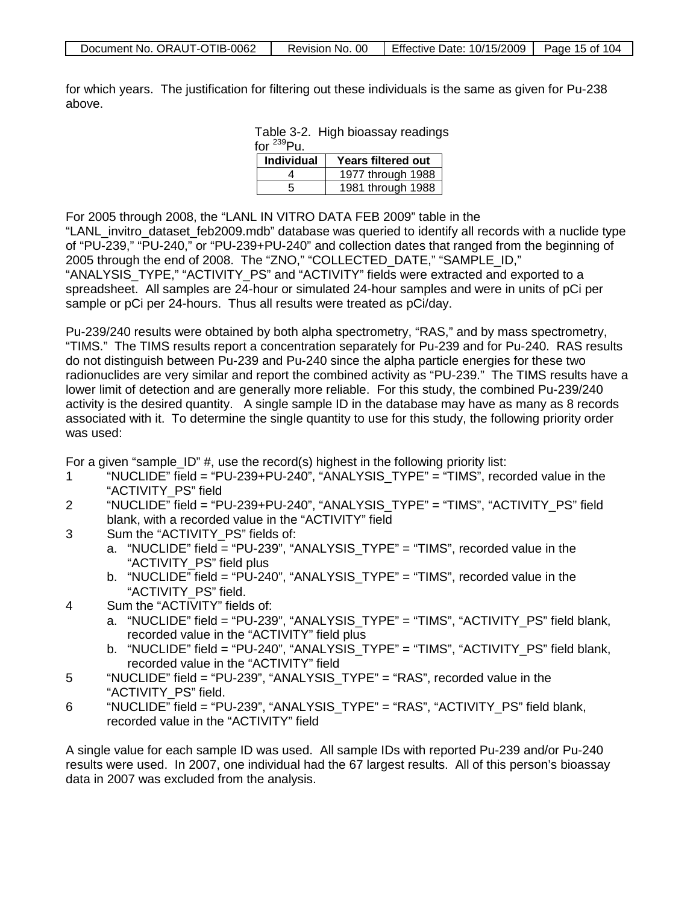for which years. The justification for filtering out these individuals is the same as given for Pu-238 above.

Table 3-2. High bioassay readings for $^{239}$Pu.

| Individual | Years filtered out |
|---|---|
| 4 | 1977 through 1988 |
| 5 | 1981 through 1988 |

For 2005 through 2008, the “LANL IN VITRO DATA FEB 2009” table in the “LANL_invitro_dataset_feb2009.mdb” database was queried to identify all records with a nuclide type of “PU-239,” “PU-240,” or “PU-239+PU-240” and collection dates that ranged from the beginning of 2005 through the end of 2008. The “ZNO,” “COLLECTED_DATE,” “SAMPLE_ID,” “ANALYSIS_TYPE,” “ACTIVITY_PS” and “ACTIVITY” fields were extracted and exported to a spreadsheet. All samples are 24-hour or simulated 24-hour samples and were in units of pCi per sample or pCi per 24-hours. Thus all results were treated as pCi/day.

Pu-239/240 results were obtained by both alpha spectrometry, “RAS,” and by mass spectrometry, “TIMS.” The TIMS results report a concentration separately for Pu-239 and for Pu-240. RAS results do not distinguish between Pu-239 and Pu-240 since the alpha particle energies for these two radionuclides are very similar and report the combined activity as “PU-239.” The TIMS results have a lower limit of detection and are generally more reliable. For this study, the combined Pu-239/240 activity is the desired quantity. A single sample ID in the database may have as many as 8 records associated with it. To determine the single quantity to use for this study, the following priority order was used:

For a given “sample_ID” #, use the record(s) highest in the following priority list:

1. “NUCLIDE” field = “PU-239+PU-240”, “ANALYSIS_TYPE” = “TIMS”, recorded value in the “ACTIVITY_PS” field
2. “NUCLIDE” field = “PU-239+PU-240”, “ANALYSIS_TYPE” = “TIMS”, “ACTIVITY_PS” field blank, with a recorded value in the “ACTIVITY” field
3. Sum the “ACTIVITY_PS” fields of:
   a. “NUCLIDE” field = “PU-239”, “ANALYSIS_TYPE” = “TIMS”, recorded value in the “ACTIVITY_PS” field plus
   b. “NUCLIDE” field = “PU-240”, “ANALYSIS_TYPE” = “TIMS”, recorded value in the “ACTIVITY_PS” field.
4. Sum the “ACTIVITY” fields of:
   a. “NUCLIDE” field = “PU-239”, “ANALYSIS_TYPE” = “TIMS”, “ACTIVITY_PS” field blank, recorded value in the “ACTIVITY” field plus
   b. “NUCLIDE” field = “PU-240”, “ANALYSIS_TYPE” = “TIMS”, “ACTIVITY_PS” field blank, recorded value in the “ACTIVITY” field
5. “NUCLIDE” field = “PU-239”, “ANALYSIS_TYPE” = “RAS”, recorded value in the “ACTIVITY_PS” field.
6. “NUCLIDE” field = “PU-239”, “ANALYSIS_TYPE” = “RAS”, “ACTIVITY_PS” field blank, recorded value in the “ACTIVITY” field

A single value for each sample ID was used. All sample IDs with reported Pu-239 and/or Pu-240 results were used. In 2007, one individual had the 67 largest results. All of this person’s bioassay data in 2007 was excluded from the analysis.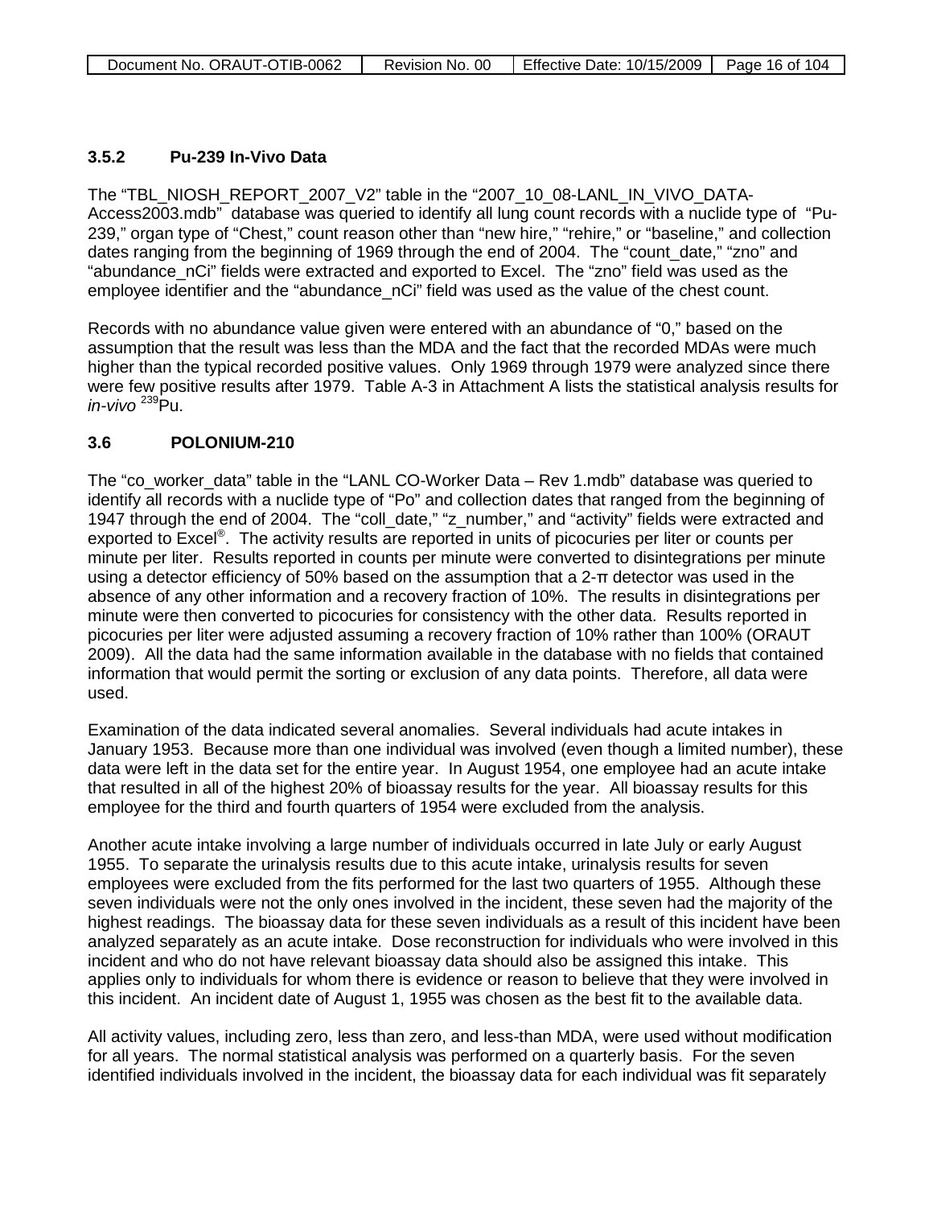### 3.5.2 Pu-239 In-Vivo Data

The "TBL_NIOSH_REPORT_2007_V2" table in the "2007_10_08-LANL_IN_VIVO_DATA-Access2003.mdb" database was queried to identify all lung count records with a nuclide type of "Pu-239," organ type of "Chest," count reason other than "new hire," "rehire," or "baseline," and collection dates ranging from the beginning of 1969 through the end of 2004. The "count_date," "zno" and "abundance_nCi" fields were extracted and exported to Excel. The "zno" field was used as the employee identifier and the "abundance_nCi" field was used as the value of the chest count.

Records with no abundance value given were entered with an abundance of "0," based on the assumption that the result was less than the MDA and the fact that the recorded MDAs were much higher than the typical recorded positive values. Only 1969 through 1979 were analyzed since there were few positive results after 1979. Table A-3 in Attachment A lists the statistical analysis results for *in-vivo* $^{239}$Pu.

## 3.6 POLONIUM-210

The "co_worker_data" table in the "LANL CO-Worker Data – Rev 1.mdb" database was queried to identify all records with a nuclide type of "Po" and collection dates that ranged from the beginning of 1947 through the end of 2004. The "coll_date," "z_number," and "activity" fields were extracted and exported to Excel®. The activity results are reported in units of picocuries per liter or counts per minute per liter. Results reported in counts per minute were converted to disintegrations per minute using a detector efficiency of 50% based on the assumption that a 2-π detector was used in the absence of any other information and a recovery fraction of 10%. The results in disintegrations per minute were then converted to picocuries for consistency with the other data. Results reported in picocuries per liter were adjusted assuming a recovery fraction of 10% rather than 100% (ORAUT 2009). All the data had the same information available in the database with no fields that contained information that would permit the sorting or exclusion of any data points. Therefore, all data were used.

Examination of the data indicated several anomalies. Several individuals had acute intakes in January 1953. Because more than one individual was involved (even though a limited number), these data were left in the data set for the entire year. In August 1954, one employee had an acute intake that resulted in all of the highest 20% of bioassay results for the year. All bioassay results for this employee for the third and fourth quarters of 1954 were excluded from the analysis.

Another acute intake involving a large number of individuals occurred in late July or early August 1955. To separate the urinalysis results due to this acute intake, urinalysis results for seven employees were excluded from the fits performed for the last two quarters of 1955. Although these seven individuals were not the only ones involved in the incident, these seven had the majority of the highest readings. The bioassay data for these seven individuals as a result of this incident have been analyzed separately as an acute intake. Dose reconstruction for individuals who were involved in this incident and who do not have relevant bioassay data should also be assigned this intake. This applies only to individuals for whom there is evidence or reason to believe that they were involved in this incident. An incident date of August 1, 1955 was chosen as the best fit to the available data.

All activity values, including zero, less than zero, and less-than MDA, were used without modification for all years. The normal statistical analysis was performed on a quarterly basis. For the seven identified individuals involved in the incident, the bioassay data for each individual was fit separately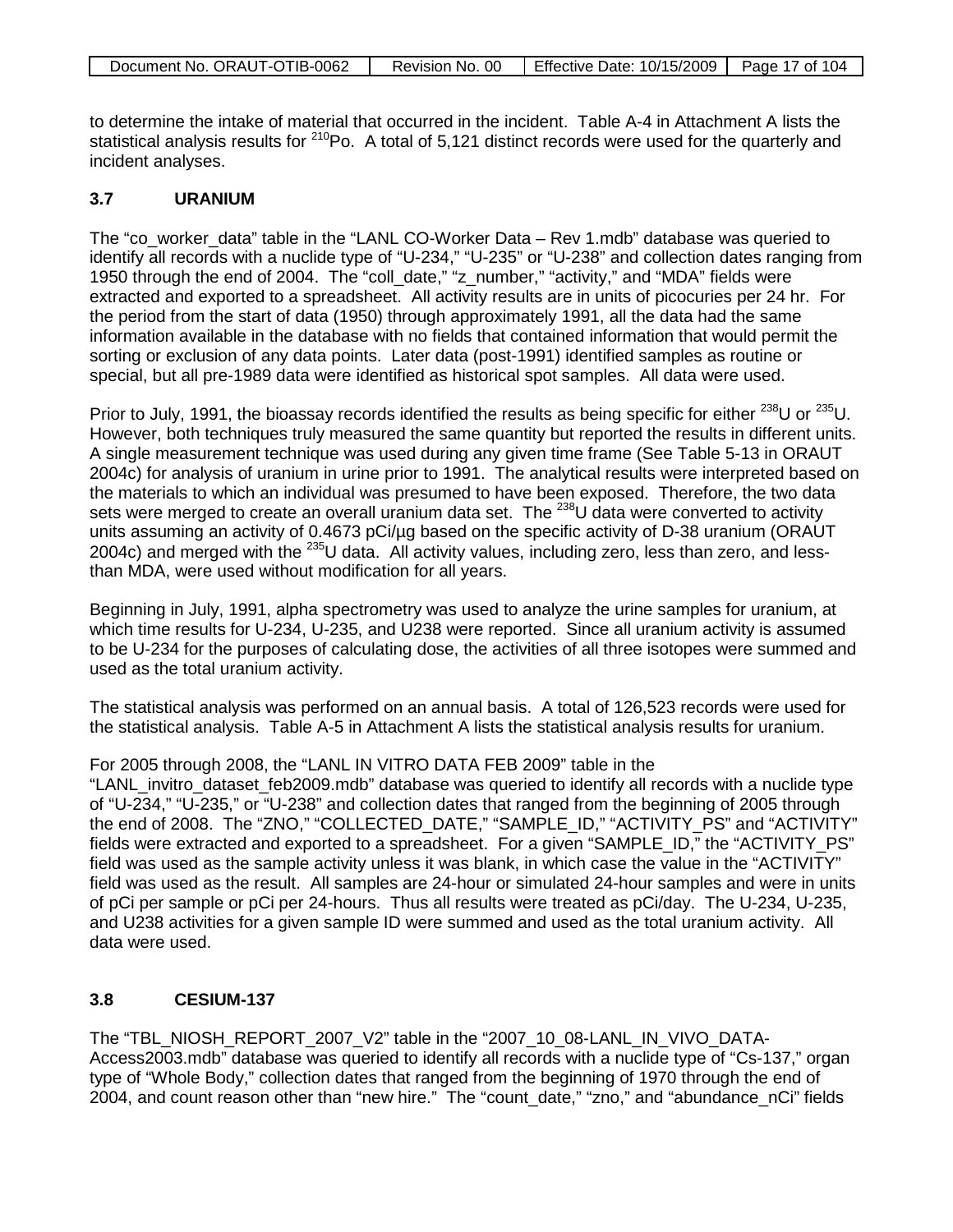to determine the intake of material that occurred in the incident. Table A-4 in Attachment A lists the statistical analysis results for $^{210}$Po. A total of 5,121 distinct records were used for the quarterly and incident analyses.

### 3.7 URANIUM

The "co_worker_data" table in the "LANL CO-Worker Data – Rev 1.mdb" database was queried to identify all records with a nuclide type of "U-234," "U-235" or "U-238" and collection dates ranging from 1950 through the end of 2004. The "coll_date," "z_number," "activity," and "MDA" fields were extracted and exported to a spreadsheet. All activity results are in units of picocuries per 24 hr. For the period from the start of data (1950) through approximately 1991, all the data had the same information available in the database with no fields that contained information that would permit the sorting or exclusion of any data points. Later data (post-1991) identified samples as routine or special, but all pre-1989 data were identified as historical spot samples. All data were used.

Prior to July, 1991, the bioassay records identified the results as being specific for either $^{238}$U or $^{235}$U. However, both techniques truly measured the same quantity but reported the results in different units. A single measurement technique was used during any given time frame (See Table 5-13 in ORAUT 2004c) for analysis of uranium in urine prior to 1991. The analytical results were interpreted based on the materials to which an individual was presumed to have been exposed. Therefore, the two data sets were merged to create an overall uranium data set. The $^{238}$U data were converted to activity units assuming an activity of 0.4673 pCi/µg based on the specific activity of D-38 uranium (ORAUT 2004c) and merged with the $^{235}$U data. All activity values, including zero, less than zero, and less-than MDA, were used without modification for all years.

Beginning in July, 1991, alpha spectrometry was used to analyze the urine samples for uranium, at which time results for U-234, U-235, and U238 were reported. Since all uranium activity is assumed to be U-234 for the purposes of calculating dose, the activities of all three isotopes were summed and used as the total uranium activity.

The statistical analysis was performed on an annual basis. A total of 126,523 records were used for the statistical analysis. Table A-5 in Attachment A lists the statistical analysis results for uranium.

For 2005 through 2008, the "LANL IN VITRO DATA FEB 2009" table in the "LANL_invitro_dataset_feb2009.mdb" database was queried to identify all records with a nuclide type of "U-234," "U-235," or "U-238" and collection dates that ranged from the beginning of 2005 through the end of 2008. The "ZNO," "COLLECTED_DATE," "SAMPLE_ID," "ACTIVITY_PS" and "ACTIVITY" fields were extracted and exported to a spreadsheet. For a given "SAMPLE_ID," the "ACTIVITY_PS" field was used as the sample activity unless it was blank, in which case the value in the "ACTIVITY" field was used as the result. All samples are 24-hour or simulated 24-hour samples and were in units of pCi per sample or pCi per 24-hours. Thus all results were treated as pCi/day. The U-234, U-235, and U238 activities for a given sample ID were summed and used as the total uranium activity. All data were used.

### 3.8 CESIUM-137

The "TBL_NIOSH_REPORT_2007_V2" table in the "2007_10_08-LANL_IN_VIVO_DATA-Access2003.mdb" database was queried to identify all records with a nuclide type of "Cs-137," organ type of "Whole Body," collection dates that ranged from the beginning of 1970 through the end of 2004, and count reason other than "new hire." The "count_date," "zno," and "abundance_nCi" fields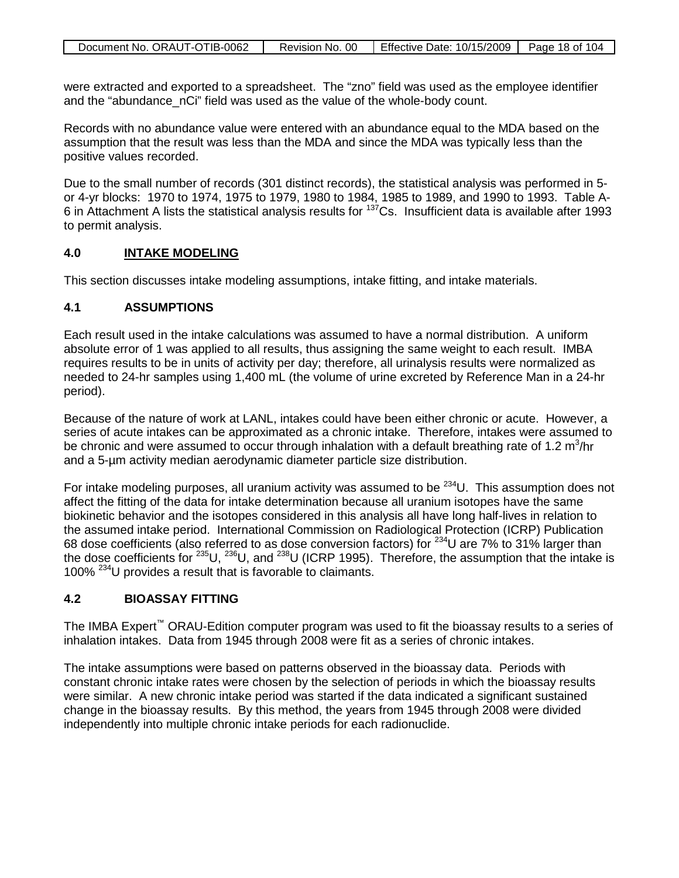were extracted and exported to a spreadsheet. The "zno" field was used as the employee identifier and the "abundance_nCi" field was used as the value of the whole-body count.

Records with no abundance value were entered with an abundance equal to the MDA based on the assumption that the result was less than the MDA and since the MDA was typically less than the positive values recorded.

Due to the small number of records (301 distinct records), the statistical analysis was performed in 5- or 4-yr blocks: 1970 to 1974, 1975 to 1979, 1980 to 1984, 1985 to 1989, and 1990 to 1993. Table A-6 in Attachment A lists the statistical analysis results for $^{137}$Cs. Insufficient data is available after 1993 to permit analysis.

## 4.0 INTAKE MODELING

This section discusses intake modeling assumptions, intake fitting, and intake materials.

### 4.1 ASSUMPTIONS

Each result used in the intake calculations was assumed to have a normal distribution. A uniform absolute error of 1 was applied to all results, thus assigning the same weight to each result. IMBA requires results to be in units of activity per day; therefore, all urinalysis results were normalized as needed to 24-hr samples using 1,400 mL (the volume of urine excreted by Reference Man in a 24-hr period).

Because of the nature of work at LANL, intakes could have been either chronic or acute. However, a series of acute intakes can be approximated as a chronic intake. Therefore, intakes were assumed to be chronic and were assumed to occur through inhalation with a default breathing rate of 1.2 $m^3$/hr and a 5-μm activity median aerodynamic diameter particle size distribution.

For intake modeling purposes, all uranium activity was assumed to be $^{234}$U. This assumption does not affect the fitting of the data for intake determination because all uranium isotopes have the same biokinetic behavior and the isotopes considered in this analysis all have long half-lives in relation to the assumed intake period. International Commission on Radiological Protection (ICRP) Publication 68 dose coefficients (also referred to as dose conversion factors) for $^{234}$U are 7% to 31% larger than the dose coefficients for $^{235}$U, $^{236}$U, and $^{238}$U (ICRP 1995). Therefore, the assumption that the intake is 100% $^{234}$U provides a result that is favorable to claimants.

### 4.2 BIOASSAY FITTING

The IMBA Expert™ ORAU-Edition computer program was used to fit the bioassay results to a series of inhalation intakes. Data from 1945 through 2008 were fit as a series of chronic intakes.

The intake assumptions were based on patterns observed in the bioassay data. Periods with constant chronic intake rates were chosen by the selection of periods in which the bioassay results were similar. A new chronic intake period was started if the data indicated a significant sustained change in the bioassay results. By this method, the years from 1945 through 2008 were divided independently into multiple chronic intake periods for each radionuclide.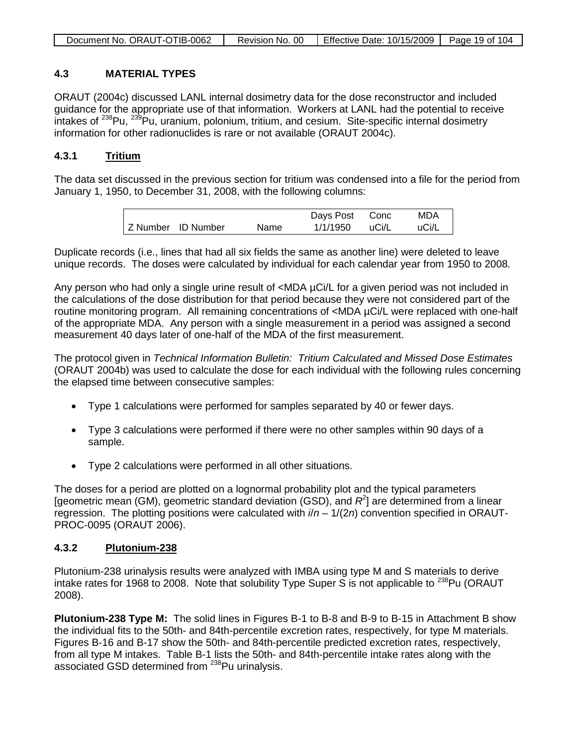## 4.3 MATERIAL TYPES

ORAUT (2004c) discussed LANL internal dosimetry data for the dose reconstructor and included guidance for the appropriate use of that information. Workers at LANL had the potential to receive intakes of $^{238}$Pu, $^{239}$Pu, uranium, polonium, tritium, and cesium. Site-specific internal dosimetry information for other radionuclides is rare or not available (ORAUT 2004c).

### 4.3.1 Tritium

The data set discussed in the previous section for tritium was condensed into a file for the period from January 1, 1950, to December 31, 2008, with the following columns:

| Z Number | ID Number | Name | Days Post 1/1/1950 | Conc uCi/L | MDA uCi/L |
|---|---|---|---|---|---|

Duplicate records (i.e., lines that had all six fields the same as another line) were deleted to leave unique records. The doses were calculated by individual for each calendar year from 1950 to 2008.

Any person who had only a single urine result of <MDA µCi/L for a given period was not included in the calculations of the dose distribution for that period because they were not considered part of the routine monitoring program. All remaining concentrations of <MDA µCi/L were replaced with one-half of the appropriate MDA. Any person with a single measurement in a period was assigned a second measurement 40 days later of one-half of the MDA of the first measurement.

The protocol given in *Technical Information Bulletin: Tritium Calculated and Missed Dose Estimates* (ORAUT 2004b) was used to calculate the dose for each individual with the following rules concerning the elapsed time between consecutive samples:

- Type 1 calculations were performed for samples separated by 40 or fewer days.
- Type 3 calculations were performed if there were no other samples within 90 days of a sample.
- Type 2 calculations were performed in all other situations.

The doses for a period are plotted on a lognormal probability plot and the typical parameters [geometric mean (GM), geometric standard deviation (GSD), and $R^2$] are determined from a linear regression. The plotting positions were calculated with $i/n - 1/(2n)$ convention specified in ORAUT-PROC-0095 (ORAUT 2006).

### 4.3.2 Plutonium-238

Plutonium-238 urinalysis results were analyzed with IMBA using type M and S materials to derive intake rates for 1968 to 2008. Note that solubility Type Super S is not applicable to $^{238}$Pu (ORAUT 2008).

**Plutonium-238 Type M:** The solid lines in Figures B-1 to B-8 and B-9 to B-15 in Attachment B show the individual fits to the 50th- and 84th-percentile excretion rates, respectively, for type M materials. Figures B-16 and B-17 show the 50th- and 84th-percentile predicted excretion rates, respectively, from all type M intakes. Table B-1 lists the 50th- and 84th-percentile intake rates along with the associated GSD determined from $^{238}$Pu urinalysis.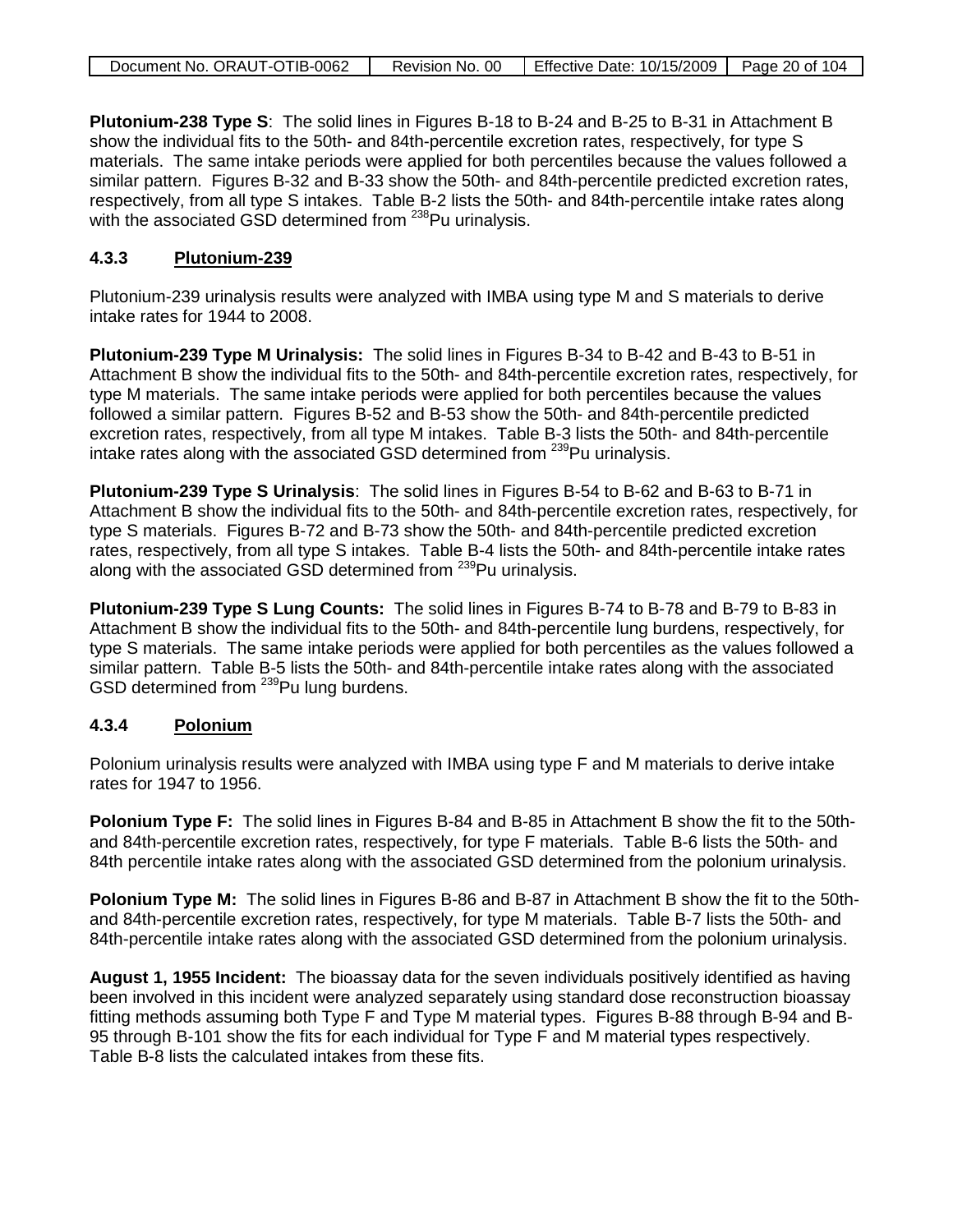**Plutonium-238 Type S**: The solid lines in Figures B-18 to B-24 and B-25 to B-31 in Attachment B show the individual fits to the 50th- and 84th-percentile excretion rates, respectively, for type S materials. The same intake periods were applied for both percentiles because the values followed a similar pattern. Figures B-32 and B-33 show the 50th- and 84th-percentile predicted excretion rates, respectively, from all type S intakes. Table B-2 lists the 50th- and 84th-percentile intake rates along with the associated GSD determined from $^{238}$Pu urinalysis.

### 4.3.3 Plutonium-239

Plutonium-239 urinalysis results were analyzed with IMBA using type M and S materials to derive intake rates for 1944 to 2008.

**Plutonium-239 Type M Urinalysis:** The solid lines in Figures B-34 to B-42 and B-43 to B-51 in Attachment B show the individual fits to the 50th- and 84th-percentile excretion rates, respectively, for type M materials. The same intake periods were applied for both percentiles because the values followed a similar pattern. Figures B-52 and B-53 show the 50th- and 84th-percentile predicted excretion rates, respectively, from all type M intakes. Table B-3 lists the 50th- and 84th-percentile intake rates along with the associated GSD determined from $^{239}$Pu urinalysis.

**Plutonium-239 Type S Urinalysis**: The solid lines in Figures B-54 to B-62 and B-63 to B-71 in Attachment B show the individual fits to the 50th- and 84th-percentile excretion rates, respectively, for type S materials. Figures B-72 and B-73 show the 50th- and 84th-percentile predicted excretion rates, respectively, from all type S intakes. Table B-4 lists the 50th- and 84th-percentile intake rates along with the associated GSD determined from $^{239}$Pu urinalysis.

**Plutonium-239 Type S Lung Counts:** The solid lines in Figures B-74 to B-78 and B-79 to B-83 in Attachment B show the individual fits to the 50th- and 84th-percentile lung burdens, respectively, for type S materials. The same intake periods were applied for both percentiles as the values followed a similar pattern. Table B-5 lists the 50th- and 84th-percentile intake rates along with the associated GSD determined from $^{239}$Pu lung burdens.

### 4.3.4 Polonium

Polonium urinalysis results were analyzed with IMBA using type F and M materials to derive intake rates for 1947 to 1956.

**Polonium Type F:** The solid lines in Figures B-84 and B-85 in Attachment B show the fit to the 50th- and 84th-percentile excretion rates, respectively, for type F materials. Table B-6 lists the 50th- and 84th percentile intake rates along with the associated GSD determined from the polonium urinalysis.

**Polonium Type M:** The solid lines in Figures B-86 and B-87 in Attachment B show the fit to the 50th- and 84th-percentile excretion rates, respectively, for type M materials. Table B-7 lists the 50th- and 84th-percentile intake rates along with the associated GSD determined from the polonium urinalysis.

**August 1, 1955 Incident:** The bioassay data for the seven individuals positively identified as having been involved in this incident were analyzed separately using standard dose reconstruction bioassay fitting methods assuming both Type F and Type M material types. Figures B-88 through B-94 and B-95 through B-101 show the fits for each individual for Type F and M material types respectively. Table B-8 lists the calculated intakes from these fits.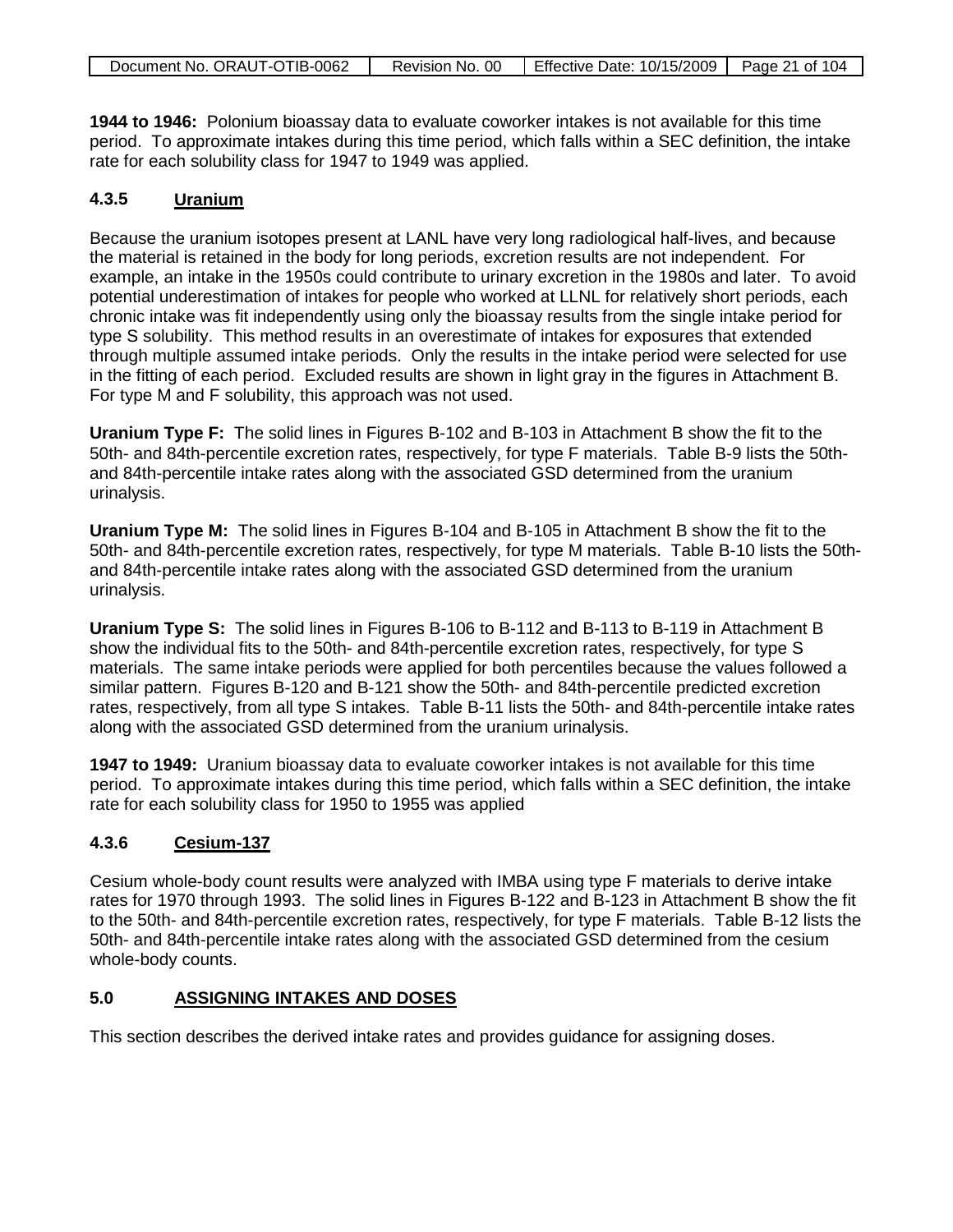**1944 to 1946:** Polonium bioassay data to evaluate coworker intakes is not available for this time period. To approximate intakes during this time period, which falls within a SEC definition, the intake rate for each solubility class for 1947 to 1949 was applied.

### 4.3.5 Uranium

Because the uranium isotopes present at LANL have very long radiological half-lives, and because the material is retained in the body for long periods, excretion results are not independent. For example, an intake in the 1950s could contribute to urinary excretion in the 1980s and later. To avoid potential underestimation of intakes for people who worked at LLNL for relatively short periods, each chronic intake was fit independently using only the bioassay results from the single intake period for type S solubility. This method results in an overestimate of intakes for exposures that extended through multiple assumed intake periods. Only the results in the intake period were selected for use in the fitting of each period. Excluded results are shown in light gray in the figures in Attachment B. For type M and F solubility, this approach was not used.

**Uranium Type F:** The solid lines in Figures B-102 and B-103 in Attachment B show the fit to the 50th- and 84th-percentile excretion rates, respectively, for type F materials. Table B-9 lists the 50th- and 84th-percentile intake rates along with the associated GSD determined from the uranium urinalysis.

**Uranium Type M:** The solid lines in Figures B-104 and B-105 in Attachment B show the fit to the 50th- and 84th-percentile excretion rates, respectively, for type M materials. Table B-10 lists the 50th- and 84th-percentile intake rates along with the associated GSD determined from the uranium urinalysis.

**Uranium Type S:** The solid lines in Figures B-106 to B-112 and B-113 to B-119 in Attachment B show the individual fits to the 50th- and 84th-percentile excretion rates, respectively, for type S materials. The same intake periods were applied for both percentiles because the values followed a similar pattern. Figures B-120 and B-121 show the 50th- and 84th-percentile predicted excretion rates, respectively, from all type S intakes. Table B-11 lists the 50th- and 84th-percentile intake rates along with the associated GSD determined from the uranium urinalysis.

**1947 to 1949:** Uranium bioassay data to evaluate coworker intakes is not available for this time period. To approximate intakes during this time period, which falls within a SEC definition, the intake rate for each solubility class for 1950 to 1955 was applied

### 4.3.6 Cesium-137

Cesium whole-body count results were analyzed with IMBA using type F materials to derive intake rates for 1970 through 1993. The solid lines in Figures B-122 and B-123 in Attachment B show the fit to the 50th- and 84th-percentile excretion rates, respectively, for type F materials. Table B-12 lists the 50th- and 84th-percentile intake rates along with the associated GSD determined from the cesium whole-body counts.

## 5.0 ASSIGNING INTAKES AND DOSES

This section describes the derived intake rates and provides guidance for assigning doses.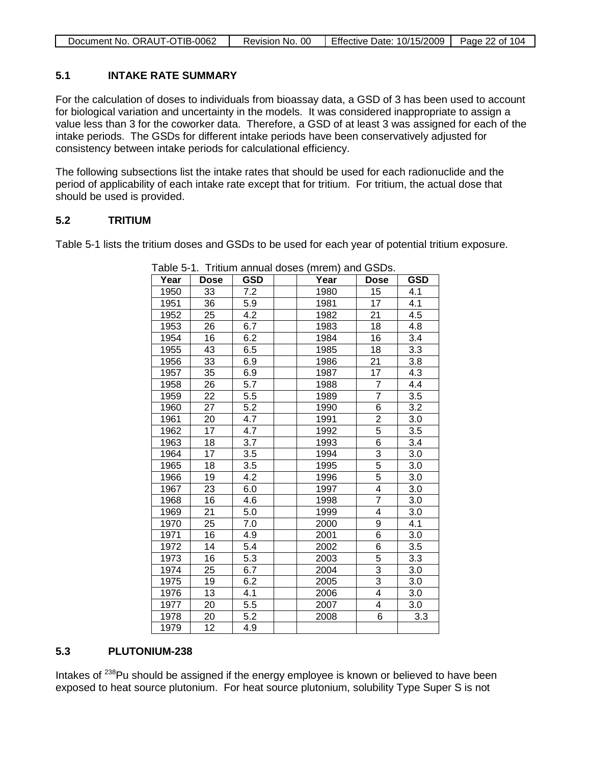## 5.1 INTAKE RATE SUMMARY

For the calculation of doses to individuals from bioassay data, a GSD of 3 has been used to account for biological variation and uncertainty in the models. It was considered inappropriate to assign a value less than 3 for the coworker data. Therefore, a GSD of at least 3 was assigned for each of the intake periods. The GSDs for different intake periods have been conservatively adjusted for consistency between intake periods for calculational efficiency.

The following subsections list the intake rates that should be used for each radionuclide and the period of applicability of each intake rate except that for tritium. For tritium, the actual dose that should be used is provided.

## 5.2 TRITIUM

Table 5-1 lists the tritium doses and GSDs to be used for each year of potential tritium exposure.

Table 5-1. Tritium annual doses (mrem) and GSDs.

| Year | Dose | GSD | | Year | Dose | GSD |
|---|---|---|---|---|---|---|
| 1950 | 33 | 7.2 | | 1980 | 15 | 4.1 |
| 1951 | 36 | 5.9 | | 1981 | 17 | 4.1 |
| 1952 | 25 | 4.2 | | 1982 | 21 | 4.5 |
| 1953 | 26 | 6.7 | | 1983 | 18 | 4.8 |
| 1954 | 16 | 6.2 | | 1984 | 16 | 3.4 |
| 1955 | 43 | 6.5 | | 1985 | 18 | 3.3 |
| 1956 | 33 | 6.9 | | 1986 | 21 | 3.8 |
| 1957 | 35 | 6.9 | | 1987 | 17 | 4.3 |
| 1958 | 26 | 5.7 | | 1988 | 7 | 4.4 |
| 1959 | 22 | 5.5 | | 1989 | 7 | 3.5 |
| 1960 | 27 | 5.2 | | 1990 | 6 | 3.2 |
| 1961 | 20 | 4.7 | | 1991 | 2 | 3.0 |
| 1962 | 17 | 4.7 | | 1992 | 5 | 3.5 |
| 1963 | 18 | 3.7 | | 1993 | 6 | 3.4 |
| 1964 | 17 | 3.5 | | 1994 | 3 | 3.0 |
| 1965 | 18 | 3.5 | | 1995 | 5 | 3.0 |
| 1966 | 19 | 4.2 | | 1996 | 5 | 3.0 |
| 1967 | 23 | 6.0 | | 1997 | 4 | 3.0 |
| 1968 | 16 | 4.6 | | 1998 | 7 | 3.0 |
| 1969 | 21 | 5.0 | | 1999 | 4 | 3.0 |
| 1970 | 25 | 7.0 | | 2000 | 9 | 4.1 |
| 1971 | 16 | 4.9 | | 2001 | 6 | 3.0 |
| 1972 | 14 | 5.4 | | 2002 | 6 | 3.5 |
| 1973 | 16 | 5.3 | | 2003 | 5 | 3.3 |
| 1974 | 25 | 6.7 | | 2004 | 3 | 3.0 |
| 1975 | 19 | 6.2 | | 2005 | 3 | 3.0 |
| 1976 | 13 | 4.1 | | 2006 | 4 | 3.0 |
| 1977 | 20 | 5.5 | | 2007 | 4 | 3.0 |
| 1978 | 20 | 5.2 | | 2008 | 6 | 3.3 |
| 1979 | 12 | 4.9 | | | | |

## 5.3 PLUTONIUM-238

Intakes of $^{238}$Pu should be assigned if the energy employee is known or believed to have been exposed to heat source plutonium. For heat source plutonium, solubility Type Super S is not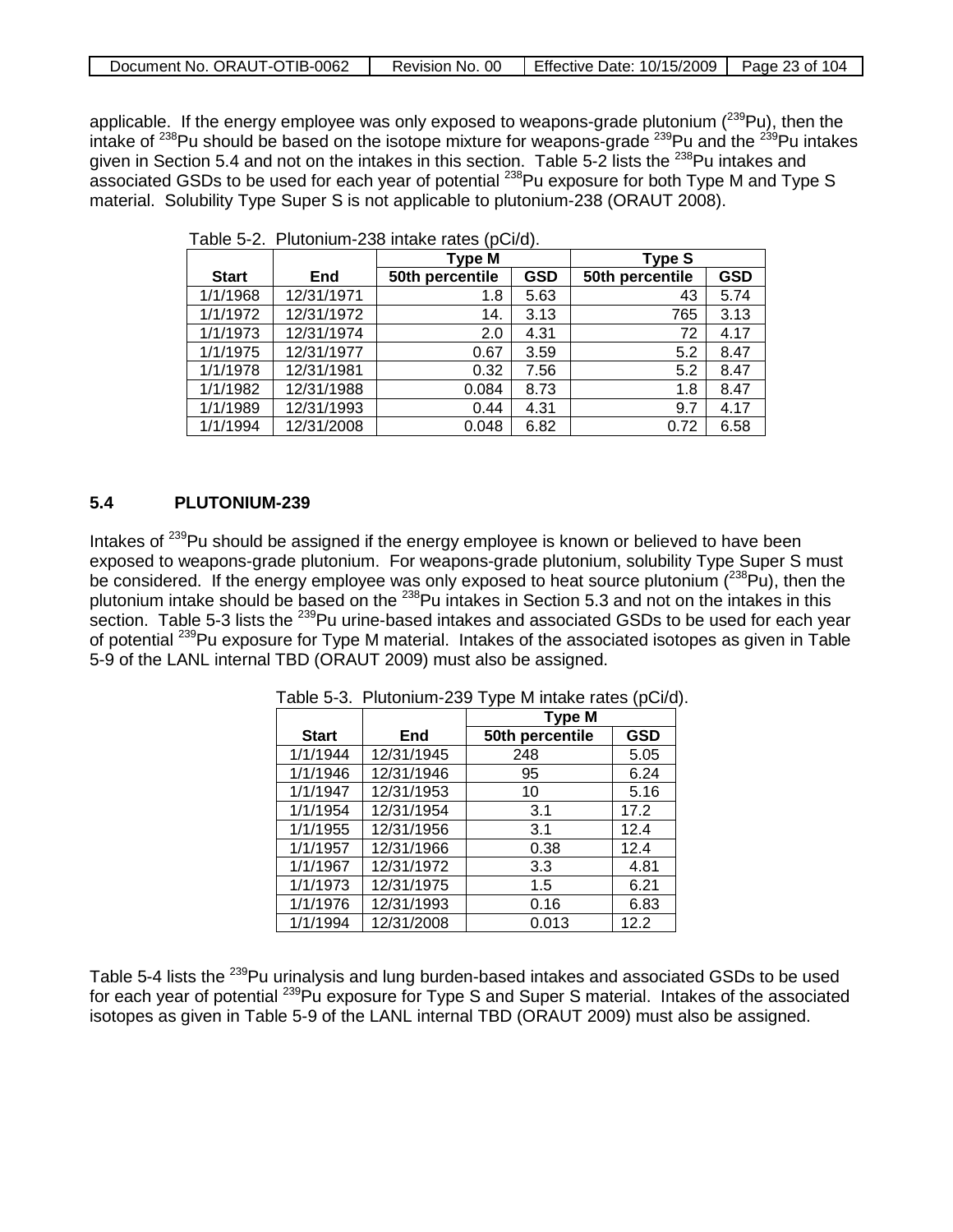applicable. If the energy employee was only exposed to weapons-grade plutonium ($^{239}$Pu), then the intake of $^{238}$Pu should be based on the isotope mixture for weapons-grade $^{239}$Pu and the $^{239}$Pu intakes given in Section 5.4 and not on the intakes in this section. Table 5-2 lists the $^{238}$Pu intakes and associated GSDs to be used for each year of potential $^{238}$Pu exposure for both Type M and Type S material. Solubility Type Super S is not applicable to plutonium-238 (ORAUT 2008).

Table 5-2. Plutonium-238 intake rates (pCi/d).

| | | Type M | | Type S | |
|---|---|---|---|---|---|
| Start | End | 50th percentile | GSD | 50th percentile | GSD |
| 1/1/1968 | 12/31/1971 | 1.8 | 5.63 | 43 | 5.74 |
| 1/1/1972 | 12/31/1972 | 14. | 3.13 | 765 | 3.13 |
| 1/1/1973 | 12/31/1974 | 2.0 | 4.31 | 72 | 4.17 |
| 1/1/1975 | 12/31/1977 | 0.67 | 3.59 | 5.2 | 8.47 |
| 1/1/1978 | 12/31/1981 | 0.32 | 7.56 | 5.2 | 8.47 |
| 1/1/1982 | 12/31/1988 | 0.084 | 8.73 | 1.8 | 8.47 |
| 1/1/1989 | 12/31/1993 | 0.44 | 4.31 | 9.7 | 4.17 |
| 1/1/1994 | 12/31/2008 | 0.048 | 6.82 | 0.72 | 6.58 |

## 5.4 PLUTONIUM-239

Intakes of $^{239}$Pu should be assigned if the energy employee is known or believed to have been exposed to weapons-grade plutonium. For weapons-grade plutonium, solubility Type Super S must be considered. If the energy employee was only exposed to heat source plutonium ($^{238}$Pu), then the plutonium intake should be based on the $^{238}$Pu intakes in Section 5.3 and not on the intakes in this section. Table 5-3 lists the $^{239}$Pu urine-based intakes and associated GSDs to be used for each year of potential $^{239}$Pu exposure for Type M material. Intakes of the associated isotopes as given in Table 5-9 of the LANL internal TBD (ORAUT 2009) must also be assigned.

Table 5-3. Plutonium-239 Type M intake rates (pCi/d).

| | | Type M | |
|---|---|---|---|
| Start | End | 50th percentile | GSD |
| 1/1/1944 | 12/31/1945 | 248 | 5.05 |
| 1/1/1946 | 12/31/1946 | 95 | 6.24 |
| 1/1/1947 | 12/31/1953 | 10 | 5.16 |
| 1/1/1954 | 12/31/1954 | 3.1 | 17.2 |
| 1/1/1955 | 12/31/1956 | 3.1 | 12.4 |
| 1/1/1957 | 12/31/1966 | 0.38 | 12.4 |
| 1/1/1967 | 12/31/1972 | 3.3 | 4.81 |
| 1/1/1973 | 12/31/1975 | 1.5 | 6.21 |
| 1/1/1976 | 12/31/1993 | 0.16 | 6.83 |
| 1/1/1994 | 12/31/2008 | 0.013 | 12.2 |

Table 5-4 lists the $^{239}$Pu urinalysis and lung burden-based intakes and associated GSDs to be used for each year of potential $^{239}$Pu exposure for Type S and Super S material. Intakes of the associated isotopes as given in Table 5-9 of the LANL internal TBD (ORAUT 2009) must also be assigned.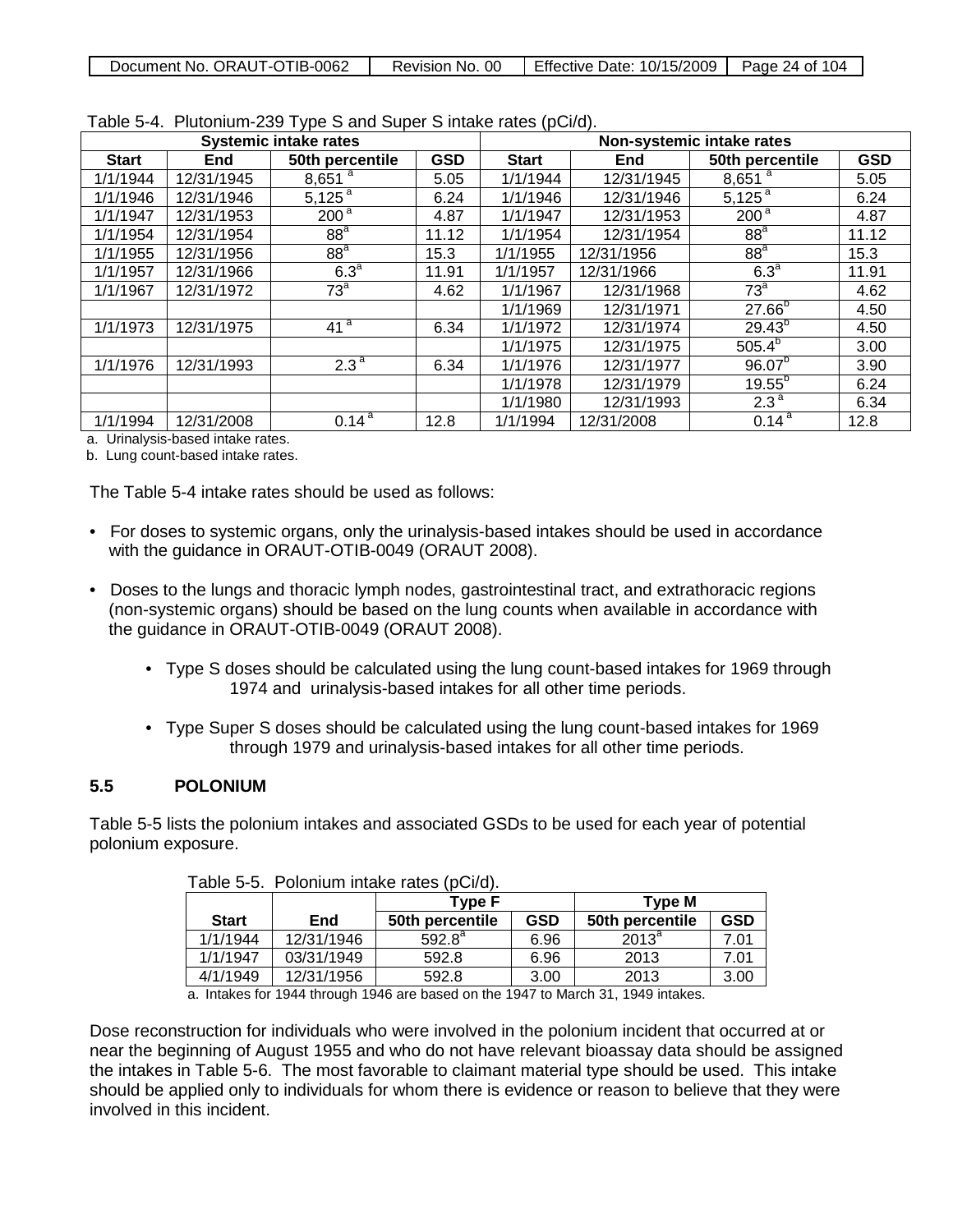Table 5-4. Plutonium-239 Type S and Super S intake rates (pCi/d).

| Systemic intake rates | | | | Non-systemic intake rates | | | |
|---|---|---|---|---|---|---|---|
| Start | End | 50th percentile | GSD | Start | End | 50th percentile | GSD |
| 1/1/1944 | 12/31/1945 | 8,651 [a] | 5.05 | 1/1/1944 | 12/31/1945 | 8,651 [a] | 5.05 |
| 1/1/1946 | 12/31/1946 | 5,125 [a] | 6.24 | 1/1/1946 | 12/31/1946 | 5,125 [a] | 6.24 |
| 1/1/1947 | 12/31/1953 | 200 [a] | 4.87 | 1/1/1947 | 12/31/1953 | 200 [a] | 4.87 |
| 1/1/1954 | 12/31/1954 | 88[a] | 11.12 | 1/1/1954 | 12/31/1954 | 88[a] | 11.12 |
| 1/1/1955 | 12/31/1956 | 88[a] | 15.3 | 1/1/1955 | 12/31/1956 | 88[a] | 15.3 |
| 1/1/1957 | 12/31/1966 | 6.3[a] | 11.91 | 1/1/1957 | 12/31/1966 | 6.3[a] | 11.91 |
| 1/1/1967 | 12/31/1972 | 73[a] | 4.62 | 1/1/1967 | 12/31/1968 | 73[a] | 4.62 |
| | | | | 1/1/1969 | 12/31/1971 | 27.66[b] | 4.50 |
| 1/1/1973 | 12/31/1975 | 41 [a] | 6.34 | 1/1/1972 | 12/31/1974 | 29.43[b] | 4.50 |
| | | | | 1/1/1975 | 12/31/1975 | 505.4[b] | 3.00 |
| 1/1/1976 | 12/31/1993 | 2.3 [a] | 6.34 | 1/1/1976 | 12/31/1977 | 96.07[b] | 3.90 |
| | | | | 1/1/1978 | 12/31/1979 | 19.55[b] | 6.24 |
| | | | | 1/1/1980 | 12/31/1993 | 2.3 [a] | 6.34 |
| 1/1/1994 | 12/31/2008 | 0.14 [a] | 12.8 | 1/1/1994 | 12/31/2008 | 0.14 [a] | 12.8 |

a. Urinalysis-based intake rates.
b. Lung count-based intake rates.

The Table 5-4 intake rates should be used as follows:

- For doses to systemic organs, only the urinalysis-based intakes should be used in accordance with the guidance in ORAUT-OTIB-0049 (ORAUT 2008).
- Doses to the lungs and thoracic lymph nodes, gastrointestinal tract, and extrathoracic regions (non-systemic organs) should be based on the lung counts when available in accordance with the guidance in ORAUT-OTIB-0049 (ORAUT 2008).
    - Type S doses should be calculated using the lung count-based intakes for 1969 through 1974 and urinalysis-based intakes for all other time periods.
    - Type Super S doses should be calculated using the lung count-based intakes for 1969 through 1979 and urinalysis-based intakes for all other time periods.

## 5.5 POLONIUM

Table 5-5 lists the polonium intakes and associated GSDs to be used for each year of potential polonium exposure.

Table 5-5. Polonium intake rates (pCi/d).

| | | Type F | | Type M | |
|---|---|---|---|---|---|
| Start | End | 50th percentile | GSD | 50th percentile | GSD |
| 1/1/1944 | 12/31/1946 | 592.8[a] | 6.96 | 2013[a] | 7.01 |
| 1/1/1947 | 03/31/1949 | 592.8 | 6.96 | 2013 | 7.01 |
| 4/1/1949 | 12/31/1956 | 592.8 | 3.00 | 2013 | 3.00 |

a. Intakes for 1944 through 1946 are based on the 1947 to March 31, 1949 intakes.

Dose reconstruction for individuals who were involved in the polonium incident that occurred at or near the beginning of August 1955 and who do not have relevant bioassay data should be assigned the intakes in Table 5-6. The most favorable to claimant material type should be used. This intake should be applied only to individuals for whom there is evidence or reason to believe that they were involved in this incident.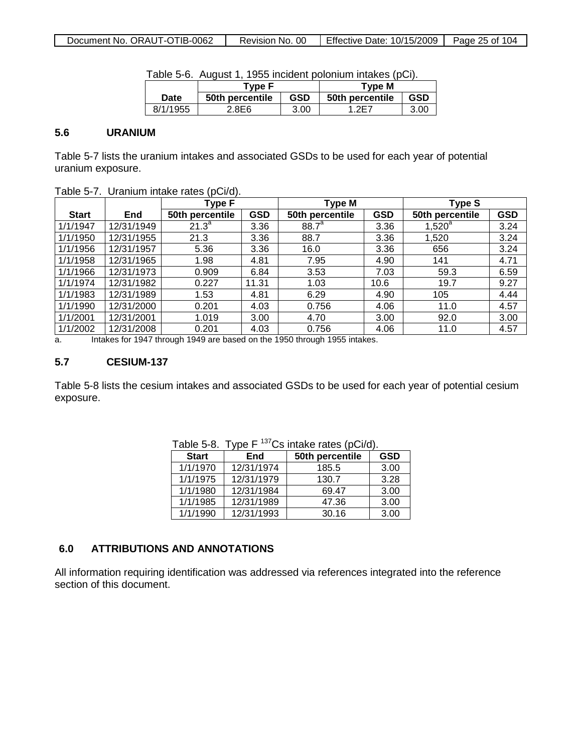Table 5-6. August 1, 1955 incident polonium intakes (pCi).

| Date | Type F | | Type M | |
|---|---|---|---|---|
| | 50th percentile | GSD | 50th percentile | GSD |
| 8/1/1955 | 2.8E6 | 3.00 | 1.2E7 | 3.00 |

## 5.6 URANIUM

Table 5-7 lists the uranium intakes and associated GSDs to be used for each year of potential uranium exposure.

Table 5-7. Uranium intake rates (pCi/d).

| Start | End | Type F | | Type M | | Type S | |
|---|---|---|---|---|---|---|---|
| | | 50th percentile | GSD | 50th percentile | GSD | 50th percentile | GSD |
| 1/1/1947 | 12/31/1949 | 21.3[a] | 3.36 | 88.7[a] | 3.36 | 1,520[a] | 3.24 |
| 1/1/1950 | 12/31/1955 | 21.3 | 3.36 | 88.7 | 3.36 | 1,520 | 3.24 |
| 1/1/1956 | 12/31/1957 | 5.36 | 3.36 | 16.0 | 3.36 | 656 | 3.24 |
| 1/1/1958 | 12/31/1965 | 1.98 | 4.81 | 7.95 | 4.90 | 141 | 4.71 |
| 1/1/1966 | 12/31/1973 | 0.909 | 6.84 | 3.53 | 7.03 | 59.3 | 6.59 |
| 1/1/1974 | 12/31/1982 | 0.227 | 11.31 | 1.03 | 10.6 | 19.7 | 9.27 |
| 1/1/1983 | 12/31/1989 | 1.53 | 4.81 | 6.29 | 4.90 | 105 | 4.44 |
| 1/1/1990 | 12/31/2000 | 0.201 | 4.03 | 0.756 | 4.06 | 11.0 | 4.57 |
| 1/1/2001 | 12/31/2001 | 1.019 | 3.00 | 4.70 | 3.00 | 92.0 | 3.00 |
| 1/1/2002 | 12/31/2008 | 0.201 | 4.03 | 0.756 | 4.06 | 11.0 | 4.57 |

a. Intakes for 1947 through 1949 are based on the 1950 through 1955 intakes.

## 5.7 CESIUM-137

Table 5-8 lists the cesium intakes and associated GSDs to be used for each year of potential cesium exposure.

Table 5-8. Type F $^{137}$Cs intake rates (pCi/d).

| Start | End | 50th percentile | GSD |
|---|---|---|---|
| 1/1/1970 | 12/31/1974 | 185.5 | 3.00 |
| 1/1/1975 | 12/31/1979 | 130.7 | 3.28 |
| 1/1/1980 | 12/31/1984 | 69.47 | 3.00 |
| 1/1/1985 | 12/31/1989 | 47.36 | 3.00 |
| 1/1/1990 | 12/31/1993 | 30.16 | 3.00 |

# 6.0 ATTRIBUTIONS AND ANNOTATIONS

All information requiring identification was addressed via references integrated into the reference section of this document.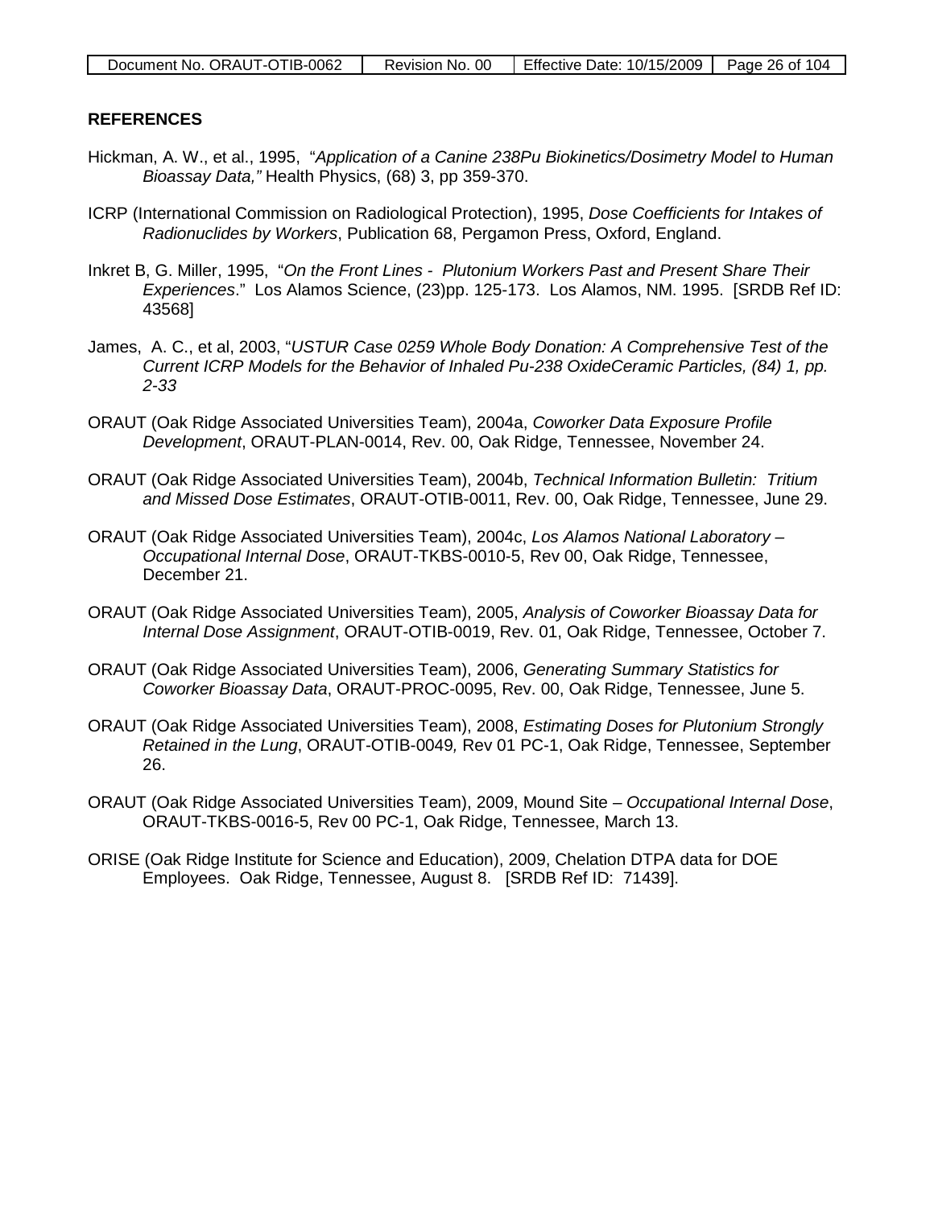## REFERENCES

Hickman, A. W., et al., 1995, "*Application of a Canine 238Pu Biokinetics/Dosimetry Model to Human Bioassay Data,"* Health Physics, (68) 3, pp 359-370.

ICRP (International Commission on Radiological Protection), 1995, *Dose Coefficients for Intakes of Radionuclides by Workers*, Publication 68, Pergamon Press, Oxford, England.

Inkret B, G. Miller, 1995, "*On the Front Lines - Plutonium Workers Past and Present Share Their Experiences*." Los Alamos Science, (23)pp. 125-173. Los Alamos, NM. 1995. [SRDB Ref ID: 43568]

James, A. C., et al, 2003, "*USTUR Case 0259 Whole Body Donation: A Comprehensive Test of the Current ICRP Models for the Behavior of Inhaled Pu-238 OxideCeramic Particles, (84) 1, pp. 2-33*

ORAUT (Oak Ridge Associated Universities Team), 2004a, *Coworker Data Exposure Profile Development*, ORAUT-PLAN-0014, Rev. 00, Oak Ridge, Tennessee, November 24.

ORAUT (Oak Ridge Associated Universities Team), 2004b, *Technical Information Bulletin: Tritium and Missed Dose Estimates*, ORAUT-OTIB-0011, Rev. 00, Oak Ridge, Tennessee, June 29.

ORAUT (Oak Ridge Associated Universities Team), 2004c, *Los Alamos National Laboratory – Occupational Internal Dose*, ORAUT-TKBS-0010-5, Rev 00, Oak Ridge, Tennessee, December 21.

ORAUT (Oak Ridge Associated Universities Team), 2005, *Analysis of Coworker Bioassay Data for Internal Dose Assignment*, ORAUT-OTIB-0019, Rev. 01, Oak Ridge, Tennessee, October 7.

ORAUT (Oak Ridge Associated Universities Team), 2006, *Generating Summary Statistics for Coworker Bioassay Data*, ORAUT-PROC-0095, Rev. 00, Oak Ridge, Tennessee, June 5.

ORAUT (Oak Ridge Associated Universities Team), 2008, *Estimating Doses for Plutonium Strongly Retained in the Lung*, ORAUT-OTIB-0049*,* Rev 01 PC-1, Oak Ridge, Tennessee, September 26.

ORAUT (Oak Ridge Associated Universities Team), 2009, Mound Site – *Occupational Internal Dose*, ORAUT-TKBS-0016-5, Rev 00 PC-1, Oak Ridge, Tennessee, March 13.

ORISE (Oak Ridge Institute for Science and Education), 2009, Chelation DTPA data for DOE Employees. Oak Ridge, Tennessee, August 8. [SRDB Ref ID: 71439].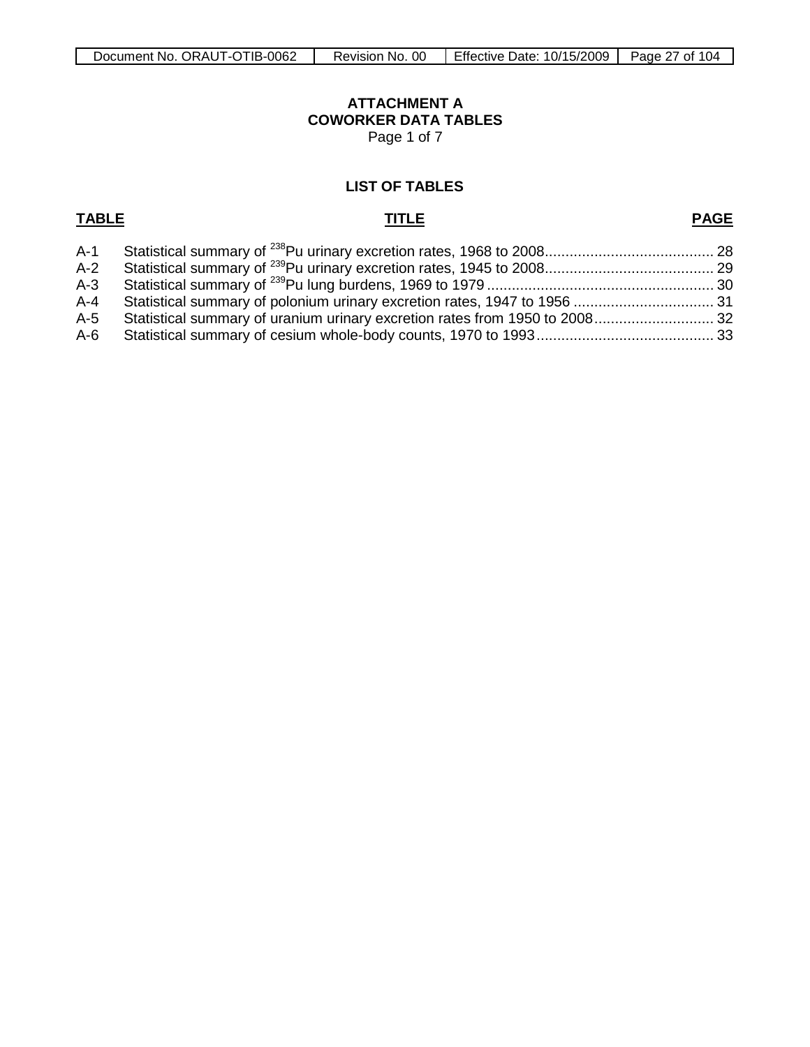# ATTACHMENT A
# COWORKER DATA TABLES

Page 1 of 7

## LIST OF TABLES

| TABLE | TITLE | PAGE |
|---|---|---|
| A-1 | Statistical summary of $^{238}$Pu urinary excretion rates, 1968 to 2008 | 28 |
| A-2 | Statistical summary of $^{239}$Pu urinary excretion rates, 1945 to 2008 | 29 |
| A-3 | Statistical summary of $^{239}$Pu lung burdens, 1969 to 1979 | 30 |
| A-4 | Statistical summary of polonium urinary excretion rates, 1947 to 1956 | 31 |
| A-5 | Statistical summary of uranium urinary excretion rates from 1950 to 2008 | 32 |
| A-6 | Statistical summary of cesium whole-body counts, 1970 to 1993 | 33 |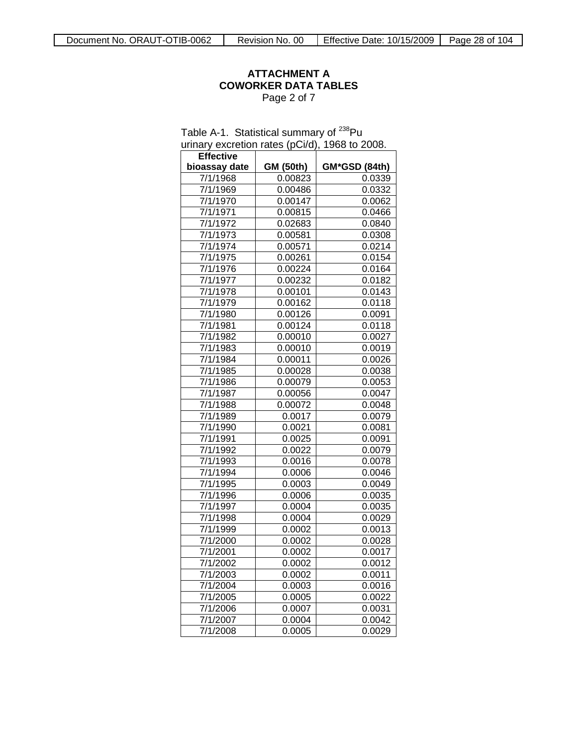**ATTACHMENT A**
**COWORKER DATA TABLES**
Page 2 of 7

Table A-1. Statistical summary of $^{238}$Pu urinary excretion rates (pCi/d), 1968 to 2008.

| Effective bioassay date | GM (50th) | GM*GSD (84th) |
|---|---|---|
| 7/1/1968 | 0.00823 | 0.0339 |
| 7/1/1969 | 0.00486 | 0.0332 |
| 7/1/1970 | 0.00147 | 0.0062 |
| 7/1/1971 | 0.00815 | 0.0466 |
| 7/1/1972 | 0.02683 | 0.0840 |
| 7/1/1973 | 0.00581 | 0.0308 |
| 7/1/1974 | 0.00571 | 0.0214 |
| 7/1/1975 | 0.00261 | 0.0154 |
| 7/1/1976 | 0.00224 | 0.0164 |
| 7/1/1977 | 0.00232 | 0.0182 |
| 7/1/1978 | 0.00101 | 0.0143 |
| 7/1/1979 | 0.00162 | 0.0118 |
| 7/1/1980 | 0.00126 | 0.0091 |
| 7/1/1981 | 0.00124 | 0.0118 |
| 7/1/1982 | 0.00010 | 0.0027 |
| 7/1/1983 | 0.00010 | 0.0019 |
| 7/1/1984 | 0.00011 | 0.0026 |
| 7/1/1985 | 0.00028 | 0.0038 |
| 7/1/1986 | 0.00079 | 0.0053 |
| 7/1/1987 | 0.00056 | 0.0047 |
| 7/1/1988 | 0.00072 | 0.0048 |
| 7/1/1989 | 0.0017 | 0.0079 |
| 7/1/1990 | 0.0021 | 0.0081 |
| 7/1/1991 | 0.0025 | 0.0091 |
| 7/1/1992 | 0.0022 | 0.0079 |
| 7/1/1993 | 0.0016 | 0.0078 |
| 7/1/1994 | 0.0006 | 0.0046 |
| 7/1/1995 | 0.0003 | 0.0049 |
| 7/1/1996 | 0.0006 | 0.0035 |
| 7/1/1997 | 0.0004 | 0.0035 |
| 7/1/1998 | 0.0004 | 0.0029 |
| 7/1/1999 | 0.0002 | 0.0013 |
| 7/1/2000 | 0.0002 | 0.0028 |
| 7/1/2001 | 0.0002 | 0.0017 |
| 7/1/2002 | 0.0002 | 0.0012 |
| 7/1/2003 | 0.0002 | 0.0011 |
| 7/1/2004 | 0.0003 | 0.0016 |
| 7/1/2005 | 0.0005 | 0.0022 |
| 7/1/2006 | 0.0007 | 0.0031 |
| 7/1/2007 | 0.0004 | 0.0042 |
| 7/1/2008 | 0.0005 | 0.0029 |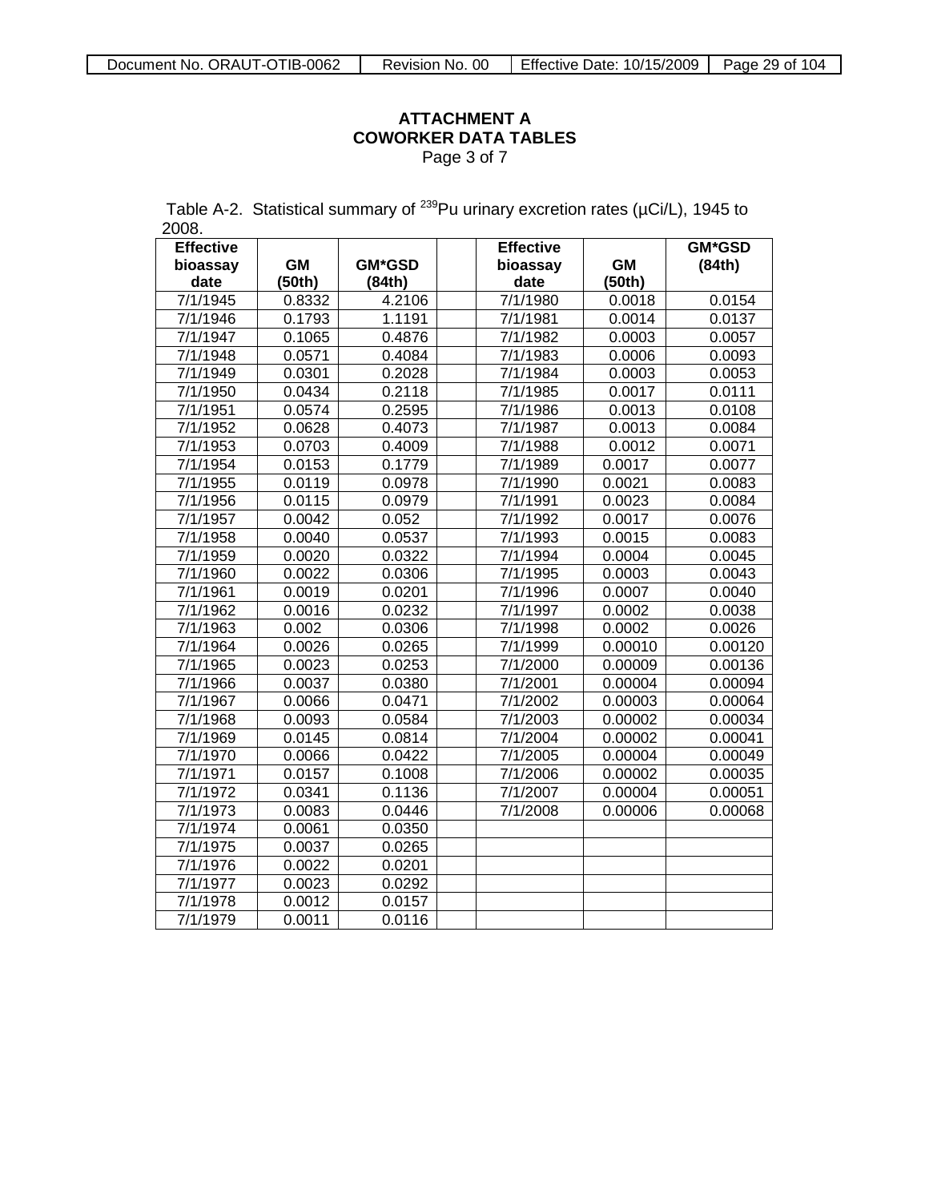**ATTACHMENT A**
**COWORKER DATA TABLES**
Page 3 of 7

Table A-2. Statistical summary of $^{239}$Pu urinary excretion rates (µCi/L), 1945 to 2008.

| Effective bioassay date | GM (50th) | GM*GSD (84th) | | Effective bioassay date | GM (50th) | GM*GSD (84th) |
|---|---|---|---|---|---|---|
| 7/1/1945 | 0.8332 | 4.2106 | | 7/1/1980 | 0.0018 | 0.0154 |
| 7/1/1946 | 0.1793 | 1.1191 | | 7/1/1981 | 0.0014 | 0.0137 |
| 7/1/1947 | 0.1065 | 0.4876 | | 7/1/1982 | 0.0003 | 0.0057 |
| 7/1/1948 | 0.0571 | 0.4084 | | 7/1/1983 | 0.0006 | 0.0093 |
| 7/1/1949 | 0.0301 | 0.2028 | | 7/1/1984 | 0.0003 | 0.0053 |
| 7/1/1950 | 0.0434 | 0.2118 | | 7/1/1985 | 0.0017 | 0.0111 |
| 7/1/1951 | 0.0574 | 0.2595 | | 7/1/1986 | 0.0013 | 0.0108 |
| 7/1/1952 | 0.0628 | 0.4073 | | 7/1/1987 | 0.0013 | 0.0084 |
| 7/1/1953 | 0.0703 | 0.4009 | | 7/1/1988 | 0.0012 | 0.0071 |
| 7/1/1954 | 0.0153 | 0.1779 | | 7/1/1989 | 0.0017 | 0.0077 |
| 7/1/1955 | 0.0119 | 0.0978 | | 7/1/1990 | 0.0021 | 0.0083 |
| 7/1/1956 | 0.0115 | 0.0979 | | 7/1/1991 | 0.0023 | 0.0084 |
| 7/1/1957 | 0.0042 | 0.052 | | 7/1/1992 | 0.0017 | 0.0076 |
| 7/1/1958 | 0.0040 | 0.0537 | | 7/1/1993 | 0.0015 | 0.0083 |
| 7/1/1959 | 0.0020 | 0.0322 | | 7/1/1994 | 0.0004 | 0.0045 |
| 7/1/1960 | 0.0022 | 0.0306 | | 7/1/1995 | 0.0003 | 0.0043 |
| 7/1/1961 | 0.0019 | 0.0201 | | 7/1/1996 | 0.0007 | 0.0040 |
| 7/1/1962 | 0.0016 | 0.0232 | | 7/1/1997 | 0.0002 | 0.0038 |
| 7/1/1963 | 0.002 | 0.0306 | | 7/1/1998 | 0.0002 | 0.0026 |
| 7/1/1964 | 0.0026 | 0.0265 | | 7/1/1999 | 0.00010 | 0.00120 |
| 7/1/1965 | 0.0023 | 0.0253 | | 7/1/2000 | 0.00009 | 0.00136 |
| 7/1/1966 | 0.0037 | 0.0380 | | 7/1/2001 | 0.00004 | 0.00094 |
| 7/1/1967 | 0.0066 | 0.0471 | | 7/1/2002 | 0.00003 | 0.00064 |
| 7/1/1968 | 0.0093 | 0.0584 | | 7/1/2003 | 0.00002 | 0.00034 |
| 7/1/1969 | 0.0145 | 0.0814 | | 7/1/2004 | 0.00002 | 0.00041 |
| 7/1/1970 | 0.0066 | 0.0422 | | 7/1/2005 | 0.00004 | 0.00049 |
| 7/1/1971 | 0.0157 | 0.1008 | | 7/1/2006 | 0.00002 | 0.00035 |
| 7/1/1972 | 0.0341 | 0.1136 | | 7/1/2007 | 0.00004 | 0.00051 |
| 7/1/1973 | 0.0083 | 0.0446 | | 7/1/2008 | 0.00006 | 0.00068 |
| 7/1/1974 | 0.0061 | 0.0350 | | | | |
| 7/1/1975 | 0.0037 | 0.0265 | | | | |
| 7/1/1976 | 0.0022 | 0.0201 | | | | |
| 7/1/1977 | 0.0023 | 0.0292 | | | | |
| 7/1/1978 | 0.0012 | 0.0157 | | | | |
| 7/1/1979 | 0.0011 | 0.0116 | | | | |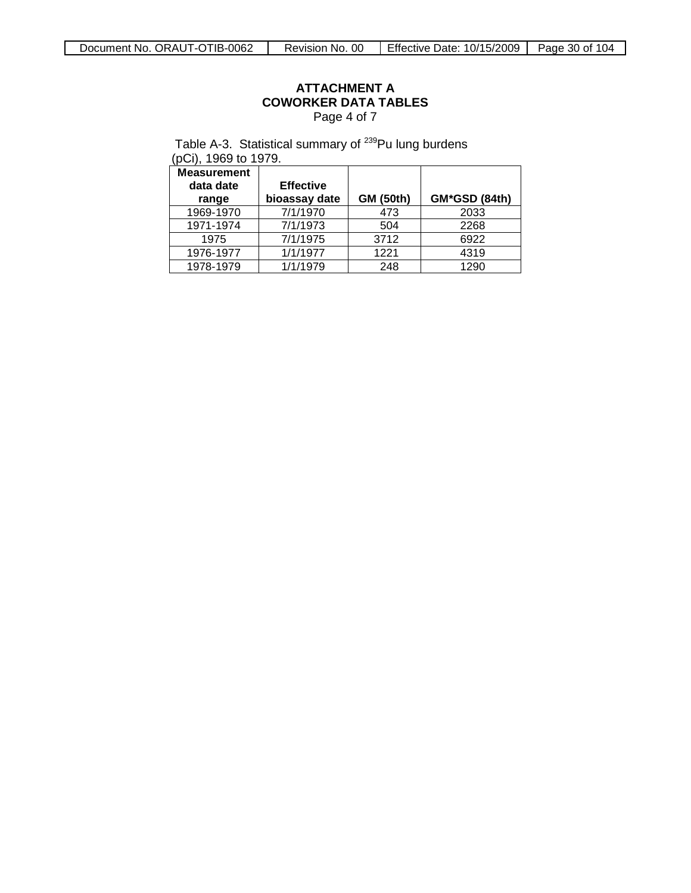**ATTACHMENT A**
**COWORKER DATA TABLES**
Page 4 of 7

Table A-3. Statistical summary of $^{239}Pu$ lung burdens (pCi), 1969 to 1979.

| Measurement data date range | Effective bioassay date | GM (50th) | GM*GSD (84th) |
|---|---|---|---|
| 1969-1970 | 7/1/1970 | 473 | 2033 |
| 1971-1974 | 7/1/1973 | 504 | 2268 |
| 1975 | 7/1/1975 | 3712 | 6922 |
| 1976-1977 | 1/1/1977 | 1221 | 4319 |
| 1978-1979 | 1/1/1979 | 248 | 1290 |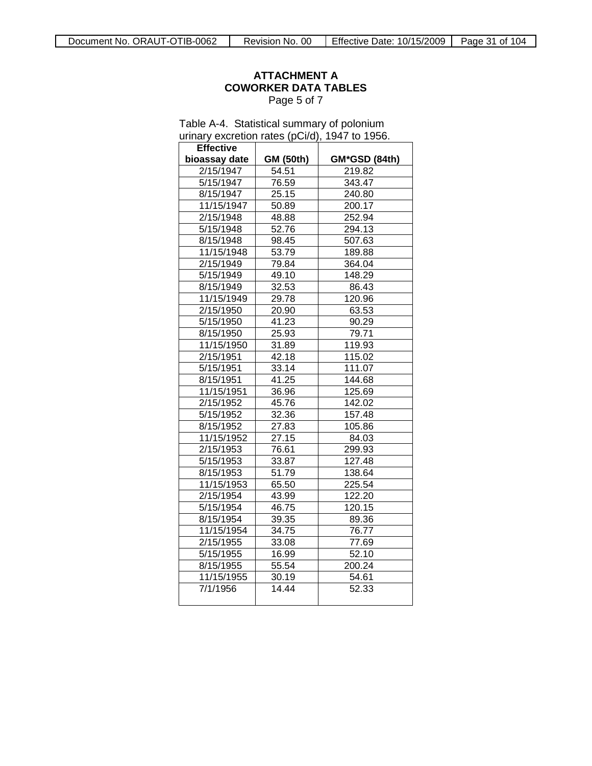**ATTACHMENT A**
**COWORKER DATA TABLES**
Page 5 of 7

Table A-4. Statistical summary of polonium urinary excretion rates (pCi/d), 1947 to 1956.

| Effective bioassay date | GM (50th) | GM*GSD (84th) |
|---|---|---|
| 2/15/1947 | 54.51 | 219.82 |
| 5/15/1947 | 76.59 | 343.47 |
| 8/15/1947 | 25.15 | 240.80 |
| 11/15/1947 | 50.89 | 200.17 |
| 2/15/1948 | 48.88 | 252.94 |
| 5/15/1948 | 52.76 | 294.13 |
| 8/15/1948 | 98.45 | 507.63 |
| 11/15/1948 | 53.79 | 189.88 |
| 2/15/1949 | 79.84 | 364.04 |
| 5/15/1949 | 49.10 | 148.29 |
| 8/15/1949 | 32.53 | 86.43 |
| 11/15/1949 | 29.78 | 120.96 |
| 2/15/1950 | 20.90 | 63.53 |
| 5/15/1950 | 41.23 | 90.29 |
| 8/15/1950 | 25.93 | 79.71 |
| 11/15/1950 | 31.89 | 119.93 |
| 2/15/1951 | 42.18 | 115.02 |
| 5/15/1951 | 33.14 | 111.07 |
| 8/15/1951 | 41.25 | 144.68 |
| 11/15/1951 | 36.96 | 125.69 |
| 2/15/1952 | 45.76 | 142.02 |
| 5/15/1952 | 32.36 | 157.48 |
| 8/15/1952 | 27.83 | 105.86 |
| 11/15/1952 | 27.15 | 84.03 |
| 2/15/1953 | 76.61 | 299.93 |
| 5/15/1953 | 33.87 | 127.48 |
| 8/15/1953 | 51.79 | 138.64 |
| 11/15/1953 | 65.50 | 225.54 |
| 2/15/1954 | 43.99 | 122.20 |
| 5/15/1954 | 46.75 | 120.15 |
| 8/15/1954 | 39.35 | 89.36 |
| 11/15/1954 | 34.75 | 76.77 |
| 2/15/1955 | 33.08 | 77.69 |
| 5/15/1955 | 16.99 | 52.10 |
| 8/15/1955 | 55.54 | 200.24 |
| 11/15/1955 | 30.19 | 54.61 |
| 7/1/1956 | 14.44 | 52.33 |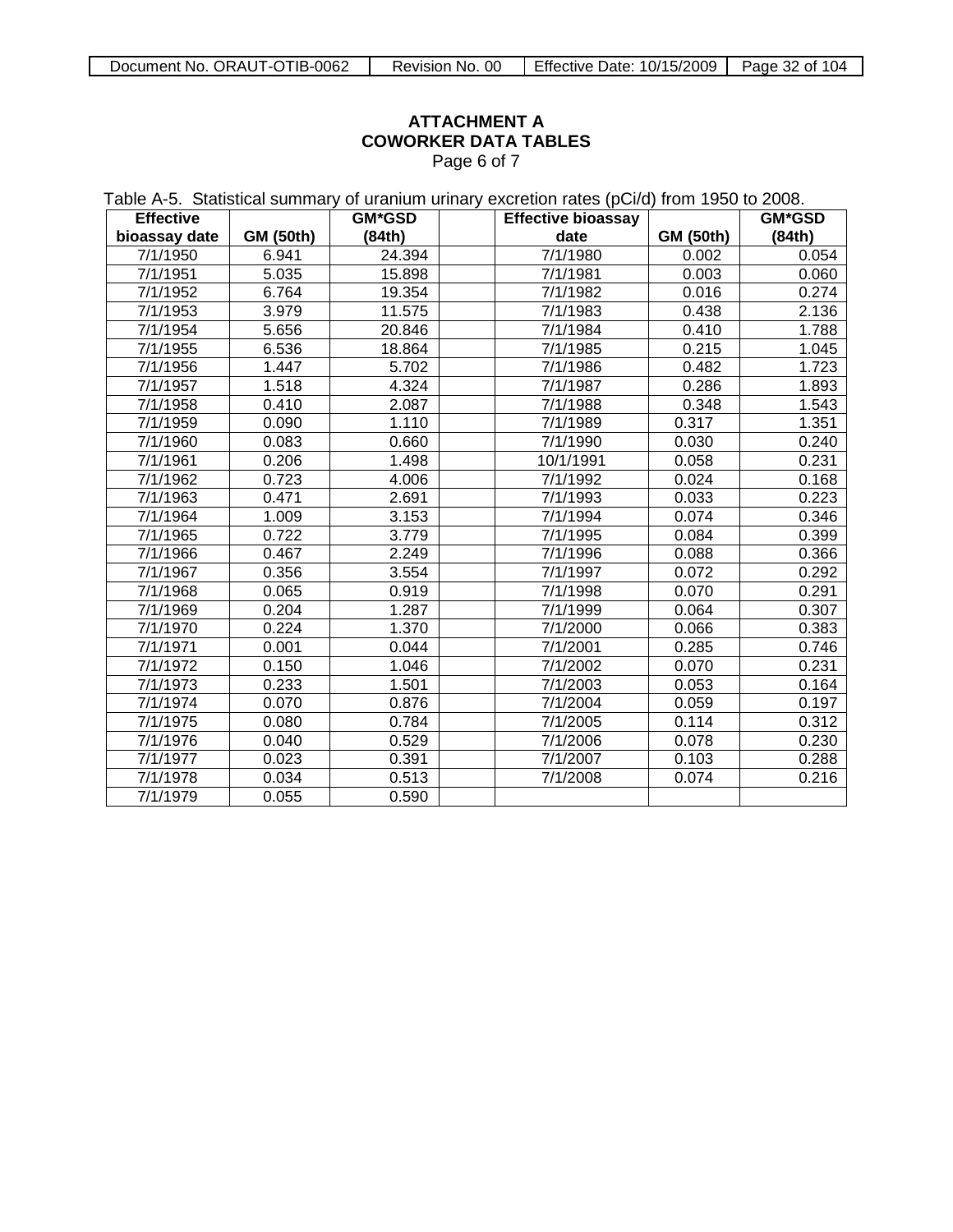# ATTACHMENT A
# COWORKER DATA TABLES

Page 6 of 7

Table A-5. Statistical summary of uranium urinary excretion rates (pCi/d) from 1950 to 2008.

| Effective bioassay date | GM (50th) | GM*GSD (84th) | | Effective bioassay date | GM (50th) | GM*GSD (84th) |
|---|---|---|---|---|---|---|
| 7/1/1950 | 6.941 | 24.394 | | 7/1/1980 | 0.002 | 0.054 |
| 7/1/1951 | 5.035 | 15.898 | | 7/1/1981 | 0.003 | 0.060 |
| 7/1/1952 | 6.764 | 19.354 | | 7/1/1982 | 0.016 | 0.274 |
| 7/1/1953 | 3.979 | 11.575 | | 7/1/1983 | 0.438 | 2.136 |
| 7/1/1954 | 5.656 | 20.846 | | 7/1/1984 | 0.410 | 1.788 |
| 7/1/1955 | 6.536 | 18.864 | | 7/1/1985 | 0.215 | 1.045 |
| 7/1/1956 | 1.447 | 5.702 | | 7/1/1986 | 0.482 | 1.723 |
| 7/1/1957 | 1.518 | 4.324 | | 7/1/1987 | 0.286 | 1.893 |
| 7/1/1958 | 0.410 | 2.087 | | 7/1/1988 | 0.348 | 1.543 |
| 7/1/1959 | 0.090 | 1.110 | | 7/1/1989 | 0.317 | 1.351 |
| 7/1/1960 | 0.083 | 0.660 | | 7/1/1990 | 0.030 | 0.240 |
| 7/1/1961 | 0.206 | 1.498 | | 10/1/1991 | 0.058 | 0.231 |
| 7/1/1962 | 0.723 | 4.006 | | 7/1/1992 | 0.024 | 0.168 |
| 7/1/1963 | 0.471 | 2.691 | | 7/1/1993 | 0.033 | 0.223 |
| 7/1/1964 | 1.009 | 3.153 | | 7/1/1994 | 0.074 | 0.346 |
| 7/1/1965 | 0.722 | 3.779 | | 7/1/1995 | 0.084 | 0.399 |
| 7/1/1966 | 0.467 | 2.249 | | 7/1/1996 | 0.088 | 0.366 |
| 7/1/1967 | 0.356 | 3.554 | | 7/1/1997 | 0.072 | 0.292 |
| 7/1/1968 | 0.065 | 0.919 | | 7/1/1998 | 0.070 | 0.291 |
| 7/1/1969 | 0.204 | 1.287 | | 7/1/1999 | 0.064 | 0.307 |
| 7/1/1970 | 0.224 | 1.370 | | 7/1/2000 | 0.066 | 0.383 |
| 7/1/1971 | 0.001 | 0.044 | | 7/1/2001 | 0.285 | 0.746 |
| 7/1/1972 | 0.150 | 1.046 | | 7/1/2002 | 0.070 | 0.231 |
| 7/1/1973 | 0.233 | 1.501 | | 7/1/2003 | 0.053 | 0.164 |
| 7/1/1974 | 0.070 | 0.876 | | 7/1/2004 | 0.059 | 0.197 |
| 7/1/1975 | 0.080 | 0.784 | | 7/1/2005 | 0.114 | 0.312 |
| 7/1/1976 | 0.040 | 0.529 | | 7/1/2006 | 0.078 | 0.230 |
| 7/1/1977 | 0.023 | 0.391 | | 7/1/2007 | 0.103 | 0.288 |
| 7/1/1978 | 0.034 | 0.513 | | 7/1/2008 | 0.074 | 0.216 |
| 7/1/1979 | 0.055 | 0.590 | | | | |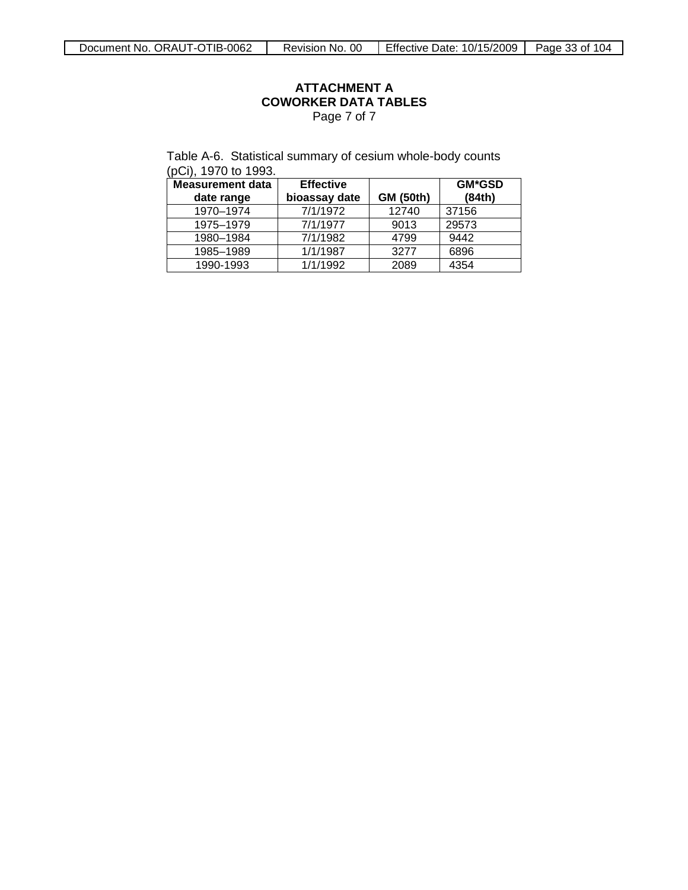**ATTACHMENT A**
**COWORKER DATA TABLES**
Page 7 of 7

Table A-6. Statistical summary of cesium whole-body counts (pCi), 1970 to 1993.

| Measurement data date range | Effective bioassay date | GM (50th) | GM*GSD (84th) |
|---|---|---|---|
| 1970–1974 | 7/1/1972 | 12740 | 37156 |
| 1975–1979 | 7/1/1977 | 9013 | 29573 |
| 1980–1984 | 7/1/1982 | 4799 | 9442 |
| 1985–1989 | 1/1/1987 | 3277 | 6896 |
| 1990-1993 | 1/1/1992 | 2089 | 4354 |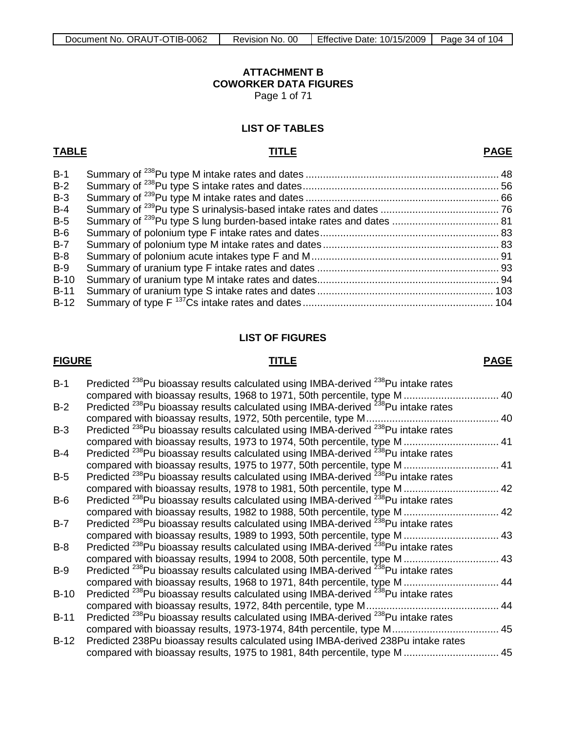# ATTACHMENT B
# COWORKER DATA FIGURES

Page 1 of 71

## LIST OF TABLES

| TABLE | TITLE | PAGE |
|---|---|---|
| B-1 | Summary of $^{238}$Pu type M intake rates and dates | 48 |
| B-2 | Summary of $^{238}$Pu type S intake rates and dates | 56 |
| B-3 | Summary of $^{239}$Pu type M intake rates and dates | 66 |
| B-4 | Summary of $^{239}$Pu type S urinalysis-based intake rates and dates | 76 |
| B-5 | Summary of $^{239}$Pu type S lung burden-based intake rates and dates | 81 |
| B-6 | Summary of polonium type F intake rates and dates | 83 |
| B-7 | Summary of polonium type M intake rates and dates | 83 |
| B-8 | Summary of polonium acute intakes type F and M | 91 |
| B-9 | Summary of uranium type F intake rates and dates | 93 |
| B-10 | Summary of uranium type M intake rates and dates | 94 |
| B-11 | Summary of uranium type S intake rates and dates | 103 |
| B-12 | Summary of type F $^{137}$Cs intake rates and dates | 104 |

## LIST OF FIGURES

| FIGURE | TITLE | PAGE |
|---|---|---|
| B-1 | Predicted $^{238}$Pu bioassay results calculated using IMBA-derived $^{238}$Pu intake rates compared with bioassay results, 1968 to 1971, 50th percentile, type M | 40 |
| B-2 | Predicted $^{238}$Pu bioassay results calculated using IMBA-derived $^{238}$Pu intake rates compared with bioassay results, 1972, 50th percentile, type M | 40 |
| B-3 | Predicted $^{238}$Pu bioassay results calculated using IMBA-derived $^{238}$Pu intake rates compared with bioassay results, 1973 to 1974, 50th percentile, type M | 41 |
| B-4 | Predicted $^{238}$Pu bioassay results calculated using IMBA-derived $^{238}$Pu intake rates compared with bioassay results, 1975 to 1977, 50th percentile, type M | 41 |
| B-5 | Predicted $^{238}$Pu bioassay results calculated using IMBA-derived $^{238}$Pu intake rates compared with bioassay results, 1978 to 1981, 50th percentile, type M | 42 |
| B-6 | Predicted $^{238}$Pu bioassay results calculated using IMBA-derived $^{238}$Pu intake rates compared with bioassay results, 1982 to 1988, 50th percentile, type M | 42 |
| B-7 | Predicted $^{238}$Pu bioassay results calculated using IMBA-derived $^{238}$Pu intake rates compared with bioassay results, 1989 to 1993, 50th percentile, type M | 43 |
| B-8 | Predicted $^{238}$Pu bioassay results calculated using IMBA-derived $^{238}$Pu intake rates compared with bioassay results, 1994 to 2008, 50th percentile, type M | 43 |
| B-9 | Predicted $^{238}$Pu bioassay results calculated using IMBA-derived $^{238}$Pu intake rates compared with bioassay results, 1968 to 1971, 84th percentile, type M | 44 |
| B-10 | Predicted $^{238}$Pu bioassay results calculated using IMBA-derived $^{238}$Pu intake rates compared with bioassay results, 1972, 84th percentile, type M | 44 |
| B-11 | Predicted $^{238}$Pu bioassay results calculated using IMBA-derived $^{238}$Pu intake rates compared with bioassay results, 1973-1974, 84th percentile, type M | 45 |
| B-12 | Predicted 238Pu bioassay results calculated using IMBA-derived 238Pu intake rates compared with bioassay results, 1975 to 1981, 84th percentile, type M | 45 |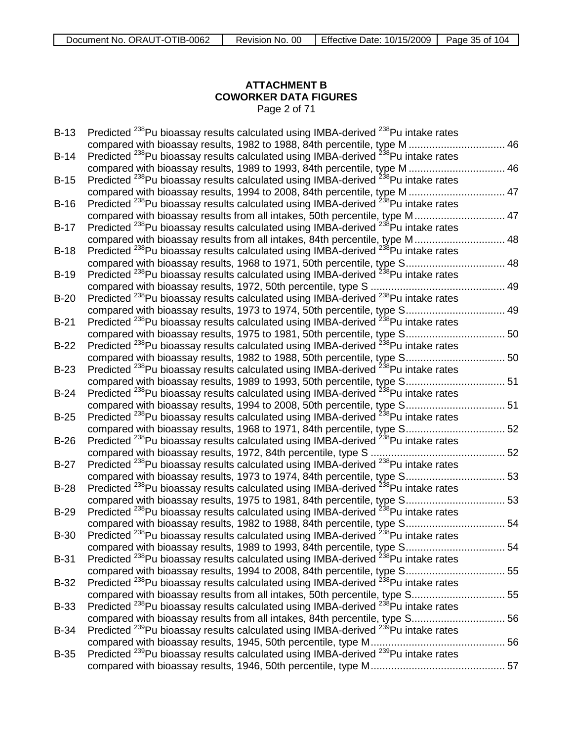**ATTACHMENT B**
**COWORKER DATA FIGURES**
Page 2 of 71

B-13 Predicted $^{238}$Pu bioassay results calculated using IMBA-derived $^{238}$Pu intake rates compared with bioassay results, 1982 to 1988, 84th percentile, type M ................................ 46
B-14 Predicted $^{238}$Pu bioassay results calculated using IMBA-derived $^{238}$Pu intake rates compared with bioassay results, 1989 to 1993, 84th percentile, type M ................................ 46
B-15 Predicted $^{238}$Pu bioassay results calculated using IMBA-derived $^{238}$Pu intake rates compared with bioassay results, 1994 to 2008, 84th percentile, type M ................................ 47
B-16 Predicted $^{238}$Pu bioassay results calculated using IMBA-derived $^{238}$Pu intake rates compared with bioassay results from all intakes, 50th percentile, type M ............................... 47
B-17 Predicted $^{238}$Pu bioassay results calculated using IMBA-derived $^{238}$Pu intake rates compared with bioassay results from all intakes, 84th percentile, type M ............................... 48
B-18 Predicted $^{238}$Pu bioassay results calculated using IMBA-derived $^{238}$Pu intake rates compared with bioassay results, 1968 to 1971, 50th percentile, type S................................. 48
B-19 Predicted $^{238}$Pu bioassay results calculated using IMBA-derived $^{238}$Pu intake rates compared with bioassay results, 1972, 50th percentile, type S ............................................. 49
B-20 Predicted $^{238}$Pu bioassay results calculated using IMBA-derived $^{238}$Pu intake rates compared with bioassay results, 1973 to 1974, 50th percentile, type S................................. 49
B-21 Predicted $^{238}$Pu bioassay results calculated using IMBA-derived $^{238}$Pu intake rates compared with bioassay results, 1975 to 1981, 50th percentile, type S................................. 50
B-22 Predicted $^{238}$Pu bioassay results calculated using IMBA-derived $^{238}$Pu intake rates compared with bioassay results, 1982 to 1988, 50th percentile, type S................................. 50
B-23 Predicted $^{238}$Pu bioassay results calculated using IMBA-derived $^{238}$Pu intake rates compared with bioassay results, 1989 to 1993, 50th percentile, type S................................. 51
B-24 Predicted $^{238}$Pu bioassay results calculated using IMBA-derived $^{238}$Pu intake rates compared with bioassay results, 1994 to 2008, 50th percentile, type S................................. 51
B-25 Predicted $^{238}$Pu bioassay results calculated using IMBA-derived $^{238}$Pu intake rates compared with bioassay results, 1968 to 1971, 84th percentile, type S................................. 52
B-26 Predicted $^{238}$Pu bioassay results calculated using IMBA-derived $^{238}$Pu intake rates compared with bioassay results, 1972, 84th percentile, type S ............................................. 52
B-27 Predicted $^{238}$Pu bioassay results calculated using IMBA-derived $^{238}$Pu intake rates compared with bioassay results, 1973 to 1974, 84th percentile, type S................................. 53
B-28 Predicted $^{238}$Pu bioassay results calculated using IMBA-derived $^{238}$Pu intake rates compared with bioassay results, 1975 to 1981, 84th percentile, type S................................. 53
B-29 Predicted $^{238}$Pu bioassay results calculated using IMBA-derived $^{238}$Pu intake rates compared with bioassay results, 1982 to 1988, 84th percentile, type S................................. 54
B-30 Predicted $^{238}$Pu bioassay results calculated using IMBA-derived $^{238}$Pu intake rates compared with bioassay results, 1989 to 1993, 84th percentile, type S................................. 54
B-31 Predicted $^{238}$Pu bioassay results calculated using IMBA-derived $^{238}$Pu intake rates compared with bioassay results, 1994 to 2008, 84th percentile, type S................................. 55
B-32 Predicted $^{238}$Pu bioassay results calculated using IMBA-derived $^{238}$Pu intake rates compared with bioassay results from all intakes, 50th percentile, type S............................... 55
B-33 Predicted $^{238}$Pu bioassay results calculated using IMBA-derived $^{238}$Pu intake rates compared with bioassay results from all intakes, 84th percentile, type S............................... 56
B-34 Predicted $^{239}$Pu bioassay results calculated using IMBA-derived $^{239}$Pu intake rates compared with bioassay results, 1945, 50th percentile, type M............................................. 56
B-35 Predicted $^{239}$Pu bioassay results calculated using IMBA-derived $^{239}$Pu intake rates compared with bioassay results, 1946, 50th percentile, type M............................................. 57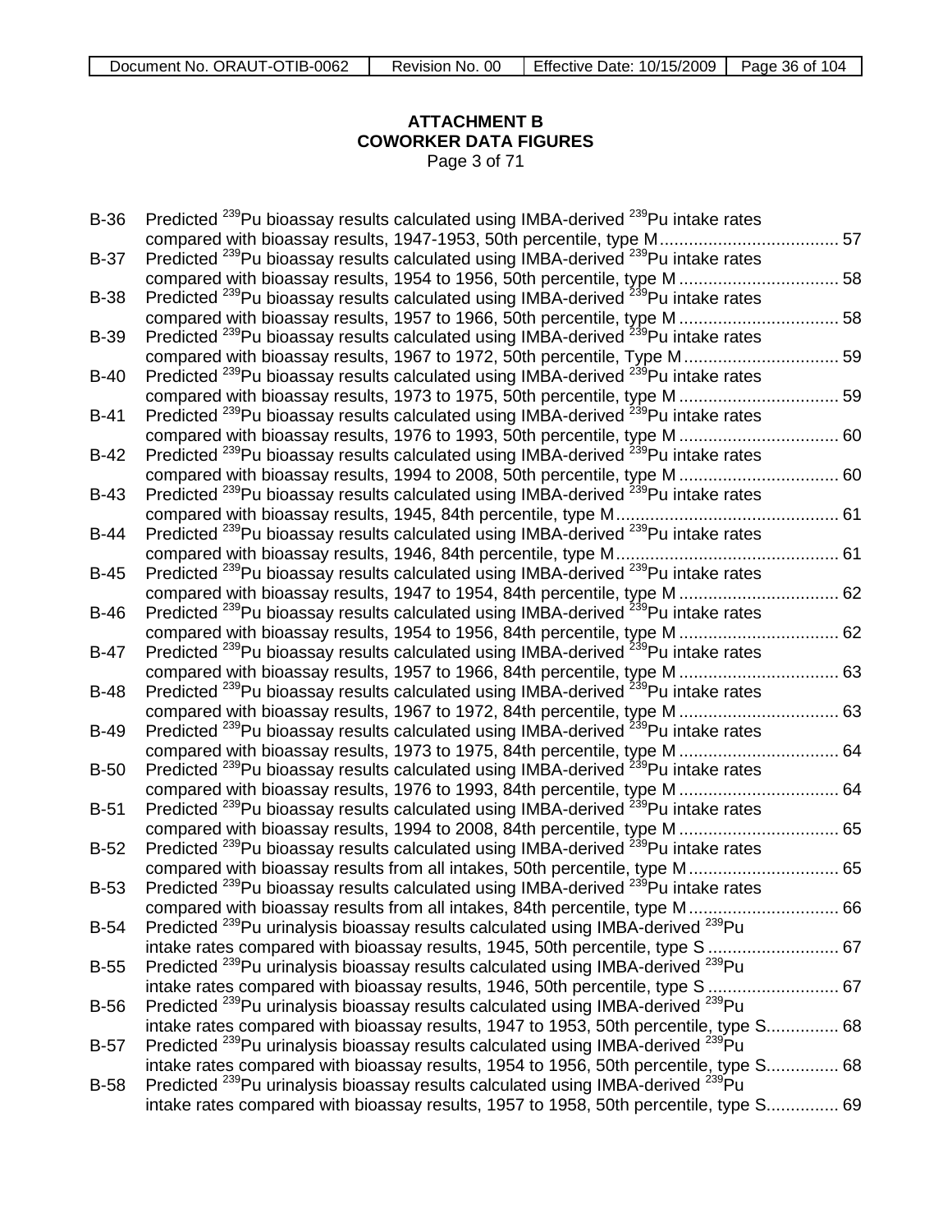**ATTACHMENT B**
**COWORKER DATA FIGURES**
Page 3 of 71

B-36 Predicted $^{239}$Pu bioassay results calculated using IMBA-derived $^{239}$Pu intake rates compared with bioassay results, 1947-1953, 50th percentile, type M .................................... 57
B-37 Predicted $^{239}$Pu bioassay results calculated using IMBA-derived $^{239}$Pu intake rates compared with bioassay results, 1954 to 1956, 50th percentile, type M ................................ 58
B-38 Predicted $^{239}$Pu bioassay results calculated using IMBA-derived $^{239}$Pu intake rates compared with bioassay results, 1957 to 1966, 50th percentile, type M ................................ 58
B-39 Predicted $^{239}$Pu bioassay results calculated using IMBA-derived $^{239}$Pu intake rates compared with bioassay results, 1967 to 1972, 50th percentile, Type M ................................ 59
B-40 Predicted $^{239}$Pu bioassay results calculated using IMBA-derived $^{239}$Pu intake rates compared with bioassay results, 1973 to 1975, 50th percentile, type M ................................ 59
B-41 Predicted $^{239}$Pu bioassay results calculated using IMBA-derived $^{239}$Pu intake rates compared with bioassay results, 1976 to 1993, 50th percentile, type M ................................ 60
B-42 Predicted $^{239}$Pu bioassay results calculated using IMBA-derived $^{239}$Pu intake rates compared with bioassay results, 1994 to 2008, 50th percentile, type M ................................ 60
B-43 Predicted $^{239}$Pu bioassay results calculated using IMBA-derived $^{239}$Pu intake rates compared with bioassay results, 1945, 84th percentile, type M ............................................. 61
B-44 Predicted $^{239}$Pu bioassay results calculated using IMBA-derived $^{239}$Pu intake rates compared with bioassay results, 1946, 84th percentile, type M ............................................. 61
B-45 Predicted $^{239}$Pu bioassay results calculated using IMBA-derived $^{239}$Pu intake rates compared with bioassay results, 1947 to 1954, 84th percentile, type M ................................ 62
B-46 Predicted $^{239}$Pu bioassay results calculated using IMBA-derived $^{239}$Pu intake rates compared with bioassay results, 1954 to 1956, 84th percentile, type M ................................ 62
B-47 Predicted $^{239}$Pu bioassay results calculated using IMBA-derived $^{239}$Pu intake rates compared with bioassay results, 1957 to 1966, 84th percentile, type M ................................ 63
B-48 Predicted $^{239}$Pu bioassay results calculated using IMBA-derived $^{239}$Pu intake rates compared with bioassay results, 1967 to 1972, 84th percentile, type M ................................ 63
B-49 Predicted $^{239}$Pu bioassay results calculated using IMBA-derived $^{239}$Pu intake rates compared with bioassay results, 1973 to 1975, 84th percentile, type M ................................ 64
B-50 Predicted $^{239}$Pu bioassay results calculated using IMBA-derived $^{239}$Pu intake rates compared with bioassay results, 1976 to 1993, 84th percentile, type M ................................ 64
B-51 Predicted $^{239}$Pu bioassay results calculated using IMBA-derived $^{239}$Pu intake rates compared with bioassay results, 1994 to 2008, 84th percentile, type M ................................ 65
B-52 Predicted $^{239}$Pu bioassay results calculated using IMBA-derived $^{239}$Pu intake rates compared with bioassay results from all intakes, 50th percentile, type M .............................. 65
B-53 Predicted $^{239}$Pu bioassay results calculated using IMBA-derived $^{239}$Pu intake rates compared with bioassay results from all intakes, 84th percentile, type M .............................. 66
B-54 Predicted $^{239}$Pu urinalysis bioassay results calculated using IMBA-derived $^{239}$Pu intake rates compared with bioassay results, 1945, 50th percentile, type S .......................... 67
B-55 Predicted $^{239}$Pu urinalysis bioassay results calculated using IMBA-derived $^{239}$Pu intake rates compared with bioassay results, 1946, 50th percentile, type S .......................... 67
B-56 Predicted $^{239}$Pu urinalysis bioassay results calculated using IMBA-derived $^{239}$Pu intake rates compared with bioassay results, 1947 to 1953, 50th percentile, type S............... 68
B-57 Predicted $^{239}$Pu urinalysis bioassay results calculated using IMBA-derived $^{239}$Pu intake rates compared with bioassay results, 1954 to 1956, 50th percentile, type S............... 68
B-58 Predicted $^{239}$Pu urinalysis bioassay results calculated using IMBA-derived $^{239}$Pu intake rates compared with bioassay results, 1957 to 1958, 50th percentile, type S............... 69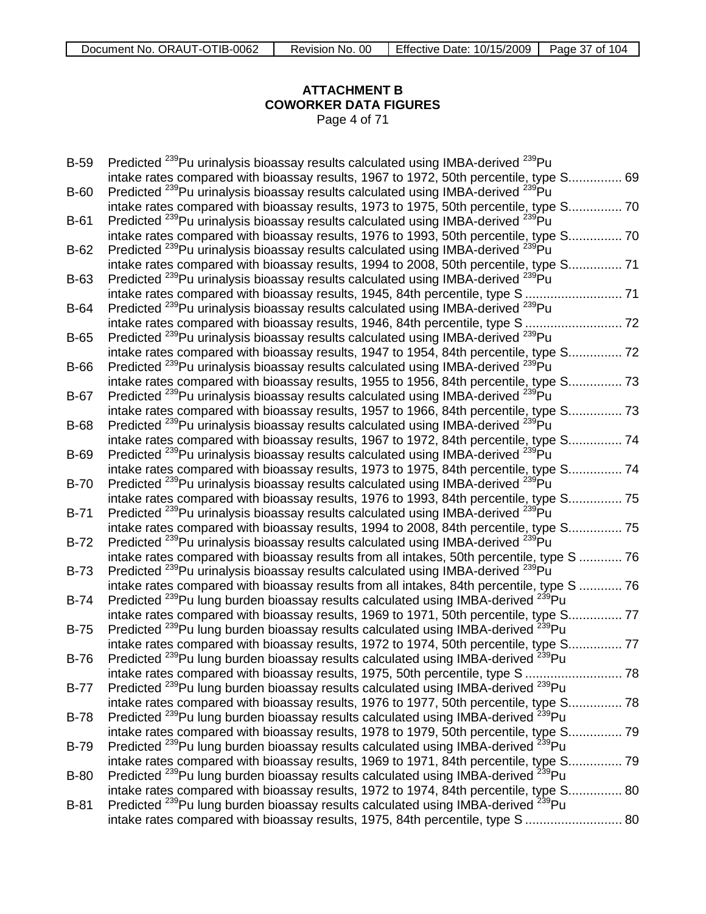**ATTACHMENT B**
**COWORKER DATA FIGURES**
Page 4 of 71

B-59 Predicted $^{239}$Pu urinalysis bioassay results calculated using IMBA-derived $^{239}$Pu intake rates compared with bioassay results, 1967 to 1972, 50th percentile, type S............... 69
B-60 Predicted $^{239}$Pu urinalysis bioassay results calculated using IMBA-derived $^{239}$Pu intake rates compared with bioassay results, 1973 to 1975, 50th percentile, type S............... 70
B-61 Predicted $^{239}$Pu urinalysis bioassay results calculated using IMBA-derived $^{239}$Pu intake rates compared with bioassay results, 1976 to 1993, 50th percentile, type S............... 70
B-62 Predicted $^{239}$Pu urinalysis bioassay results calculated using IMBA-derived $^{239}$Pu intake rates compared with bioassay results, 1994 to 2008, 50th percentile, type S............... 71
B-63 Predicted $^{239}$Pu urinalysis bioassay results calculated using IMBA-derived $^{239}$Pu intake rates compared with bioassay results, 1945, 84th percentile, type S ........................... 71
B-64 Predicted $^{239}$Pu urinalysis bioassay results calculated using IMBA-derived $^{239}$Pu intake rates compared with bioassay results, 1946, 84th percentile, type S ........................... 72
B-65 Predicted $^{239}$Pu urinalysis bioassay results calculated using IMBA-derived $^{239}$Pu intake rates compared with bioassay results, 1947 to 1954, 84th percentile, type S............... 72
B-66 Predicted $^{239}$Pu urinalysis bioassay results calculated using IMBA-derived $^{239}$Pu intake rates compared with bioassay results, 1955 to 1956, 84th percentile, type S............... 73
B-67 Predicted $^{239}$Pu urinalysis bioassay results calculated using IMBA-derived $^{239}$Pu intake rates compared with bioassay results, 1957 to 1966, 84th percentile, type S............... 73
B-68 Predicted $^{239}$Pu urinalysis bioassay results calculated using IMBA-derived $^{239}$Pu intake rates compared with bioassay results, 1967 to 1972, 84th percentile, type S............... 74
B-69 Predicted $^{239}$Pu urinalysis bioassay results calculated using IMBA-derived $^{239}$Pu intake rates compared with bioassay results, 1973 to 1975, 84th percentile, type S............... 74
B-70 Predicted $^{239}$Pu urinalysis bioassay results calculated using IMBA-derived $^{239}$Pu intake rates compared with bioassay results, 1976 to 1993, 84th percentile, type S............... 75
B-71 Predicted $^{239}$Pu urinalysis bioassay results calculated using IMBA-derived $^{239}$Pu intake rates compared with bioassay results, 1994 to 2008, 84th percentile, type S............... 75
B-72 Predicted $^{239}$Pu urinalysis bioassay results calculated using IMBA-derived $^{239}$Pu intake rates compared with bioassay results from all intakes, 50th percentile, type S ............ 76
B-73 Predicted $^{239}$Pu urinalysis bioassay results calculated using IMBA-derived $^{239}$Pu intake rates compared with bioassay results from all intakes, 84th percentile, type S ............ 76
B-74 Predicted $^{239}$Pu lung burden bioassay results calculated using IMBA-derived $^{239}$Pu intake rates compared with bioassay results, 1969 to 1971, 50th percentile, type S............... 77
B-75 Predicted $^{239}$Pu lung burden bioassay results calculated using IMBA-derived $^{239}$Pu intake rates compared with bioassay results, 1972 to 1974, 50th percentile, type S............... 77
B-76 Predicted $^{239}$Pu lung burden bioassay results calculated using IMBA-derived $^{239}$Pu intake rates compared with bioassay results, 1975, 50th percentile, type S ........................... 78
B-77 Predicted $^{239}$Pu lung burden bioassay results calculated using IMBA-derived $^{239}$Pu intake rates compared with bioassay results, 1976 to 1977, 50th percentile, type S............... 78
B-78 Predicted $^{239}$Pu lung burden bioassay results calculated using IMBA-derived $^{239}$Pu intake rates compared with bioassay results, 1978 to 1979, 50th percentile, type S............... 79
B-79 Predicted $^{239}$Pu lung burden bioassay results calculated using IMBA-derived $^{239}$Pu intake rates compared with bioassay results, 1969 to 1971, 84th percentile, type S............... 79
B-80 Predicted $^{239}$Pu lung burden bioassay results calculated using IMBA-derived $^{239}$Pu intake rates compared with bioassay results, 1972 to 1974, 84th percentile, type S............... 80
B-81 Predicted $^{239}$Pu lung burden bioassay results calculated using IMBA-derived $^{239}$Pu intake rates compared with bioassay results, 1975, 84th percentile, type S ........................... 80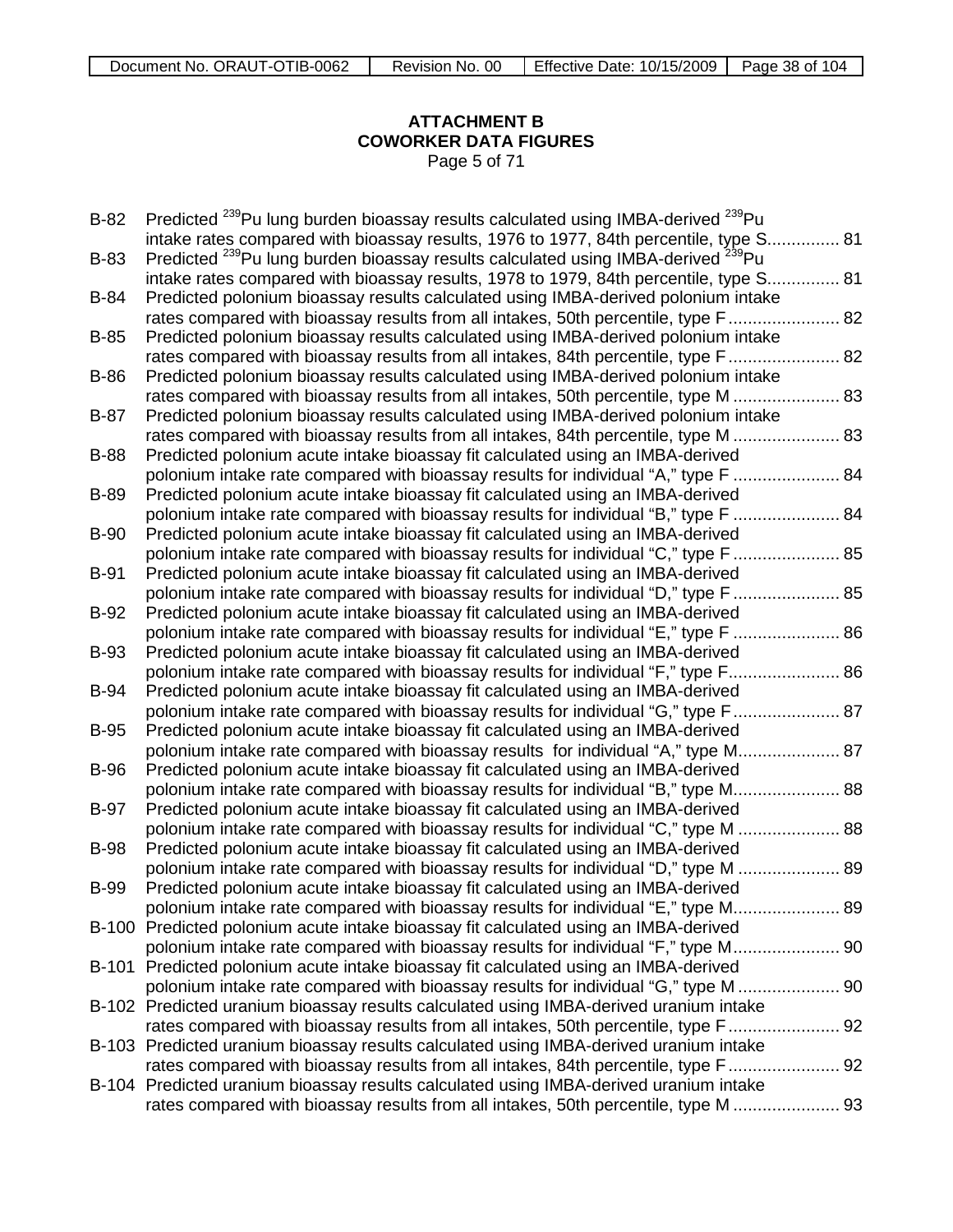**ATTACHMENT B**
**COWORKER DATA FIGURES**
Page 5 of 71

B-82 Predicted $^{239}$Pu lung burden bioassay results calculated using IMBA-derived $^{239}$Pu intake rates compared with bioassay results, 1976 to 1977, 84th percentile, type S............... 81

B-83 Predicted $^{239}$Pu lung burden bioassay results calculated using IMBA-derived $^{239}$Pu intake rates compared with bioassay results, 1978 to 1979, 84th percentile, type S............... 81

B-84 Predicted polonium bioassay results calculated using IMBA-derived polonium intake rates compared with bioassay results from all intakes, 50th percentile, type F....................... 82

B-85 Predicted polonium bioassay results calculated using IMBA-derived polonium intake rates compared with bioassay results from all intakes, 84th percentile, type F....................... 82

B-86 Predicted polonium bioassay results calculated using IMBA-derived polonium intake rates compared with bioassay results from all intakes, 50th percentile, type M ...................... 83

B-87 Predicted polonium bioassay results calculated using IMBA-derived polonium intake rates compared with bioassay results from all intakes, 84th percentile, type M ...................... 83

B-88 Predicted polonium acute intake bioassay fit calculated using an IMBA-derived polonium intake rate compared with bioassay results for individual “A,” type F ...................... 84

B-89 Predicted polonium acute intake bioassay fit calculated using an IMBA-derived polonium intake rate compared with bioassay results for individual “B,” type F ...................... 84

B-90 Predicted polonium acute intake bioassay fit calculated using an IMBA-derived polonium intake rate compared with bioassay results for individual “C,” type F ...................... 85

B-91 Predicted polonium acute intake bioassay fit calculated using an IMBA-derived polonium intake rate compared with bioassay results for individual “D,” type F ...................... 85

B-92 Predicted polonium acute intake bioassay fit calculated using an IMBA-derived polonium intake rate compared with bioassay results for individual “E,” type F ...................... 86

B-93 Predicted polonium acute intake bioassay fit calculated using an IMBA-derived polonium intake rate compared with bioassay results for individual “F,” type F....................... 86

B-94 Predicted polonium acute intake bioassay fit calculated using an IMBA-derived polonium intake rate compared with bioassay results for individual “G,” type F ...................... 87

B-95 Predicted polonium acute intake bioassay fit calculated using an IMBA-derived polonium intake rate compared with bioassay results for individual “A,” type M..................... 87

B-96 Predicted polonium acute intake bioassay fit calculated using an IMBA-derived polonium intake rate compared with bioassay results for individual “B,” type M...................... 88

B-97 Predicted polonium acute intake bioassay fit calculated using an IMBA-derived polonium intake rate compared with bioassay results for individual “C,” type M ..................... 88

B-98 Predicted polonium acute intake bioassay fit calculated using an IMBA-derived polonium intake rate compared with bioassay results for individual “D,” type M ..................... 89

B-99 Predicted polonium acute intake bioassay fit calculated using an IMBA-derived polonium intake rate compared with bioassay results for individual “E,” type M...................... 89

B-100 Predicted polonium acute intake bioassay fit calculated using an IMBA-derived polonium intake rate compared with bioassay results for individual “F,” type M...................... 90

B-101 Predicted polonium acute intake bioassay fit calculated using an IMBA-derived polonium intake rate compared with bioassay results for individual “G,” type M ..................... 90

B-102 Predicted uranium bioassay results calculated using IMBA-derived uranium intake rates compared with bioassay results from all intakes, 50th percentile, type F....................... 92

B-103 Predicted uranium bioassay results calculated using IMBA-derived uranium intake rates compared with bioassay results from all intakes, 84th percentile, type F....................... 92

B-104 Predicted uranium bioassay results calculated using IMBA-derived uranium intake rates compared with bioassay results from all intakes, 50th percentile, type M ...................... 93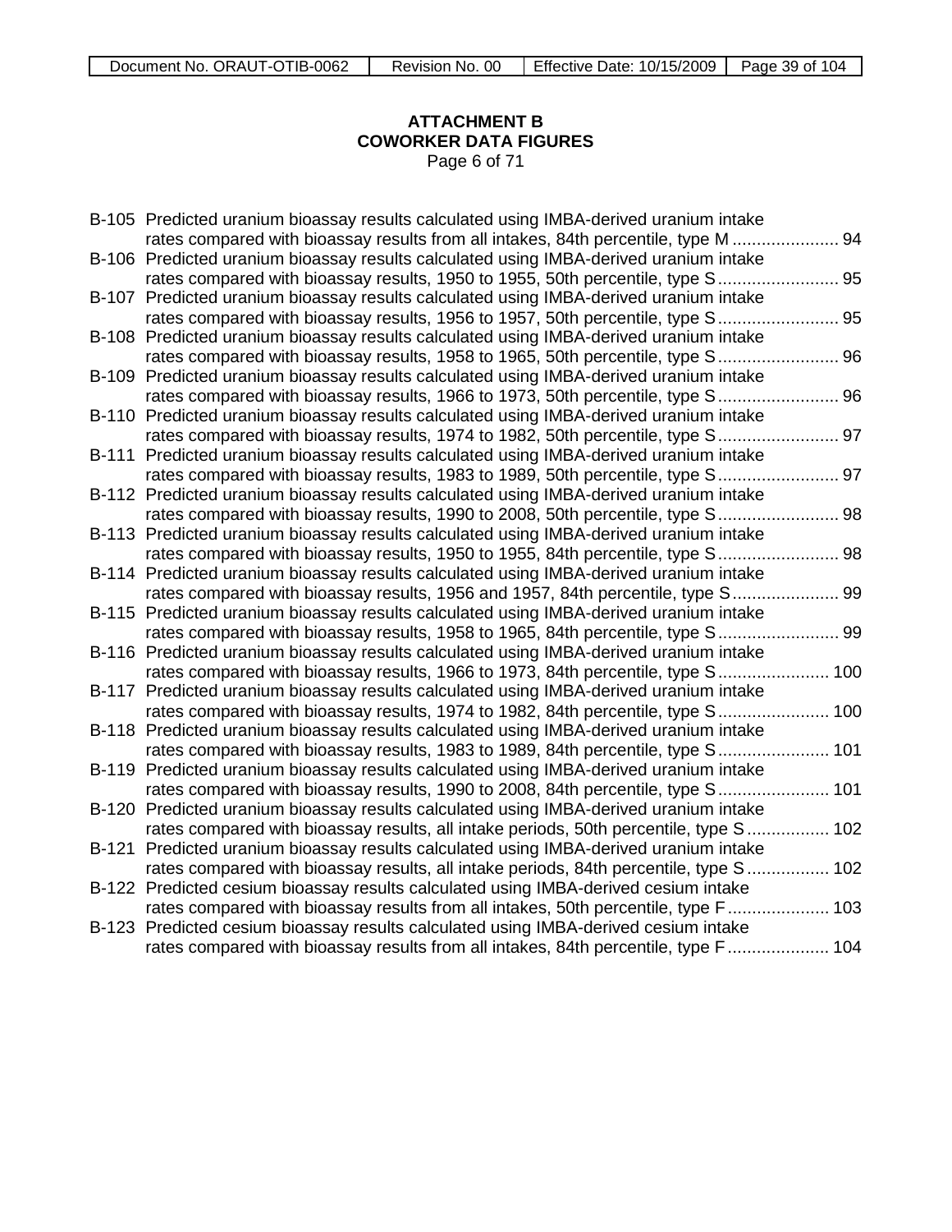**ATTACHMENT B**
**COWORKER DATA FIGURES**
Page 6 of 71

B-105 Predicted uranium bioassay results calculated using IMBA-derived uranium intake rates compared with bioassay results from all intakes, 84th percentile, type M ...................... 94
B-106 Predicted uranium bioassay results calculated using IMBA-derived uranium intake rates compared with bioassay results, 1950 to 1955, 50th percentile, type S......................... 95
B-107 Predicted uranium bioassay results calculated using IMBA-derived uranium intake rates compared with bioassay results, 1956 to 1957, 50th percentile, type S......................... 95
B-108 Predicted uranium bioassay results calculated using IMBA-derived uranium intake rates compared with bioassay results, 1958 to 1965, 50th percentile, type S......................... 96
B-109 Predicted uranium bioassay results calculated using IMBA-derived uranium intake rates compared with bioassay results, 1966 to 1973, 50th percentile, type S......................... 96
B-110 Predicted uranium bioassay results calculated using IMBA-derived uranium intake rates compared with bioassay results, 1974 to 1982, 50th percentile, type S......................... 97
B-111 Predicted uranium bioassay results calculated using IMBA-derived uranium intake rates compared with bioassay results, 1983 to 1989, 50th percentile, type S......................... 97
B-112 Predicted uranium bioassay results calculated using IMBA-derived uranium intake rates compared with bioassay results, 1990 to 2008, 50th percentile, type S......................... 98
B-113 Predicted uranium bioassay results calculated using IMBA-derived uranium intake rates compared with bioassay results, 1950 to 1955, 84th percentile, type S......................... 98
B-114 Predicted uranium bioassay results calculated using IMBA-derived uranium intake rates compared with bioassay results, 1956 and 1957, 84th percentile, type S...................... 99
B-115 Predicted uranium bioassay results calculated using IMBA-derived uranium intake rates compared with bioassay results, 1958 to 1965, 84th percentile, type S......................... 99
B-116 Predicted uranium bioassay results calculated using IMBA-derived uranium intake rates compared with bioassay results, 1966 to 1973, 84th percentile, type S....................... 100
B-117 Predicted uranium bioassay results calculated using IMBA-derived uranium intake rates compared with bioassay results, 1974 to 1982, 84th percentile, type S....................... 100
B-118 Predicted uranium bioassay results calculated using IMBA-derived uranium intake rates compared with bioassay results, 1983 to 1989, 84th percentile, type S....................... 101
B-119 Predicted uranium bioassay results calculated using IMBA-derived uranium intake rates compared with bioassay results, 1990 to 2008, 84th percentile, type S....................... 101
B-120 Predicted uranium bioassay results calculated using IMBA-derived uranium intake rates compared with bioassay results, all intake periods, 50th percentile, type S................. 102
B-121 Predicted uranium bioassay results calculated using IMBA-derived uranium intake rates compared with bioassay results, all intake periods, 84th percentile, type S................. 102
B-122 Predicted cesium bioassay results calculated using IMBA-derived cesium intake rates compared with bioassay results from all intakes, 50th percentile, type F..................... 103
B-123 Predicted cesium bioassay results calculated using IMBA-derived cesium intake rates compared with bioassay results from all intakes, 84th percentile, type F..................... 104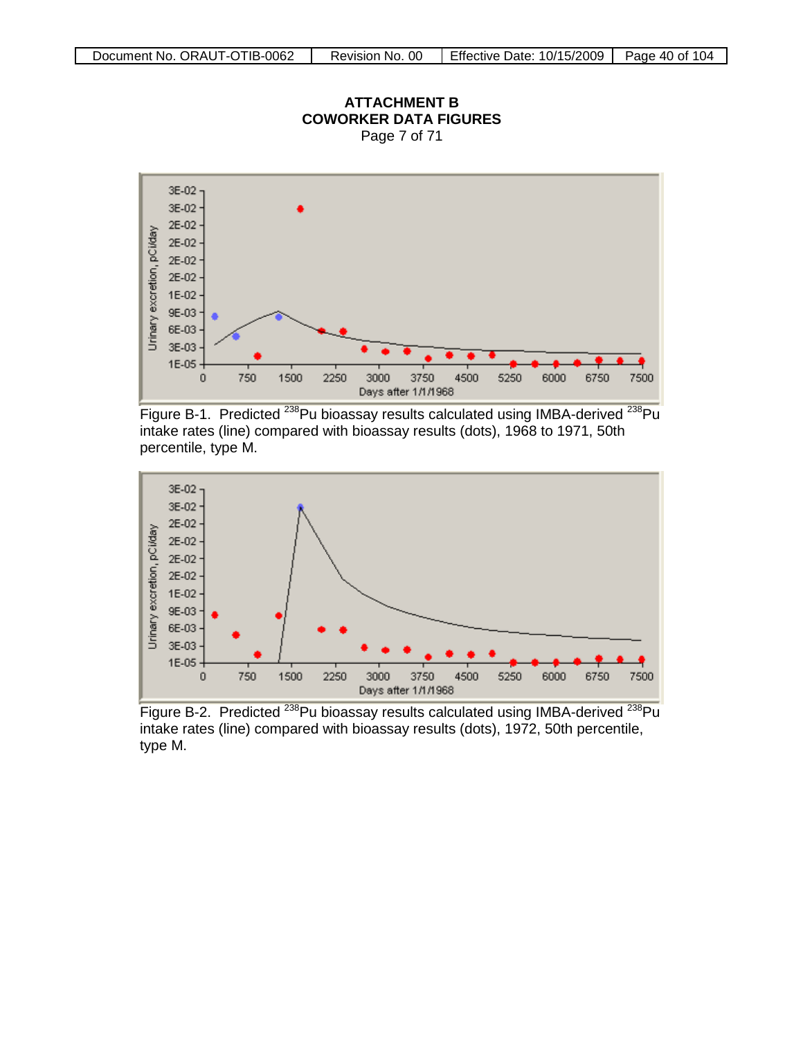# ATTACHMENT B
# COWORKER DATA FIGURES

Page 7 of 71

Figure B-1. Predicted $^{238}$Pu bioassay results calculated using IMBA-derived $^{238}$Pu intake rates (line) compared with bioassay results (dots), 1968 to 1971, 50th percentile, type M.

Figure B-2. Predicted $^{238}$Pu bioassay results calculated using IMBA-derived $^{238}$Pu intake rates (line) compared with bioassay results (dots), 1972, 50th percentile, type M.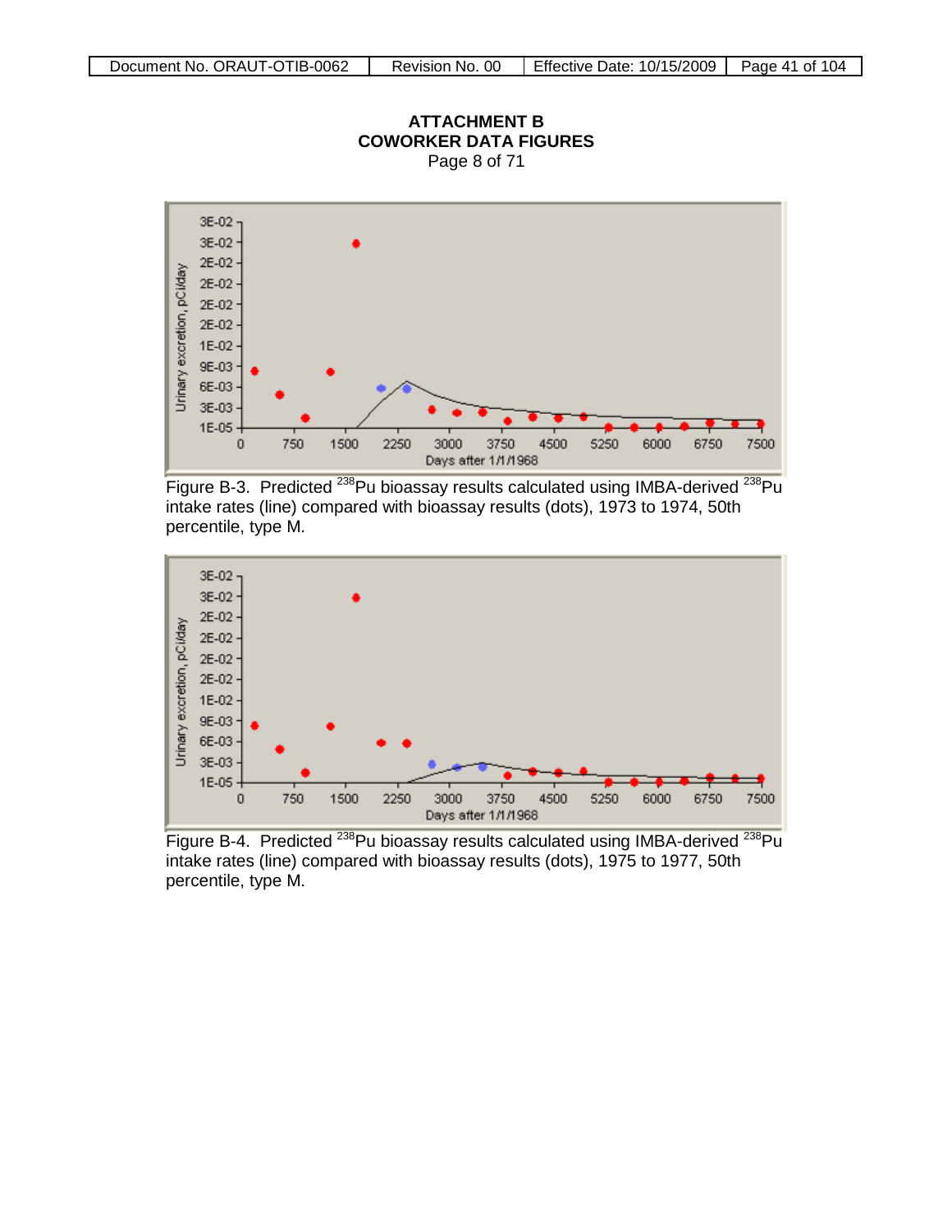# ATTACHMENT B
## COWORKER DATA FIGURES
Page 8 of 71

Figure B-3. Predicted $^{238}$Pu bioassay results calculated using IMBA-derived $^{238}$Pu intake rates (line) compared with bioassay results (dots), 1973 to 1974, 50th percentile, type M.

Figure B-4. Predicted $^{238}$Pu bioassay results calculated using IMBA-derived $^{238}$Pu intake rates (line) compared with bioassay results (dots), 1975 to 1977, 50th percentile, type M.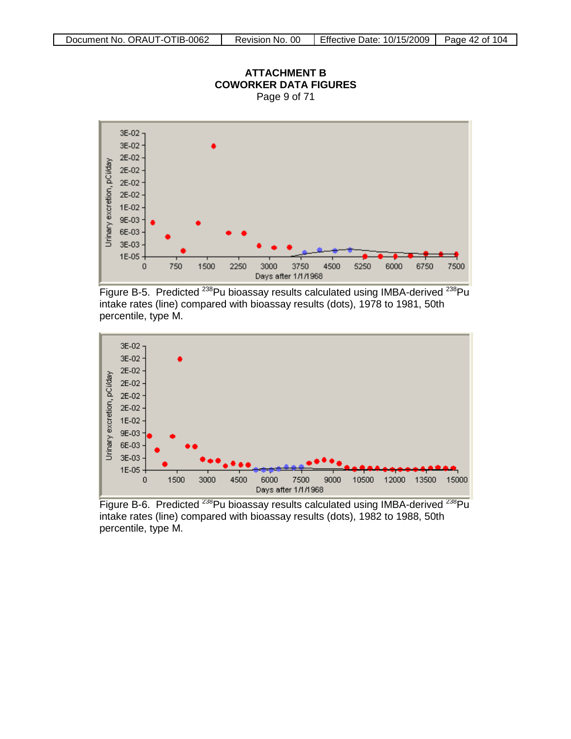# ATTACHMENT B
# COWORKER DATA FIGURES

Page 9 of 71

Figure B-5. Predicted $^{238}$Pu bioassay results calculated using IMBA-derived $^{238}$Pu intake rates (line) compared with bioassay results (dots), 1978 to 1981, 50th percentile, type M.

Figure B-6. Predicted $^{238}$Pu bioassay results calculated using IMBA-derived $^{238}$Pu intake rates (line) compared with bioassay results (dots), 1982 to 1988, 50th percentile, type M.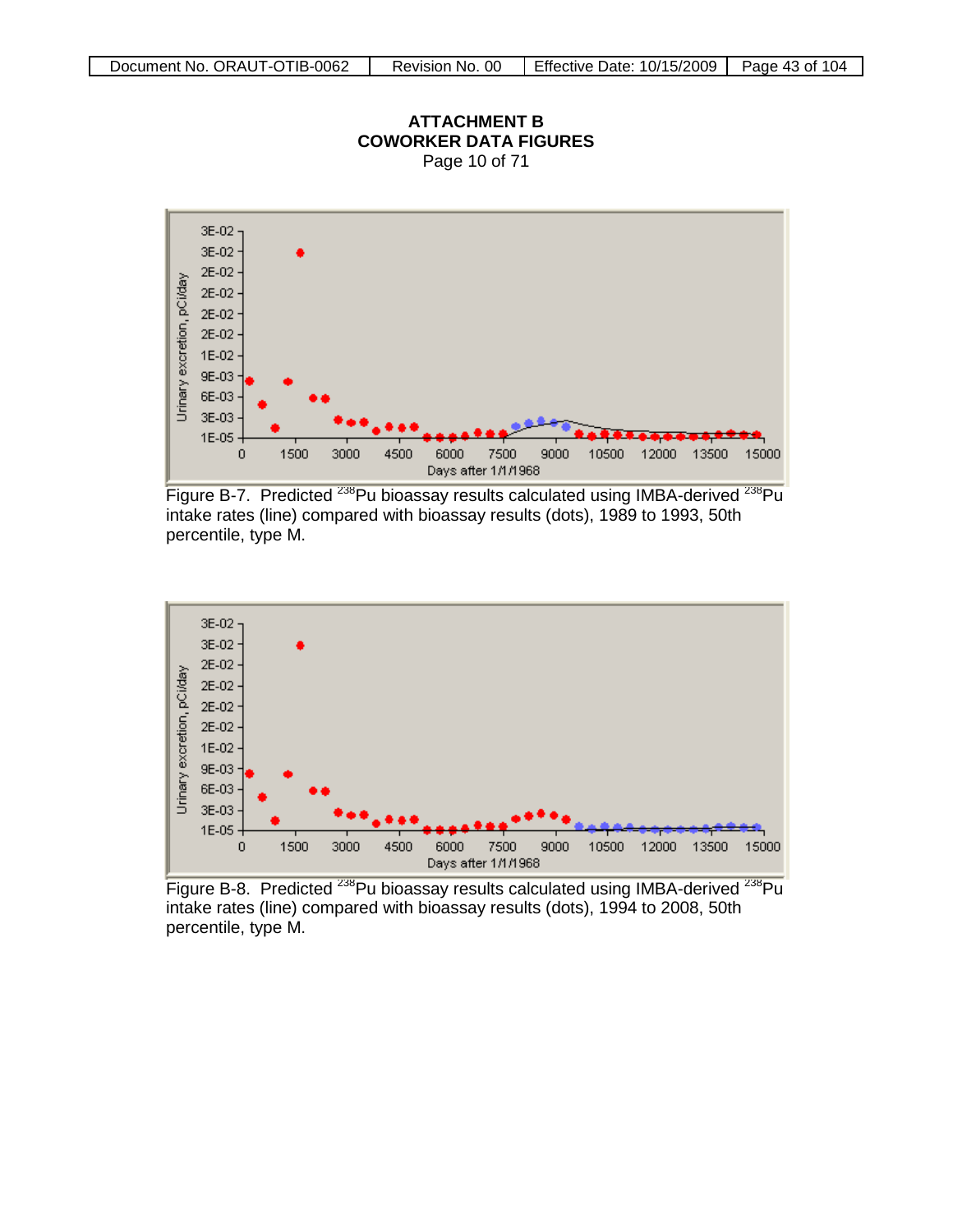**ATTACHMENT B**
**COWORKER DATA FIGURES**
Page 10 of 71

Figure B-7. Predicted $^{238}$Pu bioassay results calculated using IMBA-derived $^{238}$Pu intake rates (line) compared with bioassay results (dots), 1989 to 1993, 50th percentile, type M.

Figure B-8. Predicted $^{238}$Pu bioassay results calculated using IMBA-derived $^{238}$Pu intake rates (line) compared with bioassay results (dots), 1994 to 2008, 50th percentile, type M.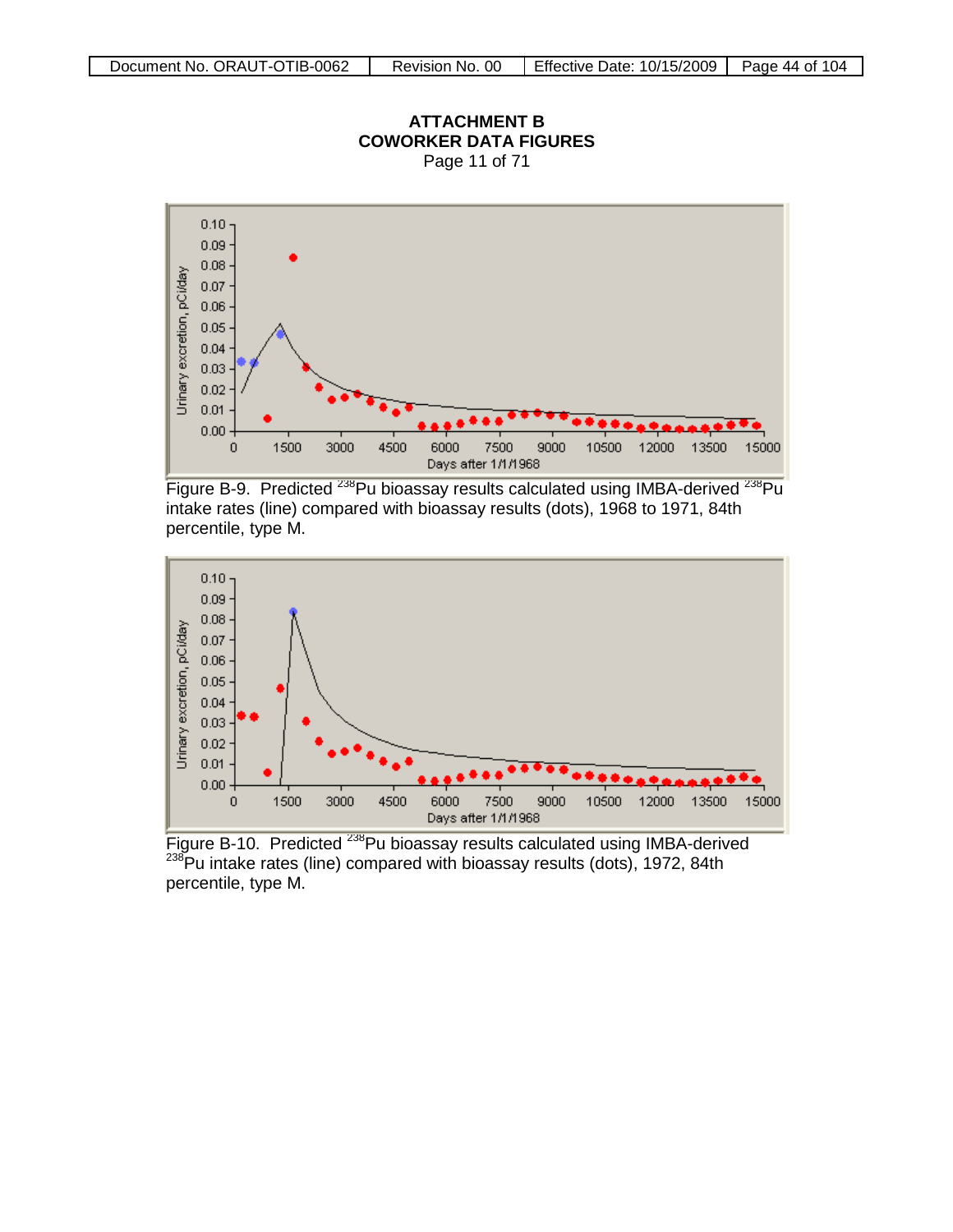# ATTACHMENT B
## COWORKER DATA FIGURES

Page 11 of 71

Figure B-9. Predicted $^{238}$Pu bioassay results calculated using IMBA-derived $^{238}$Pu intake rates (line) compared with bioassay results (dots), 1968 to 1971, 84th percentile, type M.

Figure B-10. Predicted $^{238}$Pu bioassay results calculated using IMBA-derived $^{238}$Pu intake rates (line) compared with bioassay results (dots), 1972, 84th percentile, type M.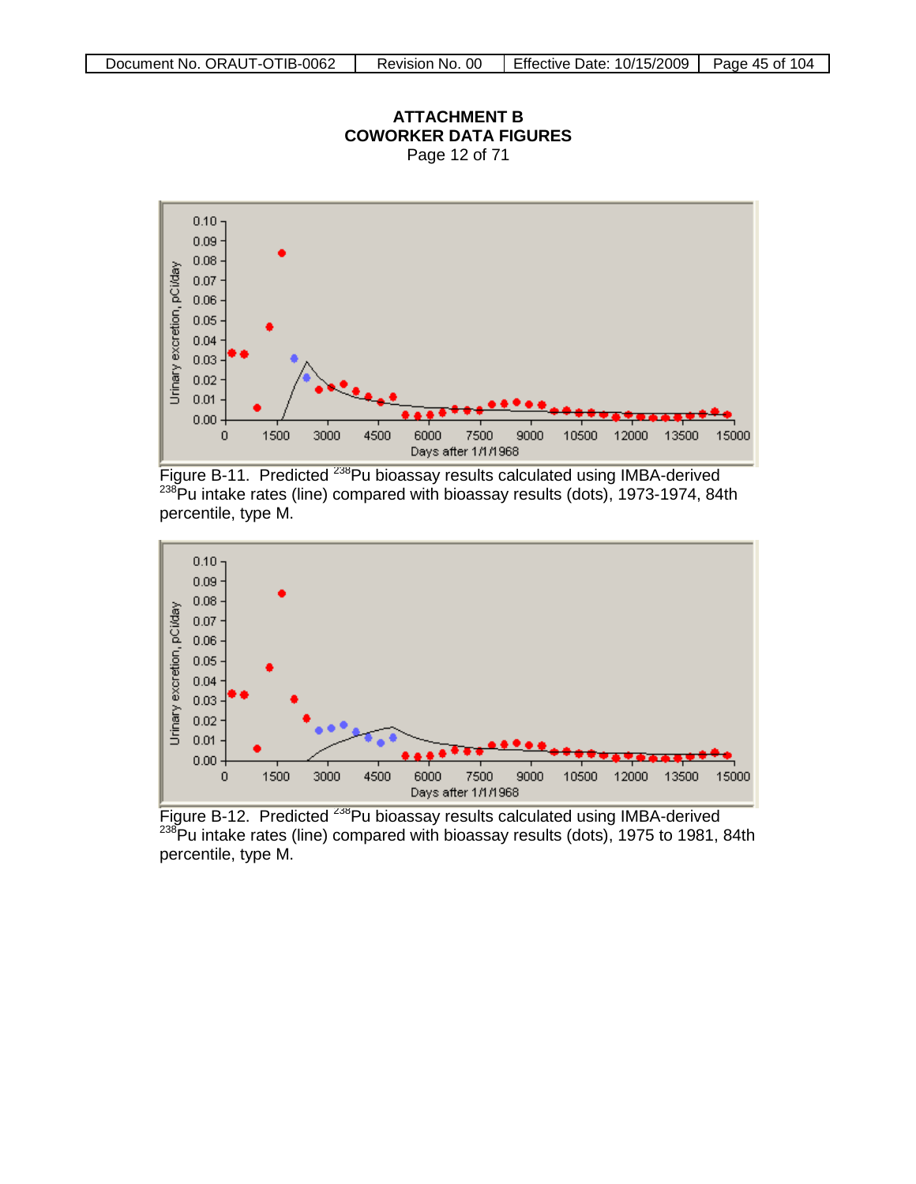# ATTACHMENT B
## COWORKER DATA FIGURES
Page 12 of 71

Figure B-11. Predicted $^{238}$Pu bioassay results calculated using IMBA-derived $^{238}$Pu intake rates (line) compared with bioassay results (dots), 1973-1974, 84th percentile, type M.

Figure B-12. Predicted $^{238}$Pu bioassay results calculated using IMBA-derived $^{238}$Pu intake rates (line) compared with bioassay results (dots), 1975 to 1981, 84th percentile, type M.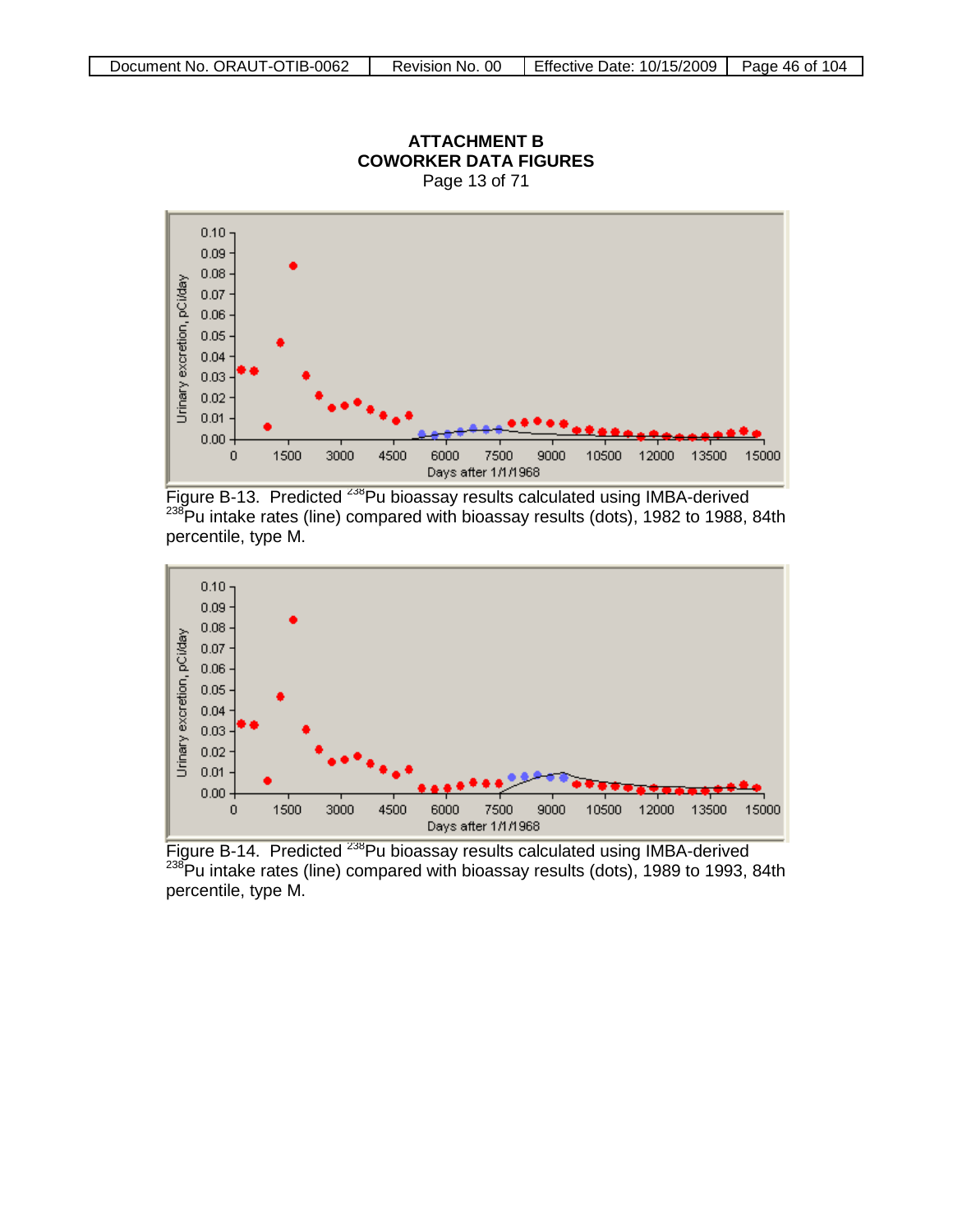# ATTACHMENT B
## COWORKER DATA FIGURES

Page 13 of 71

Figure B-13. Predicted $^{238}$Pu bioassay results calculated using IMBA-derived $^{238}$Pu intake rates (line) compared with bioassay results (dots), 1982 to 1988, 84th percentile, type M.

Figure B-14. Predicted $^{238}$Pu bioassay results calculated using IMBA-derived $^{238}$Pu intake rates (line) compared with bioassay results (dots), 1989 to 1993, 84th percentile, type M.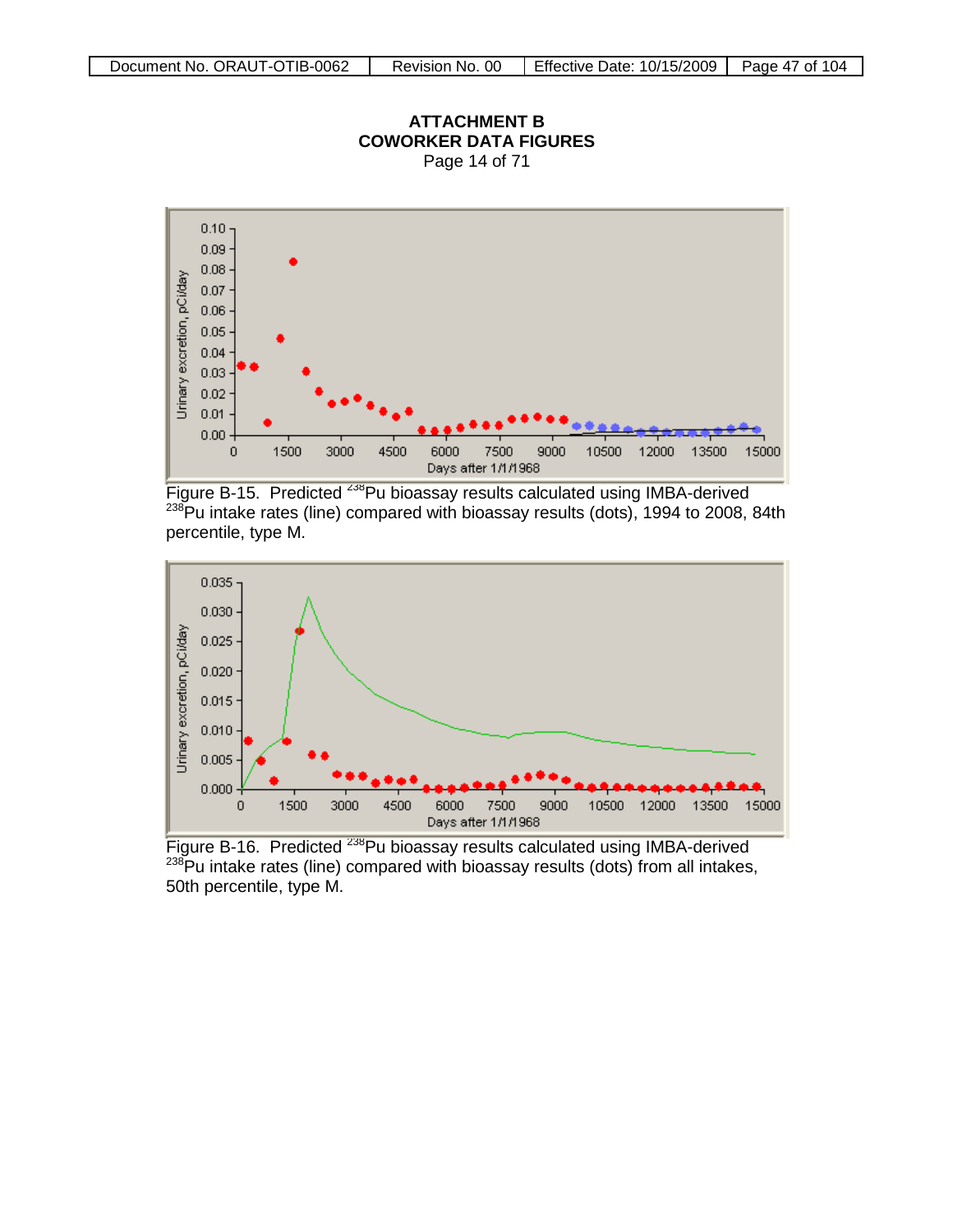**ATTACHMENT B**
**COWORKER DATA FIGURES**
Page 14 of 71

Figure B-15. Predicted $^{238}$Pu bioassay results calculated using IMBA-derived $^{238}$Pu intake rates (line) compared with bioassay results (dots), 1994 to 2008, 84th percentile, type M.

Figure B-16. Predicted $^{238}$Pu bioassay results calculated using IMBA-derived $^{238}$Pu intake rates (line) compared with bioassay results (dots) from all intakes, 50th percentile, type M.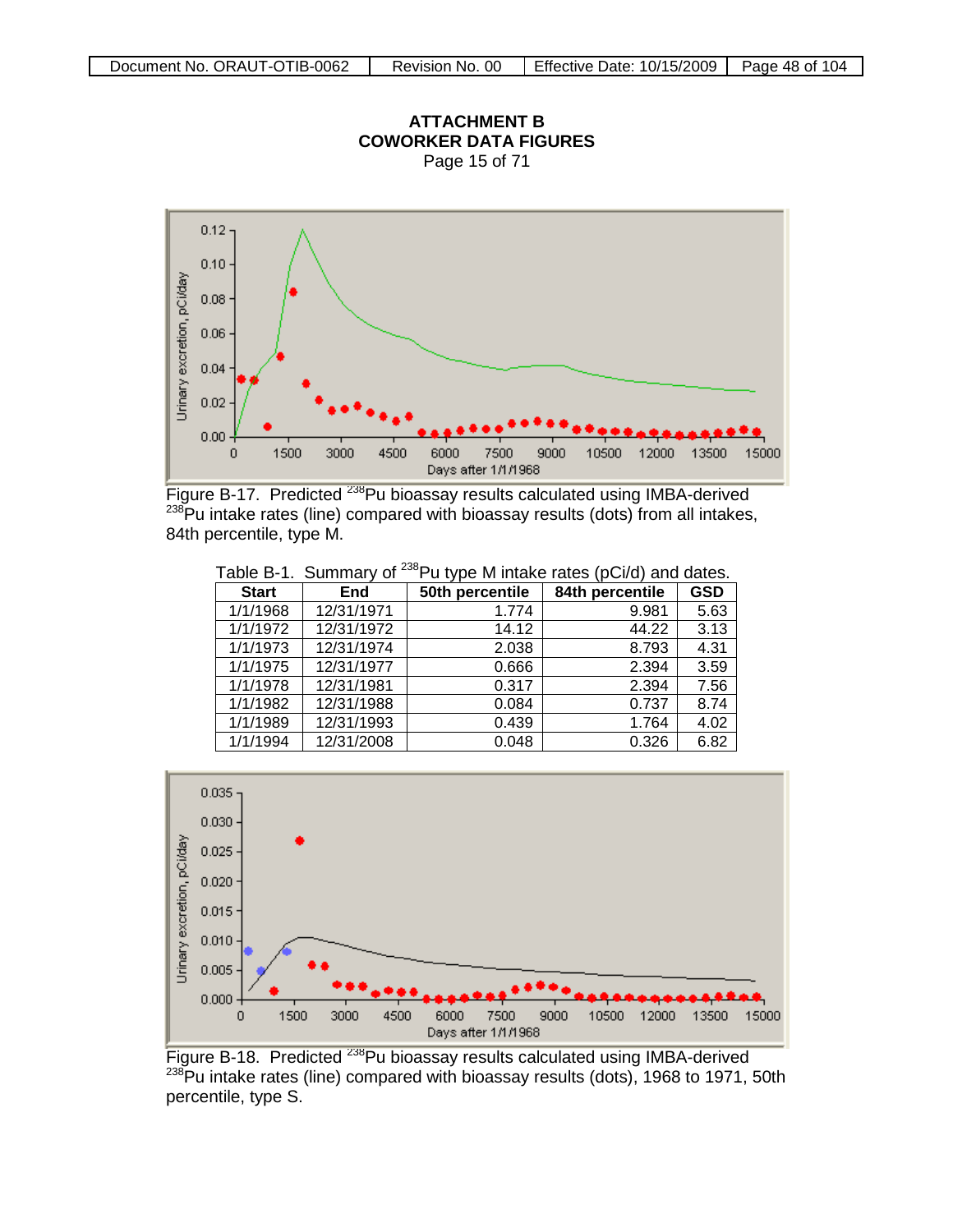# ATTACHMENT B
## COWORKER DATA FIGURES
Page 15 of 71

Figure B-17. Predicted $^{238}$Pu bioassay results calculated using IMBA-derived $^{238}$Pu intake rates (line) compared with bioassay results (dots) from all intakes, 84th percentile, type M.

Table B-1. Summary of $^{238}$Pu type M intake rates (pCi/d) and dates.

| Start | End | 50th percentile | 84th percentile | GSD |
|---|---|---|---|---|
| 1/1/1968 | 12/31/1971 | 1.774 | 9.981 | 5.63 |
| 1/1/1972 | 12/31/1972 | 14.12 | 44.22 | 3.13 |
| 1/1/1973 | 12/31/1974 | 2.038 | 8.793 | 4.31 |
| 1/1/1975 | 12/31/1977 | 0.666 | 2.394 | 3.59 |
| 1/1/1978 | 12/31/1981 | 0.317 | 2.394 | 7.56 |
| 1/1/1982 | 12/31/1988 | 0.084 | 0.737 | 8.74 |
| 1/1/1989 | 12/31/1993 | 0.439 | 1.764 | 4.02 |
| 1/1/1994 | 12/31/2008 | 0.048 | 0.326 | 6.82 |

Figure B-18. Predicted $^{238}$Pu bioassay results calculated using IMBA-derived $^{238}$Pu intake rates (line) compared with bioassay results (dots), 1968 to 1971, 50th percentile, type S.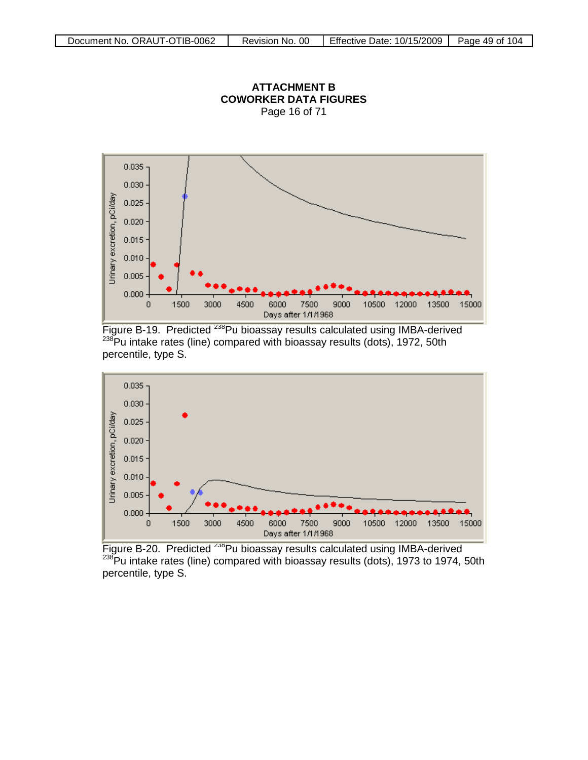# ATTACHMENT B
## COWORKER DATA FIGURES
Page 16 of 71

Figure B-19. Predicted $^{238}$Pu bioassay results calculated using IMBA-derived $^{238}$Pu intake rates (line) compared with bioassay results (dots), 1972, 50th percentile, type S.

Figure B-20. Predicted $^{238}$Pu bioassay results calculated using IMBA-derived $^{238}$Pu intake rates (line) compared with bioassay results (dots), 1973 to 1974, 50th percentile, type S.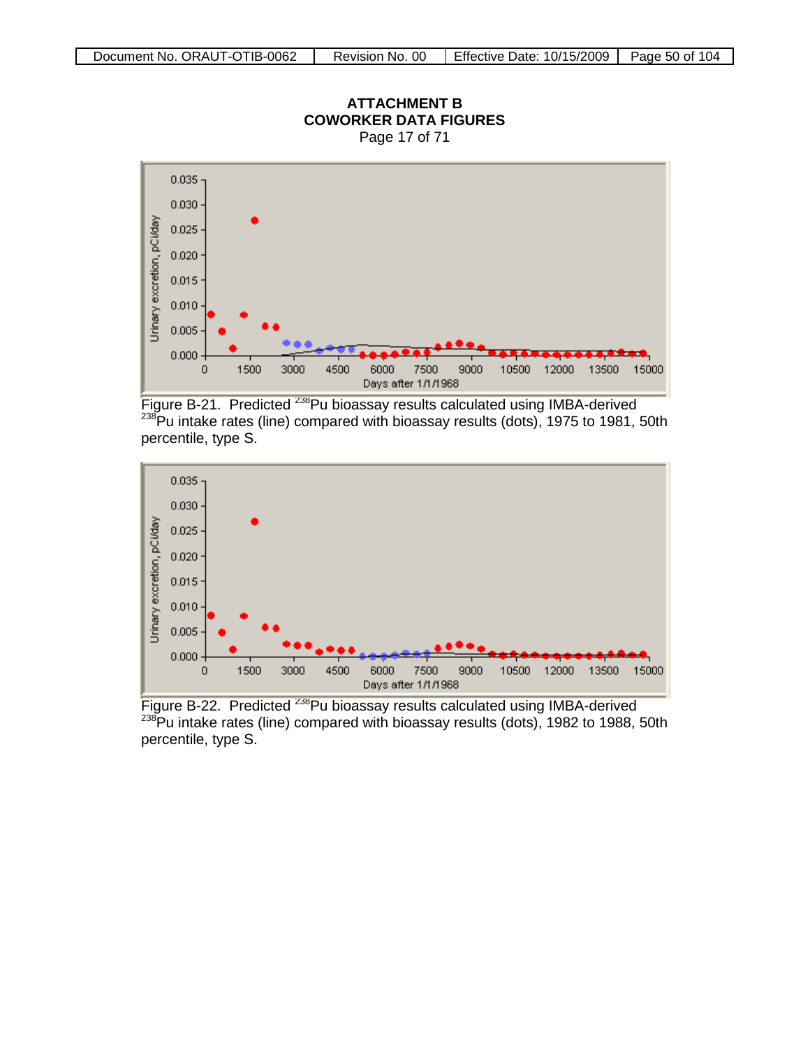**ATTACHMENT B**
**COWORKER DATA FIGURES**
Page 17 of 71

Figure B-21. Predicted $^{238}$Pu bioassay results calculated using IMBA-derived $^{238}$Pu intake rates (line) compared with bioassay results (dots), 1975 to 1981, 50th percentile, type S.

Figure B-22. Predicted $^{238}$Pu bioassay results calculated using IMBA-derived $^{238}$Pu intake rates (line) compared with bioassay results (dots), 1982 to 1988, 50th percentile, type S.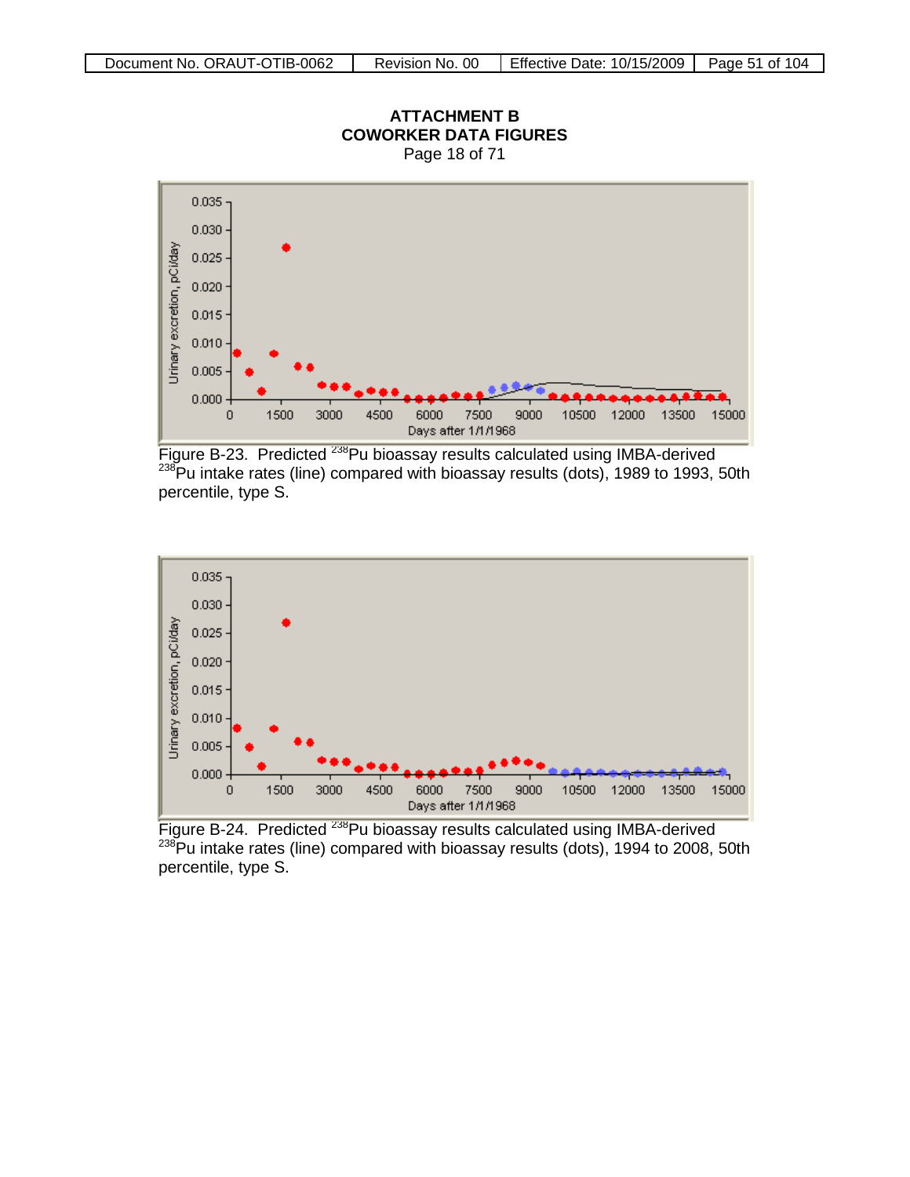**ATTACHMENT B**
**COWORKER DATA FIGURES**
Page 18 of 71

Figure B-23. Predicted $^{238}$Pu bioassay results calculated using IMBA-derived $^{238}$Pu intake rates (line) compared with bioassay results (dots), 1989 to 1993, 50th percentile, type S.

Figure B-24. Predicted $^{238}$Pu bioassay results calculated using IMBA-derived $^{238}$Pu intake rates (line) compared with bioassay results (dots), 1994 to 2008, 50th percentile, type S.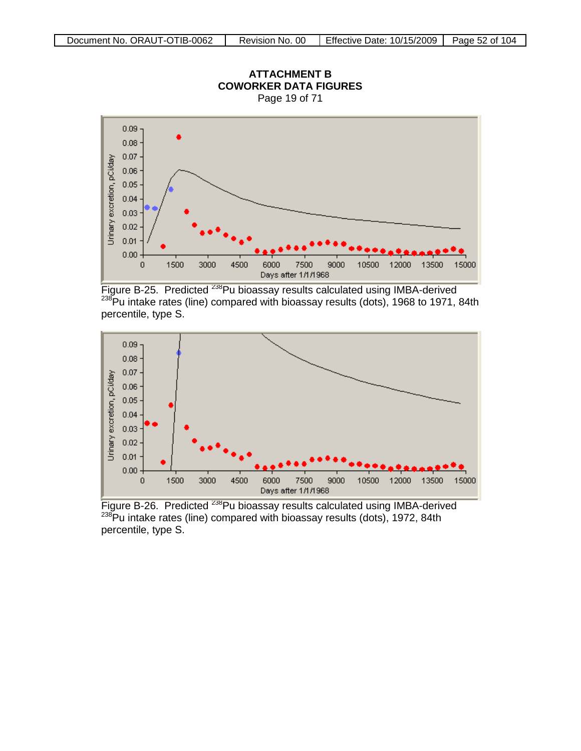## ATTACHMENT B
## COWORKER DATA FIGURES
Page 19 of 71

Figure B-25. Predicted $^{238}$Pu bioassay results calculated using IMBA-derived $^{238}$Pu intake rates (line) compared with bioassay results (dots), 1968 to 1971, 84th percentile, type S.

Figure B-26. Predicted $^{238}$Pu bioassay results calculated using IMBA-derived $^{238}$Pu intake rates (line) compared with bioassay results (dots), 1972, 84th percentile, type S.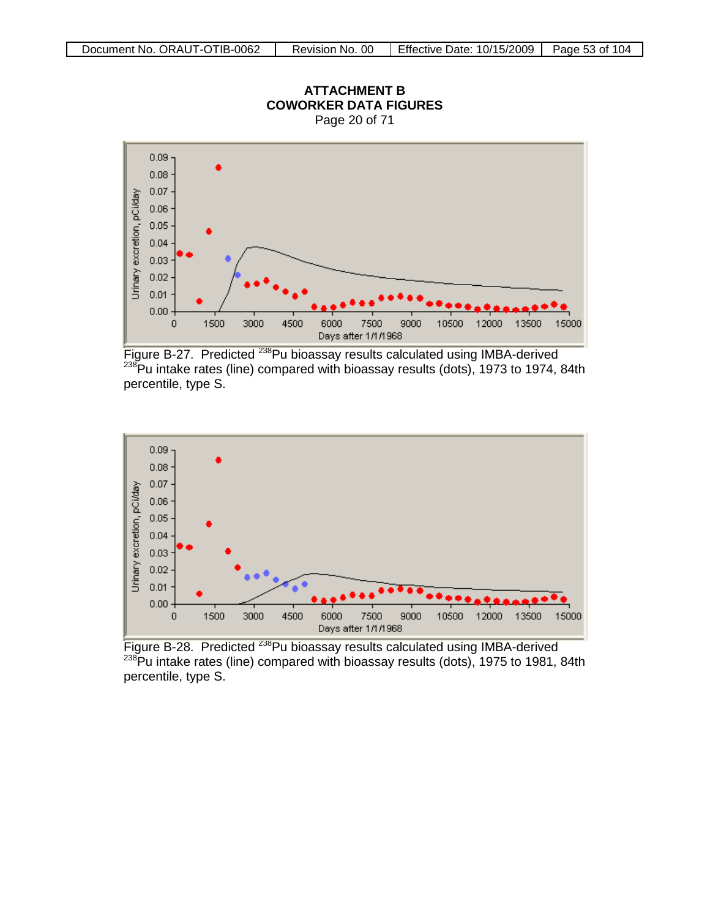**ATTACHMENT B**
**COWORKER DATA FIGURES**
Page 20 of 71

Figure B-27. Predicted $^{238}$Pu bioassay results calculated using IMBA-derived $^{238}$Pu intake rates (line) compared with bioassay results (dots), 1973 to 1974, 84th percentile, type S.

Figure B-28. Predicted $^{238}$Pu bioassay results calculated using IMBA-derived $^{238}$Pu intake rates (line) compared with bioassay results (dots), 1975 to 1981, 84th percentile, type S.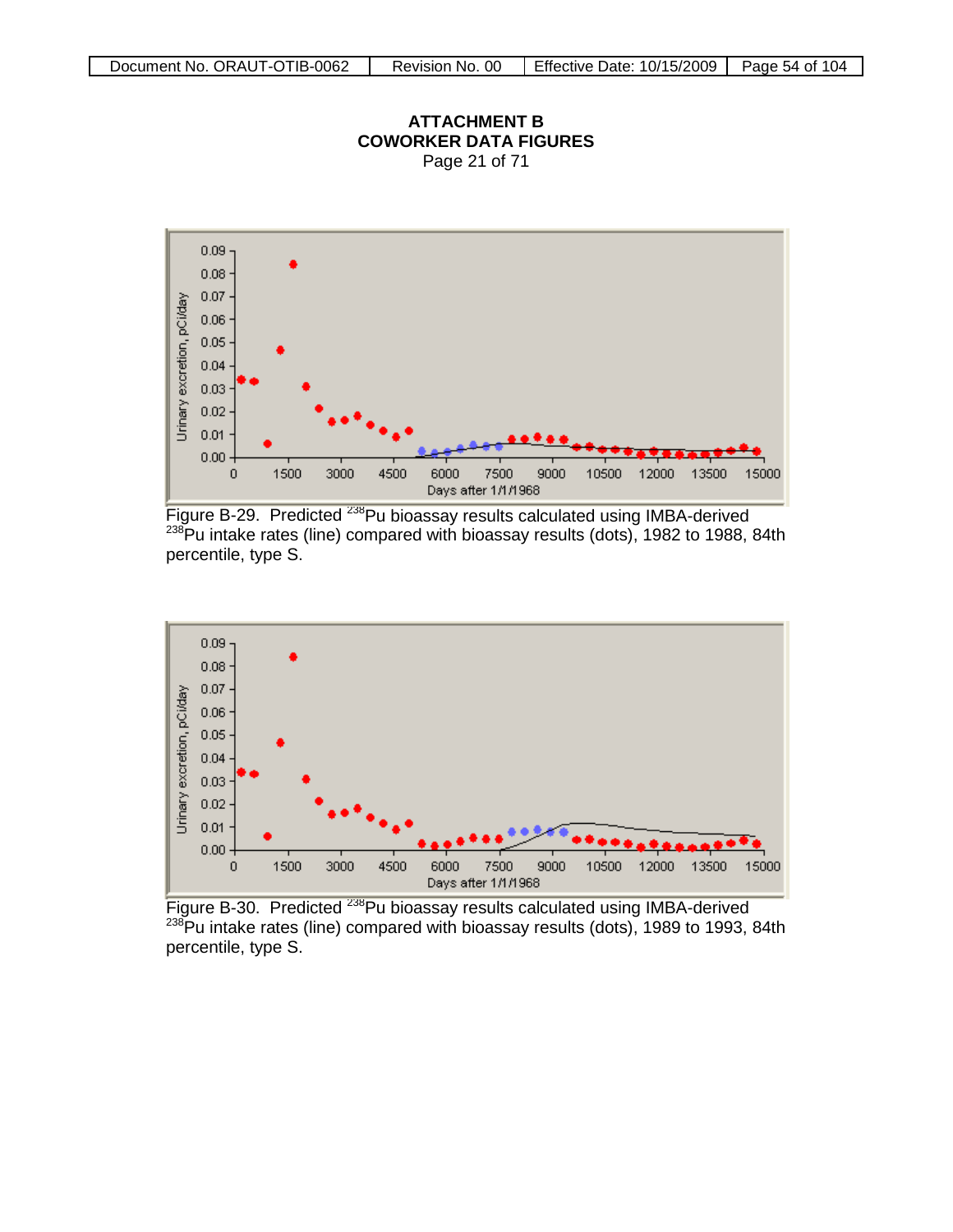**ATTACHMENT B**
**COWORKER DATA FIGURES**
Page 21 of 71

Figure B-29. Predicted $^{238}$Pu bioassay results calculated using IMBA-derived $^{238}$Pu intake rates (line) compared with bioassay results (dots), 1982 to 1988, 84th percentile, type S.

Figure B-30. Predicted $^{238}$Pu bioassay results calculated using IMBA-derived $^{238}$Pu intake rates (line) compared with bioassay results (dots), 1989 to 1993, 84th percentile, type S.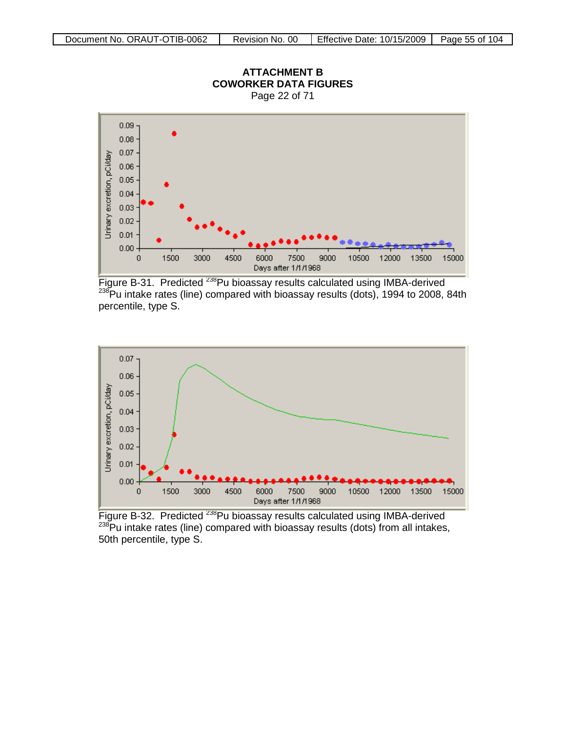# ATTACHMENT B
## COWORKER DATA FIGURES
Page 22 of 71

Figure B-31. Predicted $^{238}$Pu bioassay results calculated using IMBA-derived $^{238}$Pu intake rates (line) compared with bioassay results (dots), 1994 to 2008, 84th percentile, type S.

Figure B-32. Predicted $^{238}$Pu bioassay results calculated using IMBA-derived $^{238}$Pu intake rates (line) compared with bioassay results (dots) from all intakes, 50th percentile, type S.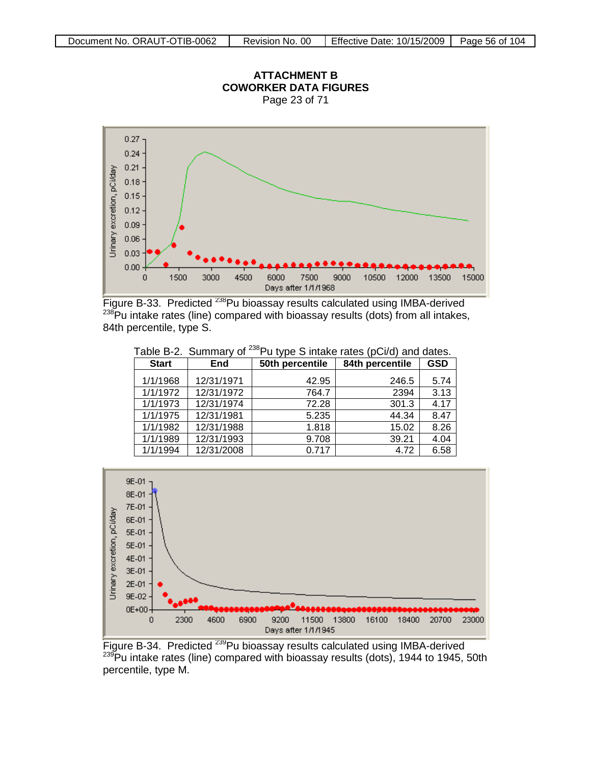## ATTACHMENT B
## COWORKER DATA FIGURES

Figure B-33. Predicted $^{238}$Pu bioassay results calculated using IMBA-derived $^{238}$Pu intake rates (line) compared with bioassay results (dots) from all intakes, 84th percentile, type S.

Table B-2. Summary of $^{238}$Pu type S intake rates (pCi/d) and dates.

| Start | End | 50th percentile | 84th percentile | GSD |
|---|---|---|---|---|
| 1/1/1968 | 12/31/1971 | 42.95 | 246.5 | 5.74 |
| 1/1/1972 | 12/31/1972 | 764.7 | 2394 | 3.13 |
| 1/1/1973 | 12/31/1974 | 72.28 | 301.3 | 4.17 |
| 1/1/1975 | 12/31/1981 | 5.235 | 44.34 | 8.47 |
| 1/1/1982 | 12/31/1988 | 1.818 | 15.02 | 8.26 |
| 1/1/1989 | 12/31/1993 | 9.708 | 39.21 | 4.04 |
| 1/1/1994 | 12/31/2008 | 0.717 | 4.72 | 6.58 |

Figure B-34. Predicted $^{239}$Pu bioassay results calculated using IMBA-derived $^{239}$Pu intake rates (line) compared with bioassay results (dots), 1944 to 1945, 50th percentile, type M.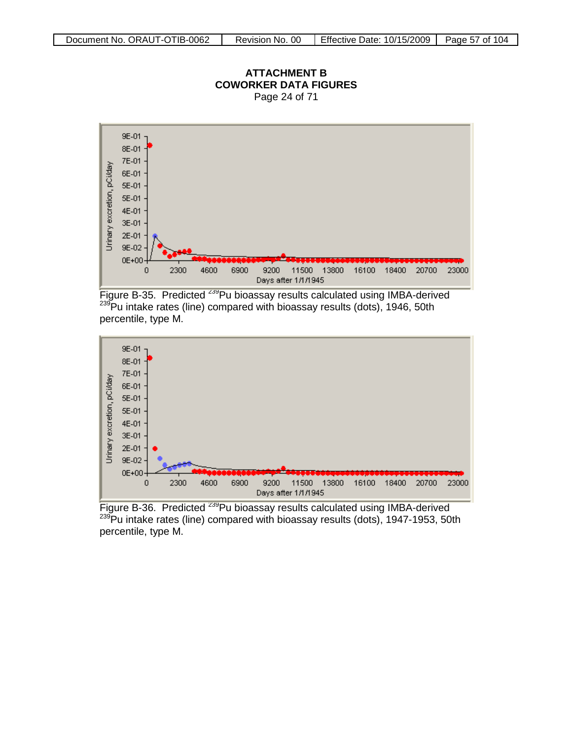**ATTACHMENT B**
**COWORKER DATA FIGURES**
Page 24 of 71

Figure B-35. Predicted $^{239}$Pu bioassay results calculated using IMBA-derived $^{239}$Pu intake rates (line) compared with bioassay results (dots), 1946, 50th percentile, type M.

Figure B-36. Predicted $^{239}$Pu bioassay results calculated using IMBA-derived $^{239}$Pu intake rates (line) compared with bioassay results (dots), 1947-1953, 50th percentile, type M.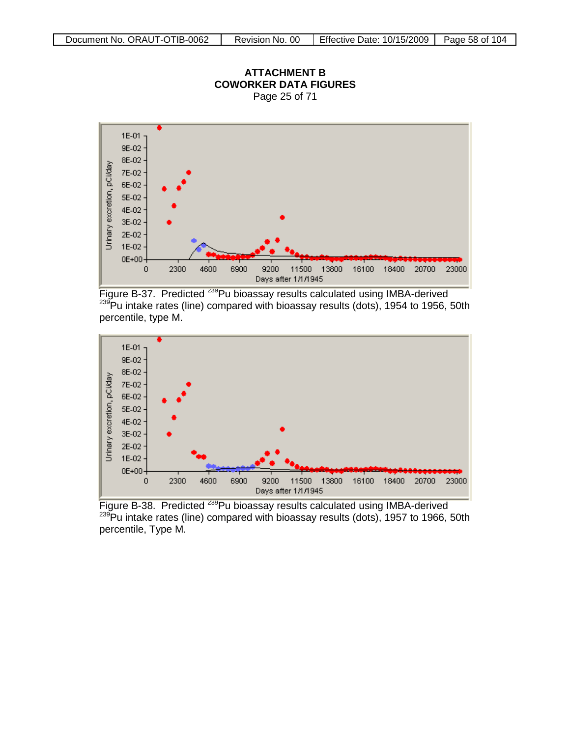# ATTACHMENT B
## COWORKER DATA FIGURES
Page 25 of 71

Figure B-37. Predicted $^{239}$Pu bioassay results calculated using IMBA-derived $^{239}$Pu intake rates (line) compared with bioassay results (dots), 1954 to 1956, 50th percentile, type M.

Figure B-38. Predicted $^{239}$Pu bioassay results calculated using IMBA-derived $^{239}$Pu intake rates (line) compared with bioassay results (dots), 1957 to 1966, 50th percentile, Type M.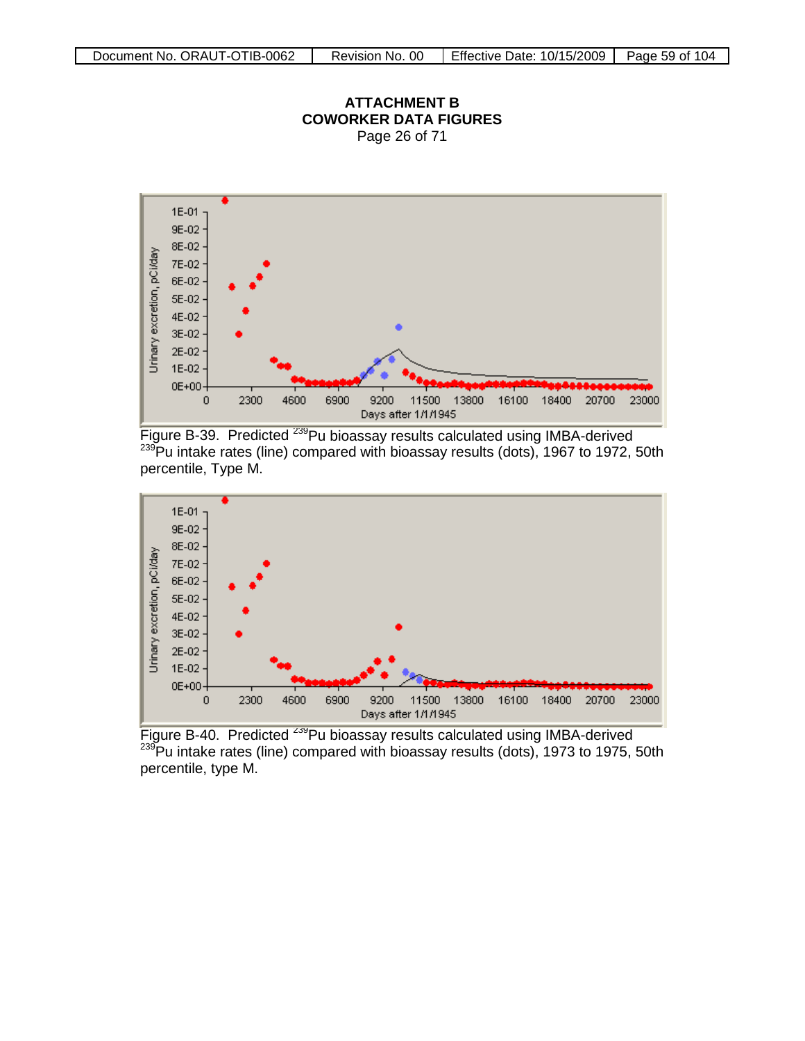**ATTACHMENT B**
**COWORKER DATA FIGURES**
Page 26 of 71

Figure B-39. Predicted $^{239}$Pu bioassay results calculated using IMBA-derived $^{239}$Pu intake rates (line) compared with bioassay results (dots), 1967 to 1972, 50th percentile, Type M.

Figure B-40. Predicted $^{239}$Pu bioassay results calculated using IMBA-derived $^{239}$Pu intake rates (line) compared with bioassay results (dots), 1973 to 1975, 50th percentile, type M.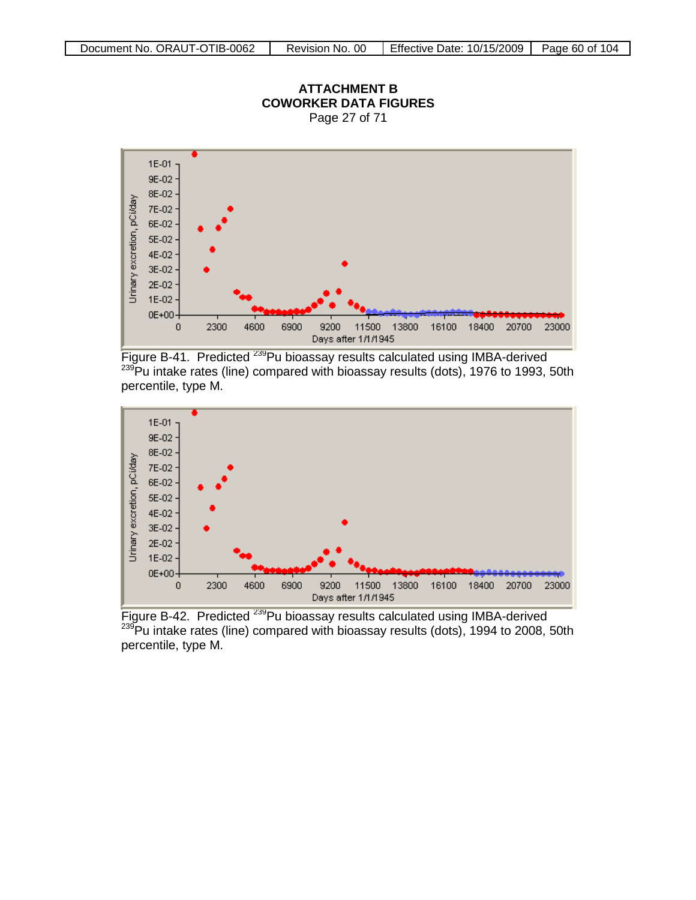# ATTACHMENT B
## COWORKER DATA FIGURES
Page 27 of 71

Figure B-41. Predicted $^{239}$Pu bioassay results calculated using IMBA-derived $^{239}$Pu intake rates (line) compared with bioassay results (dots), 1976 to 1993, 50th percentile, type M.

Figure B-42. Predicted $^{239}$Pu bioassay results calculated using IMBA-derived $^{239}$Pu intake rates (line) compared with bioassay results (dots), 1994 to 2008, 50th percentile, type M.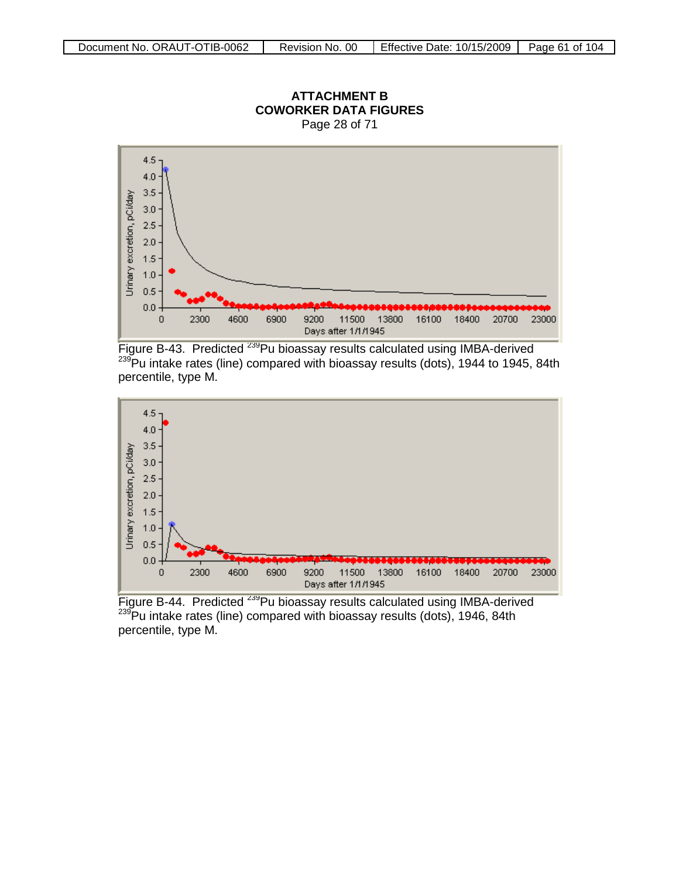**ATTACHMENT B**
**COWORKER DATA FIGURES**
Page 28 of 71

Figure B-43. Predicted $^{239}$Pu bioassay results calculated using IMBA-derived $^{239}$Pu intake rates (line) compared with bioassay results (dots), 1944 to 1945, 84th percentile, type M.

Figure B-44. Predicted $^{239}$Pu bioassay results calculated using IMBA-derived $^{239}$Pu intake rates (line) compared with bioassay results (dots), 1946, 84th percentile, type M.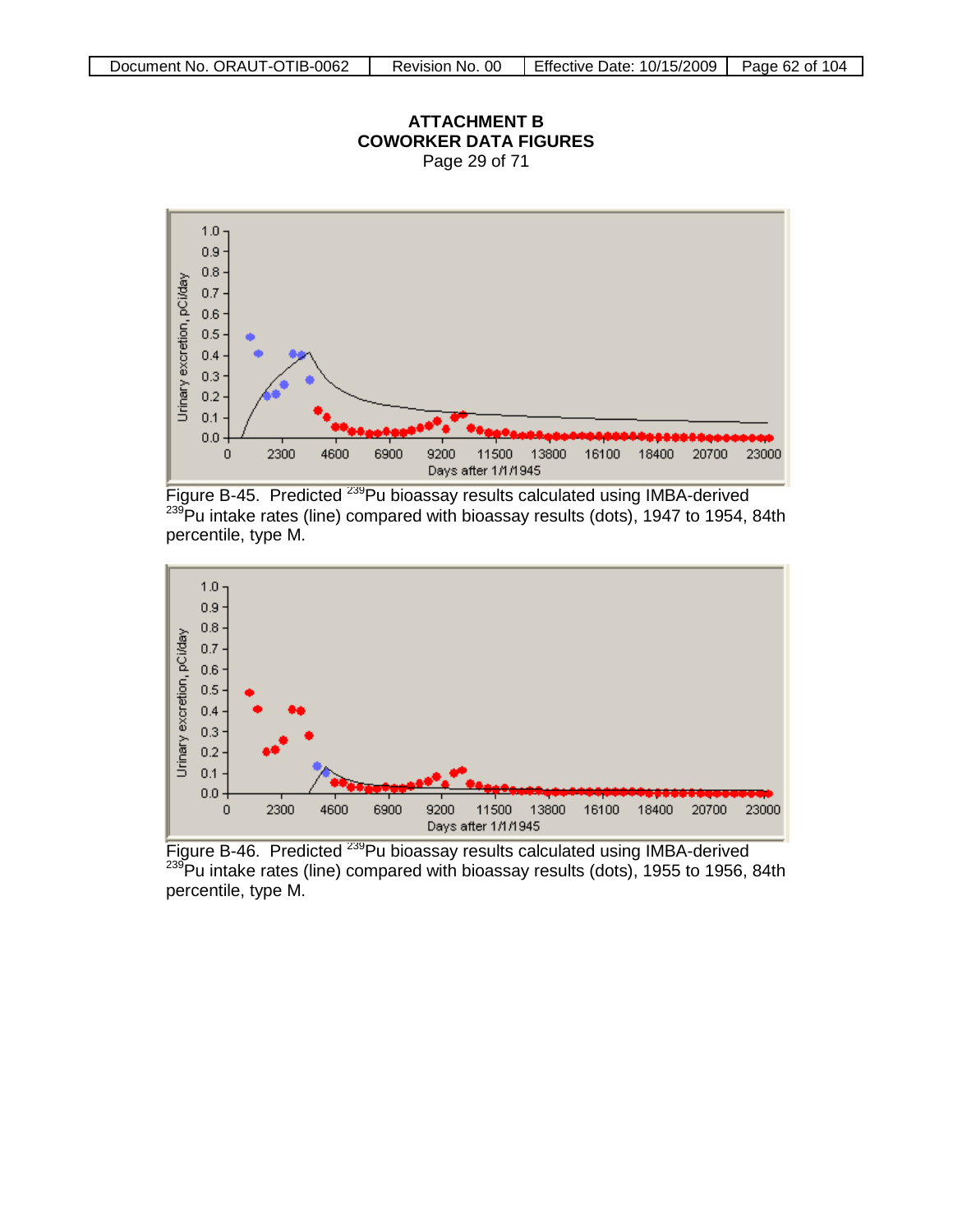# ATTACHMENT B
# COWORKER DATA FIGURES

Page 29 of 71

Figure B-45. Predicted $^{239}$Pu bioassay results calculated using IMBA-derived $^{239}$Pu intake rates (line) compared with bioassay results (dots), 1947 to 1954, 84th percentile, type M.

Figure B-46. Predicted $^{239}$Pu bioassay results calculated using IMBA-derived $^{239}$Pu intake rates (line) compared with bioassay results (dots), 1955 to 1956, 84th percentile, type M.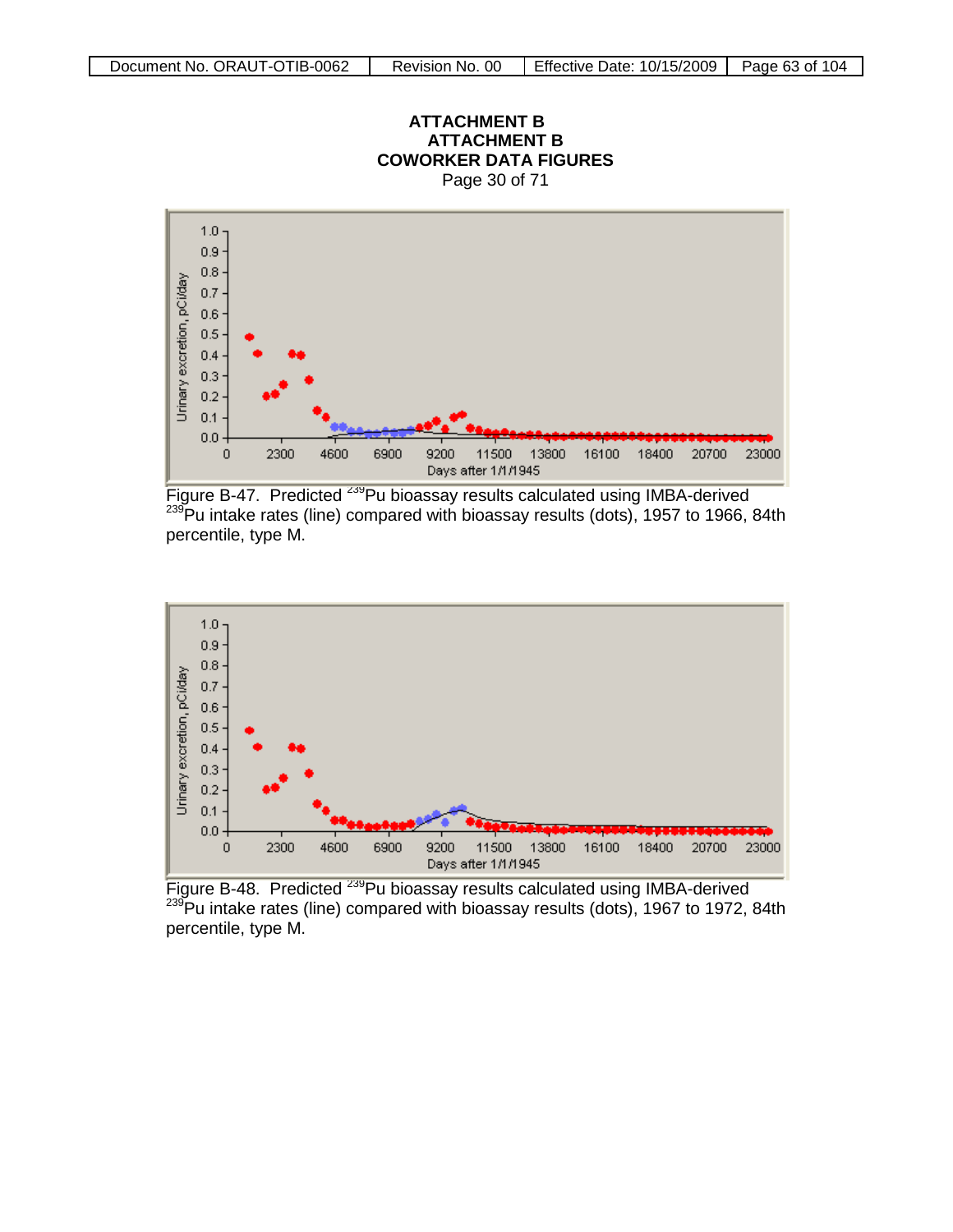ATTACHMENT B
ATTACHMENT B
COWORKER DATA FIGURES
Page 30 of 71

Figure B-47. Predicted $^{239}$Pu bioassay results calculated using IMBA-derived $^{239}$Pu intake rates (line) compared with bioassay results (dots), 1957 to 1966, 84th percentile, type M.

Figure B-48. Predicted $^{239}$Pu bioassay results calculated using IMBA-derived $^{239}$Pu intake rates (line) compared with bioassay results (dots), 1967 to 1972, 84th percentile, type M.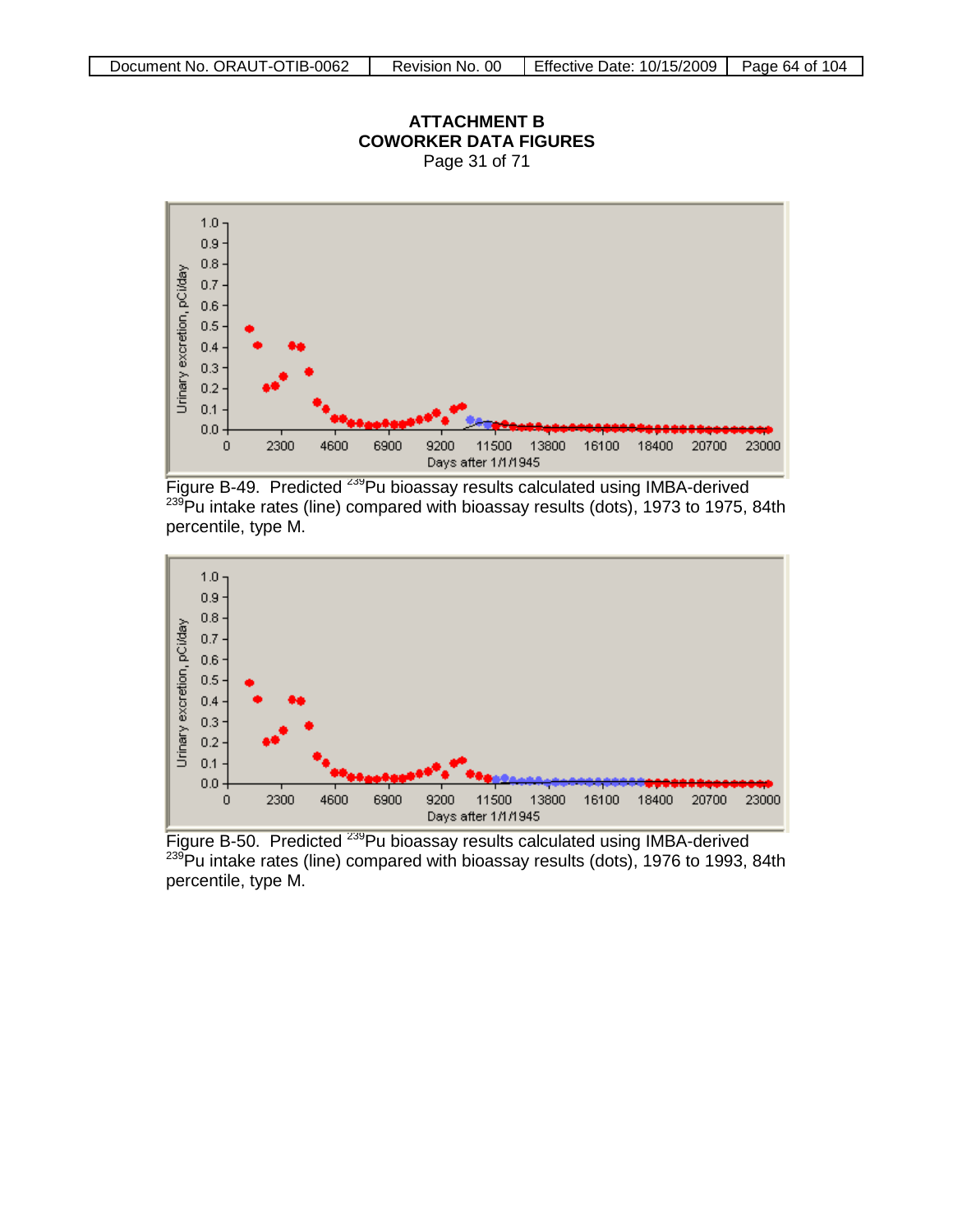# ATTACHMENT B
## COWORKER DATA FIGURES
Page 31 of 71

Figure B-49. Predicted $^{239}$Pu bioassay results calculated using IMBA-derived $^{239}$Pu intake rates (line) compared with bioassay results (dots), 1973 to 1975, 84th percentile, type M.

Figure B-50. Predicted $^{239}$Pu bioassay results calculated using IMBA-derived $^{239}$Pu intake rates (line) compared with bioassay results (dots), 1976 to 1993, 84th percentile, type M.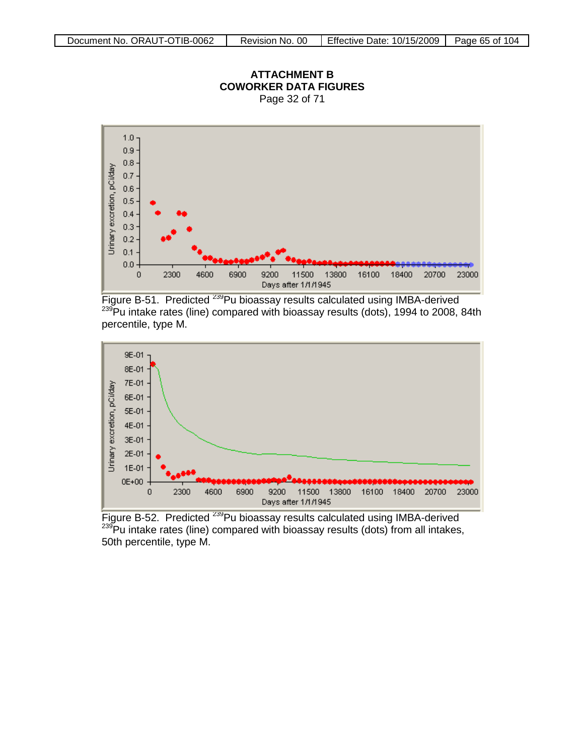# ATTACHMENT B
## COWORKER DATA FIGURES
Page 32 of 71

Figure B-51. Predicted $^{239}$Pu bioassay results calculated using IMBA-derived $^{239}$Pu intake rates (line) compared with bioassay results (dots), 1994 to 2008, 84th percentile, type M.

Figure B-52. Predicted $^{239}$Pu bioassay results calculated using IMBA-derived $^{239}$Pu intake rates (line) compared with bioassay results (dots) from all intakes, 50th percentile, type M.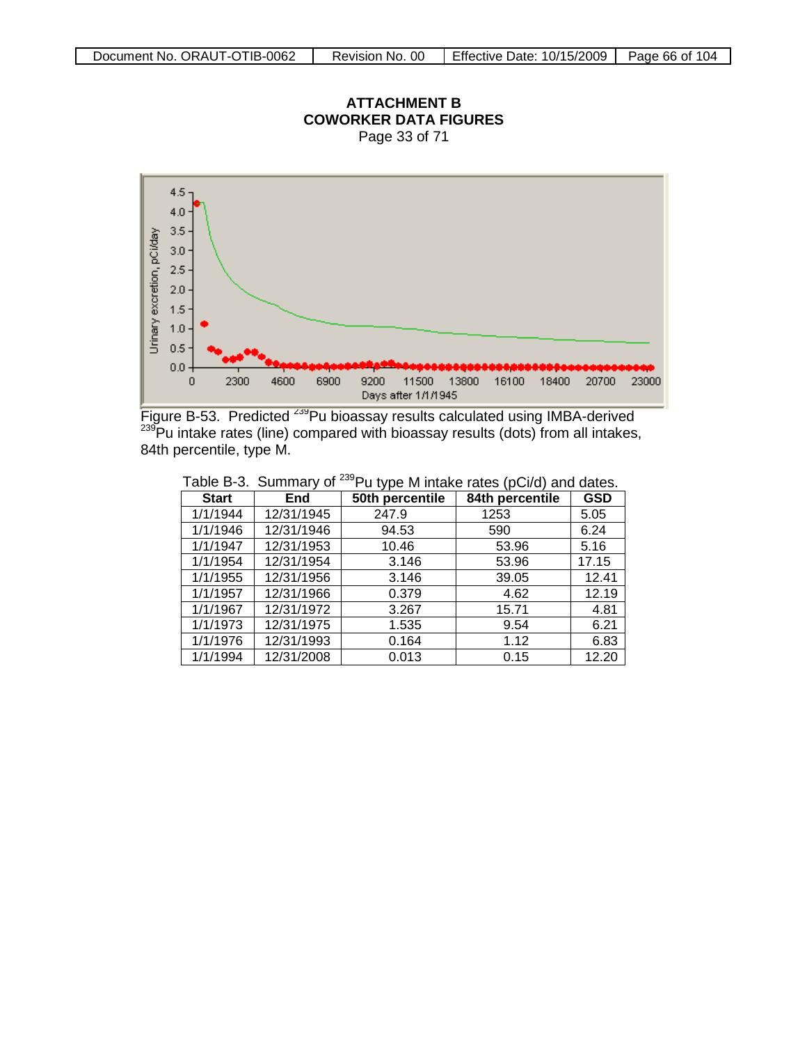## ATTACHMENT B
## COWORKER DATA FIGURES
Page 33 of 71

Figure B-53. Predicted $^{239}$Pu bioassay results calculated using IMBA-derived $^{239}$Pu intake rates (line) compared with bioassay results (dots) from all intakes, 84th percentile, type M.

Table B-3. Summary of $^{239}$Pu type M intake rates (pCi/d) and dates.

| Start | End | 50th percentile | 84th percentile | GSD |
|---|---|---|---|---|
| 1/1/1944 | 12/31/1945 | 247.9 | 1253 | 5.05 |
| 1/1/1946 | 12/31/1946 | 94.53 | 590 | 6.24 |
| 1/1/1947 | 12/31/1953 | 10.46 | 53.96 | 5.16 |
| 1/1/1954 | 12/31/1954 | 3.146 | 53.96 | 17.15 |
| 1/1/1955 | 12/31/1956 | 3.146 | 39.05 | 12.41 |
| 1/1/1957 | 12/31/1966 | 0.379 | 4.62 | 12.19 |
| 1/1/1967 | 12/31/1972 | 3.267 | 15.71 | 4.81 |
| 1/1/1973 | 12/31/1975 | 1.535 | 9.54 | 6.21 |
| 1/1/1976 | 12/31/1993 | 0.164 | 1.12 | 6.83 |
| 1/1/1994 | 12/31/2008 | 0.013 | 0.15 | 12.20 |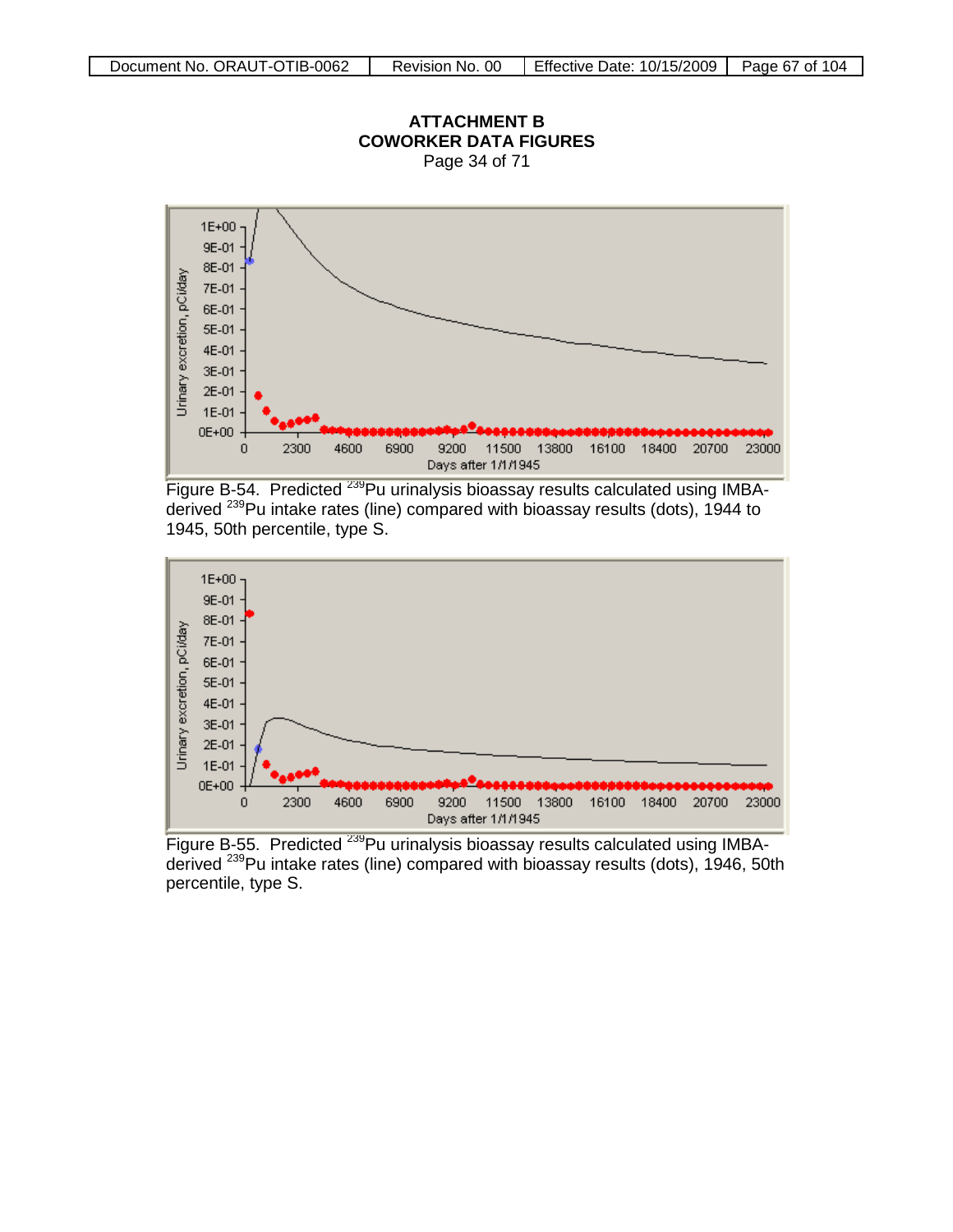# ATTACHMENT B
# COWORKER DATA FIGURES

Page 34 of 71

Figure B-54. Predicted $^{239}$Pu urinalysis bioassay results calculated using IMBA-derived $^{239}$Pu intake rates (line) compared with bioassay results (dots), 1944 to 1945, 50th percentile, type S.

Figure B-55. Predicted $^{239}$Pu urinalysis bioassay results calculated using IMBA-derived $^{239}$Pu intake rates (line) compared with bioassay results (dots), 1946, 50th percentile, type S.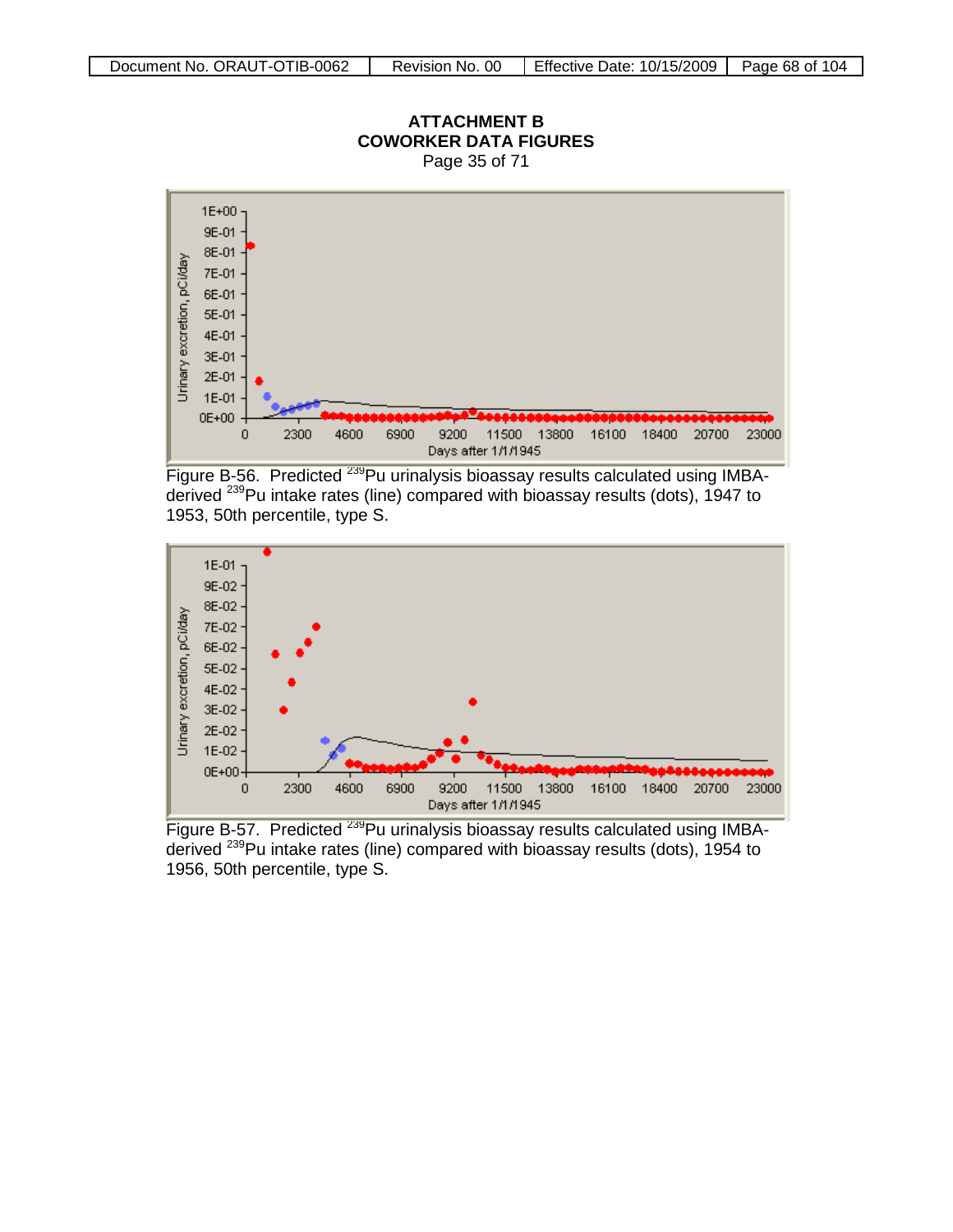# ATTACHMENT B
# COWORKER DATA FIGURES

Page 35 of 71

Figure B-56. Predicted $^{239}$Pu urinalysis bioassay results calculated using IMBA-derived $^{239}$Pu intake rates (line) compared with bioassay results (dots), 1947 to 1953, 50th percentile, type S.

Figure B-57. Predicted $^{239}$Pu urinalysis bioassay results calculated using IMBA-derived $^{239}$Pu intake rates (line) compared with bioassay results (dots), 1954 to 1956, 50th percentile, type S.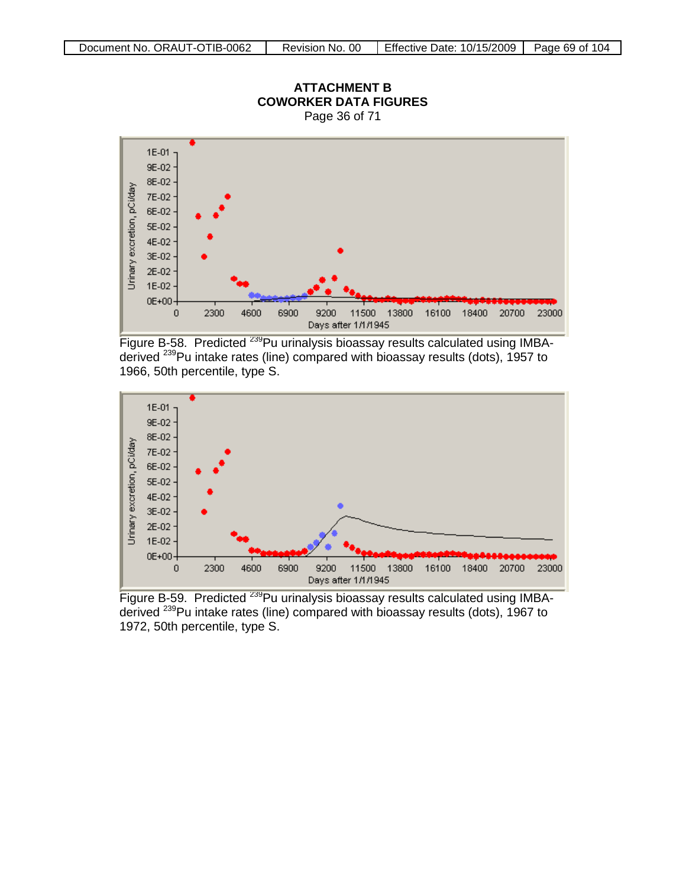# ATTACHMENT B
# COWORKER DATA FIGURES

Page 36 of 71

Figure B-58. Predicted $^{239}$Pu urinalysis bioassay results calculated using IMBA-derived $^{239}$Pu intake rates (line) compared with bioassay results (dots), 1957 to 1966, 50th percentile, type S.

Figure B-59. Predicted $^{239}$Pu urinalysis bioassay results calculated using IMBA-derived $^{239}$Pu intake rates (line) compared with bioassay results (dots), 1967 to 1972, 50th percentile, type S.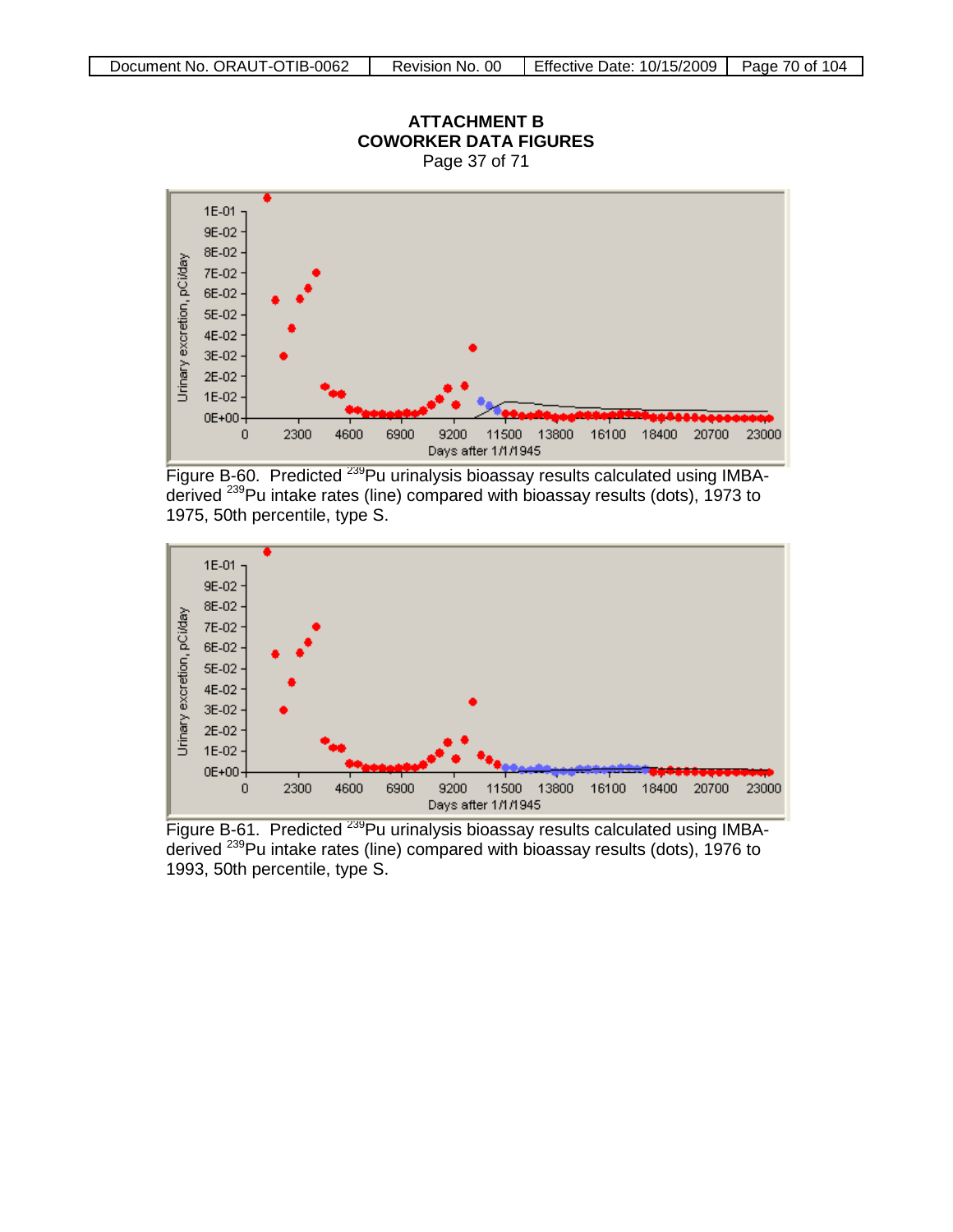**ATTACHMENT B**
**COWORKER DATA FIGURES**
Page 37 of 71

Figure B-60. Predicted $^{239}$Pu urinalysis bioassay results calculated using IMBA-derived $^{239}$Pu intake rates (line) compared with bioassay results (dots), 1973 to 1975, 50th percentile, type S.

Figure B-61. Predicted $^{239}$Pu urinalysis bioassay results calculated using IMBA-derived $^{239}$Pu intake rates (line) compared with bioassay results (dots), 1976 to 1993, 50th percentile, type S.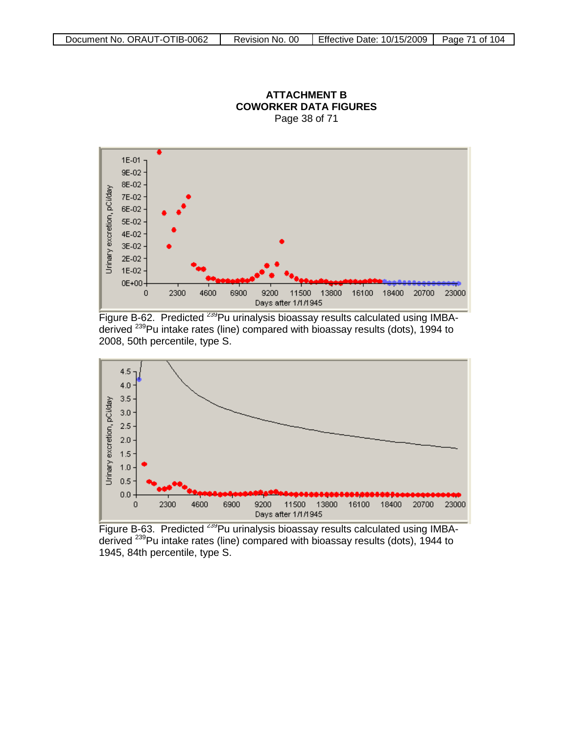# ATTACHMENT B
## COWORKER DATA FIGURES
Page 38 of 71

Figure B-62. Predicted $^{239}$Pu urinalysis bioassay results calculated using IMBA-derived $^{239}$Pu intake rates (line) compared with bioassay results (dots), 1994 to 2008, 50th percentile, type S.

Figure B-63. Predicted $^{239}$Pu urinalysis bioassay results calculated using IMBA-derived $^{239}$Pu intake rates (line) compared with bioassay results (dots), 1944 to 1945, 84th percentile, type S.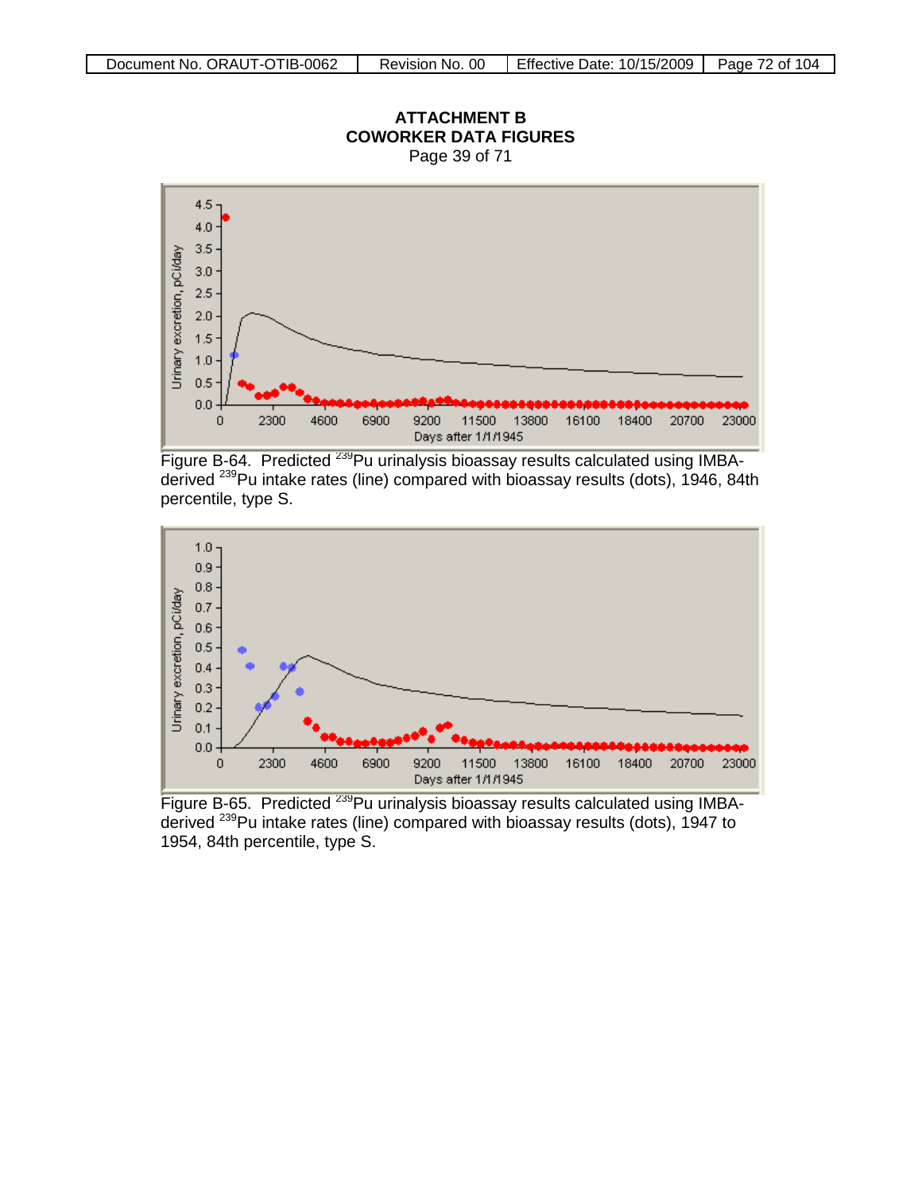**ATTACHMENT B**
**COWORKER DATA FIGURES**
Page 39 of 71

Figure B-64. Predicted $^{239}$Pu urinalysis bioassay results calculated using IMBA-derived $^{239}$Pu intake rates (line) compared with bioassay results (dots), 1946, 84th percentile, type S.

Figure B-65. Predicted $^{239}$Pu urinalysis bioassay results calculated using IMBA-derived $^{239}$Pu intake rates (line) compared with bioassay results (dots), 1947 to 1954, 84th percentile, type S.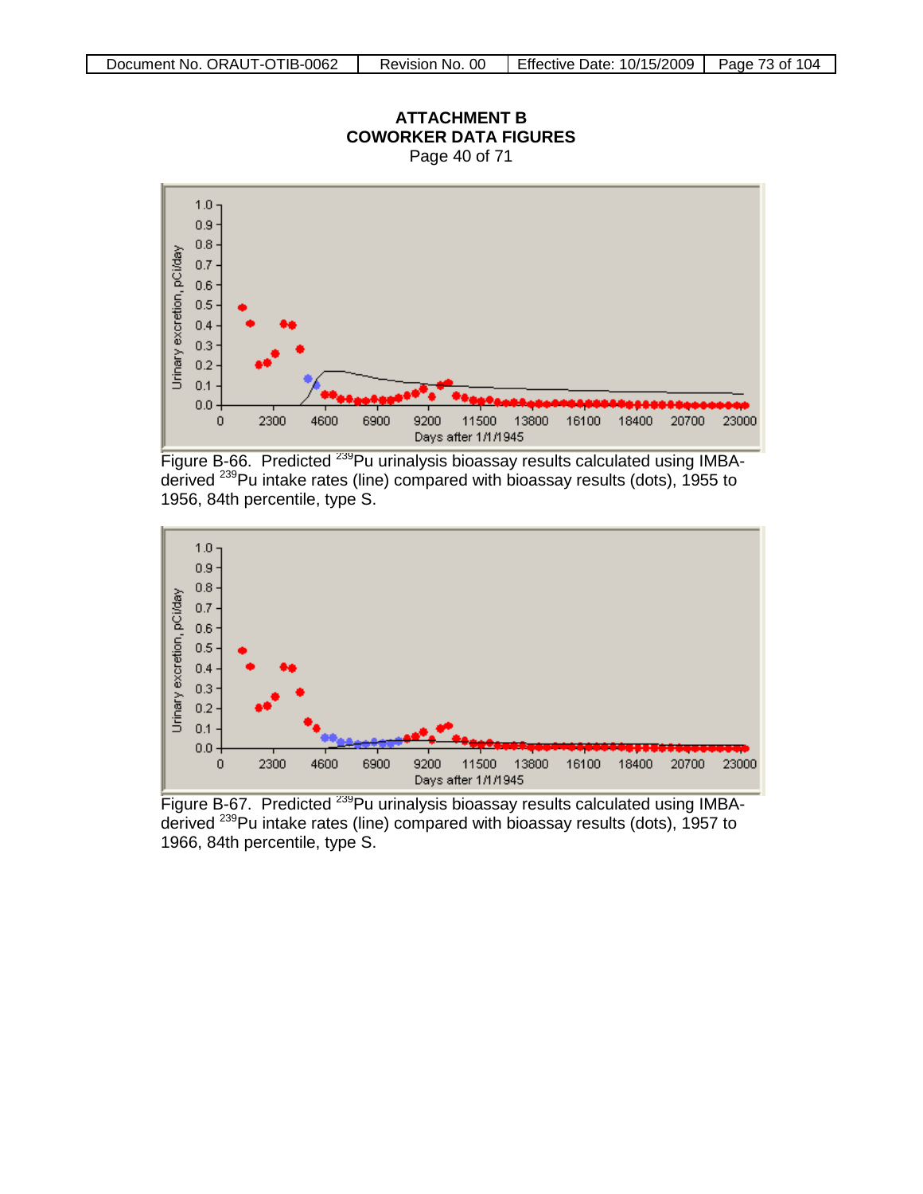# ATTACHMENT B
# COWORKER DATA FIGURES

Page 40 of 71

Figure B-66. Predicted $^{239}$Pu urinalysis bioassay results calculated using IMBA-derived $^{239}$Pu intake rates (line) compared with bioassay results (dots), 1955 to 1956, 84th percentile, type S.

Figure B-67. Predicted $^{239}$Pu urinalysis bioassay results calculated using IMBA-derived $^{239}$Pu intake rates (line) compared with bioassay results (dots), 1957 to 1966, 84th percentile, type S.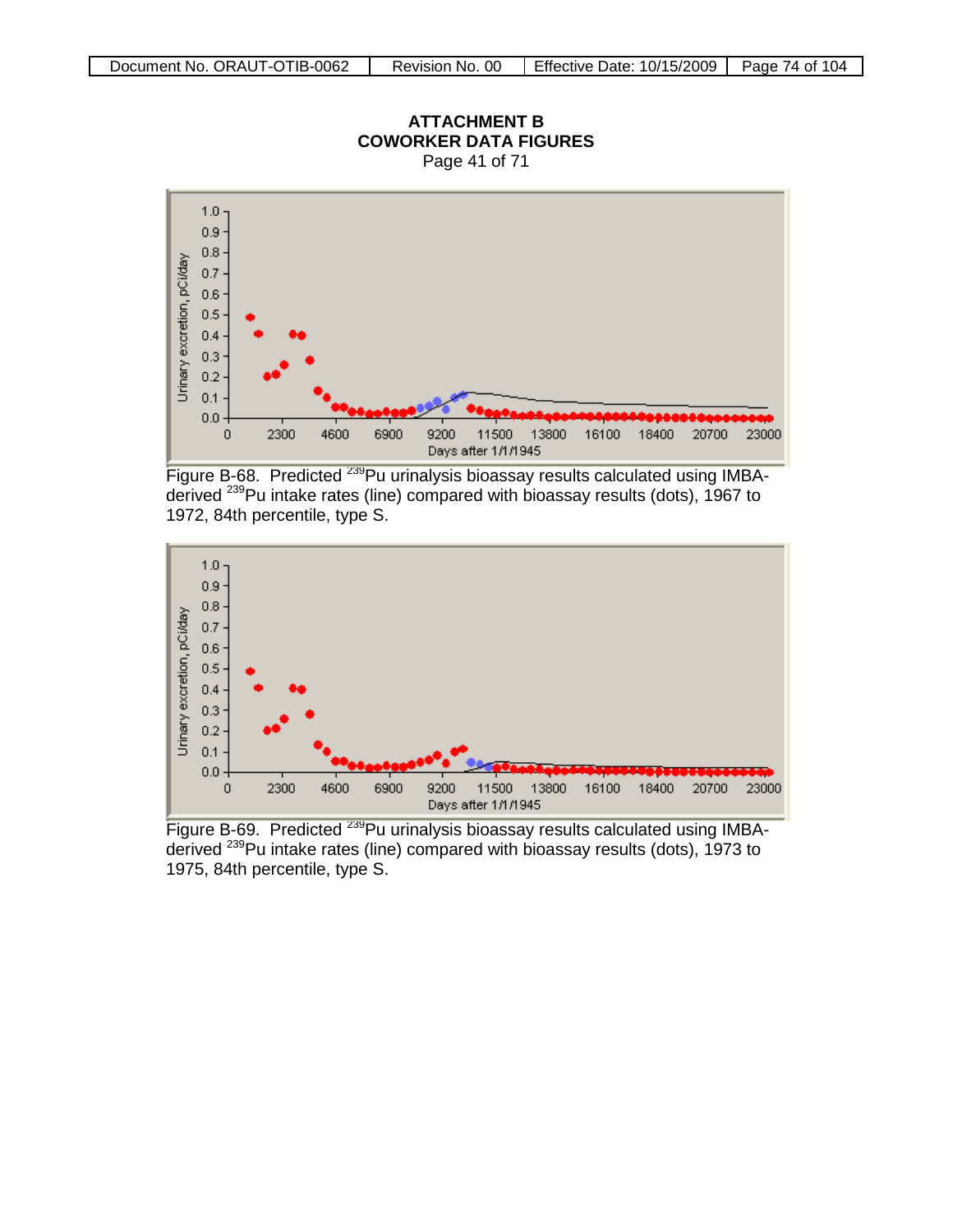## ATTACHMENT B
## COWORKER DATA FIGURES

Page 41 of 71

Figure B-68. Predicted $^{239}$Pu urinalysis bioassay results calculated using IMBA-derived $^{239}$Pu intake rates (line) compared with bioassay results (dots), 1967 to 1972, 84th percentile, type S.

Figure B-69. Predicted $^{239}$Pu urinalysis bioassay results calculated using IMBA-derived $^{239}$Pu intake rates (line) compared with bioassay results (dots), 1973 to 1975, 84th percentile, type S.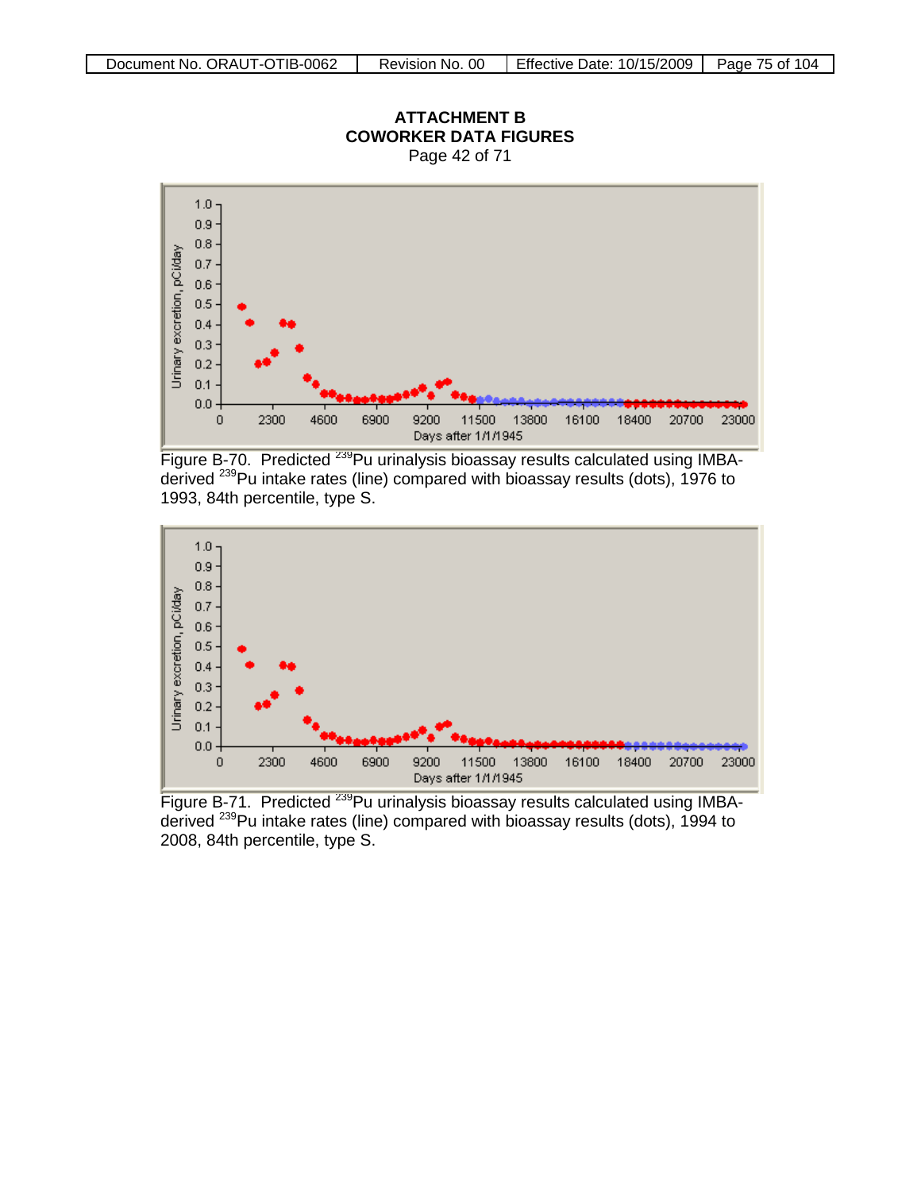# ATTACHMENT B
## COWORKER DATA FIGURES
Page 42 of 71

Figure B-70. Predicted $^{239}$Pu urinalysis bioassay results calculated using IMBA-derived $^{239}$Pu intake rates (line) compared with bioassay results (dots), 1976 to 1993, 84th percentile, type S.

Figure B-71. Predicted $^{239}$Pu urinalysis bioassay results calculated using IMBA-derived $^{239}$Pu intake rates (line) compared with bioassay results (dots), 1994 to 2008, 84th percentile, type S.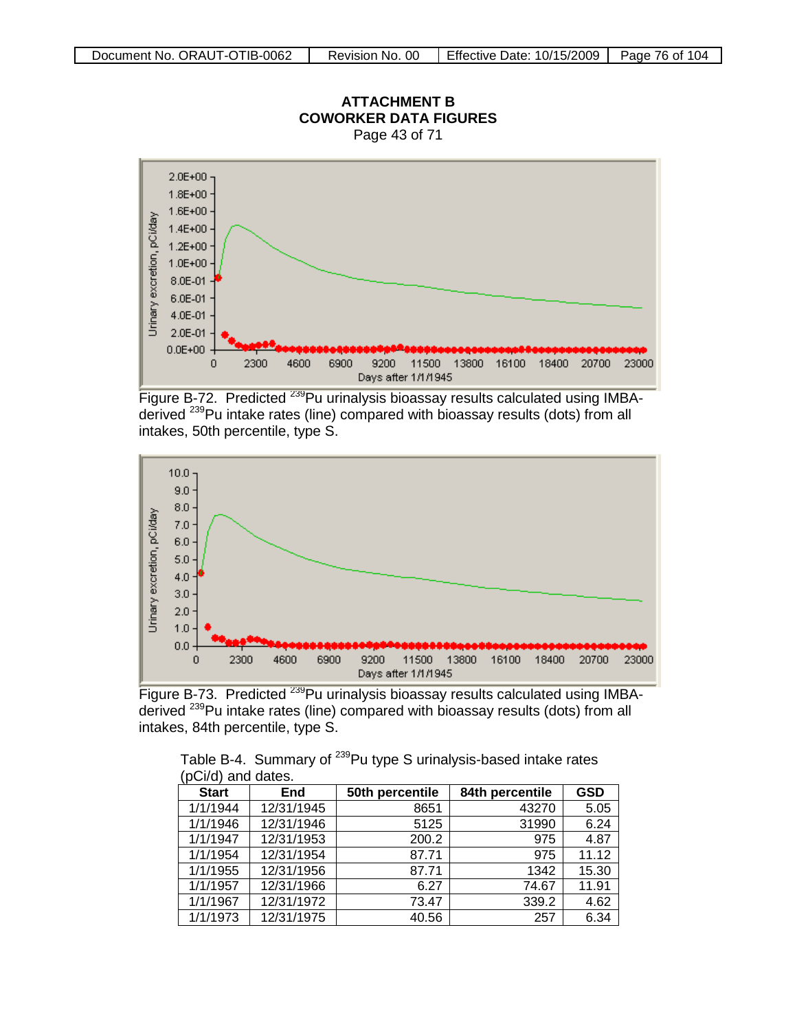## ATTACHMENT B
## COWORKER DATA FIGURES

Page 43 of 71

Figure B-72. Predicted $^{239}Pu$ urinalysis bioassay results calculated using IMBA-derived $^{239}Pu$ intake rates (line) compared with bioassay results (dots) from all intakes, 50th percentile, type S.

Figure B-73. Predicted $^{239}Pu$ urinalysis bioassay results calculated using IMBA-derived $^{239}Pu$ intake rates (line) compared with bioassay results (dots) from all intakes, 84th percentile, type S.

Table B-4. Summary of $^{239}Pu$ type S urinalysis-based intake rates (pCi/d) and dates.

| Start | End | 50th percentile | 84th percentile | GSD |
|---|---|---|---|---|
| 1/1/1944 | 12/31/1945 | 8651 | 43270 | 5.05 |
| 1/1/1946 | 12/31/1946 | 5125 | 31990 | 6.24 |
| 1/1/1947 | 12/31/1953 | 200.2 | 975 | 4.87 |
| 1/1/1954 | 12/31/1954 | 87.71 | 975 | 11.12 |
| 1/1/1955 | 12/31/1956 | 87.71 | 1342 | 15.30 |
| 1/1/1957 | 12/31/1966 | 6.27 | 74.67 | 11.91 |
| 1/1/1967 | 12/31/1972 | 73.47 | 339.2 | 4.62 |
| 1/1/1973 | 12/31/1975 | 40.56 | 257 | 6.34 |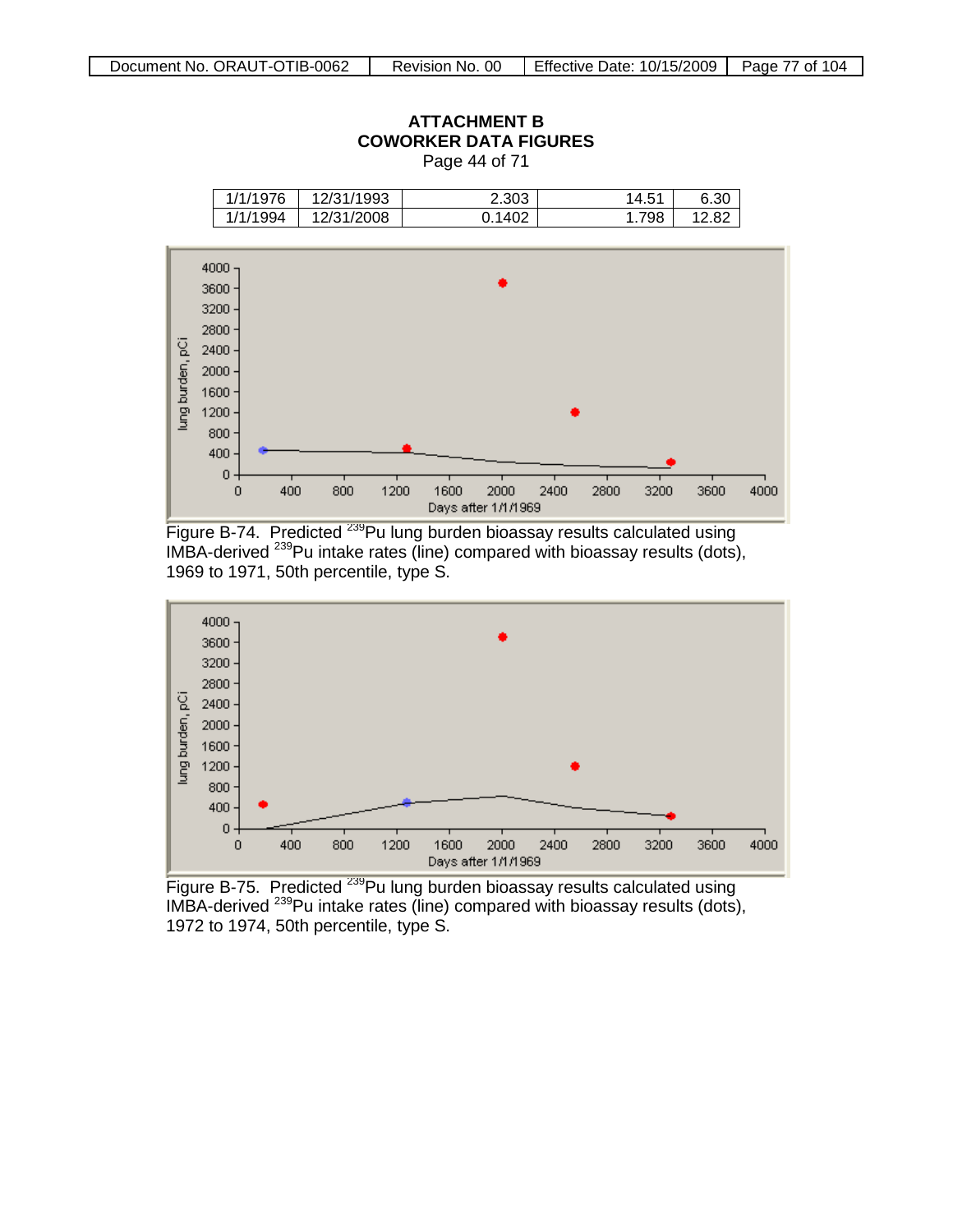## ATTACHMENT B
## COWORKER DATA FIGURES
Page 44 of 71

| | | | | |
|---|---|---|---|---|
| 1/1/1976 | 12/31/1993 | 2.303 | 14.51 | 6.30 |
| 1/1/1994 | 12/31/2008 | 0.1402 | 1.798 | 12.82 |

Figure B-74. Predicted $^{239}$Pu lung burden bioassay results calculated using IMBA-derived $^{239}$Pu intake rates (line) compared with bioassay results (dots), 1969 to 1971, 50th percentile, type S.

Figure B-75. Predicted $^{239}$Pu lung burden bioassay results calculated using IMBA-derived $^{239}$Pu intake rates (line) compared with bioassay results (dots), 1972 to 1974, 50th percentile, type S.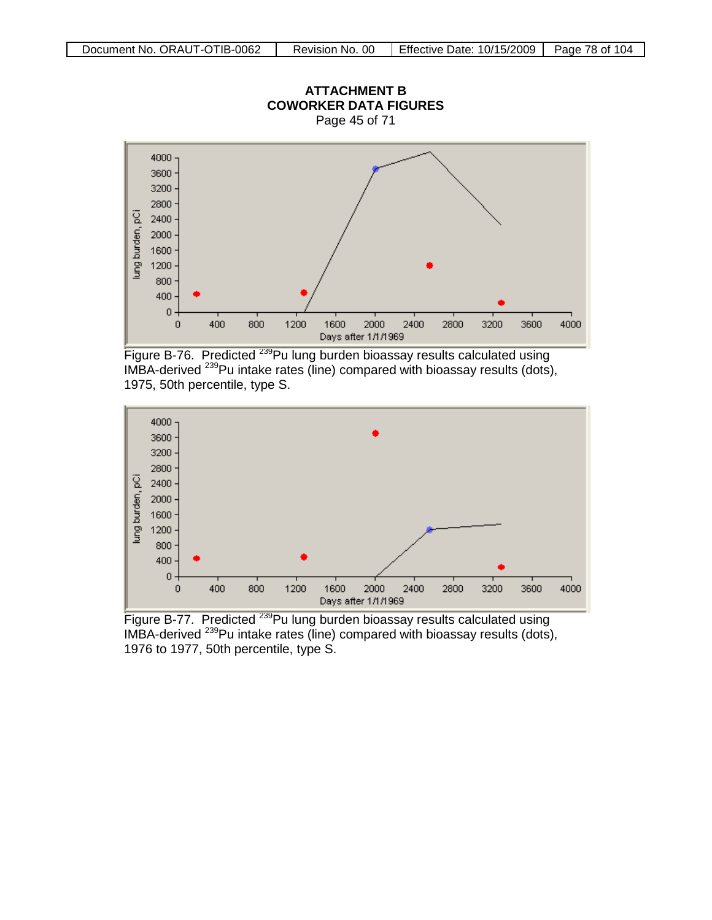**ATTACHMENT B**
**COWORKER DATA FIGURES**
Page 45 of 71

Figure B-76. Predicted $^{239}$Pu lung burden bioassay results calculated using IMBA-derived $^{239}$Pu intake rates (line) compared with bioassay results (dots), 1975, 50th percentile, type S.

Figure B-77. Predicted $^{239}$Pu lung burden bioassay results calculated using IMBA-derived $^{239}$Pu intake rates (line) compared with bioassay results (dots), 1976 to 1977, 50th percentile, type S.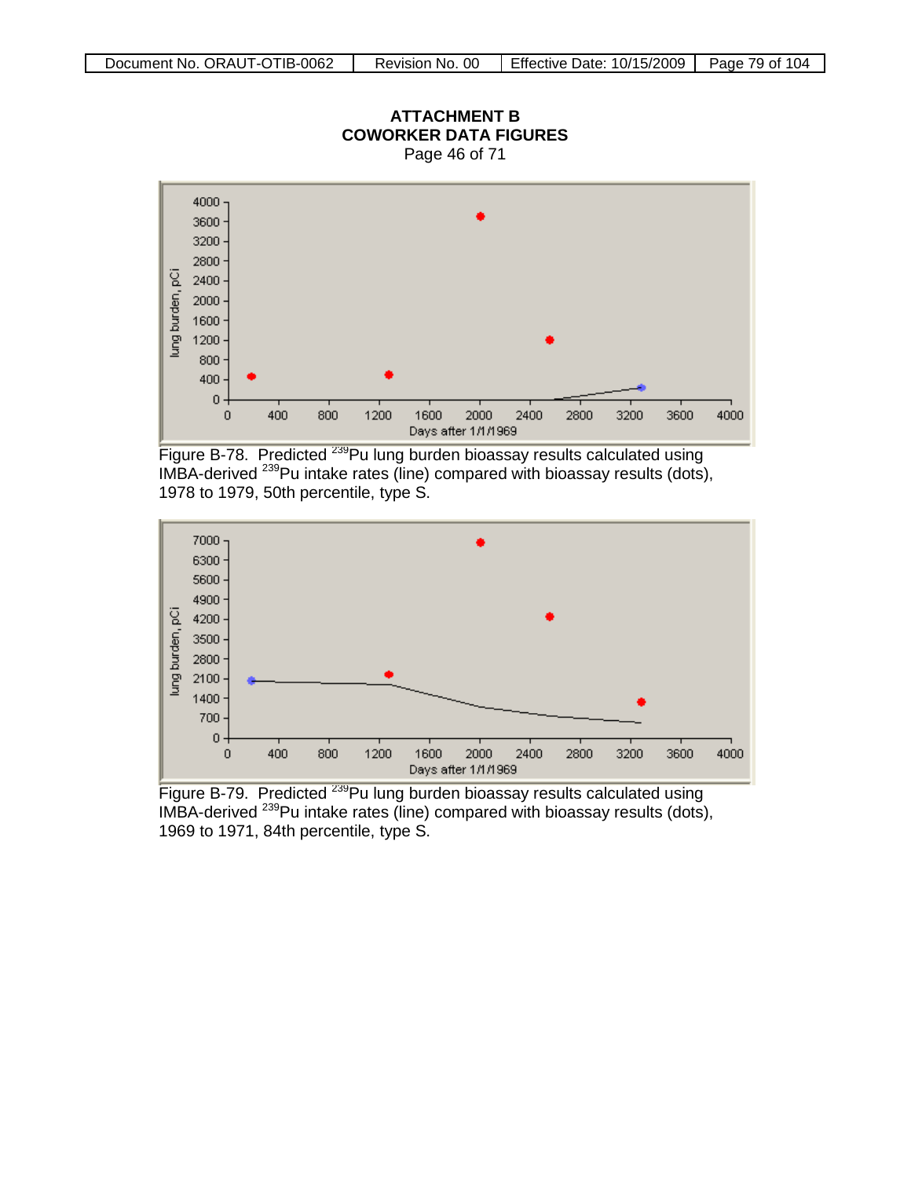**ATTACHMENT B**
**COWORKER DATA FIGURES**
Page 46 of 71

Figure B-78. Predicted $^{239}$Pu lung burden bioassay results calculated using IMBA-derived $^{239}$Pu intake rates (line) compared with bioassay results (dots), 1978 to 1979, 50th percentile, type S.

Figure B-79. Predicted $^{239}$Pu lung burden bioassay results calculated using IMBA-derived $^{239}$Pu intake rates (line) compared with bioassay results (dots), 1969 to 1971, 84th percentile, type S.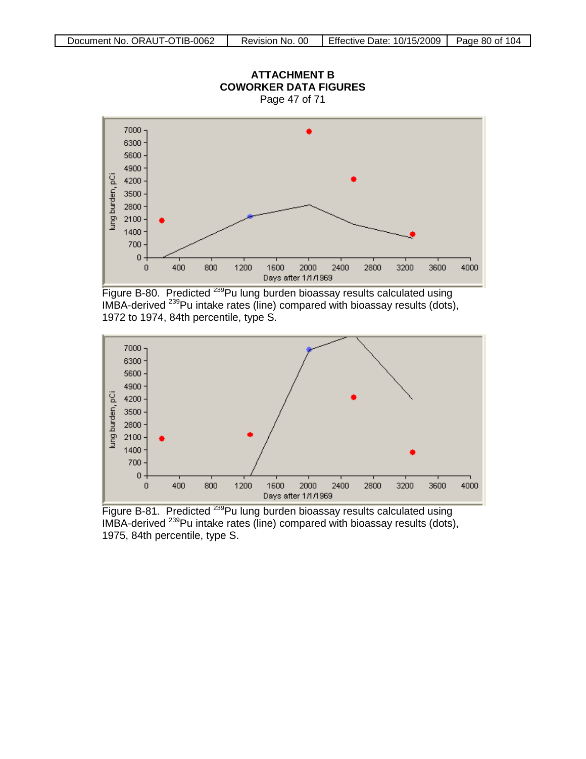# ATTACHMENT B
# COWORKER DATA FIGURES

Page 47 of 71

Figure B-80. Predicted $^{239}$Pu lung burden bioassay results calculated using IMBA-derived $^{239}$Pu intake rates (line) compared with bioassay results (dots), 1972 to 1974, 84th percentile, type S.

Figure B-81. Predicted $^{239}$Pu lung burden bioassay results calculated using IMBA-derived $^{239}$Pu intake rates (line) compared with bioassay results (dots), 1975, 84th percentile, type S.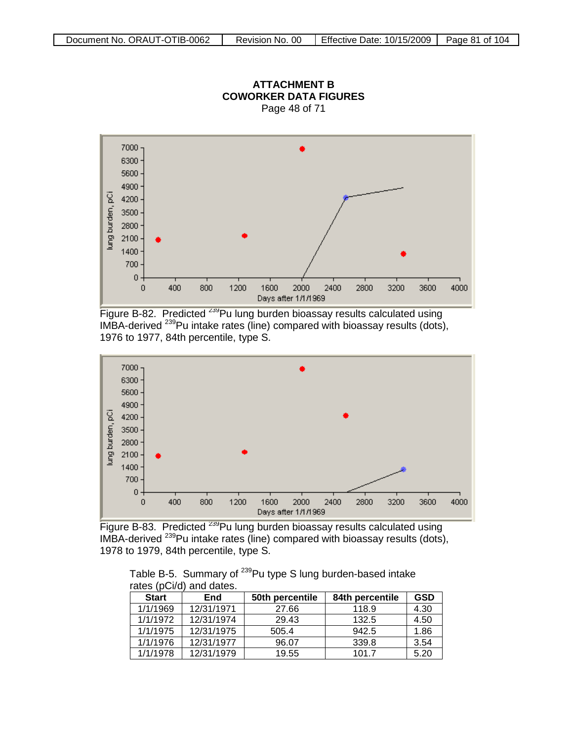## ATTACHMENT B
## COWORKER DATA FIGURES

Page 48 of 71

Figure B-82. Predicted $^{239}$Pu lung burden bioassay results calculated using IMBA-derived $^{239}$Pu intake rates (line) compared with bioassay results (dots), 1976 to 1977, 84th percentile, type S.

Figure B-83. Predicted $^{239}$Pu lung burden bioassay results calculated using IMBA-derived $^{239}$Pu intake rates (line) compared with bioassay results (dots), 1978 to 1979, 84th percentile, type S.

Table B-5. Summary of $^{239}$Pu type S lung burden-based intake rates (pCi/d) and dates.

| Start | End | 50th percentile | 84th percentile | GSD |
|---|---|---|---|---|
| 1/1/1969 | 12/31/1971 | 27.66 | 118.9 | 4.30 |
| 1/1/1972 | 12/31/1974 | 29.43 | 132.5 | 4.50 |
| 1/1/1975 | 12/31/1975 | 505.4 | 942.5 | 1.86 |
| 1/1/1976 | 12/31/1977 | 96.07 | 339.8 | 3.54 |
| 1/1/1978 | 12/31/1979 | 19.55 | 101.7 | 5.20 |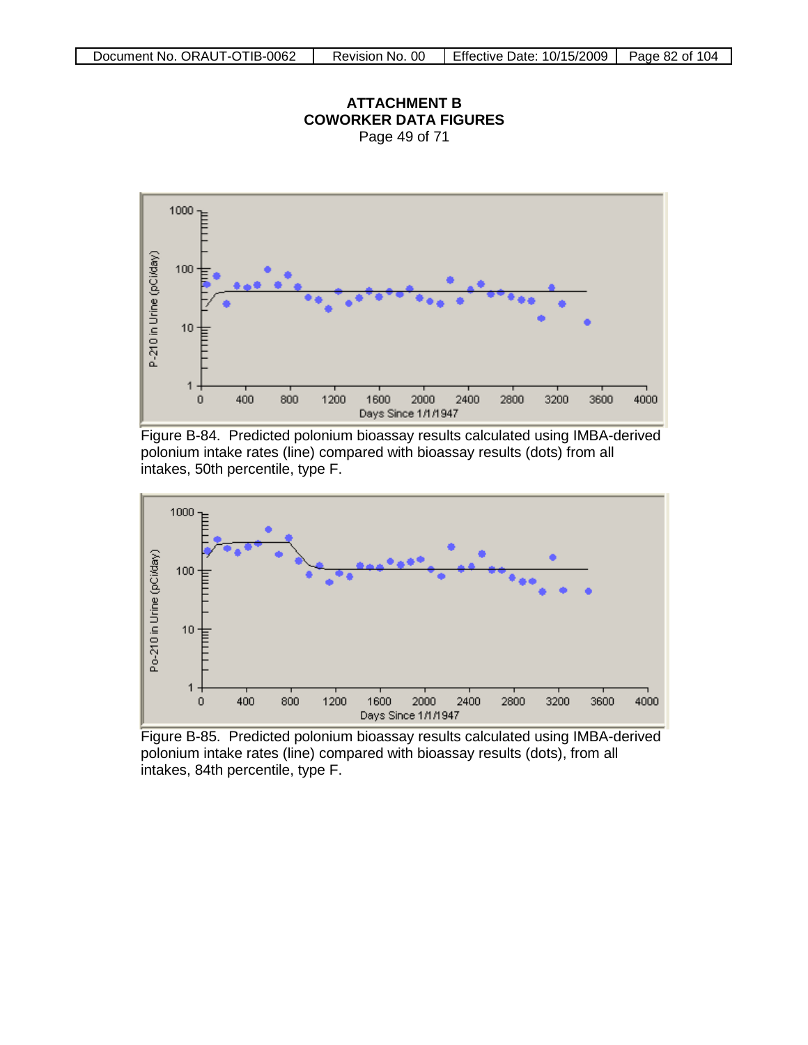**ATTACHMENT B**
**COWORKER DATA FIGURES**
Page 49 of 71

Figure B-84. Predicted polonium bioassay results calculated using IMBA-derived polonium intake rates (line) compared with bioassay results (dots) from all intakes, 50th percentile, type F.

Figure B-85. Predicted polonium bioassay results calculated using IMBA-derived polonium intake rates (line) compared with bioassay results (dots), from all intakes, 84th percentile, type F.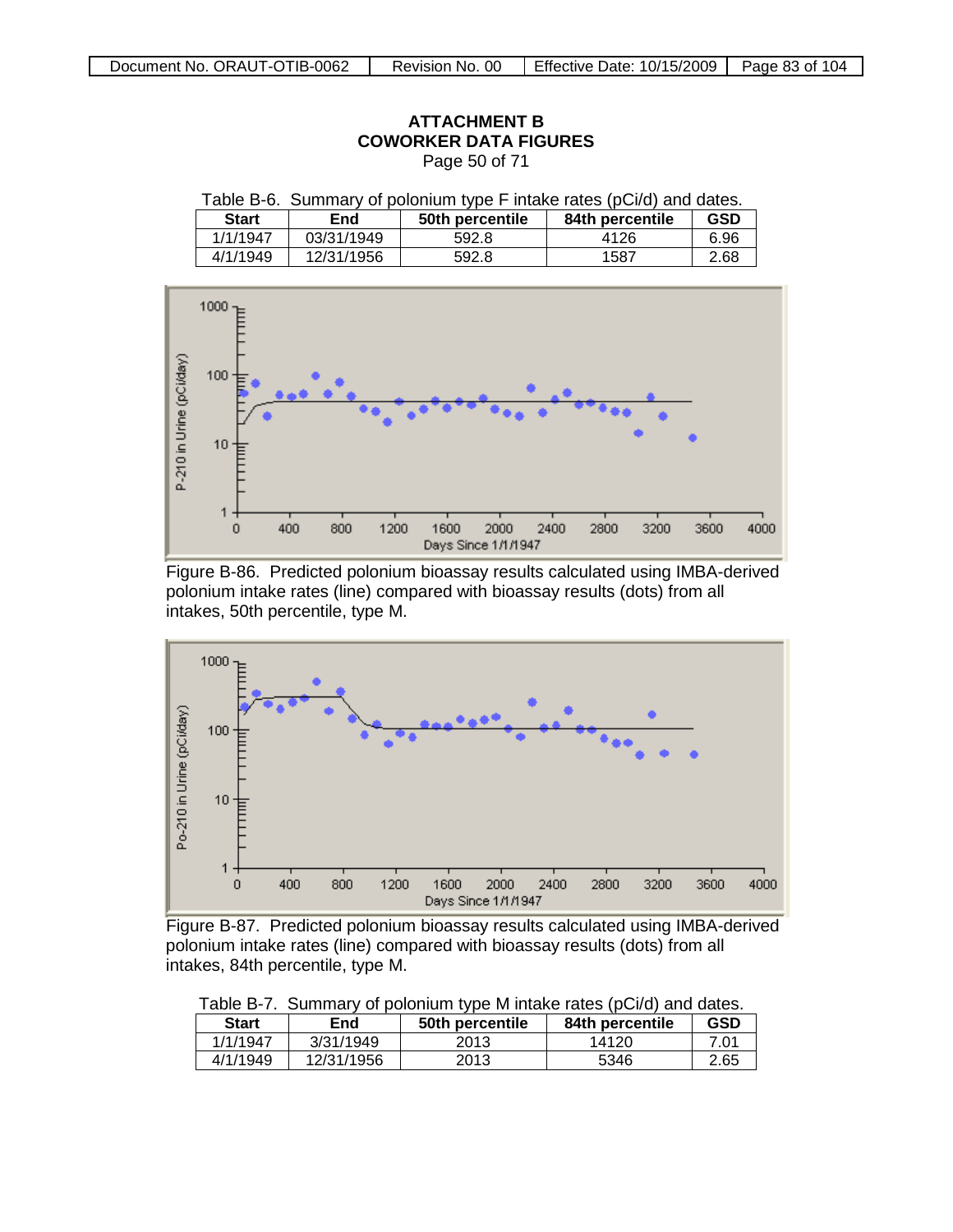ATTACHMENT B
COWORKER DATA FIGURES
Page 50 of 71

Table B-6. Summary of polonium type F intake rates (pCi/d) and dates.

| Start | End | 50th percentile | 84th percentile | GSD |
|---|---|---|---|---|
| 1/1/1947 | 03/31/1949 | 592.8 | 4126 | 6.96 |
| 4/1/1949 | 12/31/1956 | 592.8 | 1587 | 2.68 |

Figure B-86. Predicted polonium bioassay results calculated using IMBA-derived polonium intake rates (line) compared with bioassay results (dots) from all intakes, 50th percentile, type M.

Figure B-87. Predicted polonium bioassay results calculated using IMBA-derived polonium intake rates (line) compared with bioassay results (dots) from all intakes, 84th percentile, type M.

Table B-7. Summary of polonium type M intake rates (pCi/d) and dates.

| Start | End | 50th percentile | 84th percentile | GSD |
|---|---|---|---|---|
| 1/1/1947 | 3/31/1949 | 2013 | 14120 | 7.01 |
| 4/1/1949 | 12/31/1956 | 2013 | 5346 | 2.65 |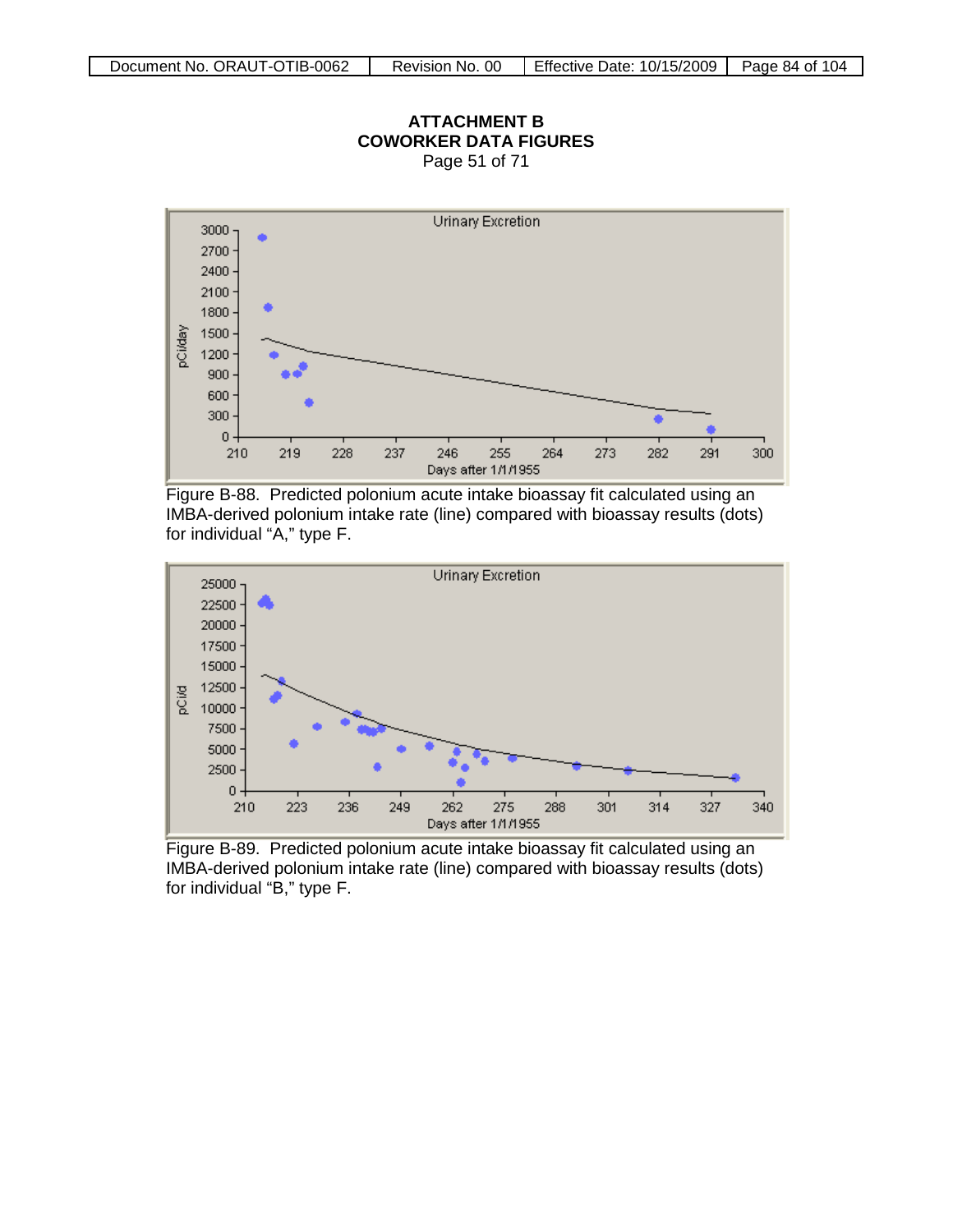# ATTACHMENT B
# COWORKER DATA FIGURES

Page 51 of 71

Figure B-88. Predicted polonium acute intake bioassay fit calculated using an IMBA-derived polonium intake rate (line) compared with bioassay results (dots) for individual "A," type F.

Figure B-89. Predicted polonium acute intake bioassay fit calculated using an IMBA-derived polonium intake rate (line) compared with bioassay results (dots) for individual "B," type F.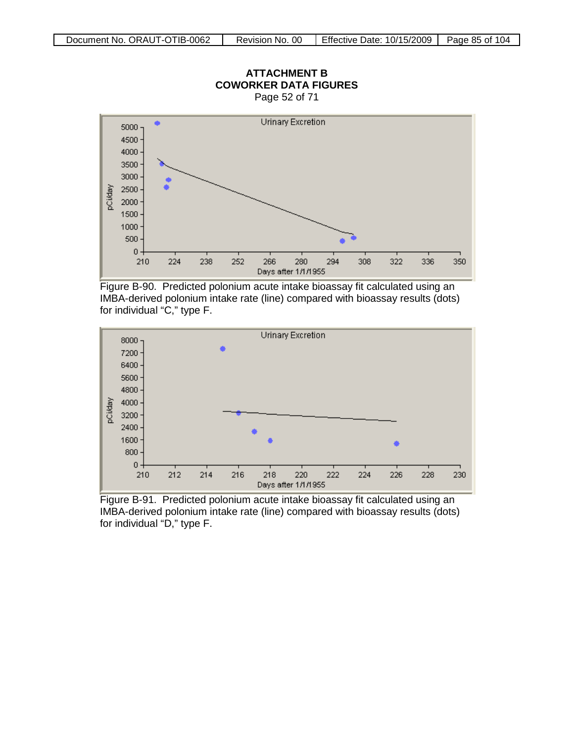# ATTACHMENT B
## COWORKER DATA FIGURES
Page 52 of 71

Figure B-90. Predicted polonium acute intake bioassay fit calculated using an IMBA-derived polonium intake rate (line) compared with bioassay results (dots) for individual "C," type F.

Figure B-91. Predicted polonium acute intake bioassay fit calculated using an IMBA-derived polonium intake rate (line) compared with bioassay results (dots) for individual "D," type F.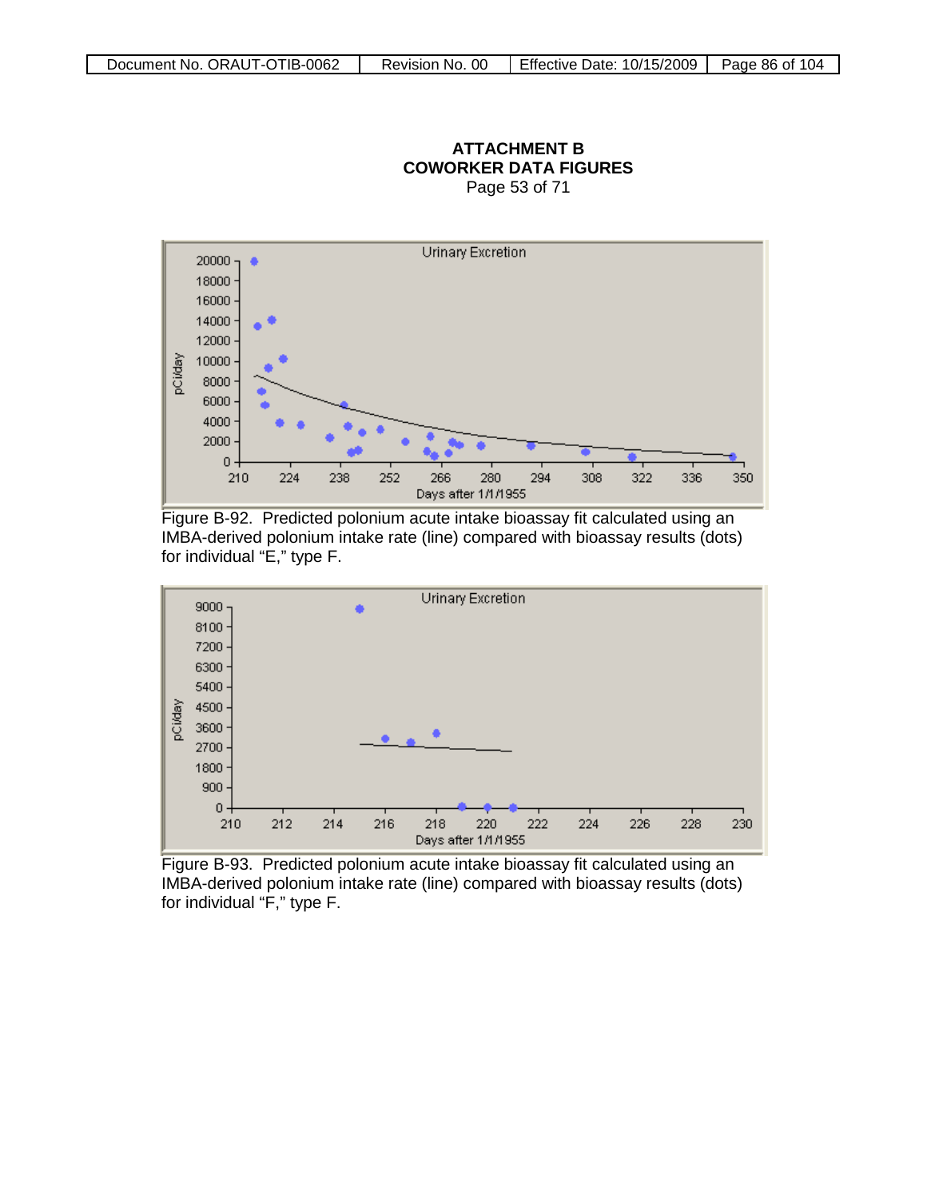**ATTACHMENT B**
**COWORKER DATA FIGURES**
Page 53 of 71

Figure B-92. Predicted polonium acute intake bioassay fit calculated using an IMBA-derived polonium intake rate (line) compared with bioassay results (dots) for individual "E," type F.

Figure B-93. Predicted polonium acute intake bioassay fit calculated using an IMBA-derived polonium intake rate (line) compared with bioassay results (dots) for individual "F," type F.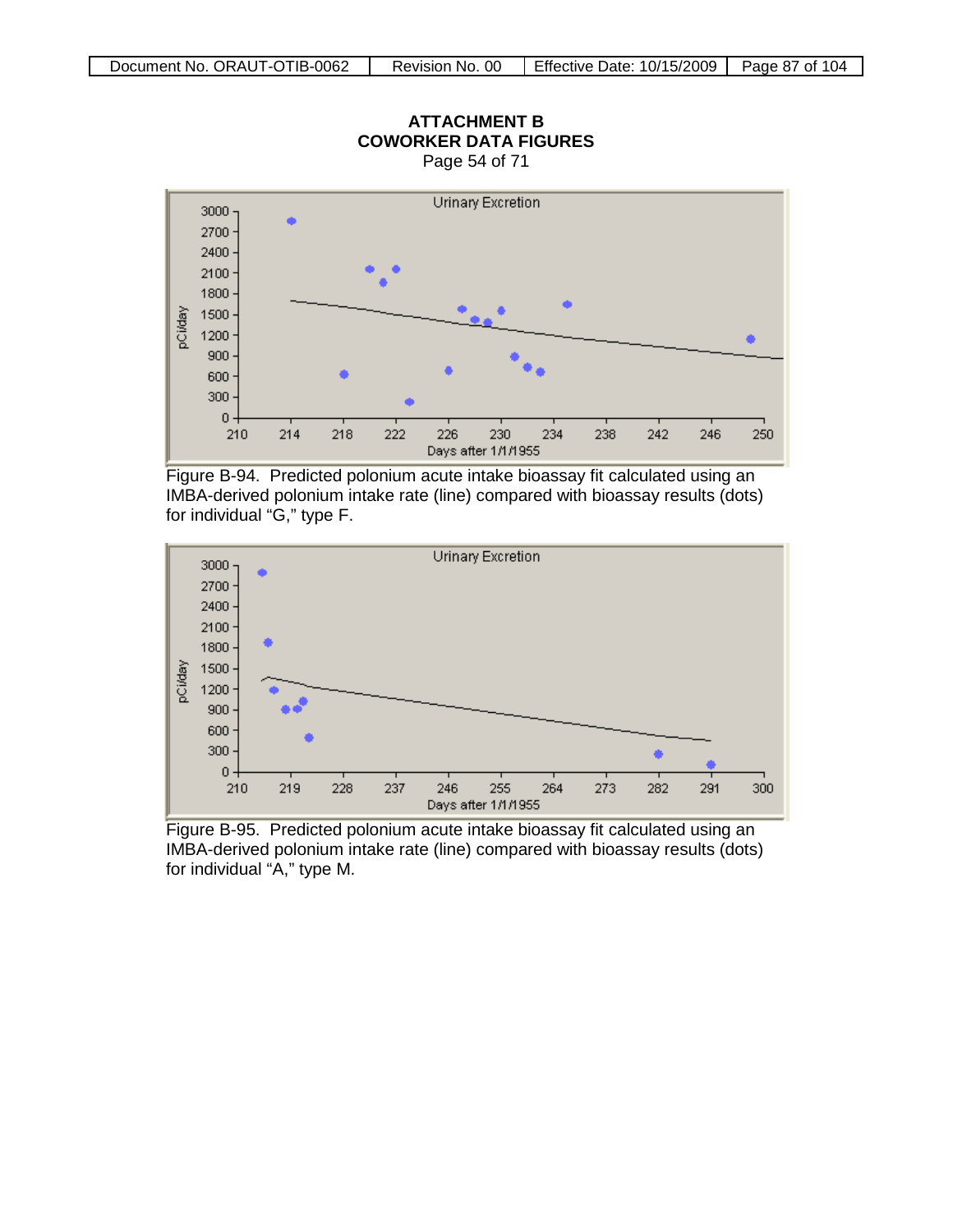# ATTACHMENT B
## COWORKER DATA FIGURES
Page 54 of 71

Figure B-94. Predicted polonium acute intake bioassay fit calculated using an IMBA-derived polonium intake rate (line) compared with bioassay results (dots) for individual "G," type F.

Figure B-95. Predicted polonium acute intake bioassay fit calculated using an IMBA-derived polonium intake rate (line) compared with bioassay results (dots) for individual "A," type M.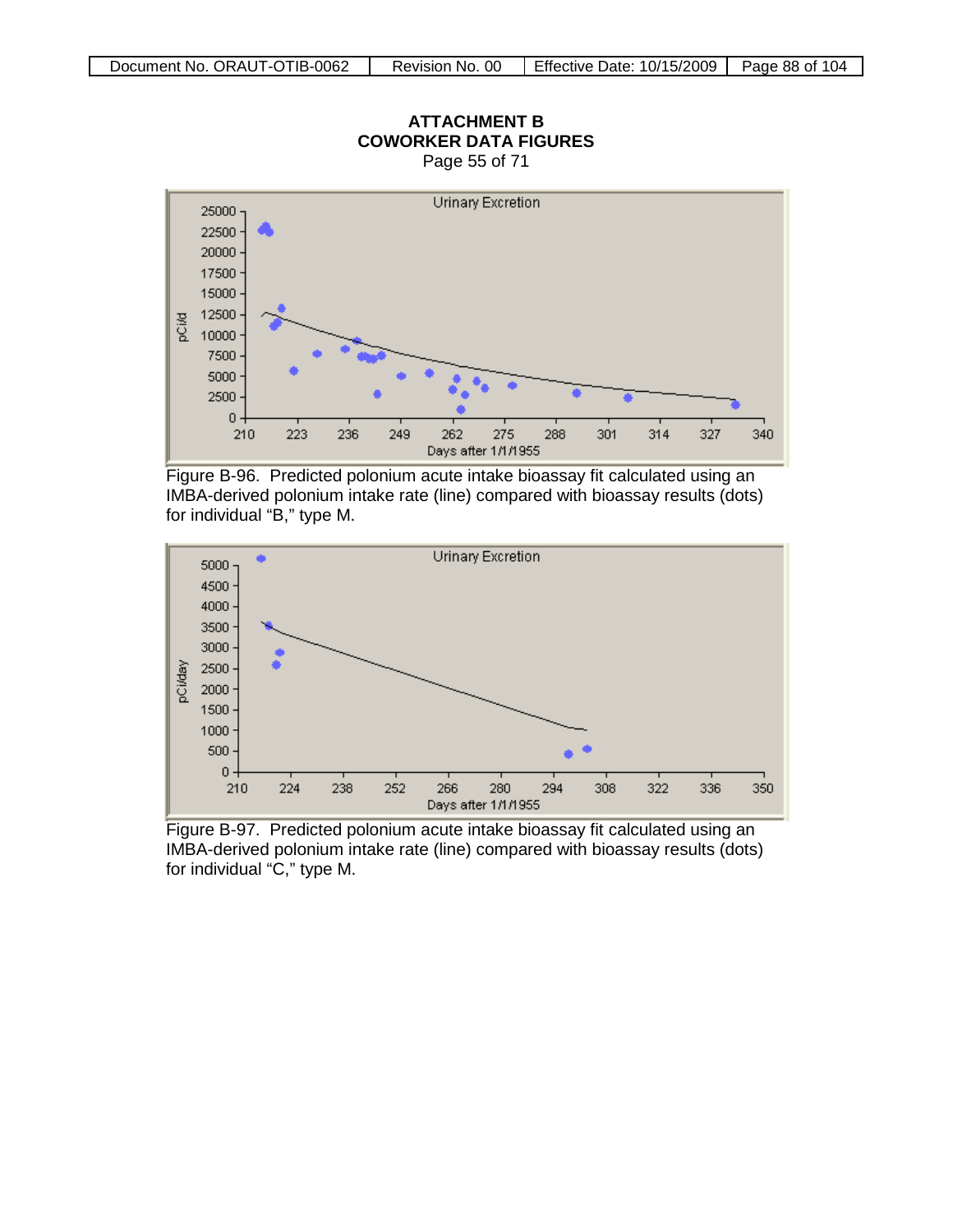**ATTACHMENT B**
**COWORKER DATA FIGURES**
Page 55 of 71

Figure B-96. Predicted polonium acute intake bioassay fit calculated using an IMBA-derived polonium intake rate (line) compared with bioassay results (dots) for individual "B," type M.

Figure B-97. Predicted polonium acute intake bioassay fit calculated using an IMBA-derived polonium intake rate (line) compared with bioassay results (dots) for individual "C," type M.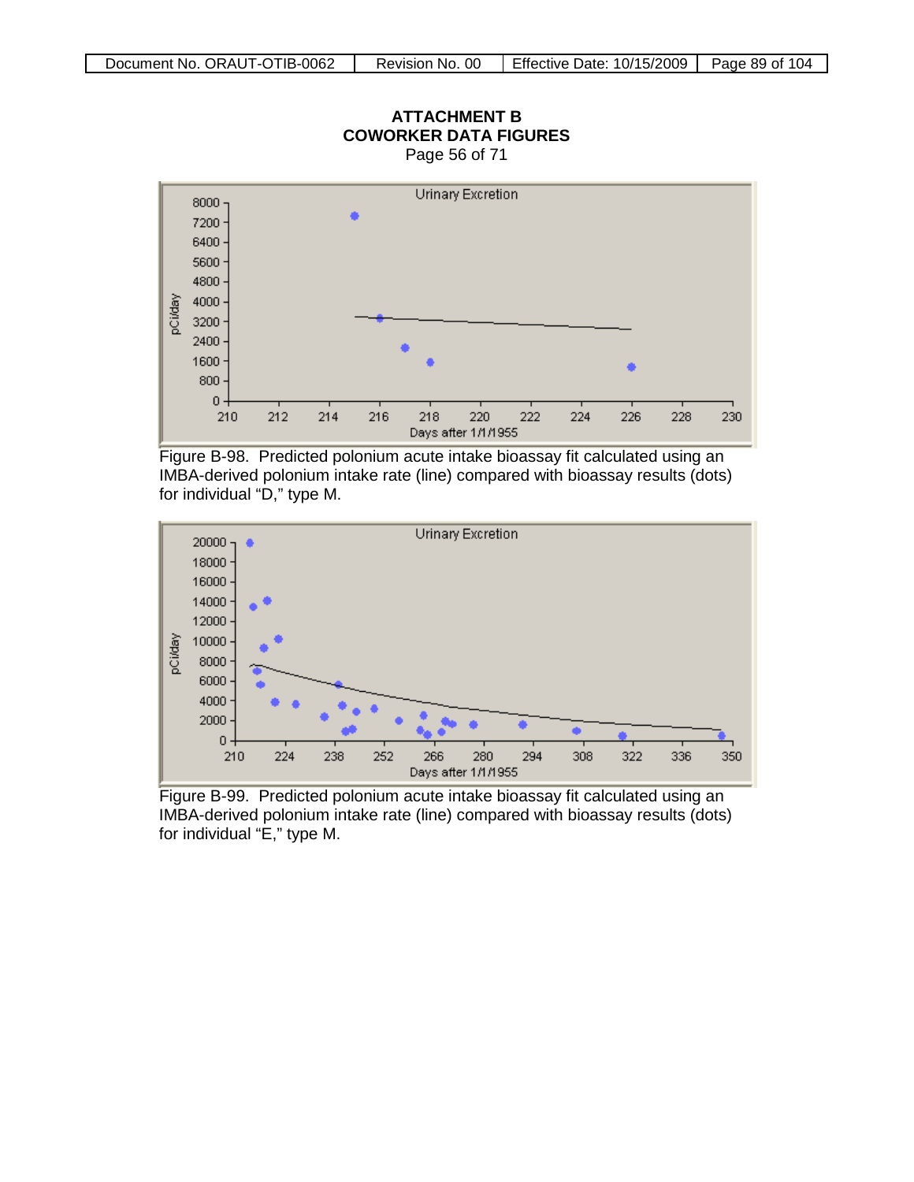# ATTACHMENT B
# COWORKER DATA FIGURES

Page 56 of 71

Figure B-98. Predicted polonium acute intake bioassay fit calculated using an IMBA-derived polonium intake rate (line) compared with bioassay results (dots) for individual "D," type M.

Figure B-99. Predicted polonium acute intake bioassay fit calculated using an IMBA-derived polonium intake rate (line) compared with bioassay results (dots) for individual "E," type M.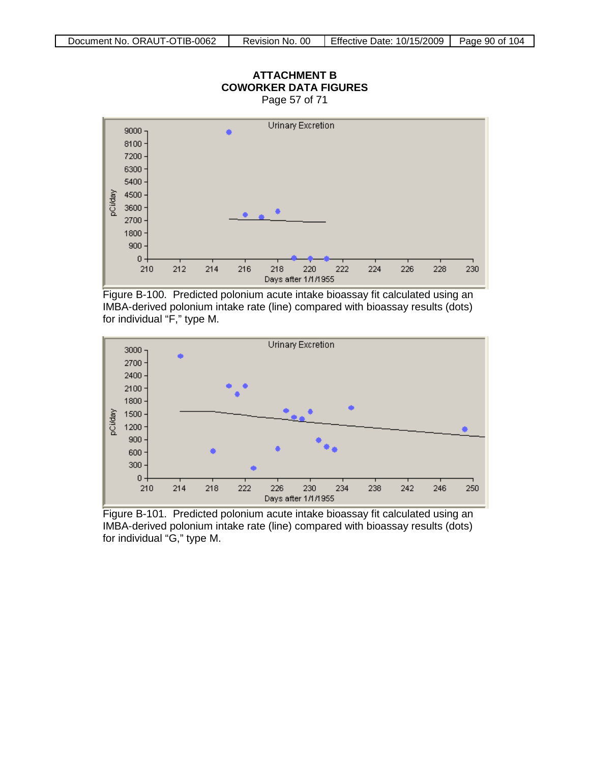# ATTACHMENT B
## COWORKER DATA FIGURES
Page 57 of 71

Figure B-100. Predicted polonium acute intake bioassay fit calculated using an IMBA-derived polonium intake rate (line) compared with bioassay results (dots) for individual “F,” type M.

Figure B-101. Predicted polonium acute intake bioassay fit calculated using an IMBA-derived polonium intake rate (line) compared with bioassay results (dots) for individual “G,” type M.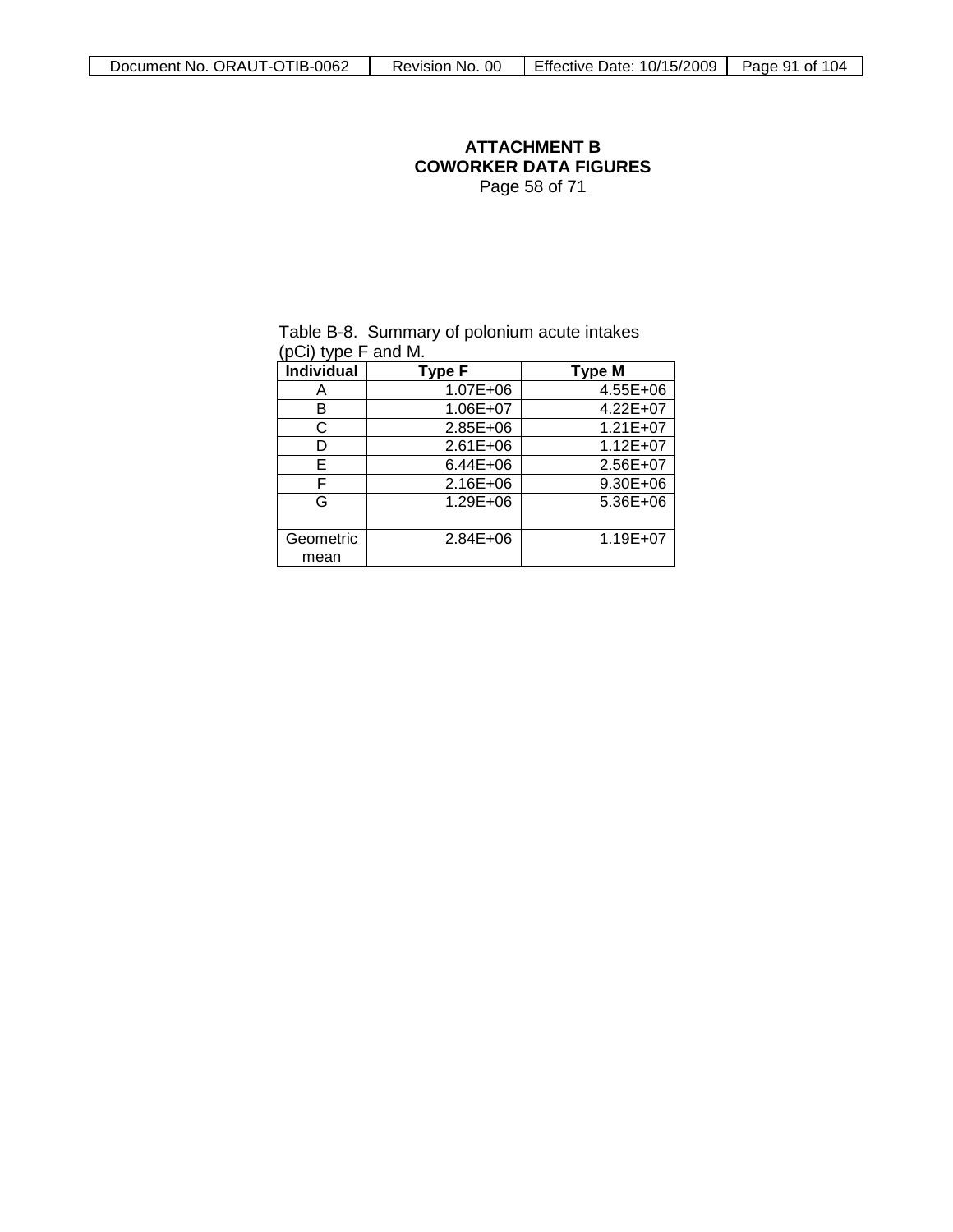**ATTACHMENT B**
**COWORKER DATA FIGURES**
Page 58 of 71

Table B-8. Summary of polonium acute intakes (pCi) type F and M.

| Individual | Type F | Type M |
|---|---|---|
| A | 1.07E+06 | 4.55E+06 |
| B | 1.06E+07 | 4.22E+07 |
| C | 2.85E+06 | 1.21E+07 |
| D | 2.61E+06 | 1.12E+07 |
| E | 6.44E+06 | 2.56E+07 |
| F | 2.16E+06 | 9.30E+06 |
| G | 1.29E+06 | 5.36E+06 |
| Geometric mean | 2.84E+06 | 1.19E+07 |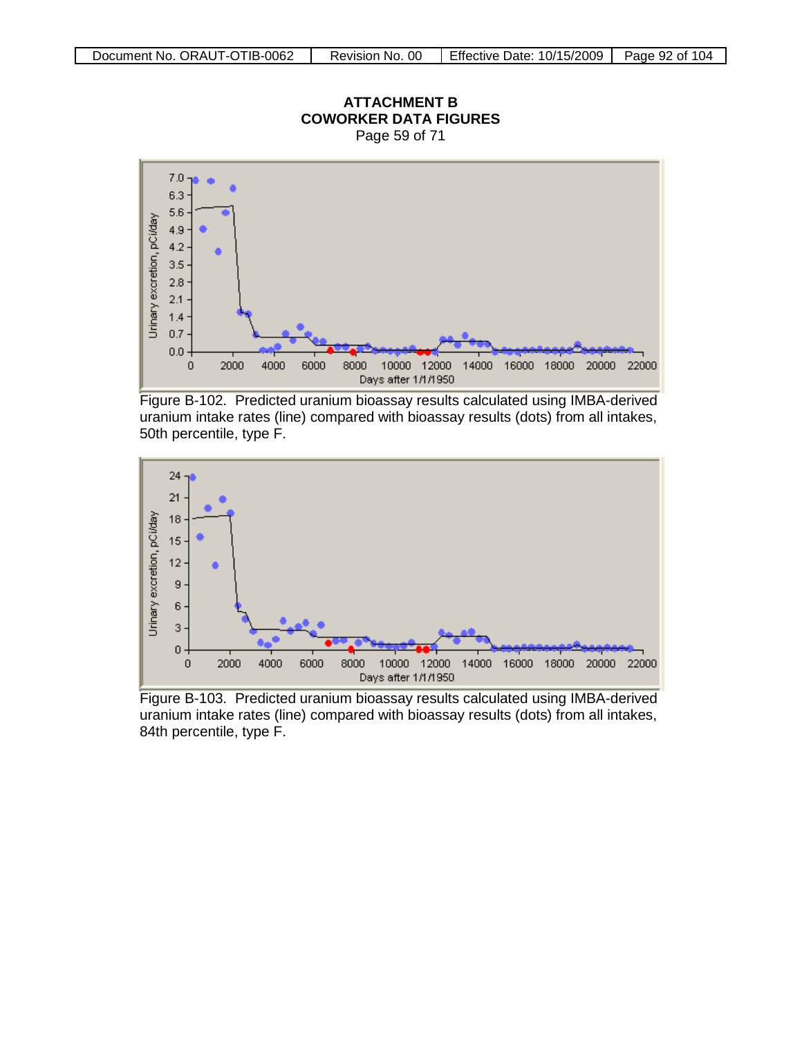# ATTACHMENT B
# COWORKER DATA FIGURES

Page 59 of 71

Figure B-102. Predicted uranium bioassay results calculated using IMBA-derived uranium intake rates (line) compared with bioassay results (dots) from all intakes, 50th percentile, type F.

Figure B-103. Predicted uranium bioassay results calculated using IMBA-derived uranium intake rates (line) compared with bioassay results (dots) from all intakes, 84th percentile, type F.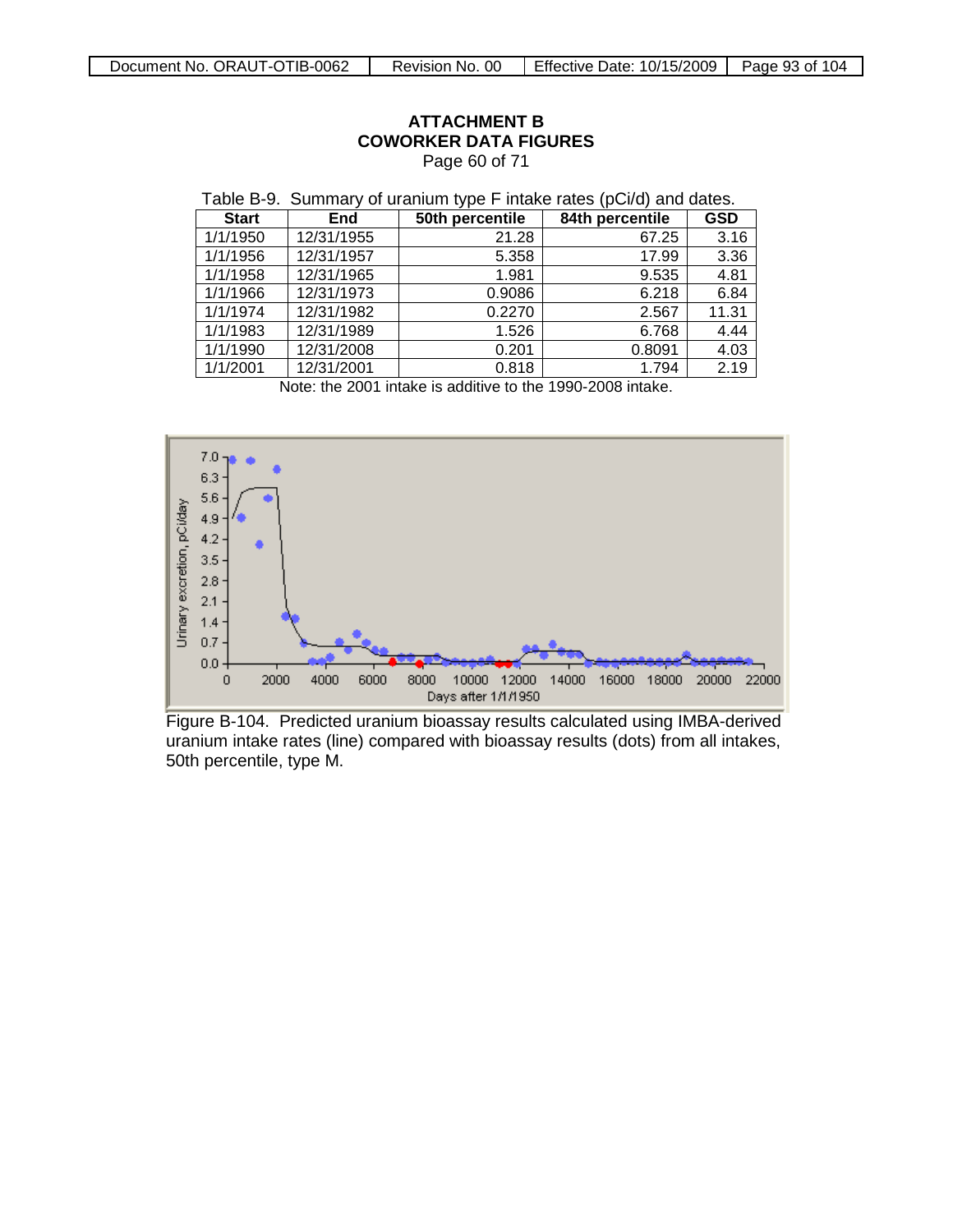## ATTACHMENT B
## COWORKER DATA FIGURES
Page 60 of 71

Table B-9. Summary of uranium type F intake rates (pCi/d) and dates.

| Start | End | 50th percentile | 84th percentile | GSD |
|---|---|---|---|---|
| 1/1/1950 | 12/31/1955 | 21.28 | 67.25 | 3.16 |
| 1/1/1956 | 12/31/1957 | 5.358 | 17.99 | 3.36 |
| 1/1/1958 | 12/31/1965 | 1.981 | 9.535 | 4.81 |
| 1/1/1966 | 12/31/1973 | 0.9086 | 6.218 | 6.84 |
| 1/1/1974 | 12/31/1982 | 0.2270 | 2.567 | 11.31 |
| 1/1/1983 | 12/31/1989 | 1.526 | 6.768 | 4.44 |
| 1/1/1990 | 12/31/2008 | 0.201 | 0.8091 | 4.03 |
| 1/1/2001 | 12/31/2001 | 0.818 | 1.794 | 2.19 |

Note: the 2001 intake is additive to the 1990-2008 intake.

Figure B-104. Predicted uranium bioassay results calculated using IMBA-derived uranium intake rates (line) compared with bioassay results (dots) from all intakes, 50th percentile, type M.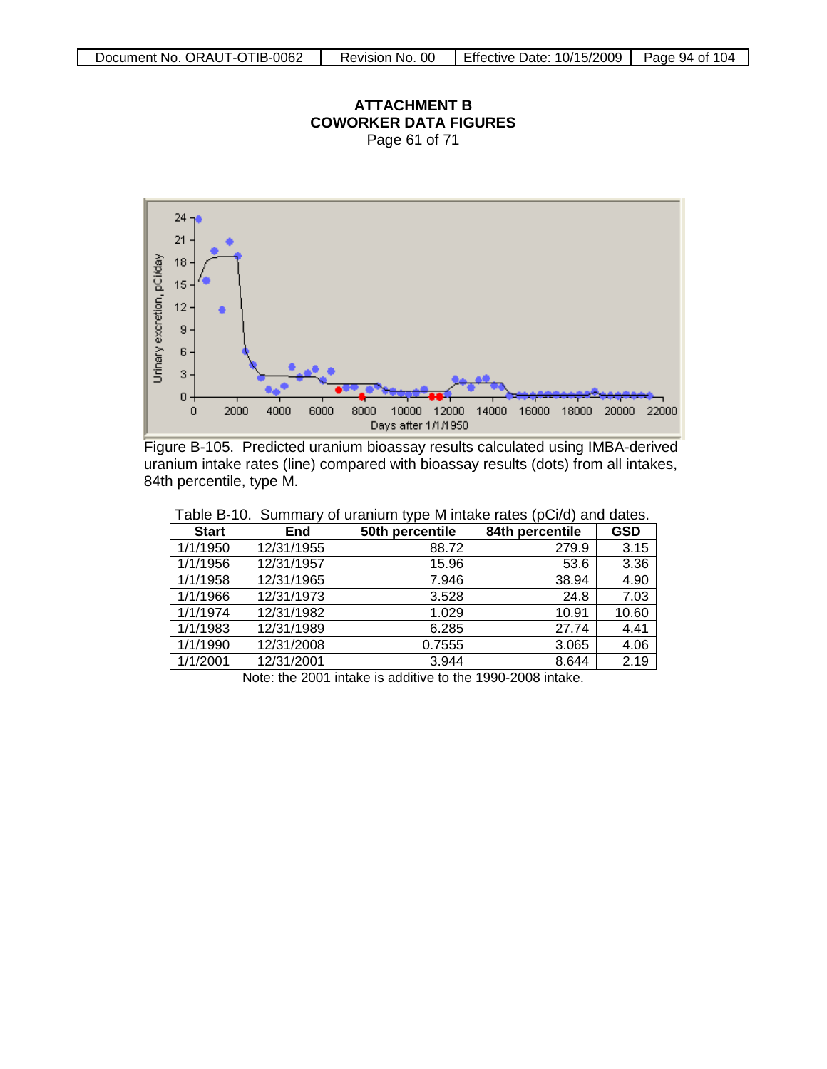# ATTACHMENT B
# COWORKER DATA FIGURES

Page 61 of 71

Figure B-105. Predicted uranium bioassay results calculated using IMBA-derived uranium intake rates (line) compared with bioassay results (dots) from all intakes, 84th percentile, type M.

Table B-10. Summary of uranium type M intake rates (pCi/d) and dates.

| Start | End | 50th percentile | 84th percentile | GSD |
|---|---|---|---|---|
| 1/1/1950 | 12/31/1955 | 88.72 | 279.9 | 3.15 |
| 1/1/1956 | 12/31/1957 | 15.96 | 53.6 | 3.36 |
| 1/1/1958 | 12/31/1965 | 7.946 | 38.94 | 4.90 |
| 1/1/1966 | 12/31/1973 | 3.528 | 24.8 | 7.03 |
| 1/1/1974 | 12/31/1982 | 1.029 | 10.91 | 10.60 |
| 1/1/1983 | 12/31/1989 | 6.285 | 27.74 | 4.41 |
| 1/1/1990 | 12/31/2008 | 0.7555 | 3.065 | 4.06 |
| 1/1/2001 | 12/31/2001 | 3.944 | 8.644 | 2.19 |

Note: the 2001 intake is additive to the 1990-2008 intake.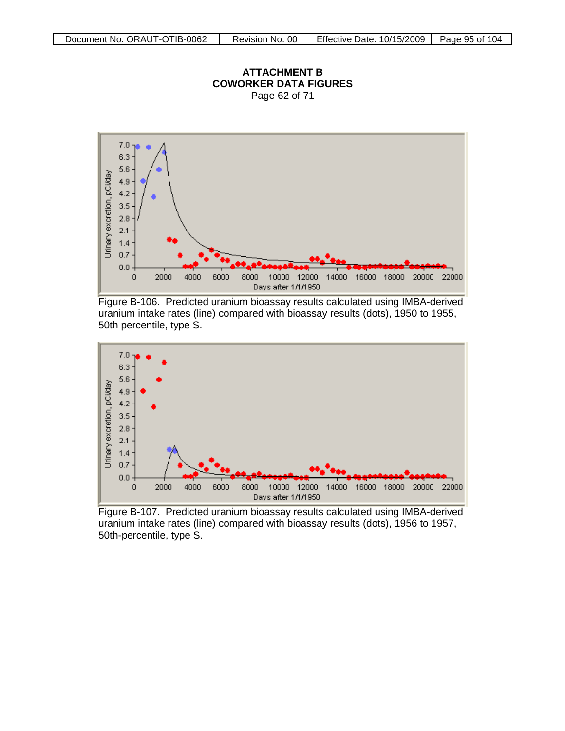**ATTACHMENT B**
**COWORKER DATA FIGURES**
Page 62 of 71

Figure B-106. Predicted uranium bioassay results calculated using IMBA-derived uranium intake rates (line) compared with bioassay results (dots), 1950 to 1955, 50th percentile, type S.

Figure B-107. Predicted uranium bioassay results calculated using IMBA-derived uranium intake rates (line) compared with bioassay results (dots), 1956 to 1957, 50th-percentile, type S.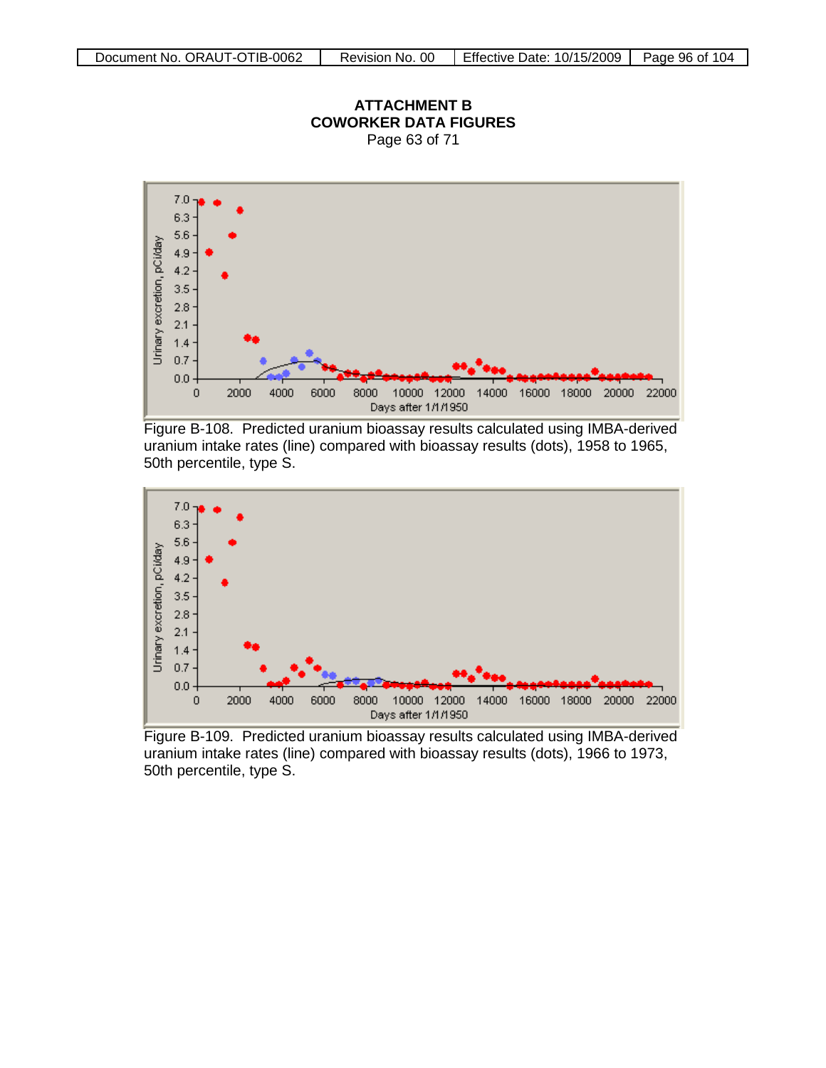## ATTACHMENT B
## COWORKER DATA FIGURES
Page 63 of 71

Figure B-108. Predicted uranium bioassay results calculated using IMBA-derived uranium intake rates (line) compared with bioassay results (dots), 1958 to 1965, 50th percentile, type S.

Figure B-109. Predicted uranium bioassay results calculated using IMBA-derived uranium intake rates (line) compared with bioassay results (dots), 1966 to 1973, 50th percentile, type S.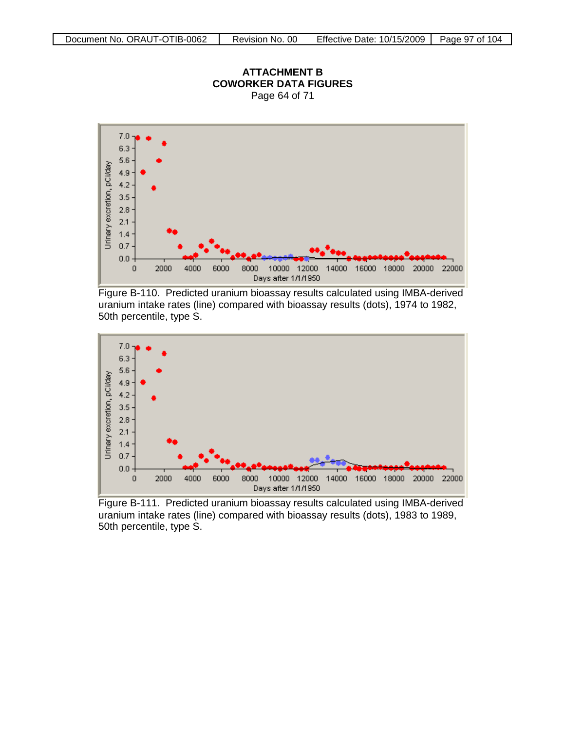# ATTACHMENT B
## COWORKER DATA FIGURES
Page 64 of 71

Figure B-110. Predicted uranium bioassay results calculated using IMBA-derived uranium intake rates (line) compared with bioassay results (dots), 1974 to 1982, 50th percentile, type S.

Figure B-111. Predicted uranium bioassay results calculated using IMBA-derived uranium intake rates (line) compared with bioassay results (dots), 1983 to 1989, 50th percentile, type S.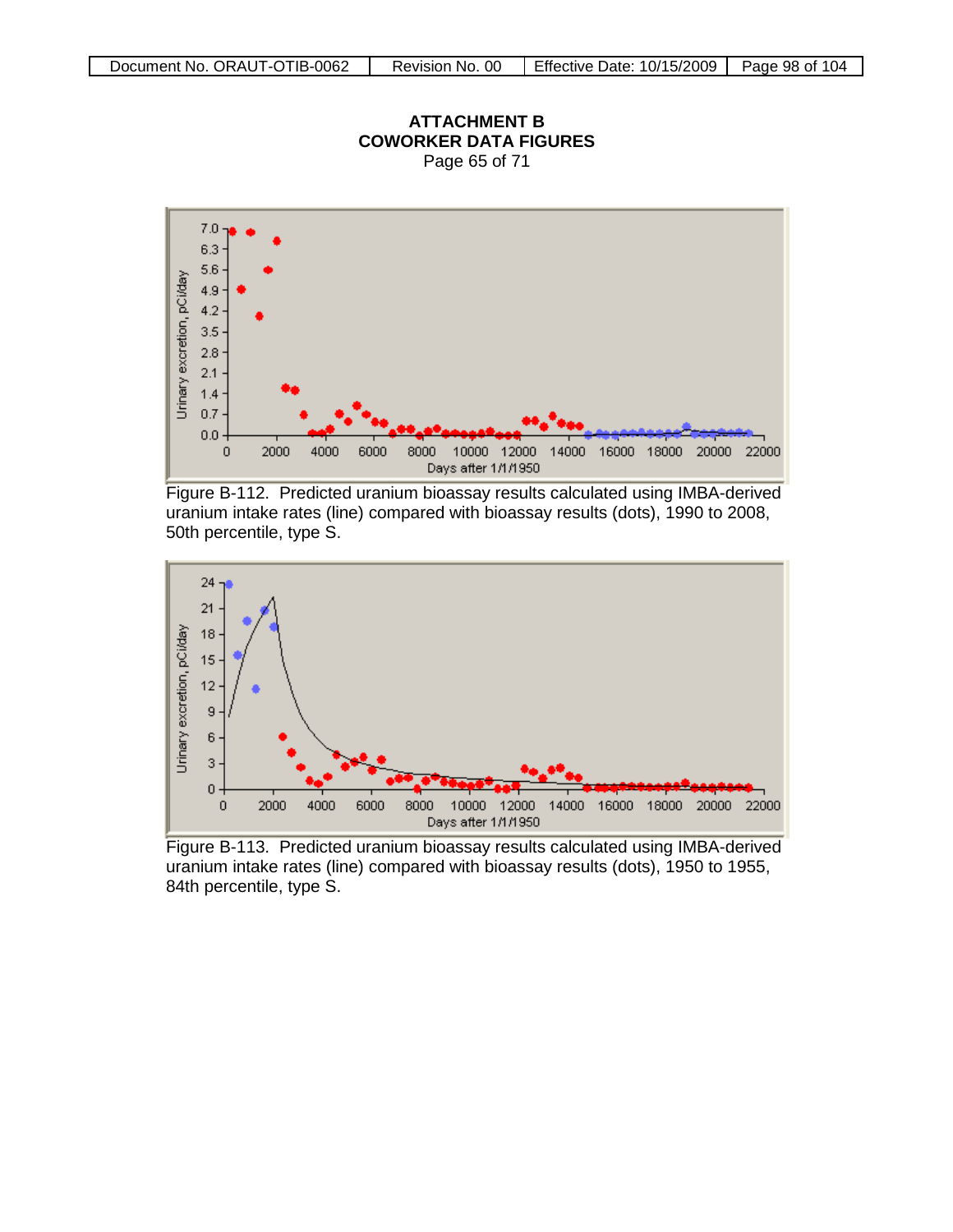## ATTACHMENT B
## COWORKER DATA FIGURES
Page 65 of 71

Figure B-112. Predicted uranium bioassay results calculated using IMBA-derived uranium intake rates (line) compared with bioassay results (dots), 1990 to 2008, 50th percentile, type S.

Figure B-113. Predicted uranium bioassay results calculated using IMBA-derived uranium intake rates (line) compared with bioassay results (dots), 1950 to 1955, 84th percentile, type S.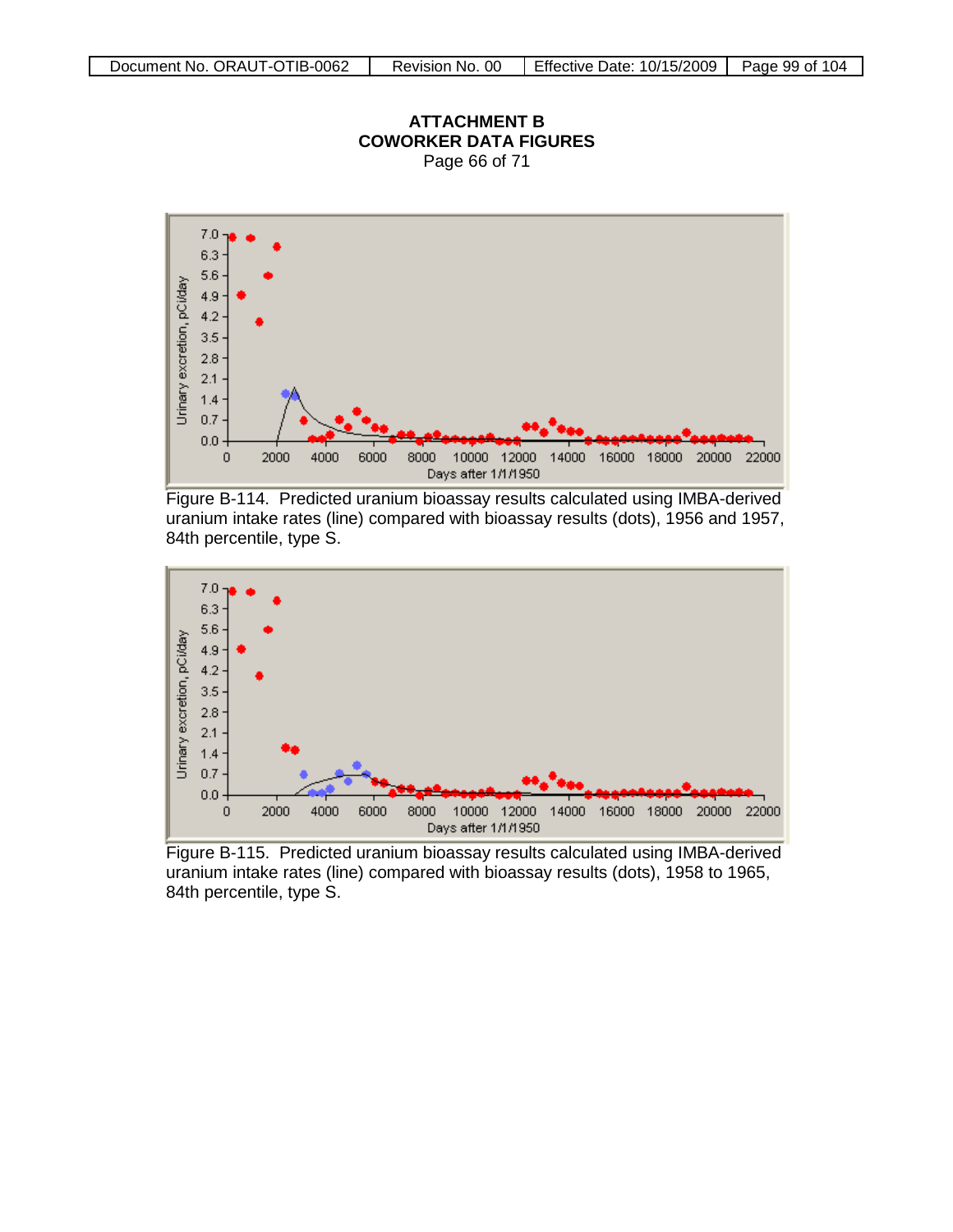## ATTACHMENT B
## COWORKER DATA FIGURES
Page 66 of 71

Figure B-114. Predicted uranium bioassay results calculated using IMBA-derived uranium intake rates (line) compared with bioassay results (dots), 1956 and 1957, 84th percentile, type S.

Figure B-115. Predicted uranium bioassay results calculated using IMBA-derived uranium intake rates (line) compared with bioassay results (dots), 1958 to 1965, 84th percentile, type S.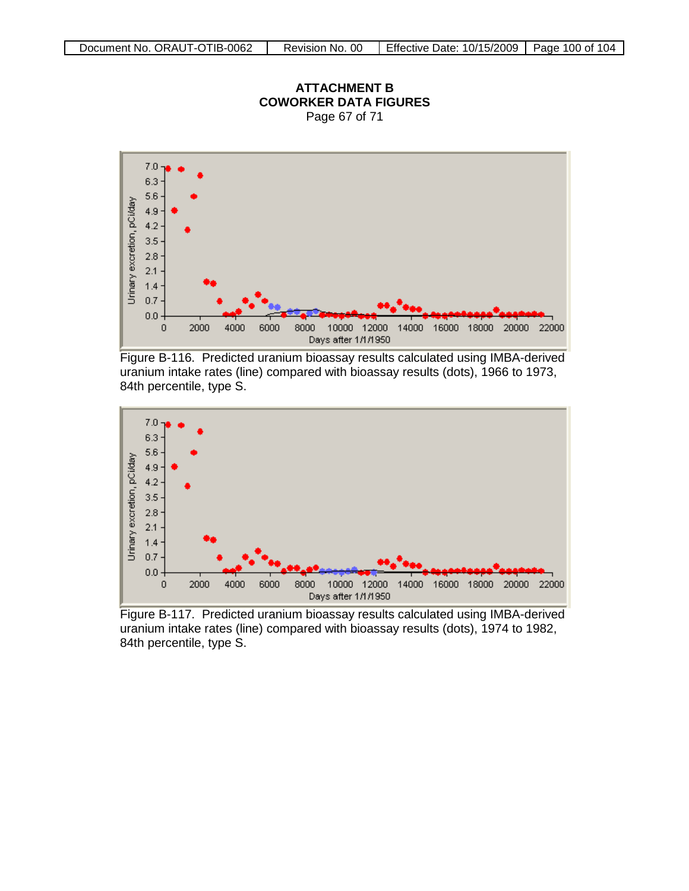**ATTACHMENT B**
**COWORKER DATA FIGURES**
Page 67 of 71

Figure B-116. Predicted uranium bioassay results calculated using IMBA-derived uranium intake rates (line) compared with bioassay results (dots), 1966 to 1973, 84th percentile, type S.

Figure B-117. Predicted uranium bioassay results calculated using IMBA-derived uranium intake rates (line) compared with bioassay results (dots), 1974 to 1982, 84th percentile, type S.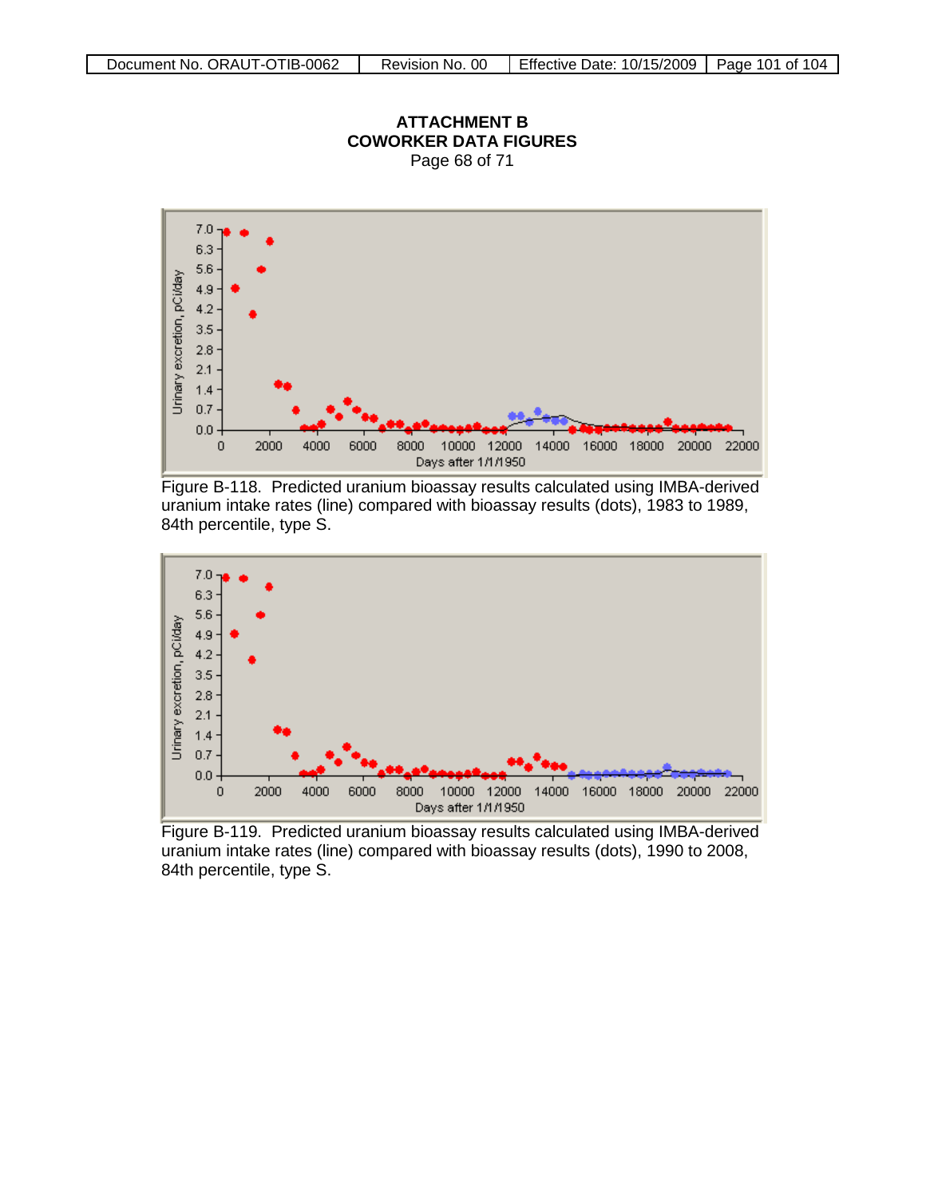**ATTACHMENT B**
**COWORKER DATA FIGURES**
Page 68 of 71

Figure B-118. Predicted uranium bioassay results calculated using IMBA-derived uranium intake rates (line) compared with bioassay results (dots), 1983 to 1989, 84th percentile, type S.

Figure B-119. Predicted uranium bioassay results calculated using IMBA-derived uranium intake rates (line) compared with bioassay results (dots), 1990 to 2008, 84th percentile, type S.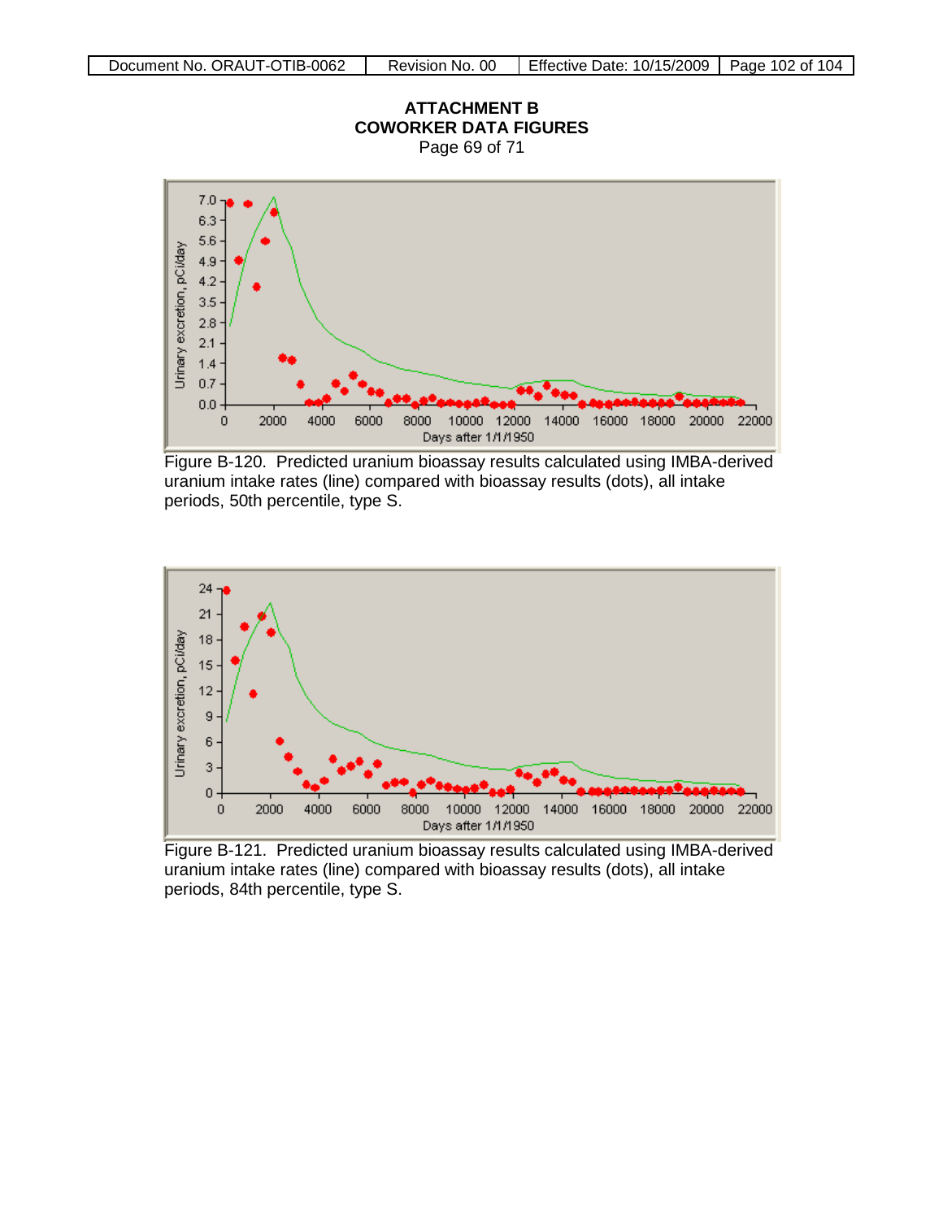## ATTACHMENT B
## COWORKER DATA FIGURES

Page 69 of 71

Figure B-120. Predicted uranium bioassay results calculated using IMBA-derived uranium intake rates (line) compared with bioassay results (dots), all intake periods, 50th percentile, type S.

Figure B-121. Predicted uranium bioassay results calculated using IMBA-derived uranium intake rates (line) compared with bioassay results (dots), all intake periods, 84th percentile, type S.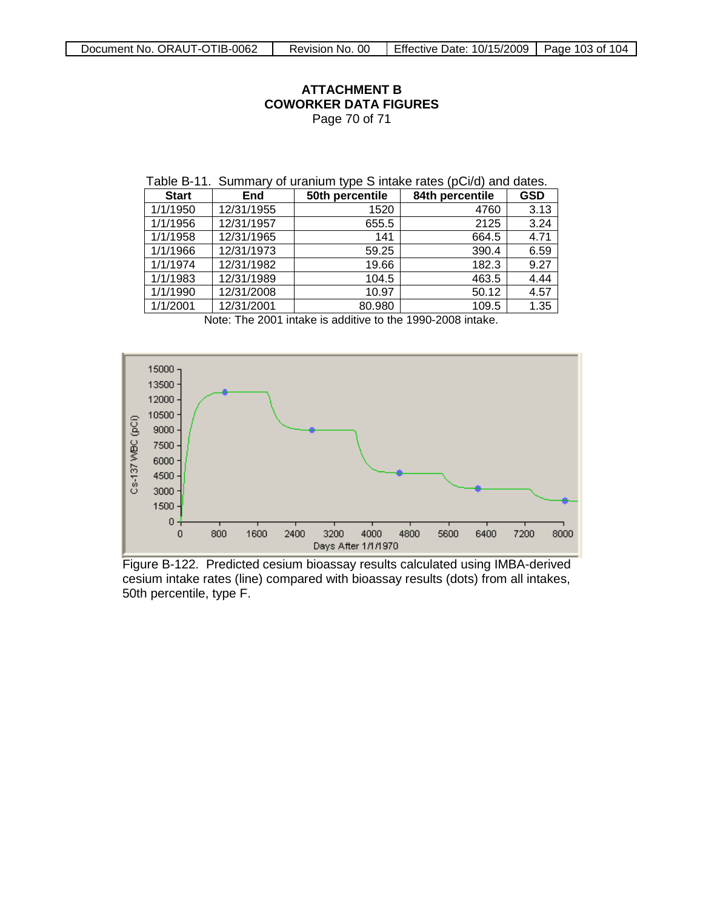# ATTACHMENT B
## COWORKER DATA FIGURES
Page 70 of 71

Table B-11. Summary of uranium type S intake rates (pCi/d) and dates.

| Start | End | 50th percentile | 84th percentile | GSD |
|---|---|---|---|---|
| 1/1/1950 | 12/31/1955 | 1520 | 4760 | 3.13 |
| 1/1/1956 | 12/31/1957 | 655.5 | 2125 | 3.24 |
| 1/1/1958 | 12/31/1965 | 141 | 664.5 | 4.71 |
| 1/1/1966 | 12/31/1973 | 59.25 | 390.4 | 6.59 |
| 1/1/1974 | 12/31/1982 | 19.66 | 182.3 | 9.27 |
| 1/1/1983 | 12/31/1989 | 104.5 | 463.5 | 4.44 |
| 1/1/1990 | 12/31/2008 | 10.97 | 50.12 | 4.57 |
| 1/1/2001 | 12/31/2001 | 80.980 | 109.5 | 1.35 |

Note: The 2001 intake is additive to the 1990-2008 intake.

Figure B-122. Predicted cesium bioassay results calculated using IMBA-derived cesium intake rates (line) compared with bioassay results (dots) from all intakes, 50th percentile, type F.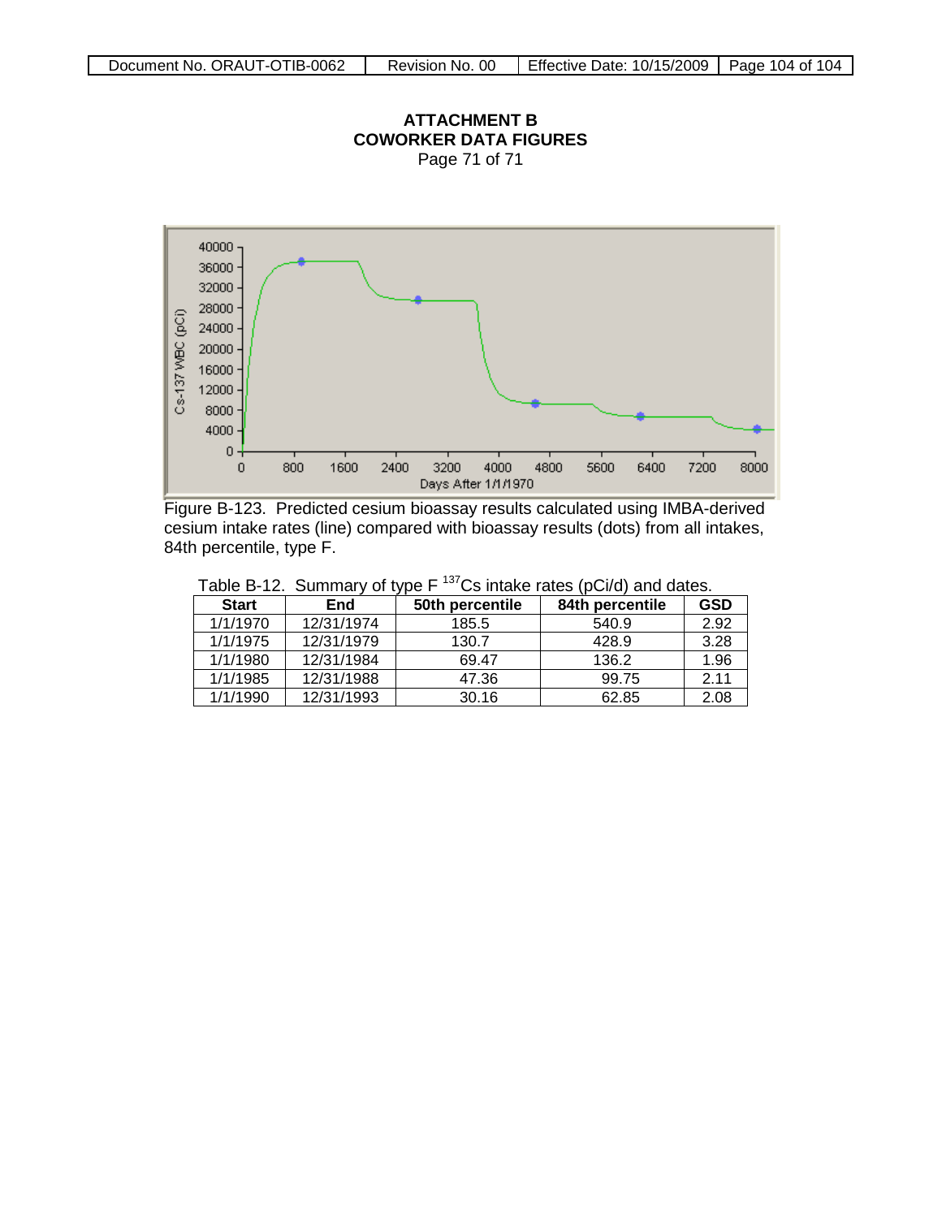ATTACHMENT B
COWORKER DATA FIGURES
Page 71 of 71

Cs-137 WBC (pCi)
40000
36000
32000
28000
24000
20000
16000
12000
8000
4000
0
0 800 1600 2400 3200 4000 4800 5600 6400 7200 8000
Days After 1/1/1970

Figure B-123. Predicted cesium bioassay results calculated using IMBA-derived cesium intake rates (line) compared with bioassay results (dots) from all intakes, 84th percentile, type F.

Table B-12. Summary of type F $^{137}$Cs intake rates (pCi/d) and dates.

| Start | End | 50th percentile | 84th percentile | GSD |
|---|---|---|---|---|
| 1/1/1970 | 12/31/1974 | 185.5 | 540.9 | 2.92 |
| 1/1/1975 | 12/31/1979 | 130.7 | 428.9 | 3.28 |
| 1/1/1980 | 12/31/1984 | 69.47 | 136.2 | 1.96 |
| 1/1/1985 | 12/31/1988 | 47.36 | 99.75 | 2.11 |
| 1/1/1990 | 12/31/1993 | 30.16 | 62.85 | 2.08 |